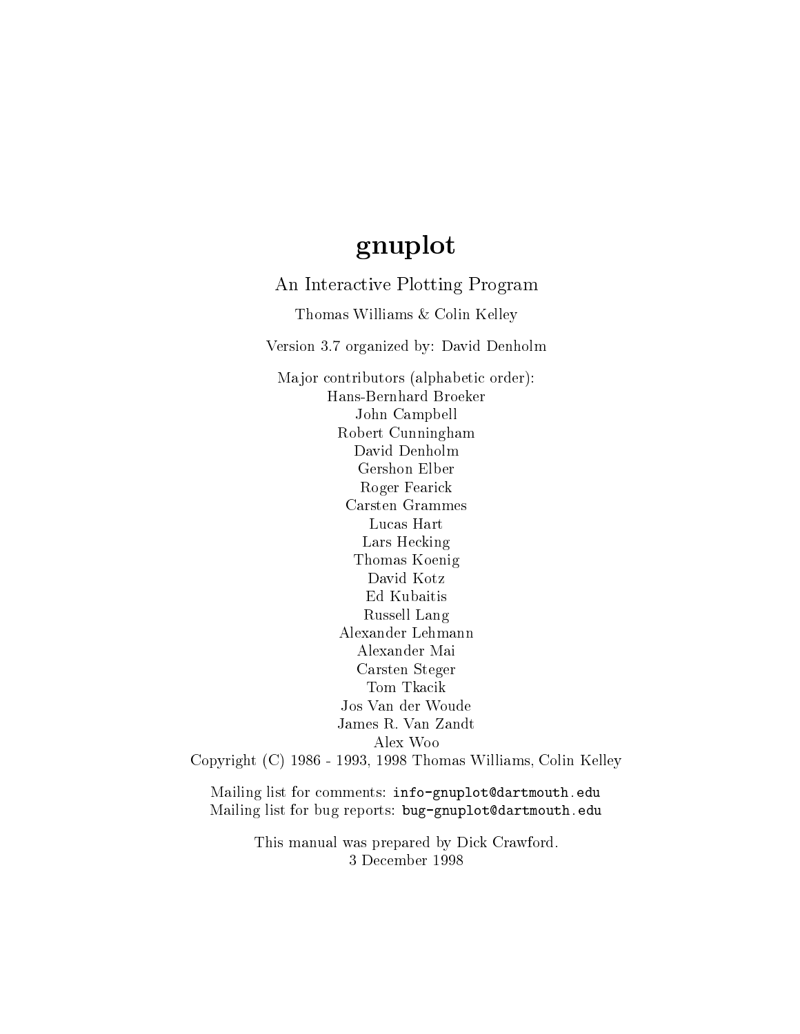# gnuplot

An Interactive Plotting Program

Thomas Williams & Colin Kelley

Version 3.7 organized by: David Denholm

Major contributors (alphabetic order):
Hans-Bernhard Broeker
John Campbell
Robert Cunningham
David Denholm
Gershon Elber
Roger Fearick
Carsten Grammes
Lucas Hart
Lars Hecking
Thomas Koenig
David Kotz
Ed Kubaitis
Russell Lang
Alexander Lehmann
Alexander Mai
Carsten Steger
Tom Tkacik
Jos Van der Woude
James R. Van Zandt
Alex Woo

Copyright (C) 1986 - 1993, 1998 Thomas Williams, Colin Kelley

Mailing list for comments: `info-gnuplot@dartmouth.edu`
Mailing list for bug reports: `bug-gnuplot@dartmouth.edu`

This manual was prepared by Dick Crawford.
3 December 1998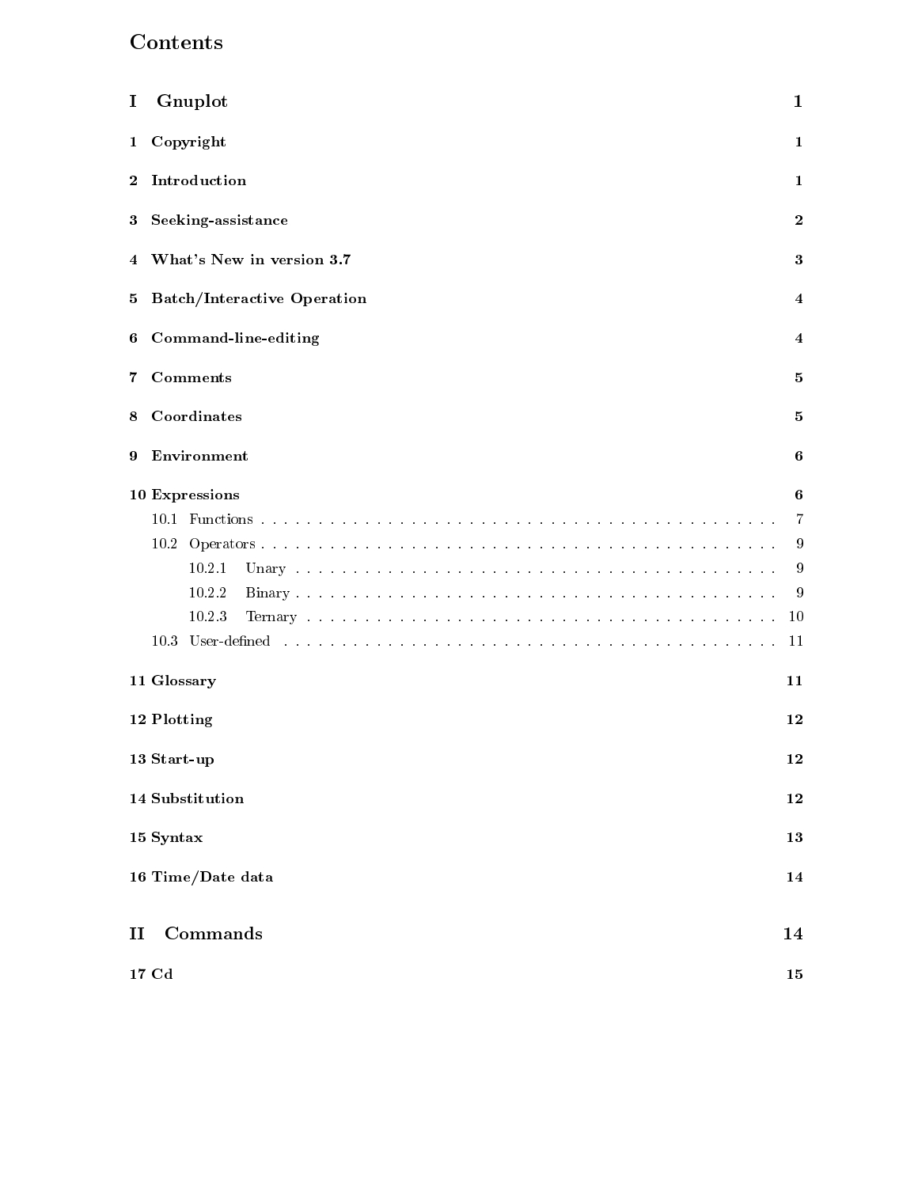# Contents

**I Gnuplot** **1**

**1 Copyright** **1**

**2 Introduction** **1**

**3 Seeking-assistance** **2**

**4 What's New in version 3.7** **3**

**5 Batch/Interactive Operation** **4**

**6 Command-line-editing** **4**

**7 Comments** **5**

**8 Coordinates** **5**

**9 Environment** **6**

**10 Expressions** **6**

- 10.1 Functions . . . . . . . . . . . . . . . . . . . . . . . . . . . . . . . . . . . . . . . . . . . . . 7
- 10.2 Operators . . . . . . . . . . . . . . . . . . . . . . . . . . . . . . . . . . . . . . . . . . . . . 9
  - 10.2.1 Unary . . . . . . . . . . . . . . . . . . . . . . . . . . . . . . . . . . . . . . . . . . 9
  - 10.2.2 Binary . . . . . . . . . . . . . . . . . . . . . . . . . . . . . . . . . . . . . . . . . . 9
  - 10.2.3 Ternary . . . . . . . . . . . . . . . . . . . . . . . . . . . . . . . . . . . . . . . . . 10
- 10.3 User-defined . . . . . . . . . . . . . . . . . . . . . . . . . . . . . . . . . . . . . . . . . . 11

**11 Glossary** **11**

**12 Plotting** **12**

**13 Start-up** **12**

**14 Substitution** **12**

**15 Syntax** **13**

**16 Time/Date data** **14**

**II Commands** **14**

**17 Cd** **15**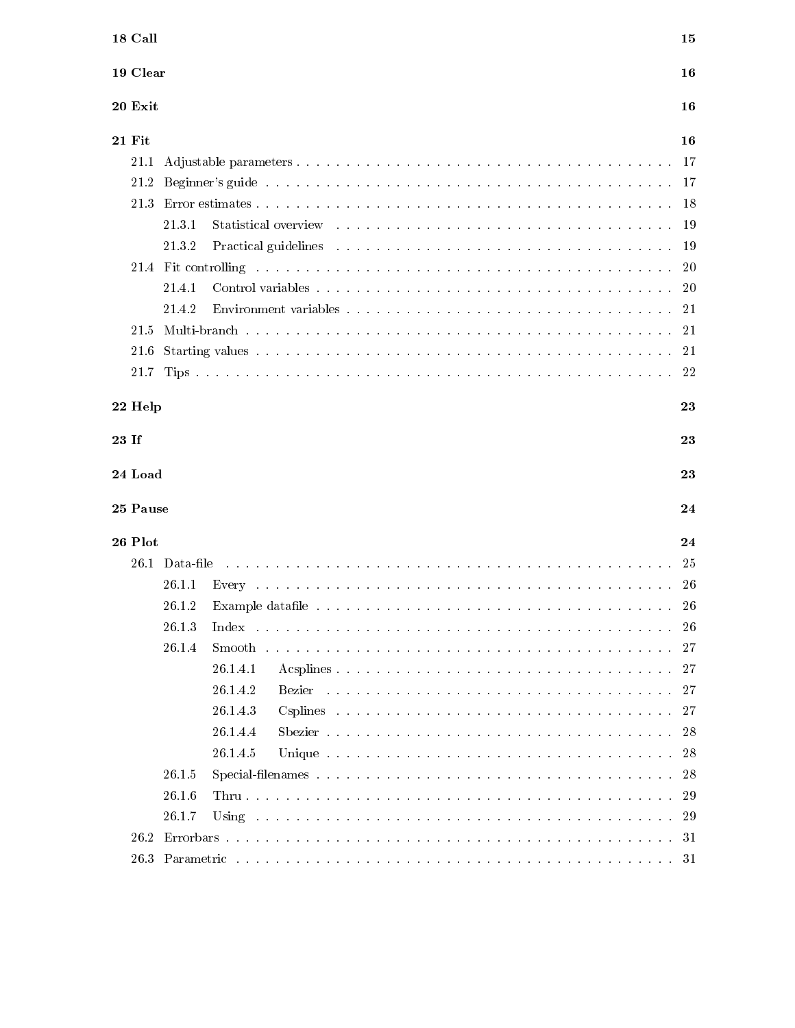| | | |
|---|---|---|
| **18 Call** | | **15** |
| **19 Clear** | | **16** |
| **20 Exit** | | **16** |
| **21 Fit** | | **16** |
| 21.1 | Adjustable parameters | 17 |
| 21.2 | Beginner's guide | 17 |
| 21.3 | Error estimates | 18 |
| 21.3.1 | Statistical overview | 19 |
| 21.3.2 | Practical guidelines | 19 |
| 21.4 | Fit controlling | 20 |
| 21.4.1 | Control variables | 20 |
| 21.4.2 | Environment variables | 21 |
| 21.5 | Multi-branch | 21 |
| 21.6 | Starting values | 21 |
| 21.7 | Tips | 22 |
| **22 Help** | | **23** |
| **23 If** | | **23** |
| **24 Load** | | **23** |
| **25 Pause** | | **24** |
| **26 Plot** | | **24** |
| 26.1 | Data-file | 25 |
| 26.1.1 | Every | 26 |
| 26.1.2 | Example datafile | 26 |
| 26.1.3 | Index | 26 |
| 26.1.4 | Smooth | 27 |
| 26.1.4.1 | Acsplines | 27 |
| 26.1.4.2 | Bezier | 27 |
| 26.1.4.3 | Csplines | 27 |
| 26.1.4.4 | Sbezier | 28 |
| 26.1.4.5 | Unique | 28 |
| 26.1.5 | Special-filenames | 28 |
| 26.1.6 | Thru | 29 |
| 26.1.7 | Using | 29 |
| 26.2 | Errorbars | 31 |
| 26.3 | Parametric | 31 |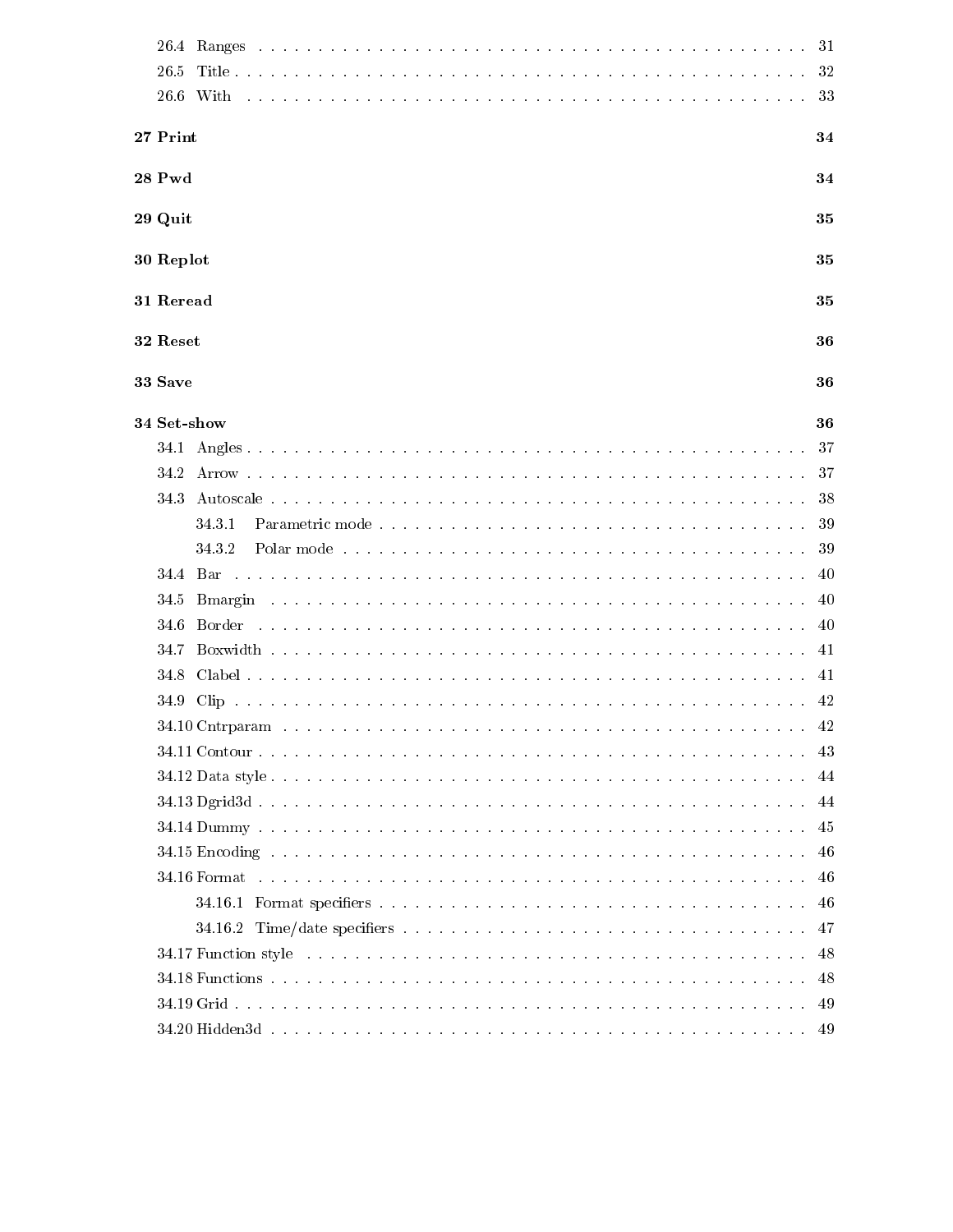26.4 Ranges . . . . . . . . . . . . . . . . . . . . . . . . . . . . . . . . . . . . . . . . . . . 31
26.5 Title . . . . . . . . . . . . . . . . . . . . . . . . . . . . . . . . . . . . . . . . . . . . 32
26.6 With . . . . . . . . . . . . . . . . . . . . . . . . . . . . . . . . . . . . . . . . . . . . 33

**27 Print 34**

**28 Pwd 34**

**29 Quit 35**

**30 Replot 35**

**31 Reread 35**

**32 Reset 36**

**33 Save 36**

**34 Set-show 36**

34.1 Angles . . . . . . . . . . . . . . . . . . . . . . . . . . . . . . . . . . . . . . . . . . . 37
34.2 Arrow . . . . . . . . . . . . . . . . . . . . . . . . . . . . . . . . . . . . . . . . . . . 37
34.3 Autoscale . . . . . . . . . . . . . . . . . . . . . . . . . . . . . . . . . . . . . . . . . 38
34.3.1 Parametric mode . . . . . . . . . . . . . . . . . . . . . . . . . . . . . . . . . 39
34.3.2 Polar mode . . . . . . . . . . . . . . . . . . . . . . . . . . . . . . . . . . . . 39
34.4 Bar . . . . . . . . . . . . . . . . . . . . . . . . . . . . . . . . . . . . . . . . . . . . . 40
34.5 Bmargin . . . . . . . . . . . . . . . . . . . . . . . . . . . . . . . . . . . . . . . . . 40
34.6 Border . . . . . . . . . . . . . . . . . . . . . . . . . . . . . . . . . . . . . . . . . . 40
34.7 Boxwidth . . . . . . . . . . . . . . . . . . . . . . . . . . . . . . . . . . . . . . . . . 41
34.8 Clabel . . . . . . . . . . . . . . . . . . . . . . . . . . . . . . . . . . . . . . . . . . 41
34.9 Clip . . . . . . . . . . . . . . . . . . . . . . . . . . . . . . . . . . . . . . . . . . . . 42
34.10 Cntrparam . . . . . . . . . . . . . . . . . . . . . . . . . . . . . . . . . . . . . . . . 42
34.11 Contour . . . . . . . . . . . . . . . . . . . . . . . . . . . . . . . . . . . . . . . . . 43
34.12 Data style . . . . . . . . . . . . . . . . . . . . . . . . . . . . . . . . . . . . . . . . 44
34.13 Dgrid3d . . . . . . . . . . . . . . . . . . . . . . . . . . . . . . . . . . . . . . . . . 44
34.14 Dummy . . . . . . . . . . . . . . . . . . . . . . . . . . . . . . . . . . . . . . . . . 45
34.15 Encoding . . . . . . . . . . . . . . . . . . . . . . . . . . . . . . . . . . . . . . . . 46
34.16 Format . . . . . . . . . . . . . . . . . . . . . . . . . . . . . . . . . . . . . . . . . 46
34.16.1 Format specifiers . . . . . . . . . . . . . . . . . . . . . . . . . . . . . . . . 46
34.16.2 Time/date specifiers . . . . . . . . . . . . . . . . . . . . . . . . . . . . . . . 47
34.17 Function style . . . . . . . . . . . . . . . . . . . . . . . . . . . . . . . . . . . . . 48
34.18 Functions . . . . . . . . . . . . . . . . . . . . . . . . . . . . . . . . . . . . . . . . 48
34.19 Grid . . . . . . . . . . . . . . . . . . . . . . . . . . . . . . . . . . . . . . . . . . . 49
34.20 Hidden3d . . . . . . . . . . . . . . . . . . . . . . . . . . . . . . . . . . . . . . . . 49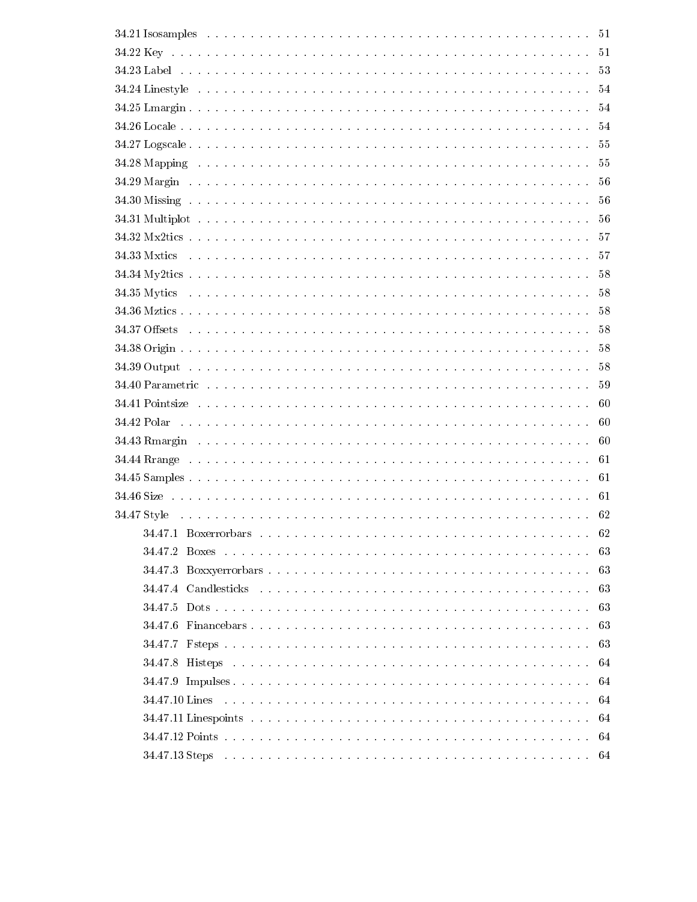34.21 Isosamples . . . . . . . . . . . . . . . . . . . . . . . . . . . . . . . . . . . . . . . . . . . . 51
34.22 Key . . . . . . . . . . . . . . . . . . . . . . . . . . . . . . . . . . . . . . . . . . . . . . . 51
34.23 Label . . . . . . . . . . . . . . . . . . . . . . . . . . . . . . . . . . . . . . . . . . . . . . 53
34.24 Linestyle . . . . . . . . . . . . . . . . . . . . . . . . . . . . . . . . . . . . . . . . . . . . 54
34.25 Lmargin . . . . . . . . . . . . . . . . . . . . . . . . . . . . . . . . . . . . . . . . . . . . 54
34.26 Locale . . . . . . . . . . . . . . . . . . . . . . . . . . . . . . . . . . . . . . . . . . . . . 54
34.27 Logscale . . . . . . . . . . . . . . . . . . . . . . . . . . . . . . . . . . . . . . . . . . . . 55
34.28 Mapping . . . . . . . . . . . . . . . . . . . . . . . . . . . . . . . . . . . . . . . . . . . . 55
34.29 Margin . . . . . . . . . . . . . . . . . . . . . . . . . . . . . . . . . . . . . . . . . . . . . 56
34.30 Missing . . . . . . . . . . . . . . . . . . . . . . . . . . . . . . . . . . . . . . . . . . . . 56
34.31 Multiplot . . . . . . . . . . . . . . . . . . . . . . . . . . . . . . . . . . . . . . . . . . . 56
34.32 Mx2tics . . . . . . . . . . . . . . . . . . . . . . . . . . . . . . . . . . . . . . . . . . . . 57
34.33 Mxtics . . . . . . . . . . . . . . . . . . . . . . . . . . . . . . . . . . . . . . . . . . . . . 57
34.34 My2tics . . . . . . . . . . . . . . . . . . . . . . . . . . . . . . . . . . . . . . . . . . . . 58
34.35 Mytics . . . . . . . . . . . . . . . . . . . . . . . . . . . . . . . . . . . . . . . . . . . . . 58
34.36 Mztics . . . . . . . . . . . . . . . . . . . . . . . . . . . . . . . . . . . . . . . . . . . . . 58
34.37 Offsets . . . . . . . . . . . . . . . . . . . . . . . . . . . . . . . . . . . . . . . . . . . . . 58
34.38 Origin . . . . . . . . . . . . . . . . . . . . . . . . . . . . . . . . . . . . . . . . . . . . . 58
34.39 Output . . . . . . . . . . . . . . . . . . . . . . . . . . . . . . . . . . . . . . . . . . . . . 58
34.40 Parametric . . . . . . . . . . . . . . . . . . . . . . . . . . . . . . . . . . . . . . . . . . . 59
34.41 Pointsize . . . . . . . . . . . . . . . . . . . . . . . . . . . . . . . . . . . . . . . . . . . . 60
34.42 Polar . . . . . . . . . . . . . . . . . . . . . . . . . . . . . . . . . . . . . . . . . . . . . . 60
34.43 Rmargin . . . . . . . . . . . . . . . . . . . . . . . . . . . . . . . . . . . . . . . . . . . . 60
34.44 Rrange . . . . . . . . . . . . . . . . . . . . . . . . . . . . . . . . . . . . . . . . . . . . . 61
34.45 Samples . . . . . . . . . . . . . . . . . . . . . . . . . . . . . . . . . . . . . . . . . . . . 61
34.46 Size . . . . . . . . . . . . . . . . . . . . . . . . . . . . . . . . . . . . . . . . . . . . . . . 61
34.47 Style . . . . . . . . . . . . . . . . . . . . . . . . . . . . . . . . . . . . . . . . . . . . . . 62
- 34.47.1 Boxerrorbars . . . . . . . . . . . . . . . . . . . . . . . . . . . . . . . . . . . . . . 62
- 34.47.2 Boxes . . . . . . . . . . . . . . . . . . . . . . . . . . . . . . . . . . . . . . . . . . 63
- 34.47.3 Boxxyerrorbars . . . . . . . . . . . . . . . . . . . . . . . . . . . . . . . . . . . . 63
- 34.47.4 Candlesticks . . . . . . . . . . . . . . . . . . . . . . . . . . . . . . . . . . . . . . 63
- 34.47.5 Dots . . . . . . . . . . . . . . . . . . . . . . . . . . . . . . . . . . . . . . . . . . . 63
- 34.47.6 Financebars . . . . . . . . . . . . . . . . . . . . . . . . . . . . . . . . . . . . . . 63
- 34.47.7 Fsteps . . . . . . . . . . . . . . . . . . . . . . . . . . . . . . . . . . . . . . . . . . 63
- 34.47.8 Histeps . . . . . . . . . . . . . . . . . . . . . . . . . . . . . . . . . . . . . . . . . 64
- 34.47.9 Impulses . . . . . . . . . . . . . . . . . . . . . . . . . . . . . . . . . . . . . . . . 64
- 34.47.10 Lines . . . . . . . . . . . . . . . . . . . . . . . . . . . . . . . . . . . . . . . . . . 64
- 34.47.11 Linespoints . . . . . . . . . . . . . . . . . . . . . . . . . . . . . . . . . . . . . . 64
- 34.47.12 Points . . . . . . . . . . . . . . . . . . . . . . . . . . . . . . . . . . . . . . . . . 64
- 34.47.13 Steps . . . . . . . . . . . . . . . . . . . . . . . . . . . . . . . . . . . . . . . . . . 64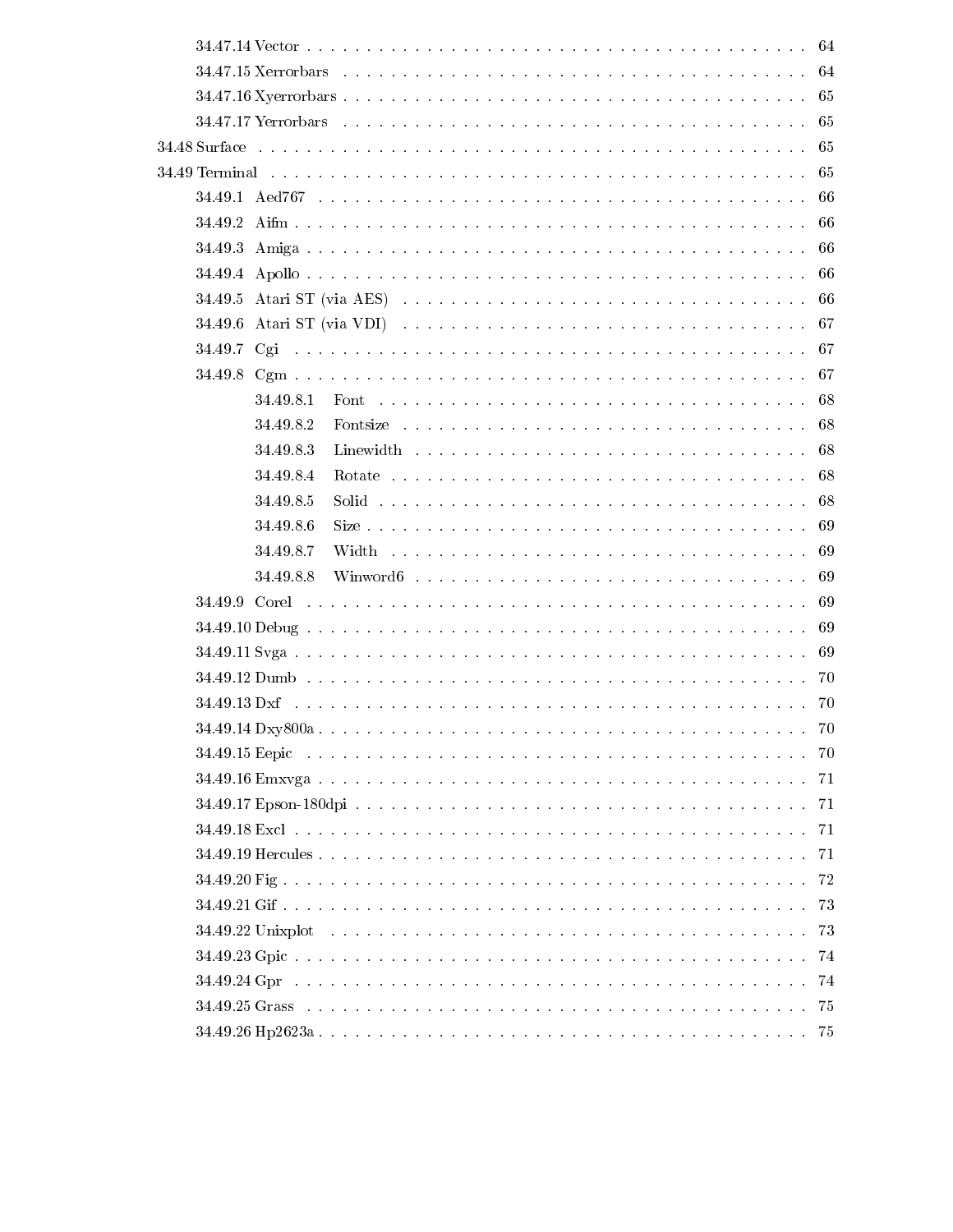34.47.14 Vector . . . . . . . . . . . . . . . . . . . . . . . . . . . . . . . . . . . . . . . . . 64
34.47.15 Xerrorbars . . . . . . . . . . . . . . . . . . . . . . . . . . . . . . . . . . . . . . . 64
34.47.16 Xyerrorbars . . . . . . . . . . . . . . . . . . . . . . . . . . . . . . . . . . . . . . 65
34.47.17 Yerrorbars . . . . . . . . . . . . . . . . . . . . . . . . . . . . . . . . . . . . . . . 65
34.48 Surface . . . . . . . . . . . . . . . . . . . . . . . . . . . . . . . . . . . . . . . . . . . 65
34.49 Terminal . . . . . . . . . . . . . . . . . . . . . . . . . . . . . . . . . . . . . . . . . . 65
34.49.1 Aed767 . . . . . . . . . . . . . . . . . . . . . . . . . . . . . . . . . . . . . . . . 66
34.49.2 Aifm . . . . . . . . . . . . . . . . . . . . . . . . . . . . . . . . . . . . . . . . . . 66
34.49.3 Amiga . . . . . . . . . . . . . . . . . . . . . . . . . . . . . . . . . . . . . . . . . 66
34.49.4 Apollo . . . . . . . . . . . . . . . . . . . . . . . . . . . . . . . . . . . . . . . . . 66
34.49.5 Atari ST (via AES) . . . . . . . . . . . . . . . . . . . . . . . . . . . . . . . . . 66
34.49.6 Atari ST (via VDI) . . . . . . . . . . . . . . . . . . . . . . . . . . . . . . . . . 67
34.49.7 Cgi . . . . . . . . . . . . . . . . . . . . . . . . . . . . . . . . . . . . . . . . . . 67
34.49.8 Cgm . . . . . . . . . . . . . . . . . . . . . . . . . . . . . . . . . . . . . . . . . . 67
34.49.8.1 Font . . . . . . . . . . . . . . . . . . . . . . . . . . . . . . . . . . . 68
34.49.8.2 Fontsize . . . . . . . . . . . . . . . . . . . . . . . . . . . . . . . . . 68
34.49.8.3 Linewidth . . . . . . . . . . . . . . . . . . . . . . . . . . . . . . . . 68
34.49.8.4 Rotate . . . . . . . . . . . . . . . . . . . . . . . . . . . . . . . . . . 68
34.49.8.5 Solid . . . . . . . . . . . . . . . . . . . . . . . . . . . . . . . . . . . 68
34.49.8.6 Size . . . . . . . . . . . . . . . . . . . . . . . . . . . . . . . . . . . . 69
34.49.8.7 Width . . . . . . . . . . . . . . . . . . . . . . . . . . . . . . . . . . . 69
34.49.8.8 Winword6 . . . . . . . . . . . . . . . . . . . . . . . . . . . . . . . . 69
34.49.9 Corel . . . . . . . . . . . . . . . . . . . . . . . . . . . . . . . . . . . . . . . . . 69
34.49.10 Debug . . . . . . . . . . . . . . . . . . . . . . . . . . . . . . . . . . . . . . . . 69
34.49.11 Svga . . . . . . . . . . . . . . . . . . . . . . . . . . . . . . . . . . . . . . . . . 69
34.49.12 Dumb . . . . . . . . . . . . . . . . . . . . . . . . . . . . . . . . . . . . . . . . 70
34.49.13 Dxf . . . . . . . . . . . . . . . . . . . . . . . . . . . . . . . . . . . . . . . . . . 70
34.49.14 Dxy800a . . . . . . . . . . . . . . . . . . . . . . . . . . . . . . . . . . . . . . 70
34.49.15 Eepic . . . . . . . . . . . . . . . . . . . . . . . . . . . . . . . . . . . . . . . . 70
34.49.16 Emxvga . . . . . . . . . . . . . . . . . . . . . . . . . . . . . . . . . . . . . . . 71
34.49.17 Epson-180dpi . . . . . . . . . . . . . . . . . . . . . . . . . . . . . . . . . . . 71
34.49.18 Excl . . . . . . . . . . . . . . . . . . . . . . . . . . . . . . . . . . . . . . . . . 71
34.49.19 Hercules . . . . . . . . . . . . . . . . . . . . . . . . . . . . . . . . . . . . . . 71
34.49.20 Fig . . . . . . . . . . . . . . . . . . . . . . . . . . . . . . . . . . . . . . . . . . 72
34.49.21 Gif . . . . . . . . . . . . . . . . . . . . . . . . . . . . . . . . . . . . . . . . . . 73
34.49.22 Unixplot . . . . . . . . . . . . . . . . . . . . . . . . . . . . . . . . . . . . . . 73
34.49.23 Gpic . . . . . . . . . . . . . . . . . . . . . . . . . . . . . . . . . . . . . . . . . 74
34.49.24 Gpr . . . . . . . . . . . . . . . . . . . . . . . . . . . . . . . . . . . . . . . . . . 74
34.49.25 Grass . . . . . . . . . . . . . . . . . . . . . . . . . . . . . . . . . . . . . . . . 75
34.49.26 Hp2623a . . . . . . . . . . . . . . . . . . . . . . . . . . . . . . . . . . . . . . 75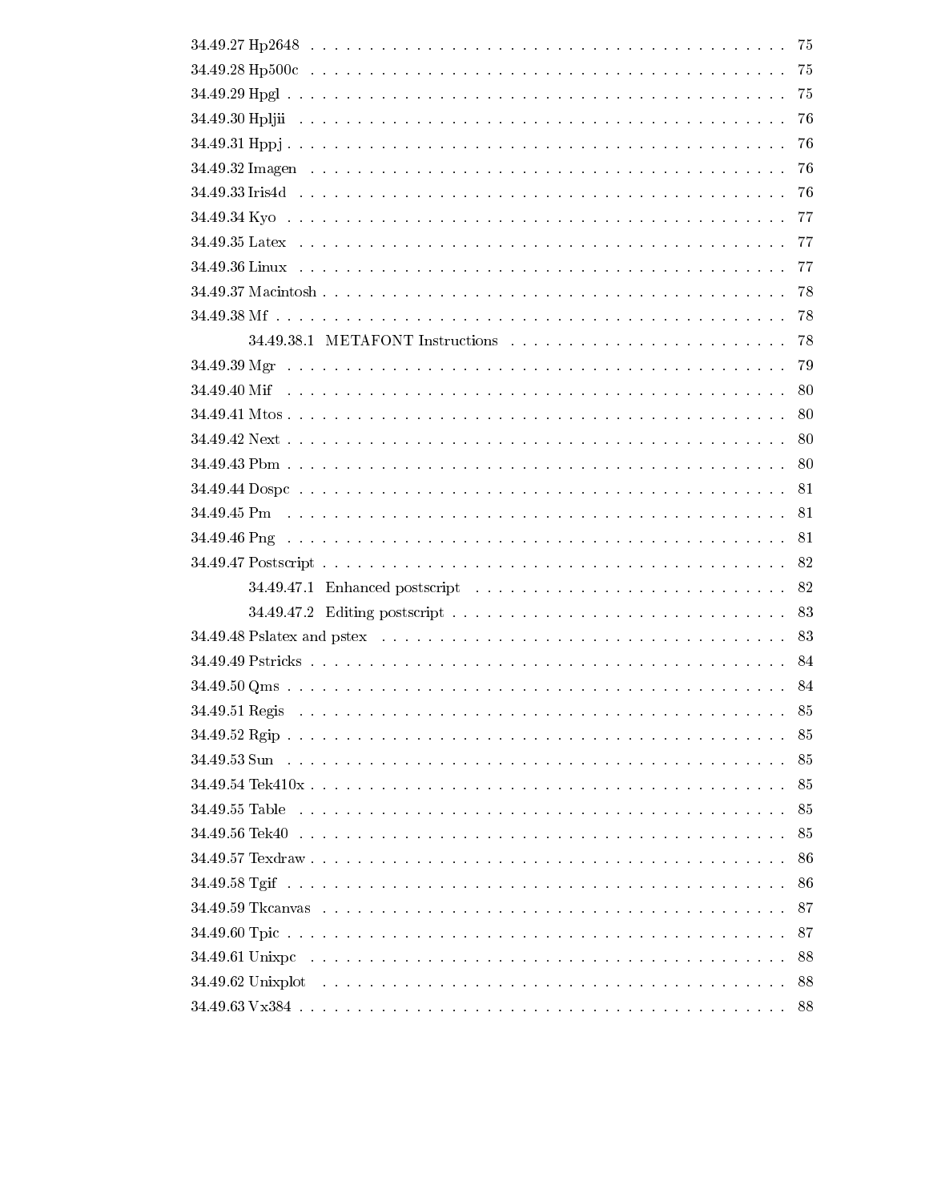34.49.27 Hp2648 . . . . . . . . . . . . . . . . . . . . . . . . . . . . . . . . . . . . . . . . 75
34.49.28 Hp500c . . . . . . . . . . . . . . . . . . . . . . . . . . . . . . . . . . . . . . . . 75
34.49.29 Hpgl . . . . . . . . . . . . . . . . . . . . . . . . . . . . . . . . . . . . . . . . 75
34.49.30 Hpljii . . . . . . . . . . . . . . . . . . . . . . . . . . . . . . . . . . . . . . . . 76
34.49.31 Hppj . . . . . . . . . . . . . . . . . . . . . . . . . . . . . . . . . . . . . . . . 76
34.49.32 Imagen . . . . . . . . . . . . . . . . . . . . . . . . . . . . . . . . . . . . . . . . 76
34.49.33 Iris4d . . . . . . . . . . . . . . . . . . . . . . . . . . . . . . . . . . . . . . . . 76
34.49.34 Kyo . . . . . . . . . . . . . . . . . . . . . . . . . . . . . . . . . . . . . . . . 77
34.49.35 Latex . . . . . . . . . . . . . . . . . . . . . . . . . . . . . . . . . . . . . . . . 77
34.49.36 Linux . . . . . . . . . . . . . . . . . . . . . . . . . . . . . . . . . . . . . . . . 77
34.49.37 Macintosh . . . . . . . . . . . . . . . . . . . . . . . . . . . . . . . . . . . . . . . . 78
34.49.38 Mf . . . . . . . . . . . . . . . . . . . . . . . . . . . . . . . . . . . . . . . . 78
    34.49.38.1 METAFONT Instructions . . . . . . . . . . . . . . . . . . . . . . . . . . . . . . . . 78
34.49.39 Mgr . . . . . . . . . . . . . . . . . . . . . . . . . . . . . . . . . . . . . . . . 79
34.49.40 Mif . . . . . . . . . . . . . . . . . . . . . . . . . . . . . . . . . . . . . . . . 80
34.49.41 Mtos . . . . . . . . . . . . . . . . . . . . . . . . . . . . . . . . . . . . . . . . 80
34.49.42 Next . . . . . . . . . . . . . . . . . . . . . . . . . . . . . . . . . . . . . . . . 80
34.49.43 Pbm . . . . . . . . . . . . . . . . . . . . . . . . . . . . . . . . . . . . . . . . 80
34.49.44 Dospc . . . . . . . . . . . . . . . . . . . . . . . . . . . . . . . . . . . . . . . . 81
34.49.45 Pm . . . . . . . . . . . . . . . . . . . . . . . . . . . . . . . . . . . . . . . . 81
34.49.46 Png . . . . . . . . . . . . . . . . . . . . . . . . . . . . . . . . . . . . . . . . 81
34.49.47 Postscript . . . . . . . . . . . . . . . . . . . . . . . . . . . . . . . . . . . . . . . . 82
    34.49.47.1 Enhanced postscript . . . . . . . . . . . . . . . . . . . . . . . . . . . . . . . . 82
    34.49.47.2 Editing postscript . . . . . . . . . . . . . . . . . . . . . . . . . . . . . . . . 83
34.49.48 Pslatex and pstex . . . . . . . . . . . . . . . . . . . . . . . . . . . . . . . . . . . . . . . . 83
34.49.49 Pstricks . . . . . . . . . . . . . . . . . . . . . . . . . . . . . . . . . . . . . . . . 84
34.49.50 Qms . . . . . . . . . . . . . . . . . . . . . . . . . . . . . . . . . . . . . . . . 84
34.49.51 Regis . . . . . . . . . . . . . . . . . . . . . . . . . . . . . . . . . . . . . . . . 85
34.49.52 Rgip . . . . . . . . . . . . . . . . . . . . . . . . . . . . . . . . . . . . . . . . 85
34.49.53 Sun . . . . . . . . . . . . . . . . . . . . . . . . . . . . . . . . . . . . . . . . 85
34.49.54 Tek410x . . . . . . . . . . . . . . . . . . . . . . . . . . . . . . . . . . . . . . . . 85
34.49.55 Table . . . . . . . . . . . . . . . . . . . . . . . . . . . . . . . . . . . . . . . . 85
34.49.56 Tek40 . . . . . . . . . . . . . . . . . . . . . . . . . . . . . . . . . . . . . . . . 85
34.49.57 Texdraw . . . . . . . . . . . . . . . . . . . . . . . . . . . . . . . . . . . . . . . . 86
34.49.58 Tgif . . . . . . . . . . . . . . . . . . . . . . . . . . . . . . . . . . . . . . . . 86
34.49.59 Tkcanvas . . . . . . . . . . . . . . . . . . . . . . . . . . . . . . . . . . . . . . . . 87
34.49.60 Tpic . . . . . . . . . . . . . . . . . . . . . . . . . . . . . . . . . . . . . . . . 87
34.49.61 Unixpc . . . . . . . . . . . . . . . . . . . . . . . . . . . . . . . . . . . . . . . . 88
34.49.62 Unixplot . . . . . . . . . . . . . . . . . . . . . . . . . . . . . . . . . . . . . . . . 88
34.49.63 Vx384 . . . . . . . . . . . . . . . . . . . . . . . . . . . . . . . . . . . . . . . . 88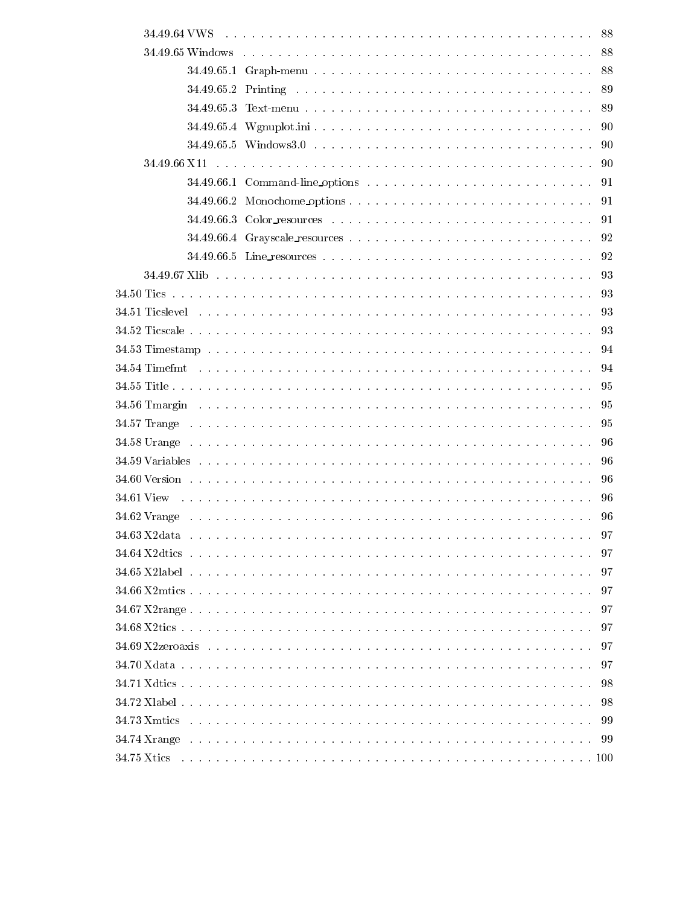34.49.64 VWS . . . . . . . . . . . . . . . . . . . . . . . . . . . . . . . . . . . . . . . . . . . . 88
34.49.65 Windows . . . . . . . . . . . . . . . . . . . . . . . . . . . . . . . . . . . . . . . . . . 88
34.49.65.1 Graph-menu . . . . . . . . . . . . . . . . . . . . . . . . . . . . . . . . . . . 88
34.49.65.2 Printing . . . . . . . . . . . . . . . . . . . . . . . . . . . . . . . . . . . . . 89
34.49.65.3 Text-menu . . . . . . . . . . . . . . . . . . . . . . . . . . . . . . . . . . . . 89
34.49.65.4 Wgnuplot.ini . . . . . . . . . . . . . . . . . . . . . . . . . . . . . . . . . . 90
34.49.65.5 Windows3.0 . . . . . . . . . . . . . . . . . . . . . . . . . . . . . . . . . . . 90
34.49.66 X11 . . . . . . . . . . . . . . . . . . . . . . . . . . . . . . . . . . . . . . . . . . . . 90
34.49.66.1 Command-line_options . . . . . . . . . . . . . . . . . . . . . . . . . . . . . 91
34.49.66.2 Monochome_options . . . . . . . . . . . . . . . . . . . . . . . . . . . . . . . 91
34.49.66.3 Color_resources . . . . . . . . . . . . . . . . . . . . . . . . . . . . . . . . . 91
34.49.66.4 Grayscale_resources . . . . . . . . . . . . . . . . . . . . . . . . . . . . . . 92
34.49.66.5 Line_resources . . . . . . . . . . . . . . . . . . . . . . . . . . . . . . . . . 92
34.49.67 Xlib . . . . . . . . . . . . . . . . . . . . . . . . . . . . . . . . . . . . . . . . . . . 93
34.50 Tics . . . . . . . . . . . . . . . . . . . . . . . . . . . . . . . . . . . . . . . . . . . . . . 93
34.51 Ticslevel . . . . . . . . . . . . . . . . . . . . . . . . . . . . . . . . . . . . . . . . . . . 93
34.52 Ticscale . . . . . . . . . . . . . . . . . . . . . . . . . . . . . . . . . . . . . . . . . . . 93
34.53 Timestamp . . . . . . . . . . . . . . . . . . . . . . . . . . . . . . . . . . . . . . . . . . 94
34.54 Timefmt . . . . . . . . . . . . . . . . . . . . . . . . . . . . . . . . . . . . . . . . . . . 94
34.55 Title . . . . . . . . . . . . . . . . . . . . . . . . . . . . . . . . . . . . . . . . . . . . . 95
34.56 Tmargin . . . . . . . . . . . . . . . . . . . . . . . . . . . . . . . . . . . . . . . . . . . 95
34.57 Trange . . . . . . . . . . . . . . . . . . . . . . . . . . . . . . . . . . . . . . . . . . . . 95
34.58 Urange . . . . . . . . . . . . . . . . . . . . . . . . . . . . . . . . . . . . . . . . . . . . 96
34.59 Variables . . . . . . . . . . . . . . . . . . . . . . . . . . . . . . . . . . . . . . . . . . . 96
34.60 Version . . . . . . . . . . . . . . . . . . . . . . . . . . . . . . . . . . . . . . . . . . . . 96
34.61 View . . . . . . . . . . . . . . . . . . . . . . . . . . . . . . . . . . . . . . . . . . . . . 96
34.62 Vrange . . . . . . . . . . . . . . . . . . . . . . . . . . . . . . . . . . . . . . . . . . . . 96
34.63 X2data . . . . . . . . . . . . . . . . . . . . . . . . . . . . . . . . . . . . . . . . . . . . 97
34.64 X2dtics . . . . . . . . . . . . . . . . . . . . . . . . . . . . . . . . . . . . . . . . . . . . 97
34.65 X2label . . . . . . . . . . . . . . . . . . . . . . . . . . . . . . . . . . . . . . . . . . . . 97
34.66 X2mtics . . . . . . . . . . . . . . . . . . . . . . . . . . . . . . . . . . . . . . . . . . . 97
34.67 X2range . . . . . . . . . . . . . . . . . . . . . . . . . . . . . . . . . . . . . . . . . . . 97
34.68 X2tics . . . . . . . . . . . . . . . . . . . . . . . . . . . . . . . . . . . . . . . . . . . . 97
34.69 X2zeroaxis . . . . . . . . . . . . . . . . . . . . . . . . . . . . . . . . . . . . . . . . . . 97
34.70 Xdata . . . . . . . . . . . . . . . . . . . . . . . . . . . . . . . . . . . . . . . . . . . . . 97
34.71 Xdtics . . . . . . . . . . . . . . . . . . . . . . . . . . . . . . . . . . . . . . . . . . . . . 98
34.72 Xlabel . . . . . . . . . . . . . . . . . . . . . . . . . . . . . . . . . . . . . . . . . . . . . 98
34.73 Xmtics . . . . . . . . . . . . . . . . . . . . . . . . . . . . . . . . . . . . . . . . . . . . 99
34.74 Xrange . . . . . . . . . . . . . . . . . . . . . . . . . . . . . . . . . . . . . . . . . . . . 99
34.75 Xtics . . . . . . . . . . . . . . . . . . . . . . . . . . . . . . . . . . . . . . . . . . . . . 100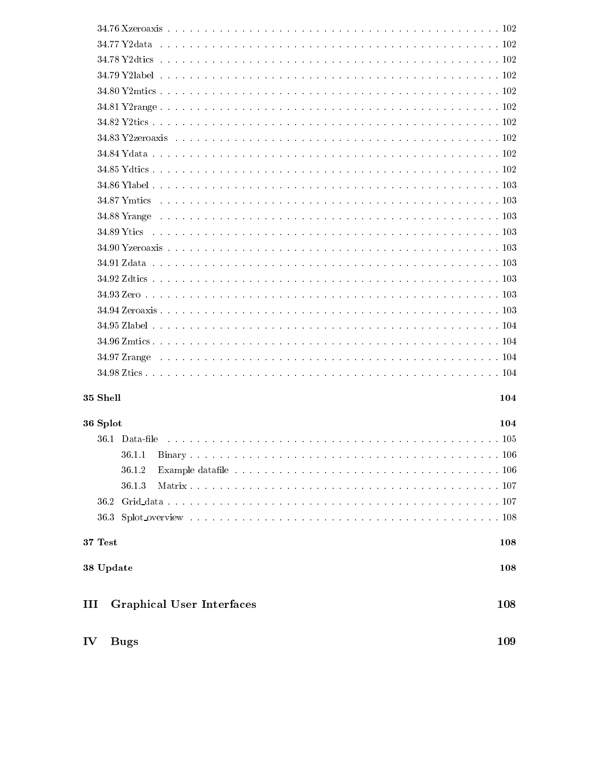34.76 Xzeroaxis . . . . . . . . . . . . . . . . . . . . . . . . . . . . . . . . . . . . . . . . . . . . . 102
34.77 Y2data . . . . . . . . . . . . . . . . . . . . . . . . . . . . . . . . . . . . . . . . . . . . . 102
34.78 Y2dtics . . . . . . . . . . . . . . . . . . . . . . . . . . . . . . . . . . . . . . . . . . . . . 102
34.79 Y2label . . . . . . . . . . . . . . . . . . . . . . . . . . . . . . . . . . . . . . . . . . . . . 102
34.80 Y2mtics . . . . . . . . . . . . . . . . . . . . . . . . . . . . . . . . . . . . . . . . . . . . . 102
34.81 Y2range . . . . . . . . . . . . . . . . . . . . . . . . . . . . . . . . . . . . . . . . . . . . . 102
34.82 Y2tics . . . . . . . . . . . . . . . . . . . . . . . . . . . . . . . . . . . . . . . . . . . . . 102
34.83 Y2zeroaxis . . . . . . . . . . . . . . . . . . . . . . . . . . . . . . . . . . . . . . . . . . . . . 102
34.84 Ydata . . . . . . . . . . . . . . . . . . . . . . . . . . . . . . . . . . . . . . . . . . . . . 102
34.85 Ydtics . . . . . . . . . . . . . . . . . . . . . . . . . . . . . . . . . . . . . . . . . . . . . 102
34.86 Ylabel . . . . . . . . . . . . . . . . . . . . . . . . . . . . . . . . . . . . . . . . . . . . . 103
34.87 Ymtics . . . . . . . . . . . . . . . . . . . . . . . . . . . . . . . . . . . . . . . . . . . . . 103
34.88 Yrange . . . . . . . . . . . . . . . . . . . . . . . . . . . . . . . . . . . . . . . . . . . . . 103
34.89 Ytics . . . . . . . . . . . . . . . . . . . . . . . . . . . . . . . . . . . . . . . . . . . . . 103
34.90 Yzeroaxis . . . . . . . . . . . . . . . . . . . . . . . . . . . . . . . . . . . . . . . . . . . . . 103
34.91 Zdata . . . . . . . . . . . . . . . . . . . . . . . . . . . . . . . . . . . . . . . . . . . . . 103
34.92 Zdtics . . . . . . . . . . . . . . . . . . . . . . . . . . . . . . . . . . . . . . . . . . . . . 103
34.93 Zero . . . . . . . . . . . . . . . . . . . . . . . . . . . . . . . . . . . . . . . . . . . . . 103
34.94 Zeroaxis . . . . . . . . . . . . . . . . . . . . . . . . . . . . . . . . . . . . . . . . . . . . . 103
34.95 Zlabel . . . . . . . . . . . . . . . . . . . . . . . . . . . . . . . . . . . . . . . . . . . . . 104
34.96 Zmtics . . . . . . . . . . . . . . . . . . . . . . . . . . . . . . . . . . . . . . . . . . . . . 104
34.97 Zrange . . . . . . . . . . . . . . . . . . . . . . . . . . . . . . . . . . . . . . . . . . . . . 104
34.98 Ztics . . . . . . . . . . . . . . . . . . . . . . . . . . . . . . . . . . . . . . . . . . . . . 104

**35 Shell** **104**

**36 Splot** **104**

36.1 Data-file . . . . . . . . . . . . . . . . . . . . . . . . . . . . . . . . . . . . . . . . . . . . . 105

36.1.1 Binary . . . . . . . . . . . . . . . . . . . . . . . . . . . . . . . . . . . . . . . . . . . . . 106

36.1.2 Example datafile . . . . . . . . . . . . . . . . . . . . . . . . . . . . . . . . . . . . . . . . . . . . . 106

36.1.3 Matrix . . . . . . . . . . . . . . . . . . . . . . . . . . . . . . . . . . . . . . . . . . . . . 107

36.2 Grid_data . . . . . . . . . . . . . . . . . . . . . . . . . . . . . . . . . . . . . . . . . . . . . 107

36.3 Splot_overview . . . . . . . . . . . . . . . . . . . . . . . . . . . . . . . . . . . . . . . . . . . . . 108

**37 Test** **108**

**38 Update** **108**

# III Graphical User Interfaces 108

# IV Bugs 109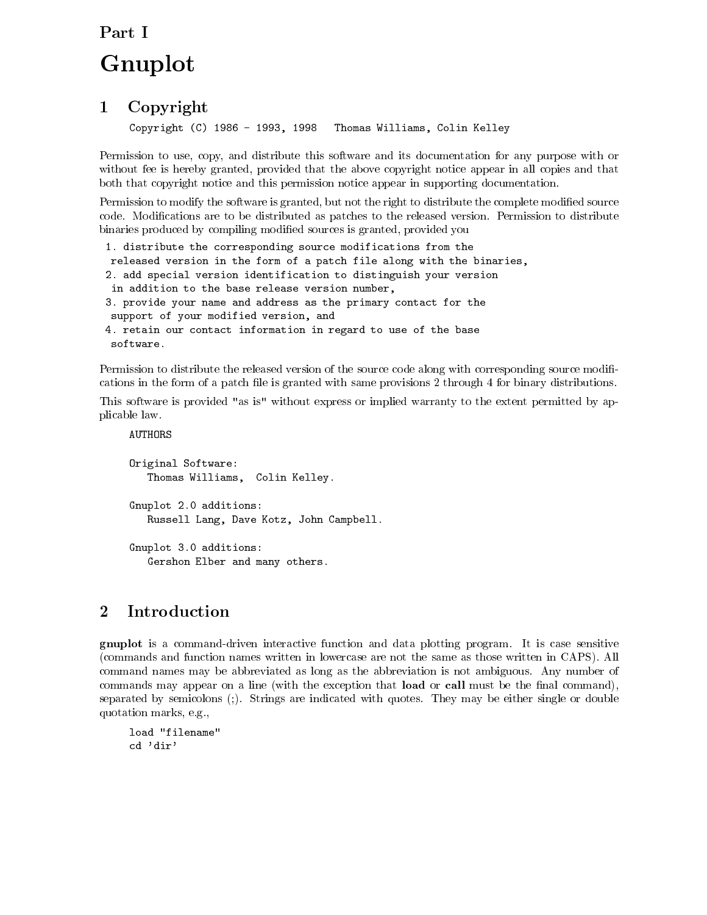# Part I

# Gnuplot

## 1 Copyright

```
Copyright (C) 1986 - 1993, 1998   Thomas Williams, Colin Kelley
```

Permission to use, copy, and distribute this software and its documentation for any purpose with or without fee is hereby granted, provided that the above copyright notice appear in all copies and that both that copyright notice and this permission notice appear in supporting documentation.

Permission to modify the software is granted, but not the right to distribute the complete modified source code. Modifications are to be distributed as patches to the released version. Permission to distribute binaries produced by compiling modified sources is granted, provided you

```
 1. distribute the corresponding source modifications from the
  released version in the form of a patch file along with the binaries,
 2. add special version identification to distinguish your version
  in addition to the base release version number,
 3. provide your name and address as the primary contact for the
  support of your modified version, and
 4. retain our contact information in regard to use of the base
  software.
```

Permission to distribute the released version of the source code along with corresponding source modifications in the form of a patch file is granted with same provisions 2 through 4 for binary distributions.

This software is provided "as is" without express or implied warranty to the extent permitted by applicable law.

```
AUTHORS

Original Software:
   Thomas Williams,  Colin Kelley.

Gnuplot 2.0 additions:
   Russell Lang, Dave Kotz, John Campbell.

Gnuplot 3.0 additions:
   Gershon Elber and many others.
```

## 2 Introduction

**gnuplot** is a command-driven interactive function and data plotting program. It is case sensitive (commands and function names written in lowercase are not the same as those written in CAPS). All command names may be abbreviated as long as the abbreviation is not ambiguous. Any number of commands may appear on a line (with the exception that **load** or **call** must be the final command), separated by semicolons (;). Strings are indicated with quotes. They may be either single or double quotation marks, e.g.,

```
load "filename"
cd 'dir'
```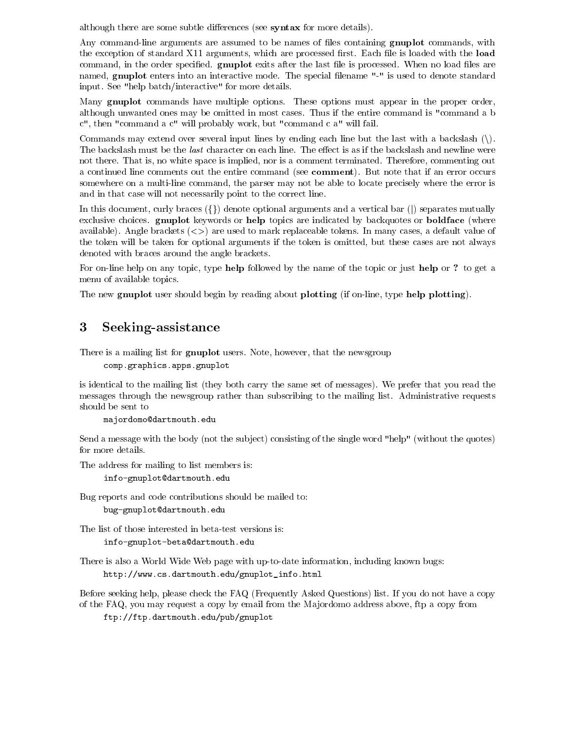although there are some subtle differences (see **syntax** for more details).

Any command-line arguments are assumed to be names of files containing **gnuplot** commands, with the exception of standard X11 arguments, which are processed first. Each file is loaded with the **load** command, in the order specified. **gnuplot** exits after the last file is processed. When no load files are named, **gnuplot** enters into an interactive mode. The special filename "-" is used to denote standard input. See "help batch/interactive" for more details.

Many **gnuplot** commands have multiple options. These options must appear in the proper order, although unwanted ones may be omitted in most cases. Thus if the entire command is "command a b c", then "command a c" will probably work, but "command c a" will fail.

Commands may extend over several input lines by ending each line but the last with a backslash (\). The backslash must be the *last* character on each line. The effect is as if the backslash and newline were not there. That is, no white space is implied, nor is a comment terminated. Therefore, commenting out a continued line comments out the entire command (see **comment**). But note that if an error occurs somewhere on a multi-line command, the parser may not be able to locate precisely where the error is and in that case will not necessarily point to the correct line.

In this document, curly braces ({}) denote optional arguments and a vertical bar (|) separates mutually exclusive choices. **gnuplot** keywords or **help** topics are indicated by backquotes or **boldface** (where available). Angle brackets (<>) are used to mark replaceable tokens. In many cases, a default value of the token will be taken for optional arguments if the token is omitted, but these cases are not always denoted with braces around the angle brackets.

For on-line help on any topic, type **help** followed by the name of the topic or just **help** or **?** to get a menu of available topics.

The new **gnuplot** user should begin by reading about **plotting** (if on-line, type **help plotting**).

# 3 Seeking-assistance

There is a mailing list for **gnuplot** users. Note, however, that the newsgroup

```
comp.graphics.apps.gnuplot
```

is identical to the mailing list (they both carry the same set of messages). We prefer that you read the messages through the newsgroup rather than subscribing to the mailing list. Administrative requests should be sent to

```
majordomo@dartmouth.edu
```

Send a message with the body (not the subject) consisting of the single word "help" (without the quotes) for more details.

The address for mailing to list members is:

```
info-gnuplot@dartmouth.edu
```

Bug reports and code contributions should be mailed to:

```
bug-gnuplot@dartmouth.edu
```

The list of those interested in beta-test versions is:

```
info-gnuplot-beta@dartmouth.edu
```

There is also a World Wide Web page with up-to-date information, including known bugs:

```
http://www.cs.dartmouth.edu/gnuplot_info.html
```

Before seeking help, please check the FAQ (Frequently Asked Questions) list. If you do not have a copy of the FAQ, you may request a copy by email from the Majordomo address above, ftp a copy from

```
ftp://ftp.dartmouth.edu/pub/gnuplot
```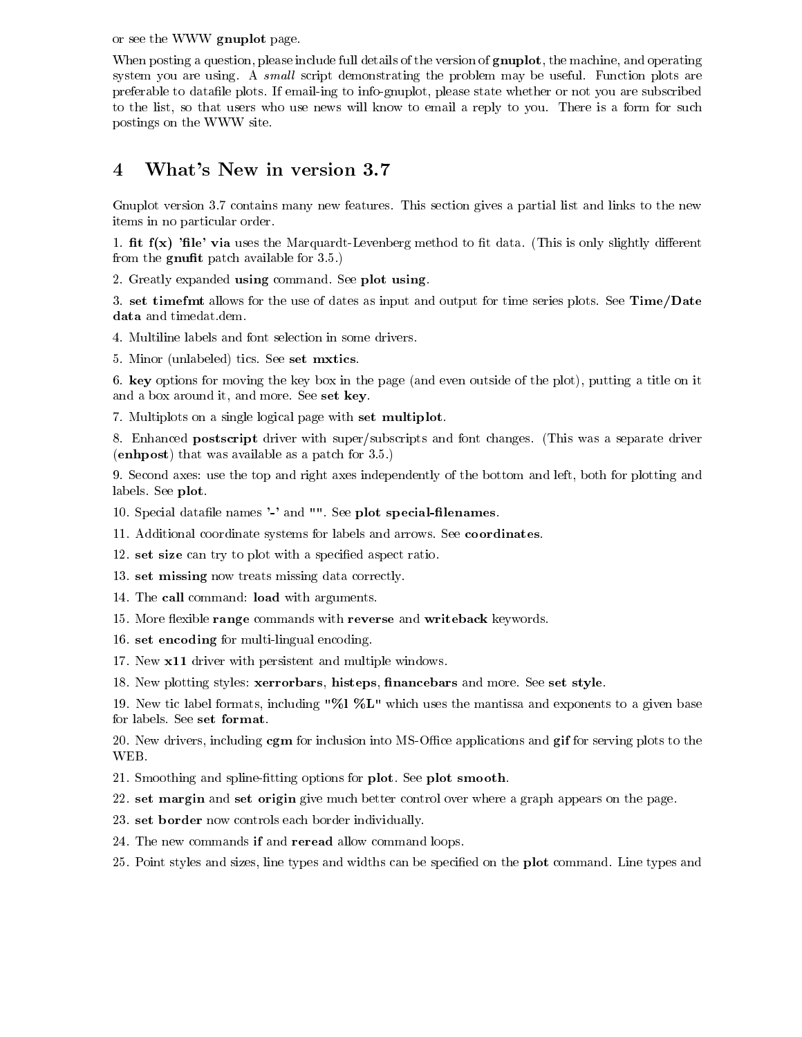or see the WWW **gnuplot** page.

When posting a question, please include full details of the version of **gnuplot**, the machine, and operating system you are using. A *small* script demonstrating the problem may be useful. Function plots are preferable to datafile plots. If email-ing to info-gnuplot, please state whether or not you are subscribed to the list, so that users who use news will know to email a reply to you. There is a form for such postings on the WWW site.

# 4 What's New in version 3.7

Gnuplot version 3.7 contains many new features. This section gives a partial list and links to the new items in no particular order.

1. **fit f(x) 'file' via** uses the Marquardt-Levenberg method to fit data. (This is only slightly different from the **gnufit** patch available for 3.5.)

2. Greatly expanded **using** command. See **plot using**.

3. **set timefmt** allows for the use of dates as input and output for time series plots. See **Time/Date data** and timedat.dem.

4. Multiline labels and font selection in some drivers.

5. Minor (unlabeled) tics. See **set mxtics**.

6. **key** options for moving the key box in the page (and even outside of the plot), putting a title on it and a box around it, and more. See **set key**.

7. Multiplots on a single logical page with **set multiplot**.

8. Enhanced **postscript** driver with super/subscripts and font changes. (This was a separate driver (**enhpost**) that was available as a patch for 3.5.)

9. Second axes: use the top and right axes independently of the bottom and left, both for plotting and labels. See **plot**.

10. Special datafile names **'-'** and **""**. See **plot special-filenames**.

11. Additional coordinate systems for labels and arrows. See **coordinates**.

12. **set size** can try to plot with a specified aspect ratio.

13. **set missing** now treats missing data correctly.

14. The **call** command: **load** with arguments.

15. More flexible **range** commands with **reverse** and **writeback** keywords.

16. **set encoding** for multi-lingual encoding.

17. New **x11** driver with persistent and multiple windows.

18. New plotting styles: **xerrorbars**, **histeps**, **financebars** and more. See **set style**.

19. New tic label formats, including **"%l %L"** which uses the mantissa and exponents to a given base for labels. See **set format**.

20. New drivers, including **cgm** for inclusion into MS-Office applications and **gif** for serving plots to the WEB.

21. Smoothing and spline-fitting options for **plot**. See **plot smooth**.

22. **set margin** and **set origin** give much better control over where a graph appears on the page.

23. **set border** now controls each border individually.

24. The new commands **if** and **reread** allow command loops.

25. Point styles and sizes, line types and widths can be specified on the **plot** command. Line types and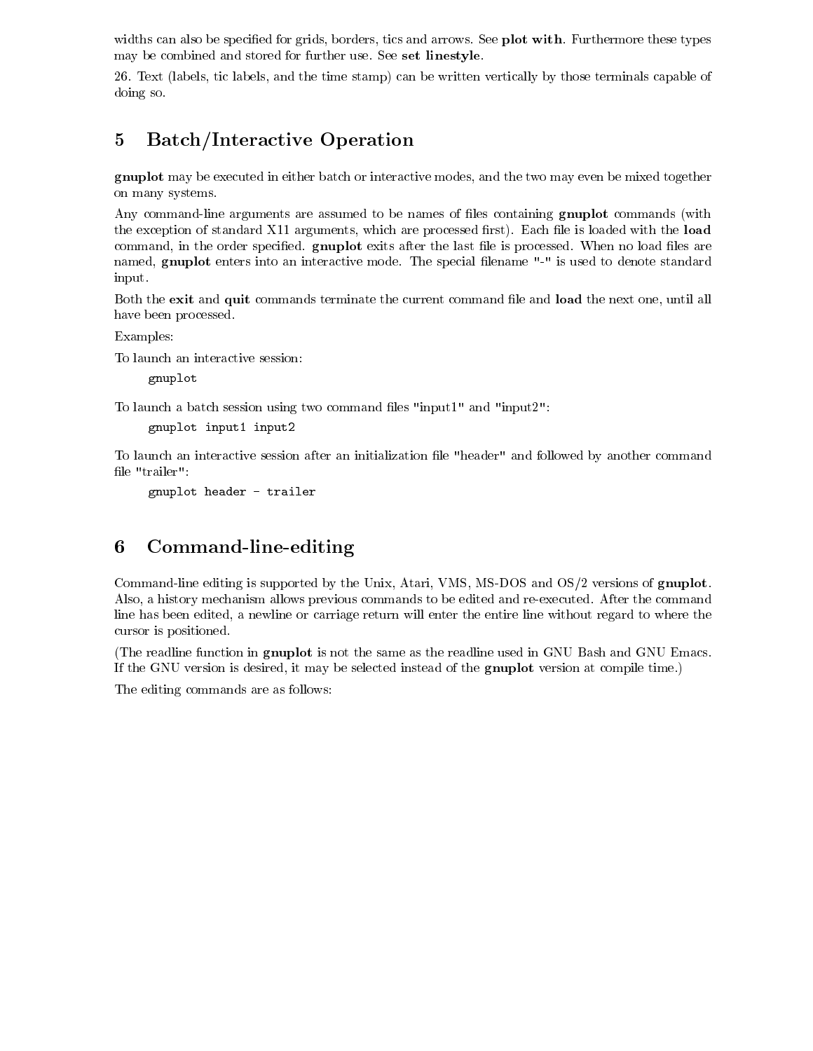widths can also be specified for grids, borders, tics and arrows. See **plot with**. Furthermore these types may be combined and stored for further use. See **set linestyle**.

26. Text (labels, tic labels, and the time stamp) can be written vertically by those terminals capable of doing so.

# 5 Batch/Interactive Operation

**gnuplot** may be executed in either batch or interactive modes, and the two may even be mixed together on many systems.

Any command-line arguments are assumed to be names of files containing **gnuplot** commands (with the exception of standard X11 arguments, which are processed first). Each file is loaded with the **load** command, in the order specified. **gnuplot** exits after the last file is processed. When no load files are named, **gnuplot** enters into an interactive mode. The special filename "-" is used to denote standard input.

Both the **exit** and **quit** commands terminate the current command file and **load** the next one, until all have been processed.

Examples:

To launch an interactive session:

```
gnuplot
```

To launch a batch session using two command files "input1" and "input2":

```
gnuplot input1 input2
```

To launch an interactive session after an initialization file "header" and followed by another command file "trailer":

```
gnuplot header - trailer
```

# 6 Command-line-editing

Command-line editing is supported by the Unix, Atari, VMS, MS-DOS and OS/2 versions of **gnuplot**. Also, a history mechanism allows previous commands to be edited and re-executed. After the command line has been edited, a newline or carriage return will enter the entire line without regard to where the cursor is positioned.

(The readline function in **gnuplot** is not the same as the readline used in GNU Bash and GNU Emacs. If the GNU version is desired, it may be selected instead of the **gnuplot** version at compile time.)

The editing commands are as follows: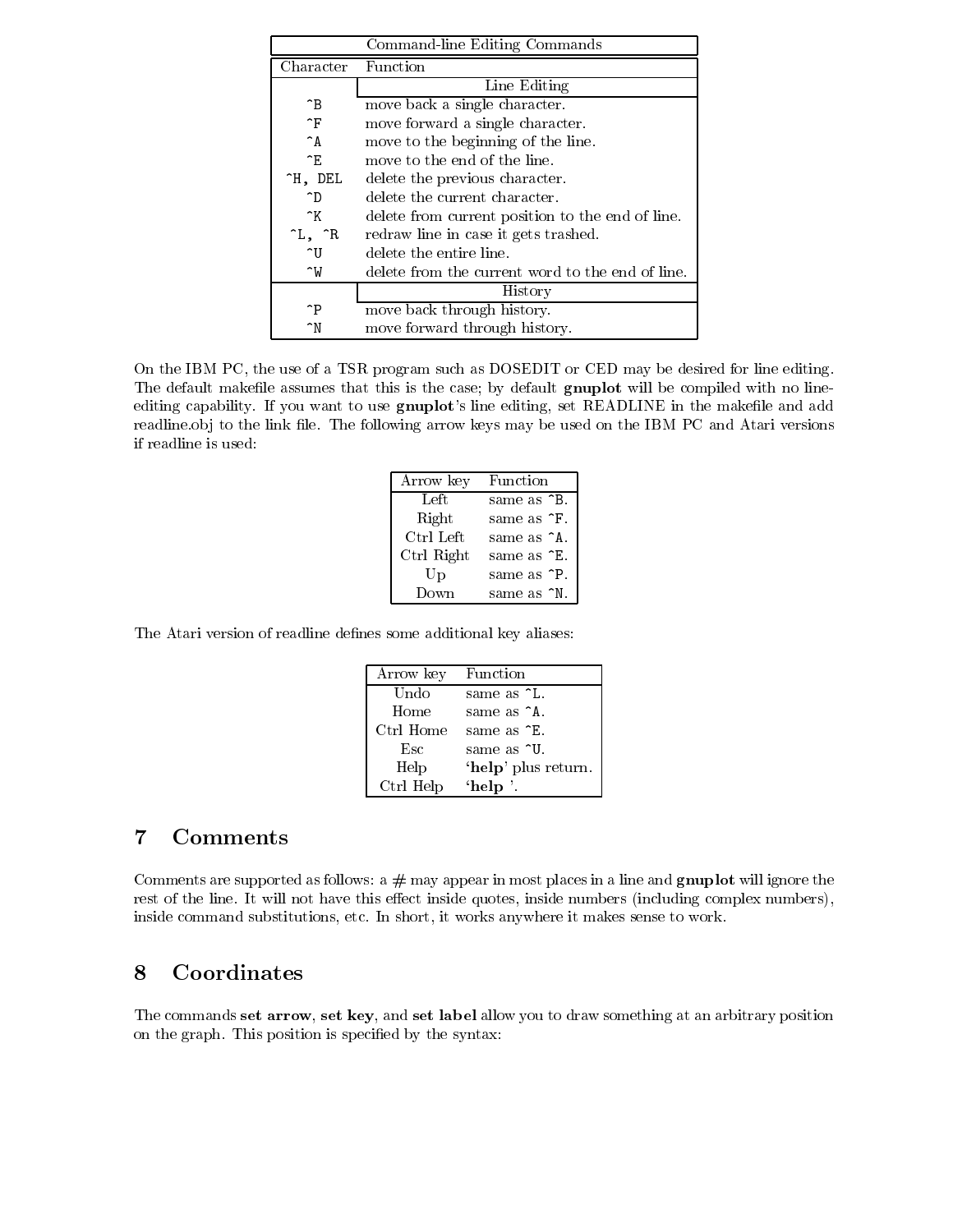| Command-line Editing Commands | |
|---|---|
| Character | Function |
| | Line Editing |
| ^B | move back a single character. |
| ^F | move forward a single character. |
| ^A | move to the beginning of the line. |
| ^E | move to the end of the line. |
| ^H, DEL | delete the previous character. |
| ^D | delete the current character. |
| ^K | delete from current position to the end of line. |
| ^L, ^R | redraw line in case it gets trashed. |
| ^U | delete the entire line. |
| ^W | delete from the current word to the end of line. |
| | History |
| ^P | move back through history. |
| ^N | move forward through history. |

On the IBM PC, the use of a TSR program such as DOSEDIT or CED may be desired for line editing. The default makefile assumes that this is the case; by default **gnuplot** will be compiled with no line-editing capability. If you want to use **gnuplot**'s line editing, set READLINE in the makefile and add readline.obj to the link file. The following arrow keys may be used on the IBM PC and Atari versions if readline is used:

| Arrow key | Function |
|---|---|
| Left | same as ^B. |
| Right | same as ^F. |
| Ctrl Left | same as ^A. |
| Ctrl Right | same as ^E. |
| Up | same as ^P. |
| Down | same as ^N. |

The Atari version of readline defines some additional key aliases:

| Arrow key | Function |
|---|---|
| Undo | same as ^L. |
| Home | same as ^A. |
| Ctrl Home | same as ^E. |
| Esc | same as ^U. |
| Help | '**help**' plus return. |
| Ctrl Help | '**help** '. |

## 7 Comments

Comments are supported as follows: a # may appear in most places in a line and **gnuplot** will ignore the rest of the line. It will not have this effect inside quotes, inside numbers (including complex numbers), inside command substitutions, etc. In short, it works anywhere it makes sense to work.

## 8 Coordinates

The commands **set arrow**, **set key**, and **set label** allow you to draw something at an arbitrary position on the graph. This position is specified by the syntax: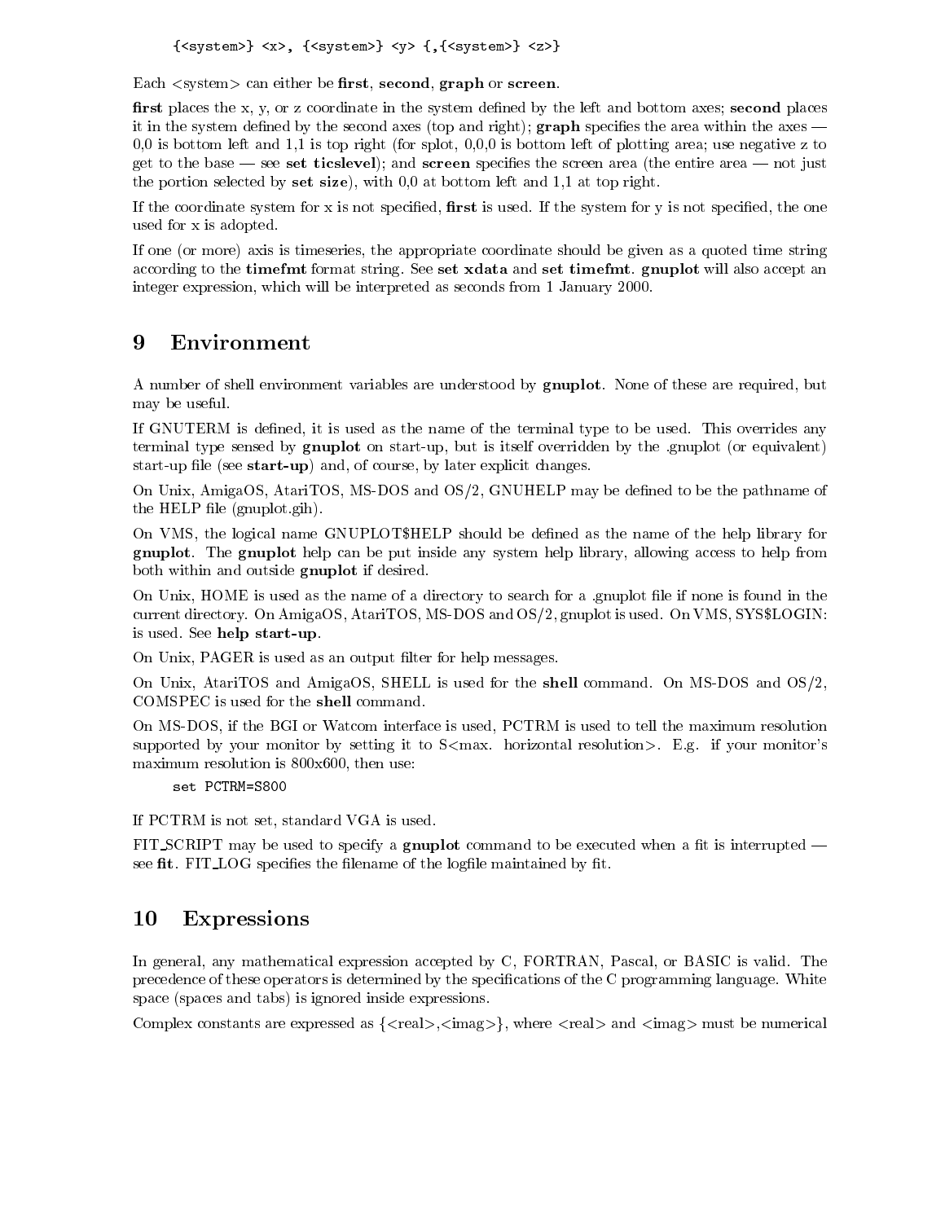```
{<system>} <x>, {<system>} <y> {,{<system>} <z>}
```

Each <system> can either be **first**, **second**, **graph** or **screen**.

**first** places the x, y, or z coordinate in the system defined by the left and bottom axes; **second** places it in the system defined by the second axes (top and right); **graph** specifies the area within the axes — 0,0 is bottom left and 1,1 is top right (for splot, 0,0,0 is bottom left of plotting area; use negative z to get to the base — see **set ticslevel**); and **screen** specifies the screen area (the entire area — not just the portion selected by **set size**), with 0,0 at bottom left and 1,1 at top right.

If the coordinate system for x is not specified, **first** is used. If the system for y is not specified, the one used for x is adopted.

If one (or more) axis is timeseries, the appropriate coordinate should be given as a quoted time string according to the **timefmt** format string. See **set xdata** and **set timefmt**. **gnuplot** will also accept an integer expression, which will be interpreted as seconds from 1 January 2000.

# 9 Environment

A number of shell environment variables are understood by **gnuplot**. None of these are required, but may be useful.

If GNUTERM is defined, it is used as the name of the terminal type to be used. This overrides any terminal type sensed by **gnuplot** on start-up, but is itself overridden by the .gnuplot (or equivalent) start-up file (see **start-up**) and, of course, by later explicit changes.

On Unix, AmigaOS, AtariTOS, MS-DOS and OS/2, GNUHELP may be defined to be the pathname of the HELP file (gnuplot.gih).

On VMS, the logical name GNUPLOT$HELP should be defined as the name of the help library for **gnuplot**. The **gnuplot** help can be put inside any system help library, allowing access to help from both within and outside **gnuplot** if desired.

On Unix, HOME is used as the name of a directory to search for a .gnuplot file if none is found in the current directory. On AmigaOS, AtariTOS, MS-DOS and OS/2, gnuplot is used. On VMS, SYS$LOGIN: is used. See **help start-up**.

On Unix, PAGER is used as an output filter for help messages.

On Unix, AtariTOS and AmigaOS, SHELL is used for the **shell** command. On MS-DOS and OS/2, COMSPEC is used for the **shell** command.

On MS-DOS, if the BGI or Watcom interface is used, PCTRM is used to tell the maximum resolution supported by your monitor by setting it to S<max. horizontal resolution>. E.g. if your monitor's maximum resolution is 800x600, then use:

```
set PCTRM=S800
```

If PCTRM is not set, standard VGA is used.

FIT_SCRIPT may be used to specify a **gnuplot** command to be executed when a fit is interrupted — see **fit**. FIT_LOG specifies the filename of the logfile maintained by fit.

# 10 Expressions

In general, any mathematical expression accepted by C, FORTRAN, Pascal, or BASIC is valid. The precedence of these operators is determined by the specifications of the C programming language. White space (spaces and tabs) is ignored inside expressions.

Complex constants are expressed as {<real>,<imag>}, where <real> and <imag> must be numerical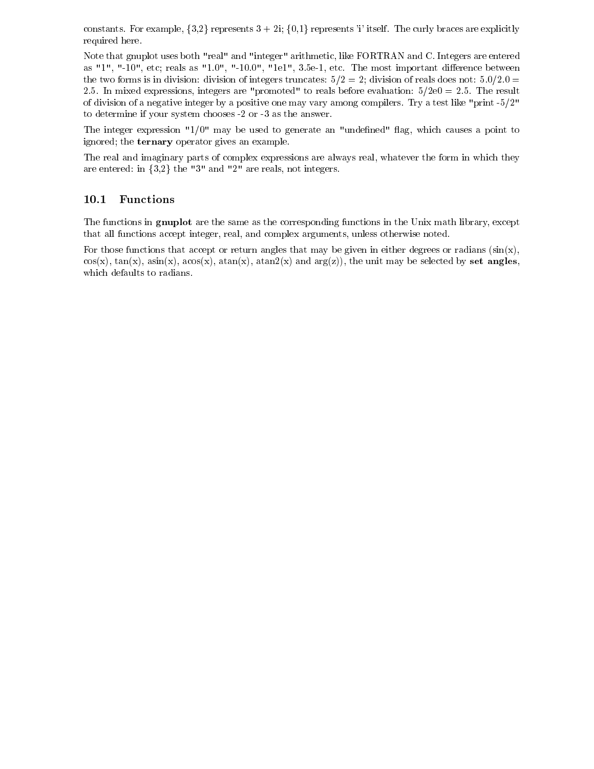constants. For example, {3,2} represents 3 + 2i; {0,1} represents 'i' itself. The curly braces are explicitly required here.

Note that gnuplot uses both "real" and "integer" arithmetic, like FORTRAN and C. Integers are entered as "1", "-10", etc; reals as "1.0", "-10.0", "1e1", 3.5e-1, etc. The most important difference between the two forms is in division: division of integers truncates: 5/2 = 2; division of reals does not: 5.0/2.0 = 2.5. In mixed expressions, integers are "promoted" to reals before evaluation: 5/2e0 = 2.5. The result of division of a negative integer by a positive one may vary among compilers. Try a test like "print -5/2" to determine if your system chooses -2 or -3 as the answer.

The integer expression "1/0" may be used to generate an "undefined" flag, which causes a point to ignored; the **ternary** operator gives an example.

The real and imaginary parts of complex expressions are always real, whatever the form in which they are entered: in {3,2} the "3" and "2" are reals, not integers.

## 10.1 Functions

The functions in **gnuplot** are the same as the corresponding functions in the Unix math library, except that all functions accept integer, real, and complex arguments, unless otherwise noted.

For those functions that accept or return angles that may be given in either degrees or radians (sin(x), cos(x), tan(x), asin(x), acos(x), atan(x), atan2(x) and arg(z)), the unit may be selected by **set angles**, which defaults to radians.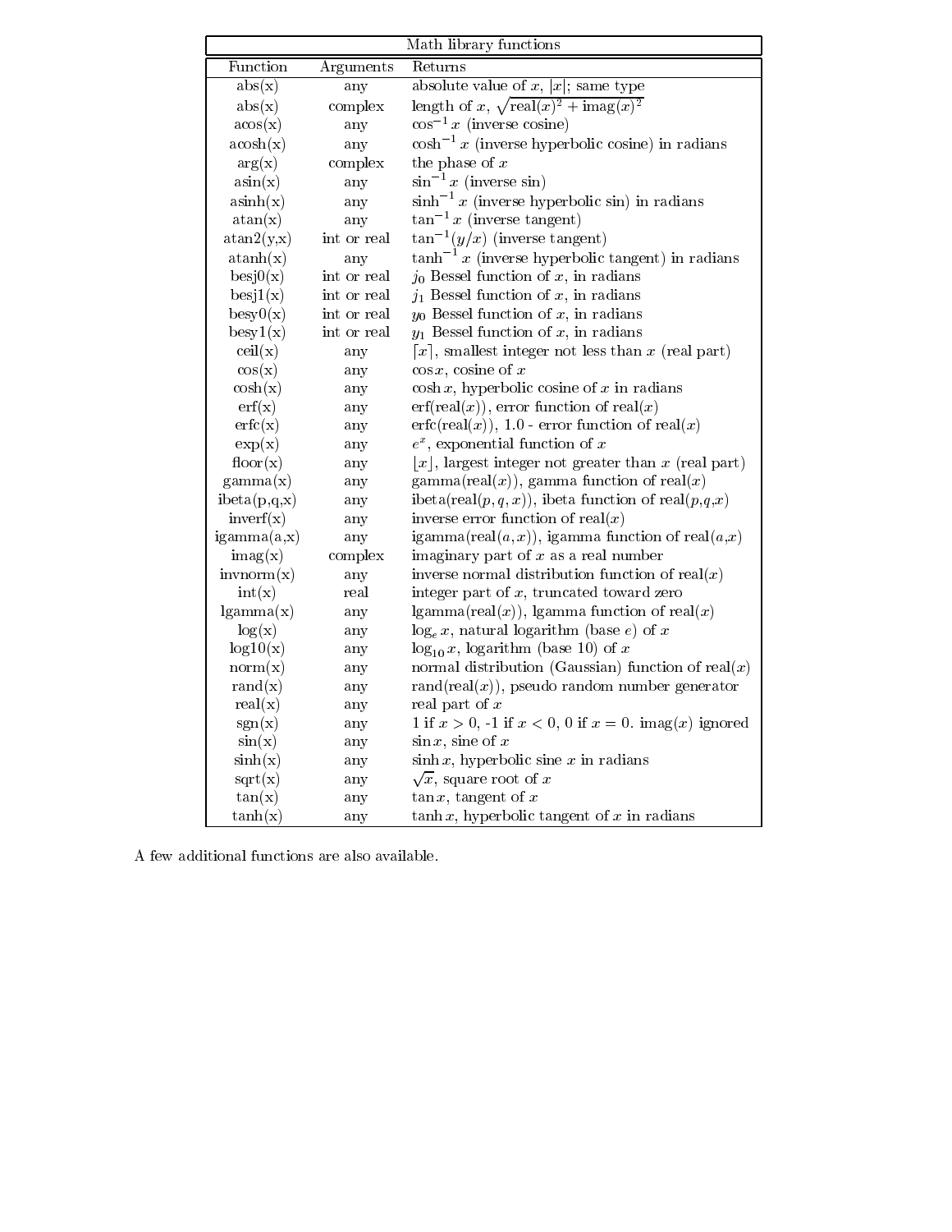| Math library functions | | |
|---|---|---|
| Function | Arguments | Returns |
| abs(x) | any | absolute value of $x$, $\|x\|$; same type |
| abs(x) | complex | length of $x$, $\sqrt{\mathrm{real}(x)^2 + \mathrm{imag}(x)^2}$ |
| acos(x) | any | $\cos^{-1} x$ (inverse cosine) |
| acosh(x) | any | $\cosh^{-1} x$ (inverse hyperbolic cosine) in radians |
| arg(x) | complex | the phase of $x$ |
| asin(x) | any | $\sin^{-1} x$ (inverse sin) |
| asinh(x) | any | $\sinh^{-1} x$ (inverse hyperbolic sin) in radians |
| atan(x) | any | $\tan^{-1} x$ (inverse tangent) |
| atan2(y,x) | int or real | $\tan^{-1}(y/x)$ (inverse tangent) |
| atanh(x) | any | $\tanh^{-1} x$ (inverse hyperbolic tangent) in radians |
| besj0(x) | int or real | $j_0$ Bessel function of $x$, in radians |
| besj1(x) | int or real | $j_1$ Bessel function of $x$, in radians |
| besy0(x) | int or real | $y_0$ Bessel function of $x$, in radians |
| besy1(x) | int or real | $y_1$ Bessel function of $x$, in radians |
| ceil(x) | any | $\lceil x \rceil$, smallest integer not less than $x$ (real part) |
| cos(x) | any | $\cos x$, cosine of $x$ |
| cosh(x) | any | $\cosh x$, hyperbolic cosine of $x$ in radians |
| erf(x) | any | erf(real($x$)), error function of real($x$) |
| erfc(x) | any | erfc(real($x$)), 1.0 - error function of real($x$) |
| exp(x) | any | $e^x$, exponential function of $x$ |
| floor(x) | any | $\lfloor x \rfloor$, largest integer not greater than $x$ (real part) |
| gamma(x) | any | gamma(real($x$)), gamma function of real($x$) |
| ibeta(p,q,x) | any | ibeta(real($p,q,x$)), ibeta function of real($p$,$q$,$x$) |
| inverf(x) | any | inverse error function of real($x$) |
| igamma(a,x) | any | igamma(real($a,x$)), igamma function of real($a$,$x$) |
| imag(x) | complex | imaginary part of $x$ as a real number |
| invnorm(x) | any | inverse normal distribution function of real($x$) |
| int(x) | real | integer part of $x$, truncated toward zero |
| lgamma(x) | any | lgamma(real($x$)), lgamma function of real($x$) |
| log(x) | any | $\log_e x$, natural logarithm (base $e$) of $x$ |
| log10(x) | any | $\log_{10} x$, logarithm (base 10) of $x$ |
| norm(x) | any | normal distribution (Gaussian) function of real($x$) |
| rand(x) | any | rand(real($x$)), pseudo random number generator |
| real(x) | any | real part of $x$ |
| sgn(x) | any | 1 if $x > 0$, -1 if $x < 0$, 0 if $x = 0$. imag($x$) ignored |
| sin(x) | any | $\sin x$, sine of $x$ |
| sinh(x) | any | $\sinh x$, hyperbolic sine $x$ in radians |
| sqrt(x) | any | $\sqrt{x}$, square root of $x$ |
| tan(x) | any | $\tan x$, tangent of $x$ |
| tanh(x) | any | $\tanh x$, hyperbolic tangent of $x$ in radians |

A few additional functions are also available.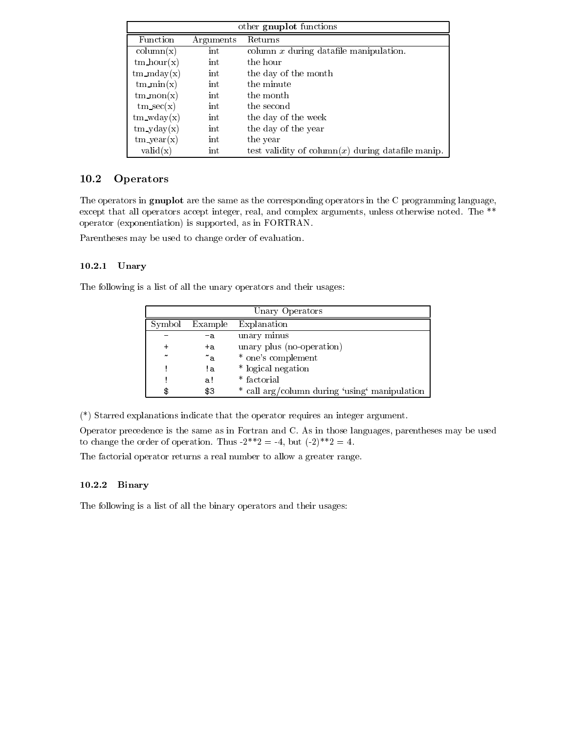| other **gnuplot** functions | | |
|---|---|---|
| Function | Arguments | Returns |
| column(x) | int | column *x* during datafile manipulation. |
| tm_hour(x) | int | the hour |
| tm_mday(x) | int | the day of the month |
| tm_min(x) | int | the minute |
| tm_mon(x) | int | the month |
| tm_sec(x) | int | the second |
| tm_wday(x) | int | the day of the week |
| tm_yday(x) | int | the day of the year |
| tm_year(x) | int | the year |
| valid(x) | int | test validity of column(*x*) during datafile manip. |

## 10.2 Operators

The operators in **gnuplot** are the same as the corresponding operators in the C programming language, except that all operators accept integer, real, and complex arguments, unless otherwise noted. The ** operator (exponentiation) is supported, as in FORTRAN.

Parentheses may be used to change order of evaluation.

### 10.2.1 Unary

The following is a list of all the unary operators and their usages:

| Unary Operators | | |
|---|---|---|
| Symbol | Example | Explanation |
| `-` | `-a` | unary minus |
| `+` | `+a` | unary plus (no-operation) |
| `~` | `~a` | * one's complement |
| `!` | `!a` | * logical negation |
| `!` | `a!` | * factorial |
| `$` | `$3` | * call arg/column during 'using' manipulation |

(*) Starred explanations indicate that the operator requires an integer argument.

Operator precedence is the same as in Fortran and C. As in those languages, parentheses may be used to change the order of operation. Thus -2**2 = -4, but (-2)**2 = 4.

The factorial operator returns a real number to allow a greater range.

### 10.2.2 Binary

The following is a list of all the binary operators and their usages: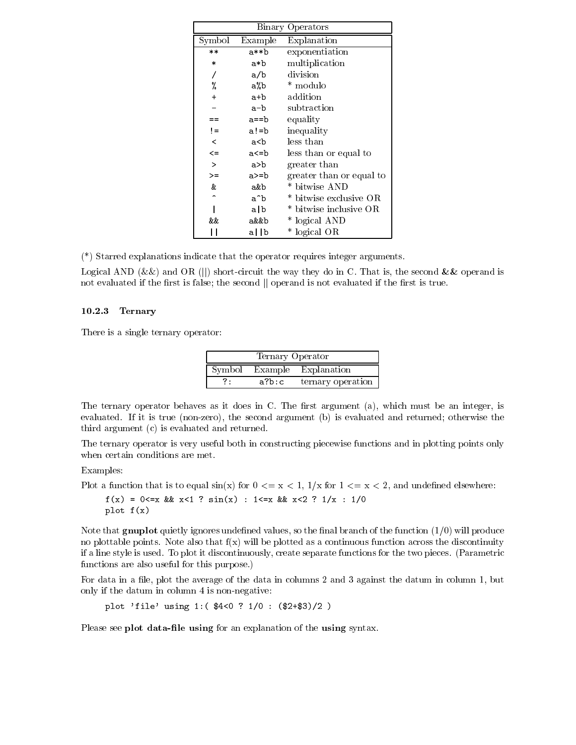| Binary Operators | | |
|---|---|---|
| Symbol | Example | Explanation |
| `**` | `a**b` | exponentiation |
| `*` | `a*b` | multiplication |
| `/` | `a/b` | division |
| `%` | `a%b` | * modulo |
| `+` | `a+b` | addition |
| `-` | `a-b` | subtraction |
| `==` | `a==b` | equality |
| `!=` | `a!=b` | inequality |
| `<` | `a<b` | less than |
| `<=` | `a<=b` | less than or equal to |
| `>` | `a>b` | greater than |
| `>=` | `a>=b` | greater than or equal to |
| `&` | `a&b` | * bitwise AND |
| `^` | `a^b` | * bitwise exclusive OR |
| `\|` | `a\|b` | * bitwise inclusive OR |
| `&&` | `a&&b` | * logical AND |
| `\|\|` | `a\|\|b` | * logical OR |

(*) Starred explanations indicate that the operator requires integer arguments.

Logical AND (&&) and OR (||) short-circuit the way they do in C. That is, the second && operand is not evaluated if the first is false; the second || operand is not evaluated if the first is true.

### 10.2.3 Ternary

There is a single ternary operator:

| Ternary Operator | | |
|---|---|---|
| Symbol | Example | Explanation |
| `?:` | `a?b:c` | ternary operation |

The ternary operator behaves as it does in C. The first argument (a), which must be an integer, is evaluated. If it is true (non-zero), the second argument (b) is evaluated and returned; otherwise the third argument (c) is evaluated and returned.

The ternary operator is very useful both in constructing piecewise functions and in plotting points only when certain conditions are met.

Examples:

Plot a function that is to equal sin(x) for 0 <= x < 1, 1/x for 1 <= x < 2, and undefined elsewhere:

```
f(x) = 0<=x && x<1 ? sin(x) : 1<=x && x<2 ? 1/x : 1/0
plot f(x)
```

Note that **gnuplot** quietly ignores undefined values, so the final branch of the function (1/0) will produce no plottable points. Note also that f(x) will be plotted as a continuous function across the discontinuity if a line style is used. To plot it discontinuously, create separate functions for the two pieces. (Parametric functions are also useful for this purpose.)

For data in a file, plot the average of the data in columns 2 and 3 against the datum in column 1, but only if the datum in column 4 is non-negative:

```
plot 'file' using 1:( $4<0 ? 1/0 : ($2+$3)/2 )
```

Please see **plot data-file using** for an explanation of the **using** syntax.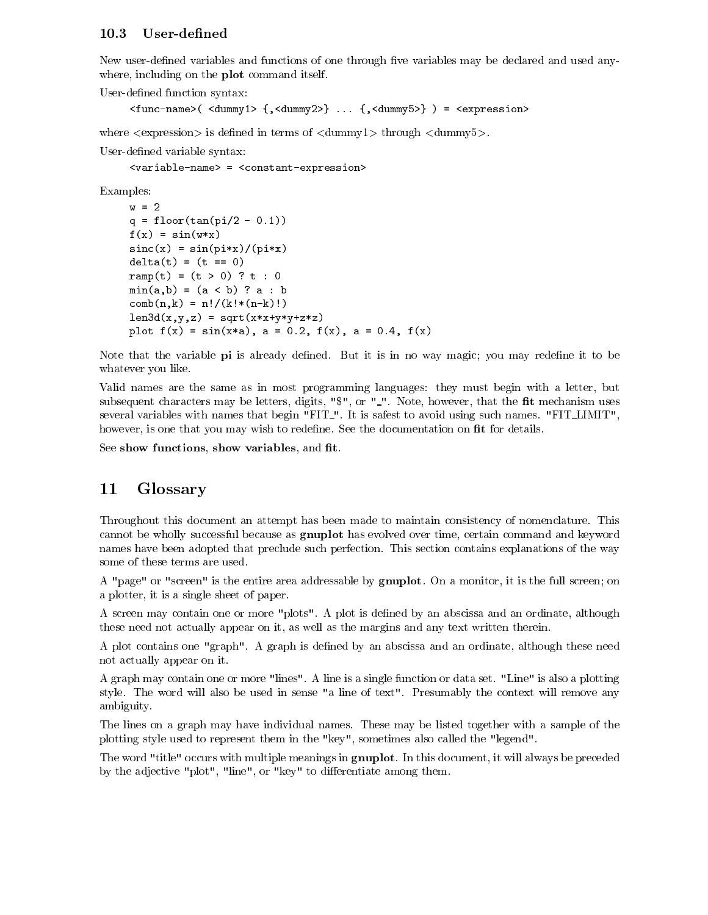### 10.3 User-defined

New user-defined variables and functions of one through five variables may be declared and used anywhere, including on the **plot** command itself.

User-defined function syntax:

```
<func-name>( <dummy1> {,<dummy2>} ... {,<dummy5>} ) = <expression>
```

where <expression> is defined in terms of <dummy1> through <dummy5>.

User-defined variable syntax:

```
<variable-name> = <constant-expression>
```

Examples:

```
w = 2
q = floor(tan(pi/2 - 0.1))
f(x) = sin(w*x)
sinc(x) = sin(pi*x)/(pi*x)
delta(t) = (t == 0)
ramp(t) = (t > 0) ? t : 0
min(a,b) = (a < b) ? a : b
comb(n,k) = n!/(k!*(n-k)!)
len3d(x,y,z) = sqrt(x*x+y*y+z*z)
plot f(x) = sin(x*a), a = 0.2, f(x), a = 0.4, f(x)
```

Note that the variable **pi** is already defined. But it is in no way magic; you may redefine it to be whatever you like.

Valid names are the same as in most programming languages: they must begin with a letter, but subsequent characters may be letters, digits, "$", or "_". Note, however, that the **fit** mechanism uses several variables with names that begin "FIT_". It is safest to avoid using such names. "FIT_LIMIT", however, is one that you may wish to redefine. See the documentation on **fit** for details.

See **show functions**, **show variables**, and **fit**.

## 11 Glossary

Throughout this document an attempt has been made to maintain consistency of nomenclature. This cannot be wholly successful because as **gnuplot** has evolved over time, certain command and keyword names have been adopted that preclude such perfection. This section contains explanations of the way some of these terms are used.

A "page" or "screen" is the entire area addressable by **gnuplot**. On a monitor, it is the full screen; on a plotter, it is a single sheet of paper.

A screen may contain one or more "plots". A plot is defined by an abscissa and an ordinate, although these need not actually appear on it, as well as the margins and any text written therein.

A plot contains one "graph". A graph is defined by an abscissa and an ordinate, although these need not actually appear on it.

A graph may contain one or more "lines". A line is a single function or data set. "Line" is also a plotting style. The word will also be used in sense "a line of text". Presumably the context will remove any ambiguity.

The lines on a graph may have individual names. These may be listed together with a sample of the plotting style used to represent them in the "key", sometimes also called the "legend".

The word "title" occurs with multiple meanings in **gnuplot**. In this document, it will always be preceded by the adjective "plot", "line", or "key" to differentiate among them.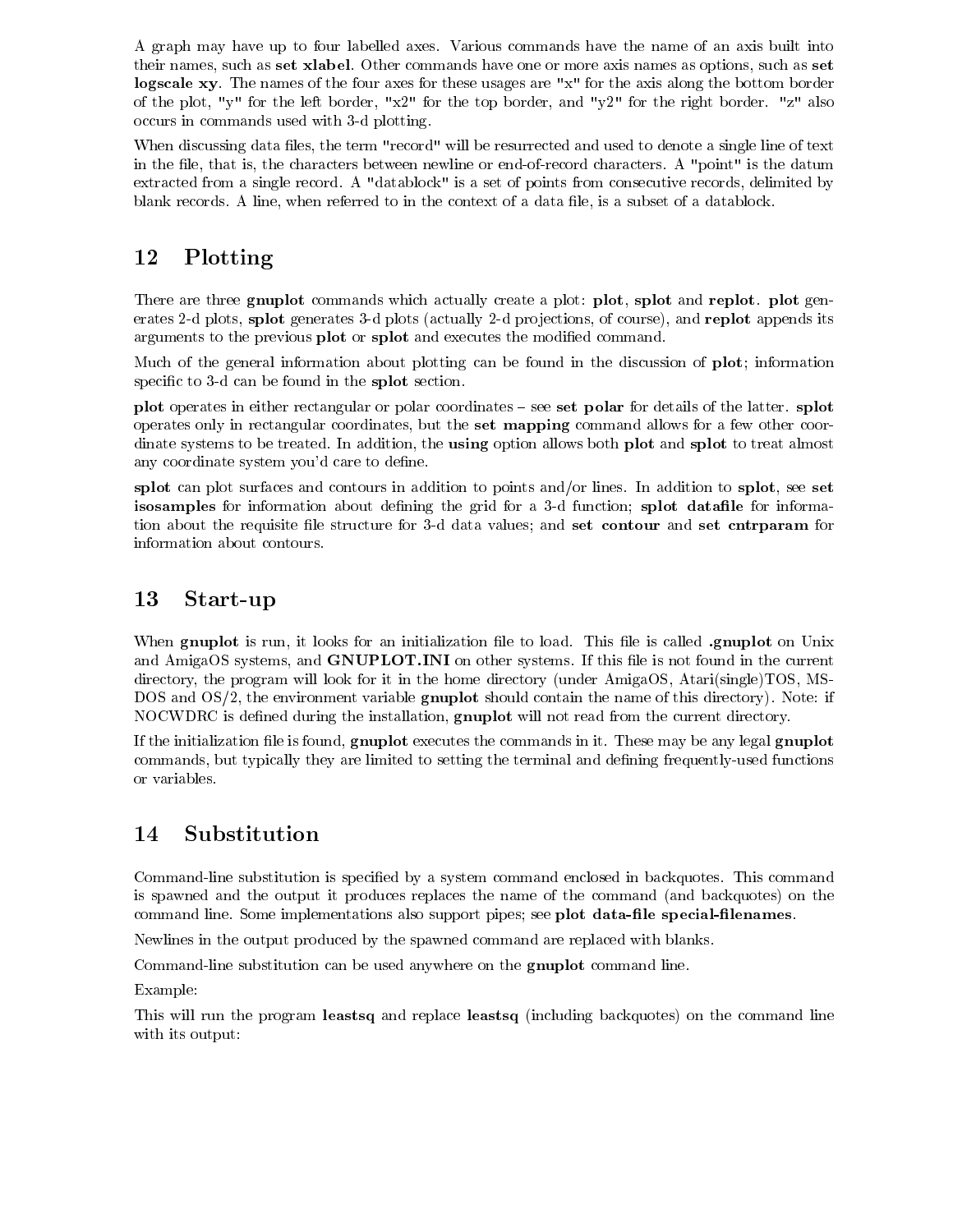A graph may have up to four labelled axes. Various commands have the name of an axis built into their names, such as **set xlabel**. Other commands have one or more axis names as options, such as **set logscale xy**. The names of the four axes for these usages are "x" for the axis along the bottom border of the plot, "y" for the left border, "x2" for the top border, and "y2" for the right border. "z" also occurs in commands used with 3-d plotting.

When discussing data files, the term "record" will be resurrected and used to denote a single line of text in the file, that is, the characters between newline or end-of-record characters. A "point" is the datum extracted from a single record. A "datablock" is a set of points from consecutive records, delimited by blank records. A line, when referred to in the context of a data file, is a subset of a datablock.

# 12 Plotting

There are three **gnuplot** commands which actually create a plot: **plot**, **splot** and **replot**. **plot** generates 2-d plots, **splot** generates 3-d plots (actually 2-d projections, of course), and **replot** appends its arguments to the previous **plot** or **splot** and executes the modified command.

Much of the general information about plotting can be found in the discussion of **plot**; information specific to 3-d can be found in the **splot** section.

**plot** operates in either rectangular or polar coordinates – see **set polar** for details of the latter. **splot** operates only in rectangular coordinates, but the **set mapping** command allows for a few other coordinate systems to be treated. In addition, the **using** option allows both **plot** and **splot** to treat almost any coordinate system you'd care to define.

**splot** can plot surfaces and contours in addition to points and/or lines. In addition to **splot**, see **set isosamples** for information about defining the grid for a 3-d function; **splot datafile** for information about the requisite file structure for 3-d data values; and **set contour** and **set cntrparam** for information about contours.

# 13 Start-up

When **gnuplot** is run, it looks for an initialization file to load. This file is called **.gnuplot** on Unix and AmigaOS systems, and **GNUPLOT.INI** on other systems. If this file is not found in the current directory, the program will look for it in the home directory (under AmigaOS, Atari(single)TOS, MS-DOS and OS/2, the environment variable **gnuplot** should contain the name of this directory). Note: if NOCWDRC is defined during the installation, **gnuplot** will not read from the current directory.

If the initialization file is found, **gnuplot** executes the commands in it. These may be any legal **gnuplot** commands, but typically they are limited to setting the terminal and defining frequently-used functions or variables.

# 14 Substitution

Command-line substitution is specified by a system command enclosed in backquotes. This command is spawned and the output it produces replaces the name of the command (and backquotes) on the command line. Some implementations also support pipes; see **plot data-file special-filenames**.

Newlines in the output produced by the spawned command are replaced with blanks.

Command-line substitution can be used anywhere on the **gnuplot** command line.

Example:

This will run the program **leastsq** and replace **leastsq** (including backquotes) on the command line with its output: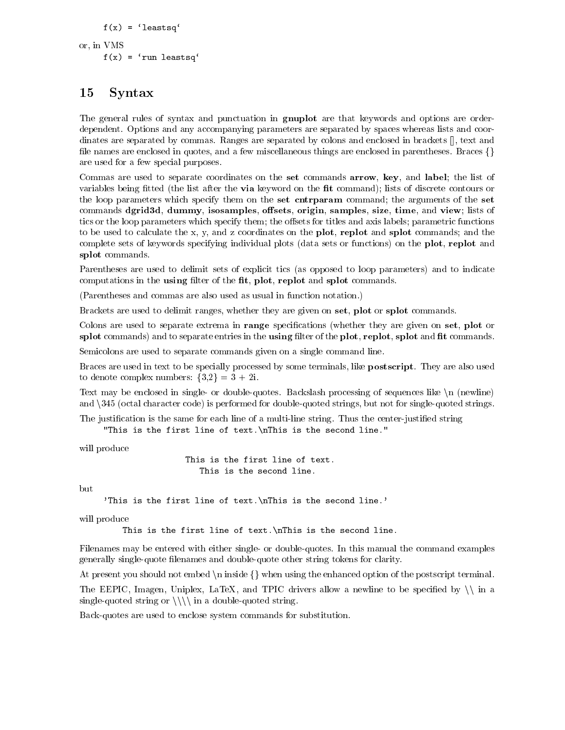```
f(x) = `leastsq`
```

or, in VMS

```
f(x) = `run leastsq`
```

# 15 Syntax

The general rules of syntax and punctuation in **gnuplot** are that keywords and options are order-dependent. Options and any accompanying parameters are separated by spaces whereas lists and coordinates are separated by commas. Ranges are separated by colons and enclosed in brackets [], text and file names are enclosed in quotes, and a few miscellaneous things are enclosed in parentheses. Braces {} are used for a few special purposes.

Commas are used to separate coordinates on the **set** commands **arrow**, **key**, and **label**; the list of variables being fitted (the list after the **via** keyword on the **fit** command); lists of discrete contours or the loop parameters which specify them on the **set cntrparam** command; the arguments of the **set** commands **dgrid3d**, **dummy**, **isosamples**, **offsets**, **origin**, **samples**, **size**, **time**, and **view**; lists of tics or the loop parameters which specify them; the offsets for titles and axis labels; parametric functions to be used to calculate the x, y, and z coordinates on the **plot**, **replot** and **splot** commands; and the complete sets of keywords specifying individual plots (data sets or functions) on the **plot**, **replot** and **splot** commands.

Parentheses are used to delimit sets of explicit tics (as opposed to loop parameters) and to indicate computations in the **using** filter of the **fit**, **plot**, **replot** and **splot** commands.

(Parentheses and commas are also used as usual in function notation.)

Brackets are used to delimit ranges, whether they are given on **set**, **plot** or **splot** commands.

Colons are used to separate extrema in **range** specifications (whether they are given on **set**, **plot** or **splot** commands) and to separate entries in the **using** filter of the **plot**, **replot**, **splot** and **fit** commands.

Semicolons are used to separate commands given on a single command line.

Braces are used in text to be specially processed by some terminals, like **postscript**. They are also used to denote complex numbers: {3,2} = 3 + 2i.

Text may be enclosed in single- or double-quotes. Backslash processing of sequences like \n (newline) and \345 (octal character code) is performed for double-quoted strings, but not for single-quoted strings.

The justification is the same for each line of a multi-line string. Thus the center-justified string

```
"This is the first line of text.\nThis is the second line."
```

will produce

```
                    This is the first line of text.
                       This is the second line.
```

but

```
'This is the first line of text.\nThis is the second line.'
```

will produce

```
    This is the first line of text.\nThis is the second line.
```

Filenames may be entered with either single- or double-quotes. In this manual the command examples generally single-quote filenames and double-quote other string tokens for clarity.

At present you should not embed \n inside {} when using the enhanced option of the postscript terminal.

The EEPIC, Imagen, Uniplex, LaTeX, and TPIC drivers allow a newline to be specified by \\ in a single-quoted string or \\\\ in a double-quoted string.

Back-quotes are used to enclose system commands for substitution.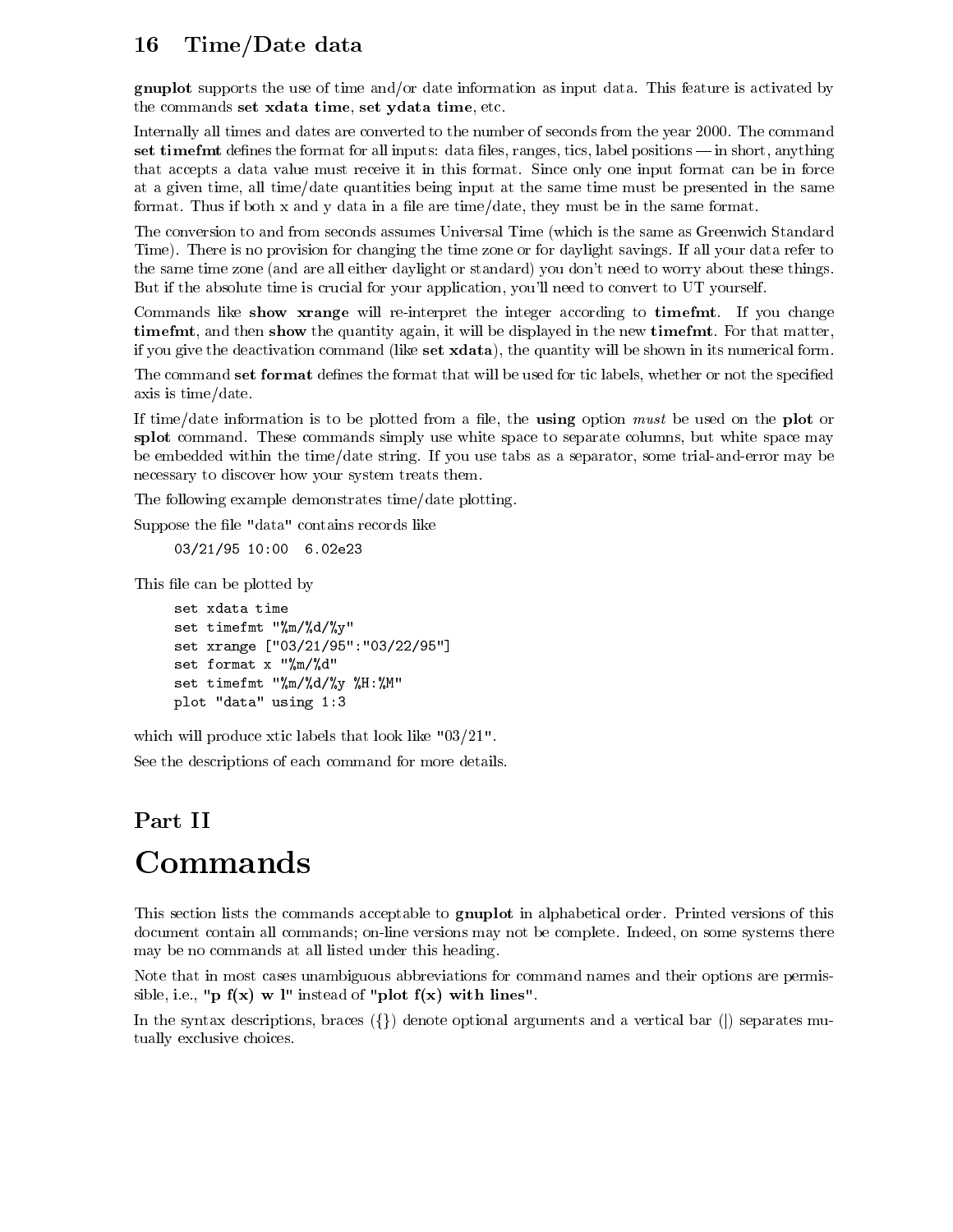## 16 Time/Date data

**gnuplot** supports the use of time and/or date information as input data. This feature is activated by the commands **set xdata time**, **set ydata time**, etc.

Internally all times and dates are converted to the number of seconds from the year 2000. The command **set timefmt** defines the format for all inputs: data files, ranges, tics, label positions — in short, anything that accepts a data value must receive it in this format. Since only one input format can be in force at a given time, all time/date quantities being input at the same time must be presented in the same format. Thus if both x and y data in a file are time/date, they must be in the same format.

The conversion to and from seconds assumes Universal Time (which is the same as Greenwich Standard Time). There is no provision for changing the time zone or for daylight savings. If all your data refer to the same time zone (and are all either daylight or standard) you don't need to worry about these things. But if the absolute time is crucial for your application, you'll need to convert to UT yourself.

Commands like **show xrange** will re-interpret the integer according to **timefmt**. If you change **timefmt**, and then **show** the quantity again, it will be displayed in the new **timefmt**. For that matter, if you give the deactivation command (like **set xdata**), the quantity will be shown in its numerical form.

The command **set format** defines the format that will be used for tic labels, whether or not the specified axis is time/date.

If time/date information is to be plotted from a file, the **using** option *must* be used on the **plot** or **splot** command. These commands simply use white space to separate columns, but white space may be embedded within the time/date string. If you use tabs as a separator, some trial-and-error may be necessary to discover how your system treats them.

The following example demonstrates time/date plotting.

Suppose the file "data" contains records like

```
03/21/95 10:00  6.02e23
```

This file can be plotted by

```
set xdata time
set timefmt "%m/%d/%y"
set xrange ["03/21/95":"03/22/95"]
set format x "%m/%d"
set timefmt "%m/%d/%y %H:%M"
plot "data" using 1:3
```

which will produce xtic labels that look like "03/21".

See the descriptions of each command for more details.

# Part II
# Commands

This section lists the commands acceptable to **gnuplot** in alphabetical order. Printed versions of this document contain all commands; on-line versions may not be complete. Indeed, on some systems there may be no commands at all listed under this heading.

Note that in most cases unambiguous abbreviations for command names and their options are permissible, i.e., **"p f(x) w l"** instead of **"plot f(x) with lines"**.

In the syntax descriptions, braces ({}) denote optional arguments and a vertical bar (|) separates mutually exclusive choices.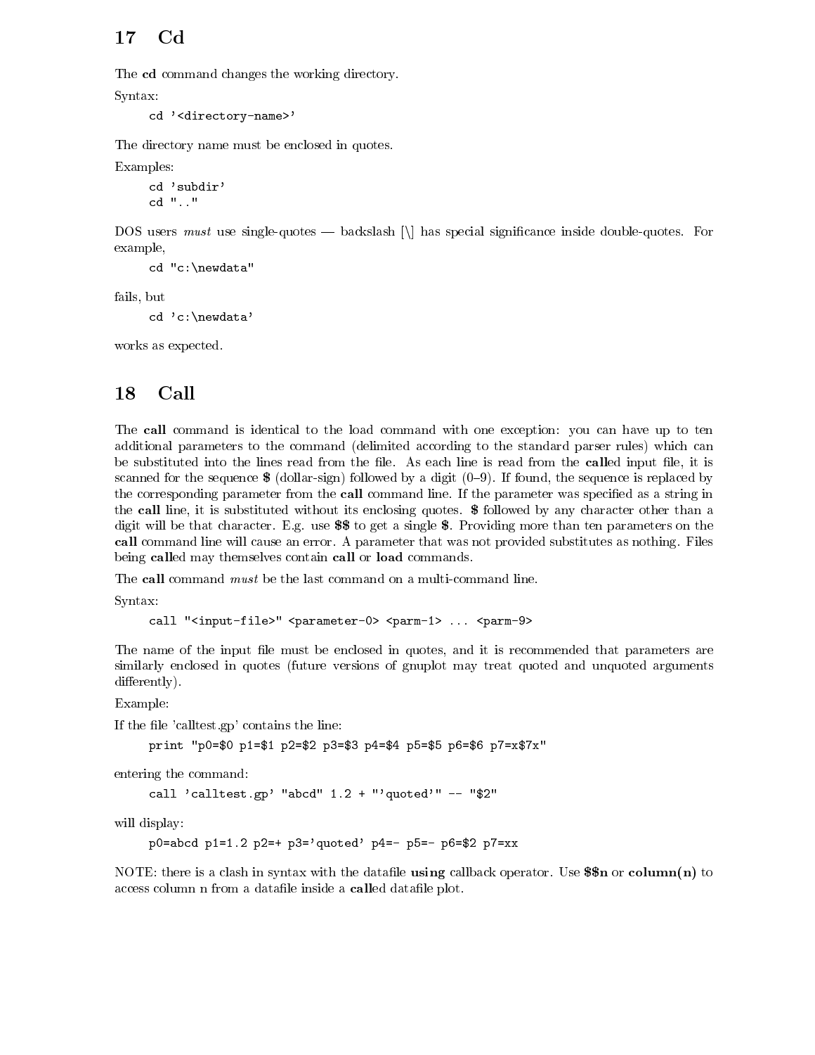## 17 Cd

The **cd** command changes the working directory.

Syntax:

```
cd '<directory-name>'
```

The directory name must be enclosed in quotes.

Examples:

```
cd 'subdir'
cd ".."
```

DOS users *must* use single-quotes — backslash [\] has special significance inside double-quotes. For example,

```
cd "c:\newdata"
```

fails, but

```
cd 'c:\newdata'
```

works as expected.

## 18 Call

The **call** command is identical to the load command with one exception: you can have up to ten additional parameters to the command (delimited according to the standard parser rules) which can be substituted into the lines read from the file. As each line is read from the **call**ed input file, it is scanned for the sequence **$** (dollar-sign) followed by a digit (0–9). If found, the sequence is replaced by the corresponding parameter from the **call** command line. If the parameter was specified as a string in the **call** line, it is substituted without its enclosing quotes. **$** followed by any character other than a digit will be that character. E.g. use **$$** to get a single **$**. Providing more than ten parameters on the **call** command line will cause an error. A parameter that was not provided substitutes as nothing. Files being **call**ed may themselves contain **call** or **load** commands.

The **call** command *must* be the last command on a multi-command line.

Syntax:

```
call "<input-file>" <parameter-0> <parm-1> ... <parm-9>
```

The name of the input file must be enclosed in quotes, and it is recommended that parameters are similarly enclosed in quotes (future versions of gnuplot may treat quoted and unquoted arguments differently).

Example:

If the file 'calltest.gp' contains the line:

```
print "p0=$0 p1=$1 p2=$2 p3=$3 p4=$4 p5=$5 p6=$6 p7=x$7x"
```

entering the command:

```
call 'calltest.gp' "abcd" 1.2 + "'quoted'" -- "$2"
```

will display:

```
p0=abcd p1=1.2 p2=+ p3='quoted' p4=- p5=- p6=$2 p7=xx
```

NOTE: there is a clash in syntax with the datafile **using** callback operator. Use **$$n** or **column(n)** to access column n from a datafile inside a **call**ed datafile plot.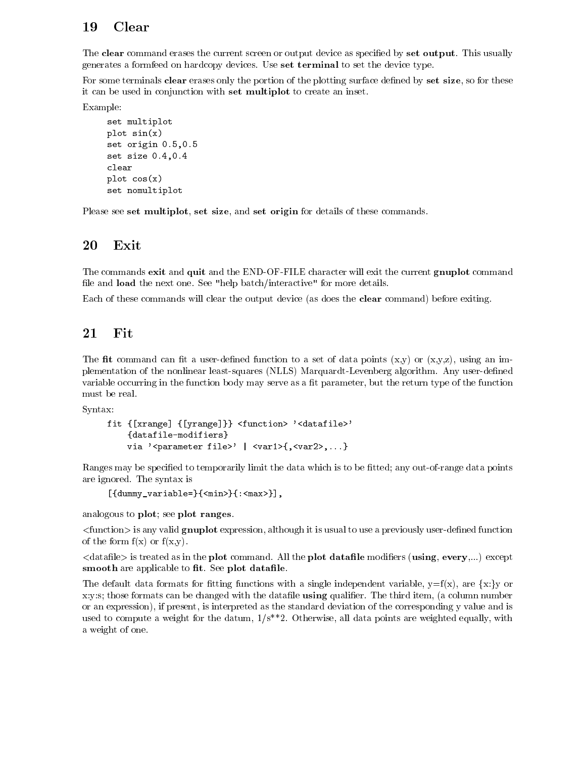# 19 Clear

The **clear** command erases the current screen or output device as specified by **set output**. This usually generates a formfeed on hardcopy devices. Use **set terminal** to set the device type.

For some terminals **clear** erases only the portion of the plotting surface defined by **set size**, so for these it can be used in conjunction with **set multiplot** to create an inset.

Example:

```
set multiplot
plot sin(x)
set origin 0.5,0.5
set size 0.4,0.4
clear
plot cos(x)
set nomultiplot
```

Please see **set multiplot**, **set size**, and **set origin** for details of these commands.

# 20 Exit

The commands **exit** and **quit** and the END-OF-FILE character will exit the current **gnuplot** command file and **load** the next one. See "help batch/interactive" for more details.

Each of these commands will clear the output device (as does the **clear** command) before exiting.

# 21 Fit

The **fit** command can fit a user-defined function to a set of data points (x,y) or (x,y,z), using an implementation of the nonlinear least-squares (NLLS) Marquardt-Levenberg algorithm. Any user-defined variable occurring in the function body may serve as a fit parameter, but the return type of the function must be real.

Syntax:

```
fit {[xrange] {[yrange]}} <function> '<datafile>'
    {datafile-modifiers}
    via '<parameter file>' | <var1>{,<var2>,...}
```

Ranges may be specified to temporarily limit the data which is to be fitted; any out-of-range data points are ignored. The syntax is

```
[{dummy_variable=}{<min>}{:<max>}],
```

analogous to **plot**; see **plot ranges**.

<function> is any valid **gnuplot** expression, although it is usual to use a previously user-defined function of the form f(x) or f(x,y).

<datafile> is treated as in the **plot** command. All the **plot datafile** modifiers (**using**, **every**,...) except **smooth** are applicable to **fit**. See **plot datafile**.

The default data formats for fitting functions with a single independent variable, y=f(x), are {x:}y or x:y:s; those formats can be changed with the datafile **using** qualifier. The third item, (a column number or an expression), if present, is interpreted as the standard deviation of the corresponding y value and is used to compute a weight for the datum, 1/s**2. Otherwise, all data points are weighted equally, with a weight of one.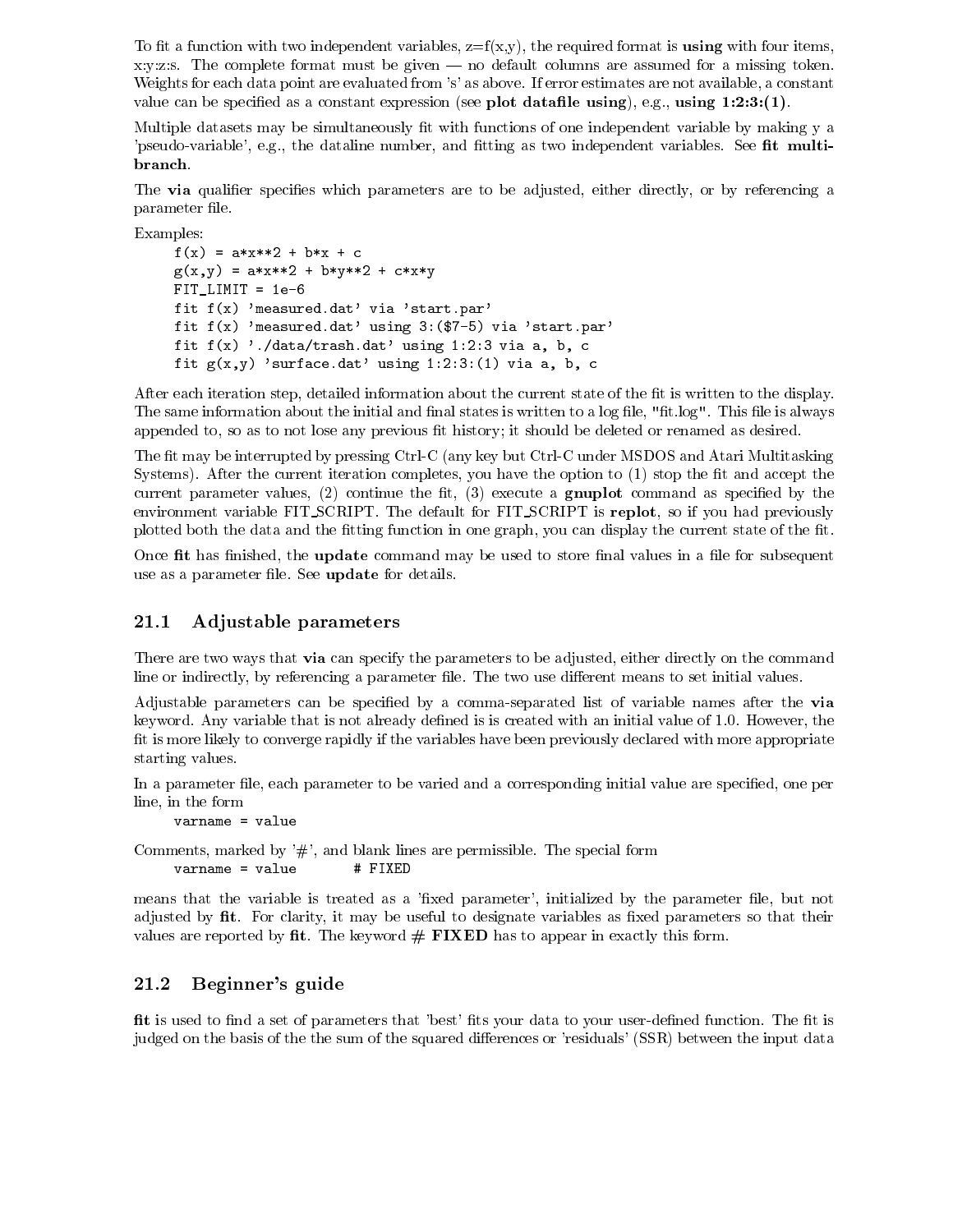To fit a function with two independent variables, z=f(x,y), the required format is **using** with four items, x:y:z:s. The complete format must be given — no default columns are assumed for a missing token. Weights for each data point are evaluated from 's' as above. If error estimates are not available, a constant value can be specified as a constant expression (see **plot datafile using**), e.g., **using 1:2:3:(1)**.

Multiple datasets may be simultaneously fit with functions of one independent variable by making y a 'pseudo-variable', e.g., the dataline number, and fitting as two independent variables. See **fit multi-branch**.

The **via** qualifier specifies which parameters are to be adjusted, either directly, or by referencing a parameter file.

Examples:

```
f(x) = a*x**2 + b*x + c
g(x,y) = a*x**2 + b*y**2 + c*x*y
FIT_LIMIT = 1e-6
fit f(x) 'measured.dat' via 'start.par'
fit f(x) 'measured.dat' using 3:($7-5) via 'start.par'
fit f(x) './data/trash.dat' using 1:2:3 via a, b, c
fit g(x,y) 'surface.dat' using 1:2:3:(1) via a, b, c
```

After each iteration step, detailed information about the current state of the fit is written to the display. The same information about the initial and final states is written to a log file, "fit.log". This file is always appended to, so as to not lose any previous fit history; it should be deleted or renamed as desired.

The fit may be interrupted by pressing Ctrl-C (any key but Ctrl-C under MSDOS and Atari Multitasking Systems). After the current iteration completes, you have the option to (1) stop the fit and accept the current parameter values, (2) continue the fit, (3) execute a **gnuplot** command as specified by the environment variable FIT_SCRIPT. The default for FIT_SCRIPT is **replot**, so if you had previously plotted both the data and the fitting function in one graph, you can display the current state of the fit.

Once **fit** has finished, the **update** command may be used to store final values in a file for subsequent use as a parameter file. See **update** for details.

## 21.1 Adjustable parameters

There are two ways that **via** can specify the parameters to be adjusted, either directly on the command line or indirectly, by referencing a parameter file. The two use different means to set initial values.

Adjustable parameters can be specified by a comma-separated list of variable names after the **via** keyword. Any variable that is not already defined is is created with an initial value of 1.0. However, the fit is more likely to converge rapidly if the variables have been previously declared with more appropriate starting values.

In a parameter file, each parameter to be varied and a corresponding initial value are specified, one per line, in the form

```
varname = value
```

Comments, marked by '#', and blank lines are permissible. The special form

```
varname = value       # FIXED
```

means that the variable is treated as a 'fixed parameter', initialized by the parameter file, but not adjusted by **fit**. For clarity, it may be useful to designate variables as fixed parameters so that their values are reported by **fit**. The keyword **# FIXED** has to appear in exactly this form.

## 21.2 Beginner's guide

**fit** is used to find a set of parameters that 'best' fits your data to your user-defined function. The fit is judged on the basis of the the sum of the squared differences or 'residuals' (SSR) between the input data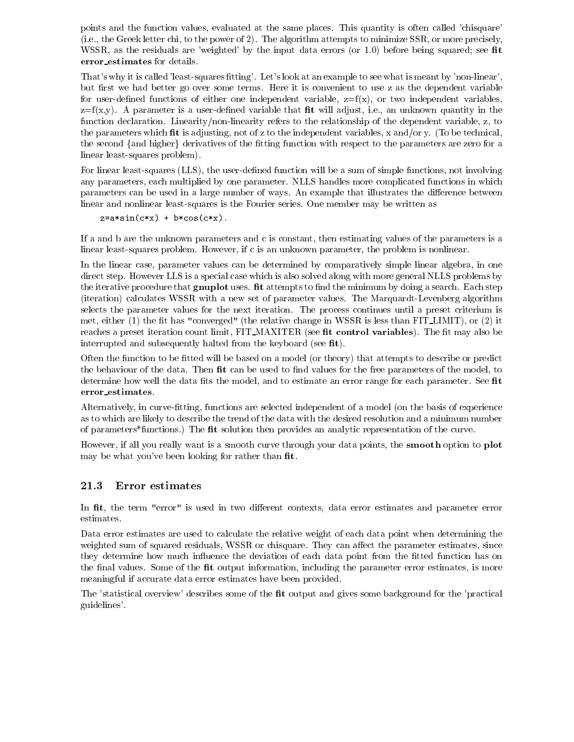points and the function values, evaluated at the same places. This quantity is often called 'chisquare' (i.e., the Greek letter chi, to the power of 2). The algorithm attempts to minimize SSR, or more precisely, WSSR, as the residuals are 'weighted' by the input data errors (or 1.0) before being squared; see **fit error_estimates** for details.

That's why it is called 'least-squares fitting'. Let's look at an example to see what is meant by 'non-linear', but first we had better go over some terms. Here it is convenient to use z as the dependent variable for user-defined functions of either one independent variable, z=f(x), or two independent variables, z=f(x,y). A parameter is a user-defined variable that **fit** will adjust, i.e., an unknown quantity in the function declaration. Linearity/non-linearity refers to the relationship of the dependent variable, z, to the parameters which **fit** is adjusting, not of z to the independent variables, x and/or y. (To be technical, the second {and higher} derivatives of the fitting function with respect to the parameters are zero for a linear least-squares problem).

For linear least-squares (LLS), the user-defined function will be a sum of simple functions, not involving any parameters, each multiplied by one parameter. NLLS handles more complicated functions in which parameters can be used in a large number of ways. An example that illustrates the difference between linear and nonlinear least-squares is the Fourier series. One member may be written as

```
z=a*sin(c*x) + b*cos(c*x).
```

If a and b are the unknown parameters and c is constant, then estimating values of the parameters is a linear least-squares problem. However, if c is an unknown parameter, the problem is nonlinear.

In the linear case, parameter values can be determined by comparatively simple linear algebra, in one direct step. However LLS is a special case which is also solved along with more general NLLS problems by the iterative procedure that **gnuplot** uses. **fit** attempts to find the minimum by doing a search. Each step (iteration) calculates WSSR with a new set of parameter values. The Marquardt-Levenberg algorithm selects the parameter values for the next iteration. The process continues until a preset criterium is met, either (1) the fit has "converged" (the relative change in WSSR is less than FIT_LIMIT), or (2) it reaches a preset iteration count limit, FIT_MAXITER (see **fit control variables**). The fit may also be interrupted and subsequently halted from the keyboard (see **fit**).

Often the function to be fitted will be based on a model (or theory) that attempts to describe or predict the behaviour of the data. Then **fit** can be used to find values for the free parameters of the model, to determine how well the data fits the model, and to estimate an error range for each parameter. See **fit error_estimates**.

Alternatively, in curve-fitting, functions are selected independent of a model (on the basis of experience as to which are likely to describe the trend of the data with the desired resolution and a minimum number of parameters*functions.) The **fit** solution then provides an analytic representation of the curve.

However, if all you really want is a smooth curve through your data points, the **smooth** option to **plot** may be what you've been looking for rather than **fit**.

## 21.3 Error estimates

In **fit**, the term "error" is used in two different contexts, data error estimates and parameter error estimates.

Data error estimates are used to calculate the relative weight of each data point when determining the weighted sum of squared residuals, WSSR or chisquare. They can affect the parameter estimates, since they determine how much influence the deviation of each data point from the fitted function has on the final values. Some of the **fit** output information, including the parameter error estimates, is more meaningful if accurate data error estimates have been provided.

The 'statistical overview' describes some of the **fit** output and gives some background for the 'practical guidelines'.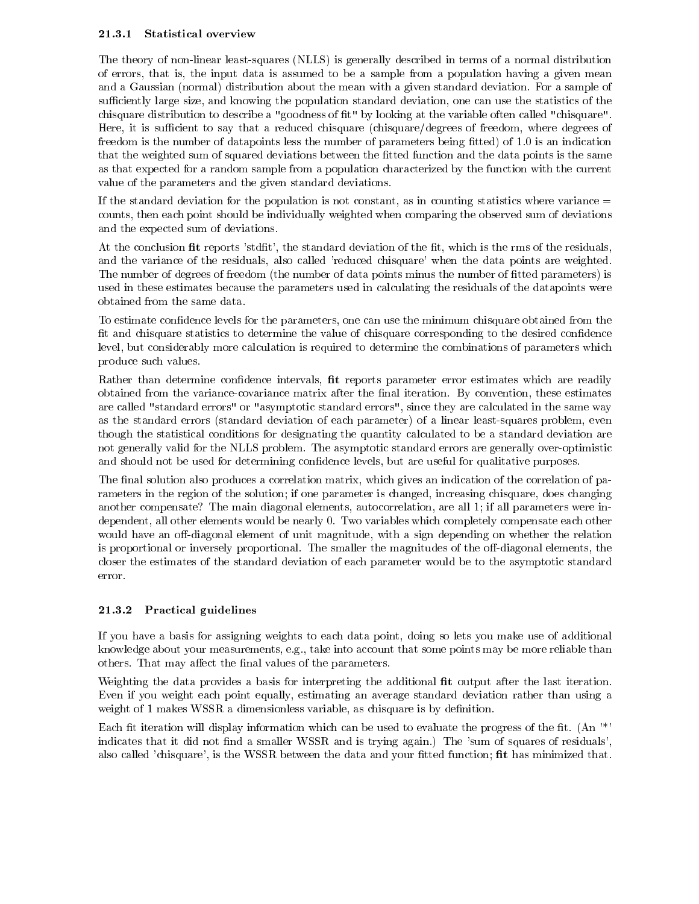### 21.3.1 Statistical overview

The theory of non-linear least-squares (NLLS) is generally described in terms of a normal distribution of errors, that is, the input data is assumed to be a sample from a population having a given mean and a Gaussian (normal) distribution about the mean with a given standard deviation. For a sample of sufficiently large size, and knowing the population standard deviation, one can use the statistics of the chisquare distribution to describe a "goodness of fit" by looking at the variable often called "chisquare". Here, it is sufficient to say that a reduced chisquare (chisquare/degrees of freedom, where degrees of freedom is the number of datapoints less the number of parameters being fitted) of 1.0 is an indication that the weighted sum of squared deviations between the fitted function and the data points is the same as that expected for a random sample from a population characterized by the function with the current value of the parameters and the given standard deviations.

If the standard deviation for the population is not constant, as in counting statistics where variance = counts, then each point should be individually weighted when comparing the observed sum of deviations and the expected sum of deviations.

At the conclusion **fit** reports 'stdfit', the standard deviation of the fit, which is the rms of the residuals, and the variance of the residuals, also called 'reduced chisquare' when the data points are weighted. The number of degrees of freedom (the number of data points minus the number of fitted parameters) is used in these estimates because the parameters used in calculating the residuals of the datapoints were obtained from the same data.

To estimate confidence levels for the parameters, one can use the minimum chisquare obtained from the fit and chisquare statistics to determine the value of chisquare corresponding to the desired confidence level, but considerably more calculation is required to determine the combinations of parameters which produce such values.

Rather than determine confidence intervals, **fit** reports parameter error estimates which are readily obtained from the variance-covariance matrix after the final iteration. By convention, these estimates are called "standard errors" or "asymptotic standard errors", since they are calculated in the same way as the standard errors (standard deviation of each parameter) of a linear least-squares problem, even though the statistical conditions for designating the quantity calculated to be a standard deviation are not generally valid for the NLLS problem. The asymptotic standard errors are generally over-optimistic and should not be used for determining confidence levels, but are useful for qualitative purposes.

The final solution also produces a correlation matrix, which gives an indication of the correlation of parameters in the region of the solution; if one parameter is changed, increasing chisquare, does changing another compensate? The main diagonal elements, autocorrelation, are all 1; if all parameters were independent, all other elements would be nearly 0. Two variables which completely compensate each other would have an off-diagonal element of unit magnitude, with a sign depending on whether the relation is proportional or inversely proportional. The smaller the magnitudes of the off-diagonal elements, the closer the estimates of the standard deviation of each parameter would be to the asymptotic standard error.

### 21.3.2 Practical guidelines

If you have a basis for assigning weights to each data point, doing so lets you make use of additional knowledge about your measurements, e.g., take into account that some points may be more reliable than others. That may affect the final values of the parameters.

Weighting the data provides a basis for interpreting the additional **fit** output after the last iteration. Even if you weight each point equally, estimating an average standard deviation rather than using a weight of 1 makes WSSR a dimensionless variable, as chisquare is by definition.

Each fit iteration will display information which can be used to evaluate the progress of the fit. (An '*' indicates that it did not find a smaller WSSR and is trying again.) The 'sum of squares of residuals', also called 'chisquare', is the WSSR between the data and your fitted function; **fit** has minimized that.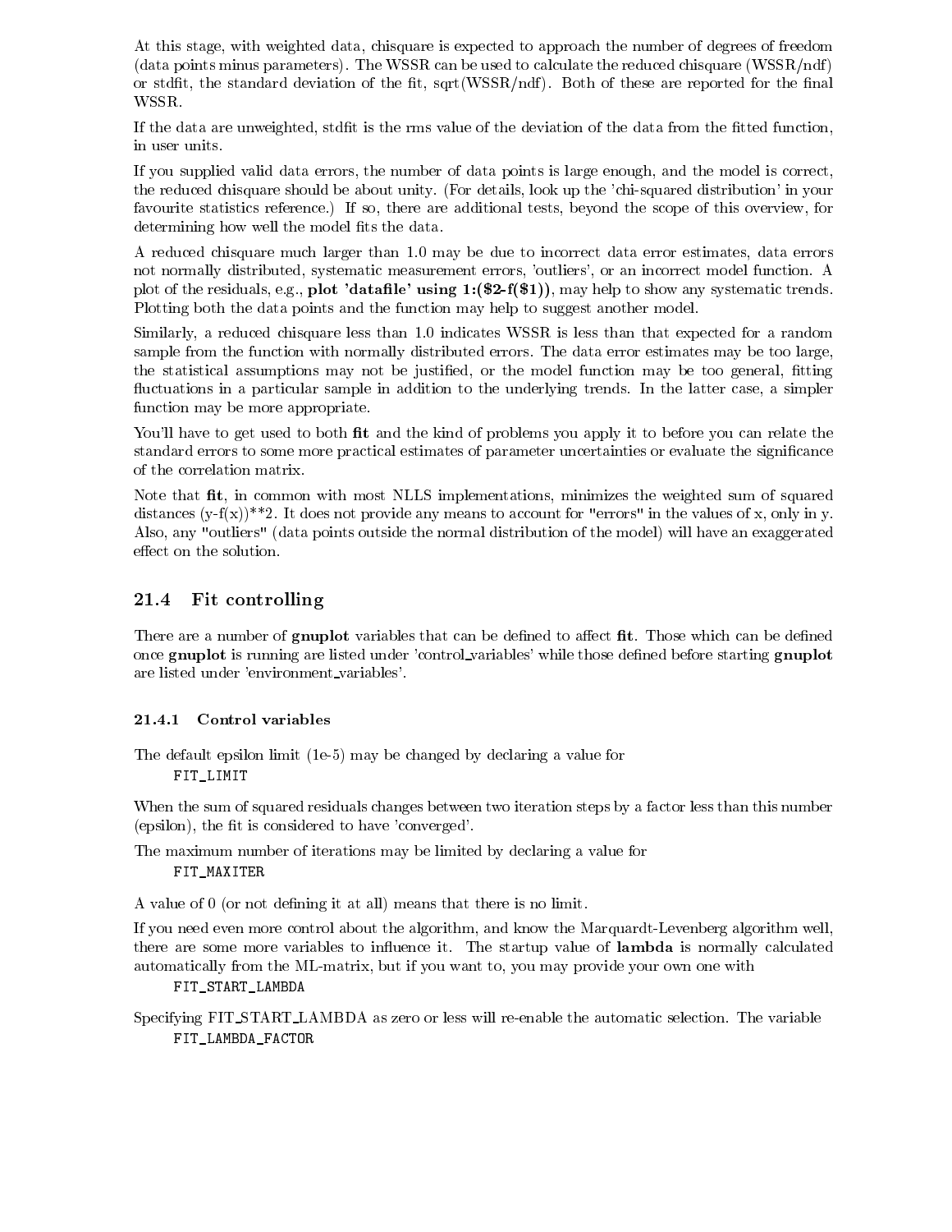At this stage, with weighted data, chisquare is expected to approach the number of degrees of freedom (data points minus parameters). The WSSR can be used to calculate the reduced chisquare (WSSR/ndf) or stdfit, the standard deviation of the fit, sqrt(WSSR/ndf). Both of these are reported for the final WSSR.

If the data are unweighted, stdfit is the rms value of the deviation of the data from the fitted function, in user units.

If you supplied valid data errors, the number of data points is large enough, and the model is correct, the reduced chisquare should be about unity. (For details, look up the 'chi-squared distribution' in your favourite statistics reference.) If so, there are additional tests, beyond the scope of this overview, for determining how well the model fits the data.

A reduced chisquare much larger than 1.0 may be due to incorrect data error estimates, data errors not normally distributed, systematic measurement errors, 'outliers', or an incorrect model function. A plot of the residuals, e.g., **plot 'datafile' using 1:($2-f($1))**, may help to show any systematic trends. Plotting both the data points and the function may help to suggest another model.

Similarly, a reduced chisquare less than 1.0 indicates WSSR is less than that expected for a random sample from the function with normally distributed errors. The data error estimates may be too large, the statistical assumptions may not be justified, or the model function may be too general, fitting fluctuations in a particular sample in addition to the underlying trends. In the latter case, a simpler function may be more appropriate.

You'll have to get used to both **fit** and the kind of problems you apply it to before you can relate the standard errors to some more practical estimates of parameter uncertainties or evaluate the significance of the correlation matrix.

Note that **fit**, in common with most NLLS implementations, minimizes the weighted sum of squared distances (y-f(x))**2. It does not provide any means to account for "errors" in the values of x, only in y. Also, any "outliers" (data points outside the normal distribution of the model) will have an exaggerated effect on the solution.

## 21.4 Fit controlling

There are a number of **gnuplot** variables that can be defined to affect **fit**. Those which can be defined once **gnuplot** is running are listed under 'control_variables' while those defined before starting **gnuplot** are listed under 'environment_variables'.

### 21.4.1 Control variables

The default epsilon limit (1e-5) may be changed by declaring a value for

```
FIT_LIMIT
```

When the sum of squared residuals changes between two iteration steps by a factor less than this number (epsilon), the fit is considered to have 'converged'.

The maximum number of iterations may be limited by declaring a value for

```
FIT_MAXITER
```

A value of 0 (or not defining it at all) means that there is no limit.

If you need even more control about the algorithm, and know the Marquardt-Levenberg algorithm well, there are some more variables to influence it. The startup value of **lambda** is normally calculated automatically from the ML-matrix, but if you want to, you may provide your own one with

```
FIT_START_LAMBDA
```

Specifying FIT_START_LAMBDA as zero or less will re-enable the automatic selection. The variable

```
FIT_LAMBDA_FACTOR
```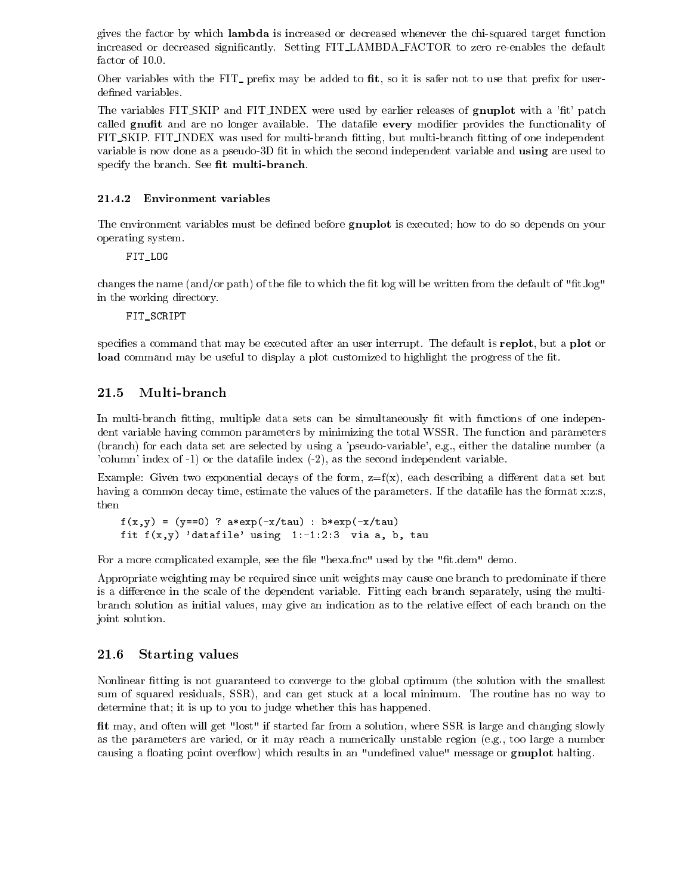gives the factor by which **lambda** is increased or decreased whenever the chi-squared target function increased or decreased significantly. Setting FIT_LAMBDA_FACTOR to zero re-enables the default factor of 10.0.

Oher variables with the FIT_ prefix may be added to **fit**, so it is safer not to use that prefix for user-defined variables.

The variables FIT_SKIP and FIT_INDEX were used by earlier releases of **gnuplot** with a 'fit' patch called **gnufit** and are no longer available. The datafile **every** modifier provides the functionality of FIT_SKIP. FIT_INDEX was used for multi-branch fitting, but multi-branch fitting of one independent variable is now done as a pseudo-3D fit in which the second independent variable and **using** are used to specify the branch. See **fit multi-branch**.

### 21.4.2 Environment variables

The environment variables must be defined before **gnuplot** is executed; how to do so depends on your operating system.

```
FIT_LOG
```

changes the name (and/or path) of the file to which the fit log will be written from the default of "fit.log" in the working directory.

```
FIT_SCRIPT
```

specifies a command that may be executed after an user interrupt. The default is **replot**, but a **plot** or **load** command may be useful to display a plot customized to highlight the progress of the fit.

## 21.5 Multi-branch

In multi-branch fitting, multiple data sets can be simultaneously fit with functions of one independent variable having common parameters by minimizing the total WSSR. The function and parameters (branch) for each data set are selected by using a 'pseudo-variable', e.g., either the dataline number (a 'column' index of -1) or the datafile index (-2), as the second independent variable.

Example: Given two exponential decays of the form, z=f(x), each describing a different data set but having a common decay time, estimate the values of the parameters. If the datafile has the format x:z:s, then

```
f(x,y) = (y==0) ? a*exp(-x/tau) : b*exp(-x/tau)
fit f(x,y) 'datafile' using  1:-1:2:3  via a, b, tau
```

For a more complicated example, see the file "hexa.fnc" used by the "fit.dem" demo.

Appropriate weighting may be required since unit weights may cause one branch to predominate if there is a difference in the scale of the dependent variable. Fitting each branch separately, using the multi-branch solution as initial values, may give an indication as to the relative effect of each branch on the joint solution.

## 21.6 Starting values

Nonlinear fitting is not guaranteed to converge to the global optimum (the solution with the smallest sum of squared residuals, SSR), and can get stuck at a local minimum. The routine has no way to determine that; it is up to you to judge whether this has happened.

**fit** may, and often will get "lost" if started far from a solution, where SSR is large and changing slowly as the parameters are varied, or it may reach a numerically unstable region (e.g., too large a number causing a floating point overflow) which results in an "undefined value" message or **gnuplot** halting.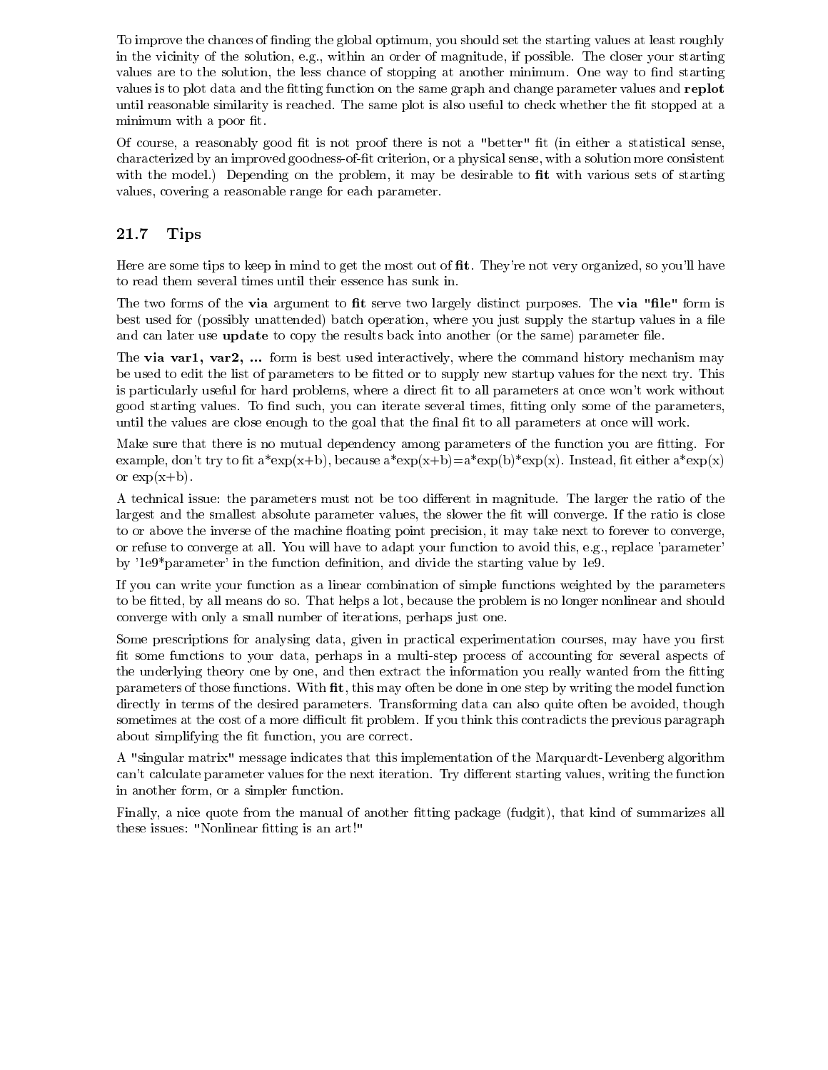To improve the chances of finding the global optimum, you should set the starting values at least roughly in the vicinity of the solution, e.g., within an order of magnitude, if possible. The closer your starting values are to the solution, the less chance of stopping at another minimum. One way to find starting values is to plot data and the fitting function on the same graph and change parameter values and **replot** until reasonable similarity is reached. The same plot is also useful to check whether the fit stopped at a minimum with a poor fit.

Of course, a reasonably good fit is not proof there is not a "better" fit (in either a statistical sense, characterized by an improved goodness-of-fit criterion, or a physical sense, with a solution more consistent with the model.) Depending on the problem, it may be desirable to **fit** with various sets of starting values, covering a reasonable range for each parameter.

## 21.7 Tips

Here are some tips to keep in mind to get the most out of **fit**. They're not very organized, so you'll have to read them several times until their essence has sunk in.

The two forms of the **via** argument to **fit** serve two largely distinct purposes. The **via "file"** form is best used for (possibly unattended) batch operation, where you just supply the startup values in a file and can later use **update** to copy the results back into another (or the same) parameter file.

The **via var1, var2, ...** form is best used interactively, where the command history mechanism may be used to edit the list of parameters to be fitted or to supply new startup values for the next try. This is particularly useful for hard problems, where a direct fit to all parameters at once won't work without good starting values. To find such, you can iterate several times, fitting only some of the parameters, until the values are close enough to the goal that the final fit to all parameters at once will work.

Make sure that there is no mutual dependency among parameters of the function you are fitting. For example, don't try to fit a*exp(x+b), because a*exp(x+b)=a*exp(b)*exp(x). Instead, fit either a*exp(x) or exp(x+b).

A technical issue: the parameters must not be too different in magnitude. The larger the ratio of the largest and the smallest absolute parameter values, the slower the fit will converge. If the ratio is close to or above the inverse of the machine floating point precision, it may take next to forever to converge, or refuse to converge at all. You will have to adapt your function to avoid this, e.g., replace 'parameter' by '1e9*parameter' in the function definition, and divide the starting value by 1e9.

If you can write your function as a linear combination of simple functions weighted by the parameters to be fitted, by all means do so. That helps a lot, because the problem is no longer nonlinear and should converge with only a small number of iterations, perhaps just one.

Some prescriptions for analysing data, given in practical experimentation courses, may have you first fit some functions to your data, perhaps in a multi-step process of accounting for several aspects of the underlying theory one by one, and then extract the information you really wanted from the fitting parameters of those functions. With **fit**, this may often be done in one step by writing the model function directly in terms of the desired parameters. Transforming data can also quite often be avoided, though sometimes at the cost of a more difficult fit problem. If you think this contradicts the previous paragraph about simplifying the fit function, you are correct.

A "singular matrix" message indicates that this implementation of the Marquardt-Levenberg algorithm can't calculate parameter values for the next iteration. Try different starting values, writing the function in another form, or a simpler function.

Finally, a nice quote from the manual of another fitting package (fudgit), that kind of summarizes all these issues: "Nonlinear fitting is an art!"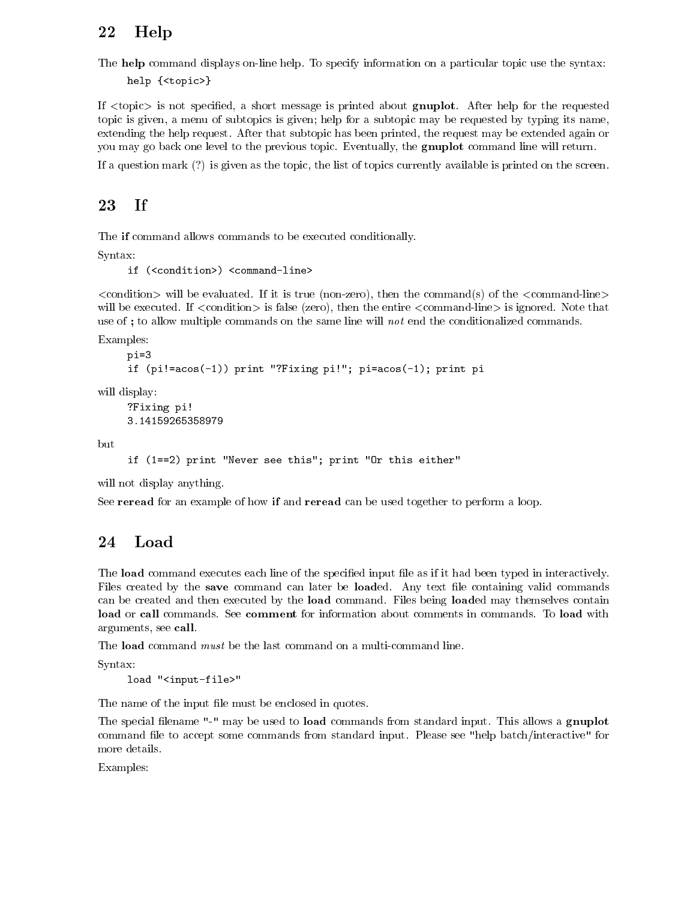## 22 Help

The **help** command displays on-line help. To specify information on a particular topic use the syntax:

```
help {<topic>}
```

If <topic> is not specified, a short message is printed about **gnuplot**. After help for the requested topic is given, a menu of subtopics is given; help for a subtopic may be requested by typing its name, extending the help request. After that subtopic has been printed, the request may be extended again or you may go back one level to the previous topic. Eventually, the **gnuplot** command line will return.

If a question mark (?) is given as the topic, the list of topics currently available is printed on the screen.

## 23 If

The **if** command allows commands to be executed conditionally.

Syntax:

```
if (<condition>) <command-line>
```

<condition> will be evaluated. If it is true (non-zero), then the command(s) of the <command-line> will be executed. If <condition> is false (zero), then the entire <command-line> is ignored. Note that use of **;** to allow multiple commands on the same line will *not* end the conditionalized commands.

Examples:

```
pi=3
if (pi!=acos(-1)) print "?Fixing pi!"; pi=acos(-1); print pi
```

will display:

```
?Fixing pi!
3.14159265358979
```

but

```
if (1==2) print "Never see this"; print "Or this either"
```

will not display anything.

See **reread** for an example of how **if** and **reread** can be used together to perform a loop.

## 24 Load

The **load** command executes each line of the specified input file as if it had been typed in interactively. Files created by the **save** command can later be **load**ed. Any text file containing valid commands can be created and then executed by the **load** command. Files being **load**ed may themselves contain **load** or **call** commands. See **comment** for information about comments in commands. To **load** with arguments, see **call**.

The **load** command *must* be the last command on a multi-command line.

Syntax:

```
load "<input-file>"
```

The name of the input file must be enclosed in quotes.

The special filename "-" may be used to **load** commands from standard input. This allows a **gnuplot** command file to accept some commands from standard input. Please see "help batch/interactive" for more details.

Examples: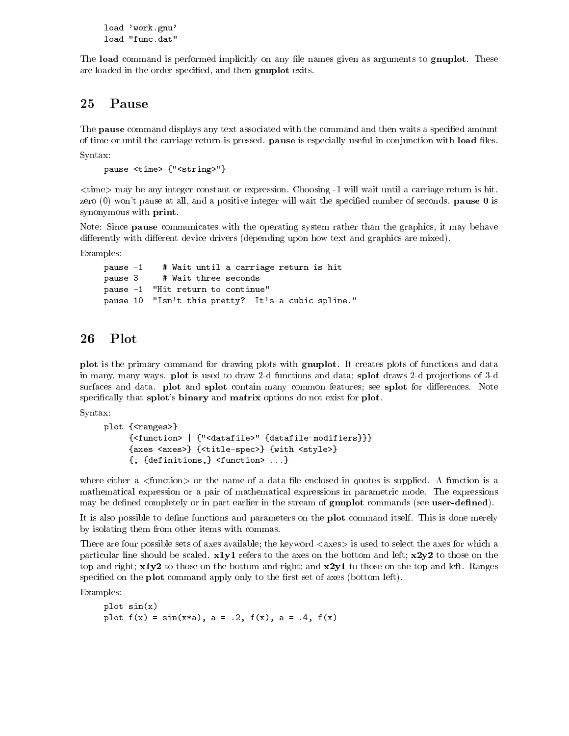```
load 'work.gnu'
load "func.dat"
```

The **load** command is performed implicitly on any file names given as arguments to **gnuplot**. These are loaded in the order specified, and then **gnuplot** exits.

# 25 Pause

The **pause** command displays any text associated with the command and then waits a specified amount of time or until the carriage return is pressed. **pause** is especially useful in conjunction with **load** files.

Syntax:

```
pause <time> {"<string>"}
```

<time> may be any integer constant or expression. Choosing -1 will wait until a carriage return is hit, zero (0) won't pause at all, and a positive integer will wait the specified number of seconds. **pause 0** is synonymous with **print**.

Note: Since **pause** communicates with the operating system rather than the graphics, it may behave differently with different device drivers (depending upon how text and graphics are mixed).

Examples:

```
pause -1    # Wait until a carriage return is hit
pause 3     # Wait three seconds
pause -1  "Hit return to continue"
pause 10  "Isn't this pretty?  It's a cubic spline."
```

# 26 Plot

**plot** is the primary command for drawing plots with **gnuplot**. It creates plots of functions and data in many, many ways. **plot** is used to draw 2-d functions and data; **splot** draws 2-d projections of 3-d surfaces and data. **plot** and **splot** contain many common features; see **splot** for differences. Note specifically that **splot**'s **binary** and **matrix** options do not exist for **plot**.

Syntax:

```
plot {<ranges>}
     {<function> | {"<datafile>" {datafile-modifiers}}}
     {axes <axes>} {<title-spec>} {with <style>}
     {, {definitions,} <function> ...}
```

where either a <function> or the name of a data file enclosed in quotes is supplied. A function is a mathematical expression or a pair of mathematical expressions in parametric mode. The expressions may be defined completely or in part earlier in the stream of **gnuplot** commands (see **user-defined**).

It is also possible to define functions and parameters on the **plot** command itself. This is done merely by isolating them from other items with commas.

There are four possible sets of axes available; the keyword <axes> is used to select the axes for which a particular line should be scaled. **x1y1** refers to the axes on the bottom and left; **x2y2** to those on the top and right; **x1y2** to those on the bottom and right; and **x2y1** to those on the top and left. Ranges specified on the **plot** command apply only to the first set of axes (bottom left).

Examples:

```
plot sin(x)
plot f(x) = sin(x*a), a = .2, f(x), a = .4, f(x)
```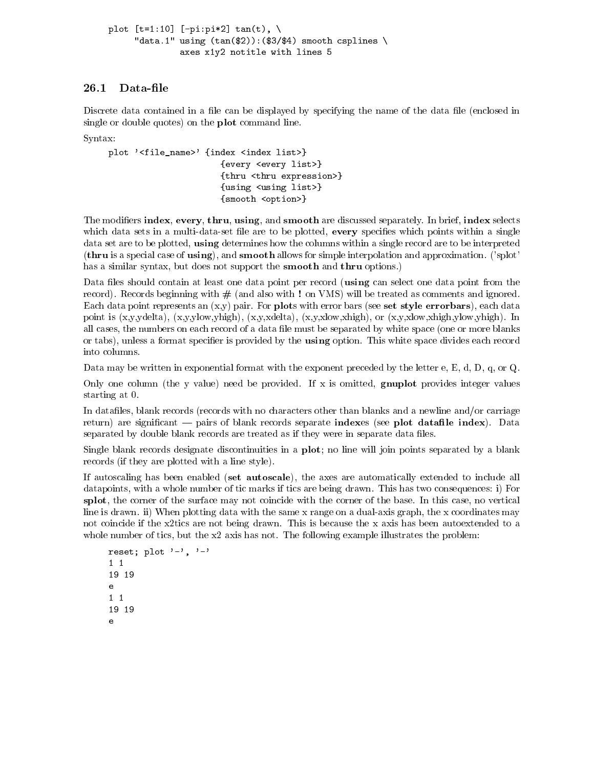```
plot [t=1:10] [-pi:pi*2] tan(t), \
     "data.1" using (tan($2)):($3/$4) smooth csplines \
              axes x1y2 notitle with lines 5
```

## 26.1 Data-file

Discrete data contained in a file can be displayed by specifying the name of the data file (enclosed in single or double quotes) on the **plot** command line.

Syntax:

```
plot '<file_name>' {index <index list>}
                   {every <every list>}
                   {thru <thru expression>}
                   {using <using list>}
                   {smooth <option>}
```

The modifiers **index**, **every**, **thru**, **using**, and **smooth** are discussed separately. In brief, **index** selects which data sets in a multi-data-set file are to be plotted, **every** specifies which points within a single data set are to be plotted, **using** determines how the columns within a single record are to be interpreted (**thru** is a special case of **using**), and **smooth** allows for simple interpolation and approximation. ('splot' has a similar syntax, but does not support the **smooth** and **thru** options.)

Data files should contain at least one data point per record (**using** can select one data point from the record). Records beginning with # (and also with **!** on VMS) will be treated as comments and ignored. Each data point represents an (x,y) pair. For **plot**s with error bars (see **set style errorbars**), each data point is (x,y,ydelta), (x,y,ylow,yhigh), (x,y,xdelta), (x,y,xlow,xhigh), or (x,y,xlow,xhigh,ylow,yhigh). In all cases, the numbers on each record of a data file must be separated by white space (one or more blanks or tabs), unless a format specifier is provided by the **using** option. This white space divides each record into columns.

Data may be written in exponential format with the exponent preceded by the letter e, E, d, D, q, or Q.

Only one column (the y value) need be provided. If x is omitted, **gnuplot** provides integer values starting at 0.

In datafiles, blank records (records with no characters other than blanks and a newline and/or carriage return) are significant — pairs of blank records separate **index**es (see **plot datafile index**). Data separated by double blank records are treated as if they were in separate data files.

Single blank records designate discontinuities in a **plot**; no line will join points separated by a blank records (if they are plotted with a line style).

If autoscaling has been enabled (**set autoscale**), the axes are automatically extended to include all datapoints, with a whole number of tic marks if tics are being drawn. This has two consequences: i) For **splot**, the corner of the surface may not coincide with the corner of the base. In this case, no vertical line is drawn. ii) When plotting data with the same x range on a dual-axis graph, the x coordinates may not coincide if the x2tics are not being drawn. This is because the x axis has been autoextended to a whole number of tics, but the x2 axis has not. The following example illustrates the problem:

```
reset; plot '-', '-'
1 1
19 19
e
1 1
19 19
e
```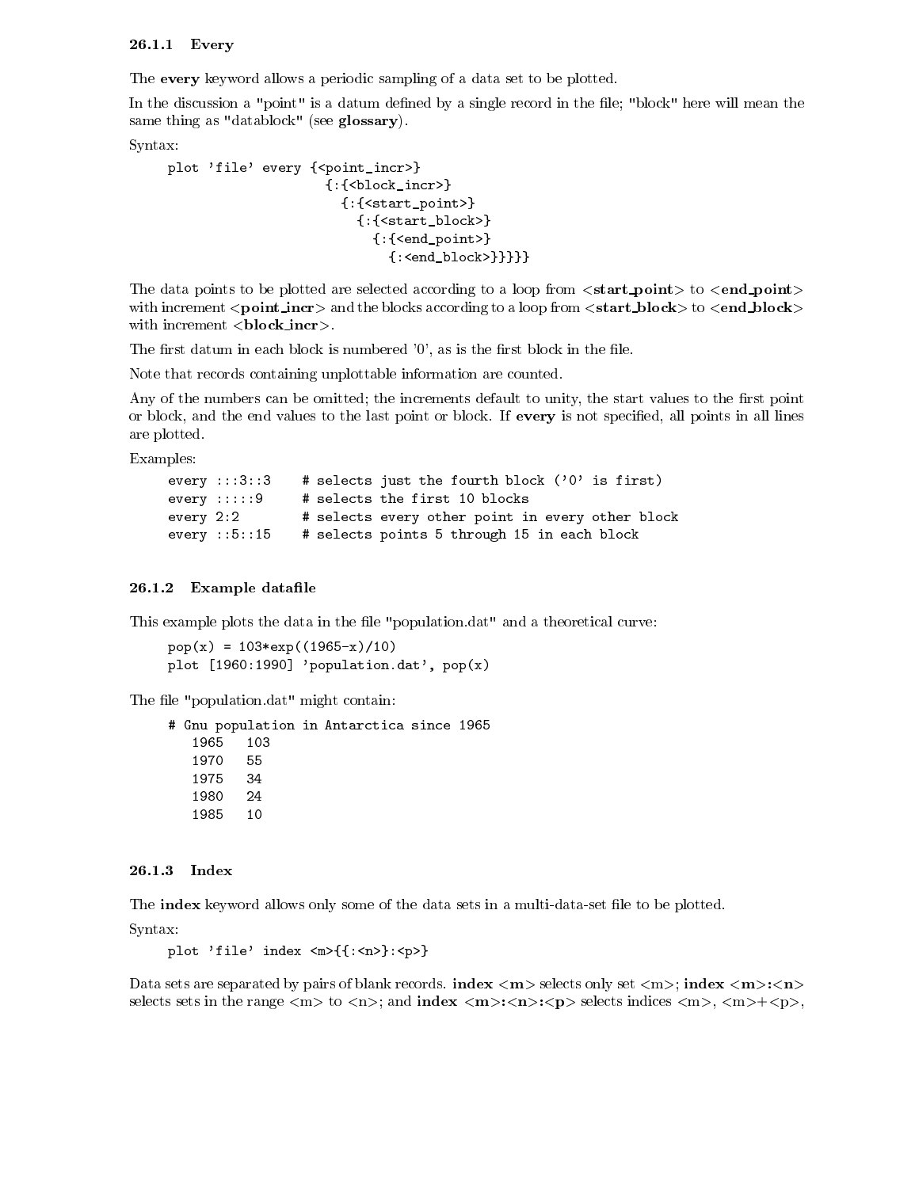### 26.1.1 Every

The **every** keyword allows a periodic sampling of a data set to be plotted.

In the discussion a "point" is a datum defined by a single record in the file; "block" here will mean the same thing as "datablock" (see **glossary**).

Syntax:

```
plot 'file' every {<point_incr>}
                    {:{<block_incr>}
                      {:{<start_point>}
                        {:{<start_block>}
                          {:{<end_point>}
                            {:<end_block>}}}}}
```

The data points to be plotted are selected according to a loop from **<start_point>** to **<end_point>** with increment **<point_incr>** and the blocks according to a loop from **<start_block>** to **<end_block>** with increment **<block_incr>**.

The first datum in each block is numbered '0', as is the first block in the file.

Note that records containing unplottable information are counted.

Any of the numbers can be omitted; the increments default to unity, the start values to the first point or block, and the end values to the last point or block. If **every** is not specified, all points in all lines are plotted.

Examples:

```
every :::3::3    # selects just the fourth block ('0' is first)
every :::::9     # selects the first 10 blocks
every 2:2        # selects every other point in every other block
every ::5::15    # selects points 5 through 15 in each block
```

### 26.1.2 Example datafile

This example plots the data in the file "population.dat" and a theoretical curve:

```
pop(x) = 103*exp((1965-x)/10)
plot [1960:1990] 'population.dat', pop(x)
```

The file "population.dat" might contain:

```
# Gnu population in Antarctica since 1965
   1965   103
   1970   55
   1975   34
   1980   24
   1985   10
```

### 26.1.3 Index

The **index** keyword allows only some of the data sets in a multi-data-set file to be plotted.

Syntax:

```
plot 'file' index <m>{{:<n>}:<p>}
```

Data sets are separated by pairs of blank records. **index <m>** selects only set <m>; **index <m>:<n>** selects sets in the range <m> to <n>; and **index <m>:<n>:<p>** selects indices <m>, <m>+<p>,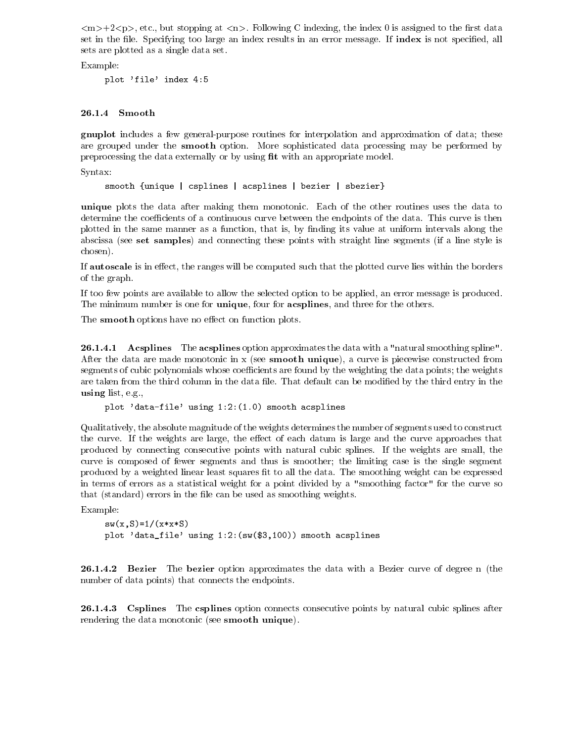<m>+2<p>, etc., but stopping at <n>. Following C indexing, the index 0 is assigned to the first data set in the file. Specifying too large an index results in an error message. If **index** is not specified, all sets are plotted as a single data set.

Example:

```
plot 'file' index 4:5
```

#### 26.1.4 Smooth

**gnuplot** includes a few general-purpose routines for interpolation and approximation of data; these are grouped under the **smooth** option. More sophisticated data processing may be performed by preprocessing the data externally or by using **fit** with an appropriate model.

Syntax:

```
smooth {unique | csplines | acsplines | bezier | sbezier}
```

**unique** plots the data after making them monotonic. Each of the other routines uses the data to determine the coefficients of a continuous curve between the endpoints of the data. This curve is then plotted in the same manner as a function, that is, by finding its value at uniform intervals along the abscissa (see **set samples**) and connecting these points with straight line segments (if a line style is chosen).

If **autoscale** is in effect, the ranges will be computed such that the plotted curve lies within the borders of the graph.

If too few points are available to allow the selected option to be applied, an error message is produced. The minimum number is one for **unique**, four for **acsplines**, and three for the others.

The **smooth** options have no effect on function plots.

##### 26.1.4.1 Acsplines

The **acsplines** option approximates the data with a "natural smoothing spline". After the data are made monotonic in x (see **smooth unique**), a curve is piecewise constructed from segments of cubic polynomials whose coefficients are found by the weighting the data points; the weights are taken from the third column in the data file. That default can be modified by the third entry in the **using** list, e.g.,

```
plot 'data-file' using 1:2:(1.0) smooth acsplines
```

Qualitatively, the absolute magnitude of the weights determines the number of segments used to construct the curve. If the weights are large, the effect of each datum is large and the curve approaches that produced by connecting consecutive points with natural cubic splines. If the weights are small, the curve is composed of fewer segments and thus is smoother; the limiting case is the single segment produced by a weighted linear least squares fit to all the data. The smoothing weight can be expressed in terms of errors as a statistical weight for a point divided by a "smoothing factor" for the curve so that (standard) errors in the file can be used as smoothing weights.

Example:

```
sw(x,S)=1/(x*x*S)
plot 'data_file' using 1:2:(sw($3,100)) smooth acsplines
```

##### 26.1.4.2 Bezier

The **bezier** option approximates the data with a Bezier curve of degree n (the number of data points) that connects the endpoints.

##### 26.1.4.3 Csplines

The **csplines** option connects consecutive points by natural cubic splines after rendering the data monotonic (see **smooth unique**).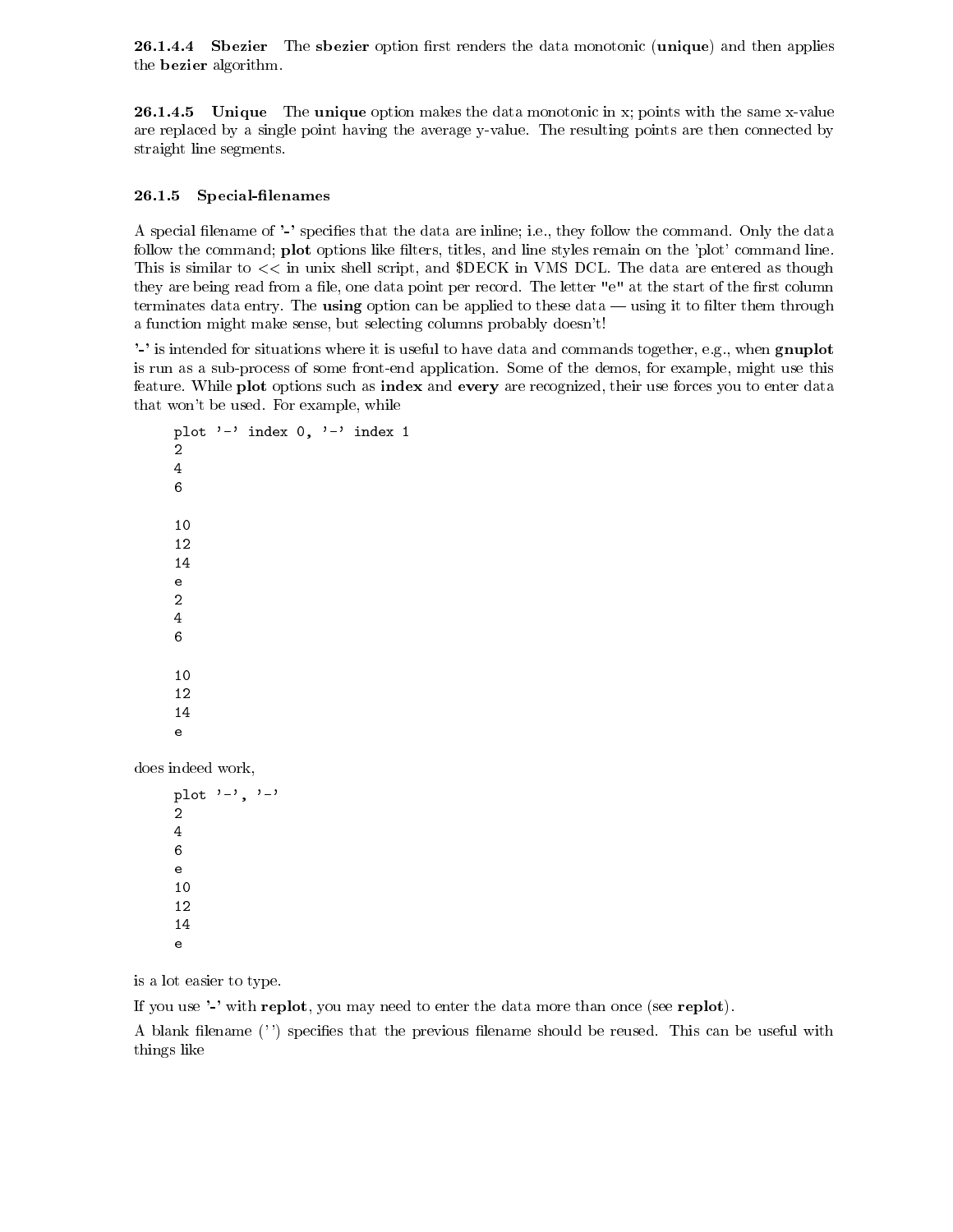#### 26.1.4.4 Sbezier

The **sbezier** option first renders the data monotonic (**unique**) and then applies the **bezier** algorithm.

#### 26.1.4.5 Unique

The **unique** option makes the data monotonic in x; points with the same x-value are replaced by a single point having the average y-value. The resulting points are then connected by straight line segments.

### 26.1.5 Special-filenames

A special filename of **'-'** specifies that the data are inline; i.e., they follow the command. Only the data follow the command; **plot** options like filters, titles, and line styles remain on the 'plot' command line. This is similar to << in unix shell script, and $DECK in VMS DCL. The data are entered as though they are being read from a file, one data point per record. The letter "e" at the start of the first column terminates data entry. The **using** option can be applied to these data — using it to filter them through a function might make sense, but selecting columns probably doesn't!

**'-'** is intended for situations where it is useful to have data and commands together, e.g., when **gnuplot** is run as a sub-process of some front-end application. Some of the demos, for example, might use this feature. While **plot** options such as **index** and **every** are recognized, their use forces you to enter data that won't be used. For example, while

```
plot '-' index 0, '-' index 1
2
4
6

10
12
14
e
2
4
6

10
12
14
e
```

does indeed work,

```
plot '-', '-'
2
4
6
e
10
12
14
e
```

is a lot easier to type.

If you use **'-'** with **replot**, you may need to enter the data more than once (see **replot**).

A blank filename ('') specifies that the previous filename should be reused. This can be useful with things like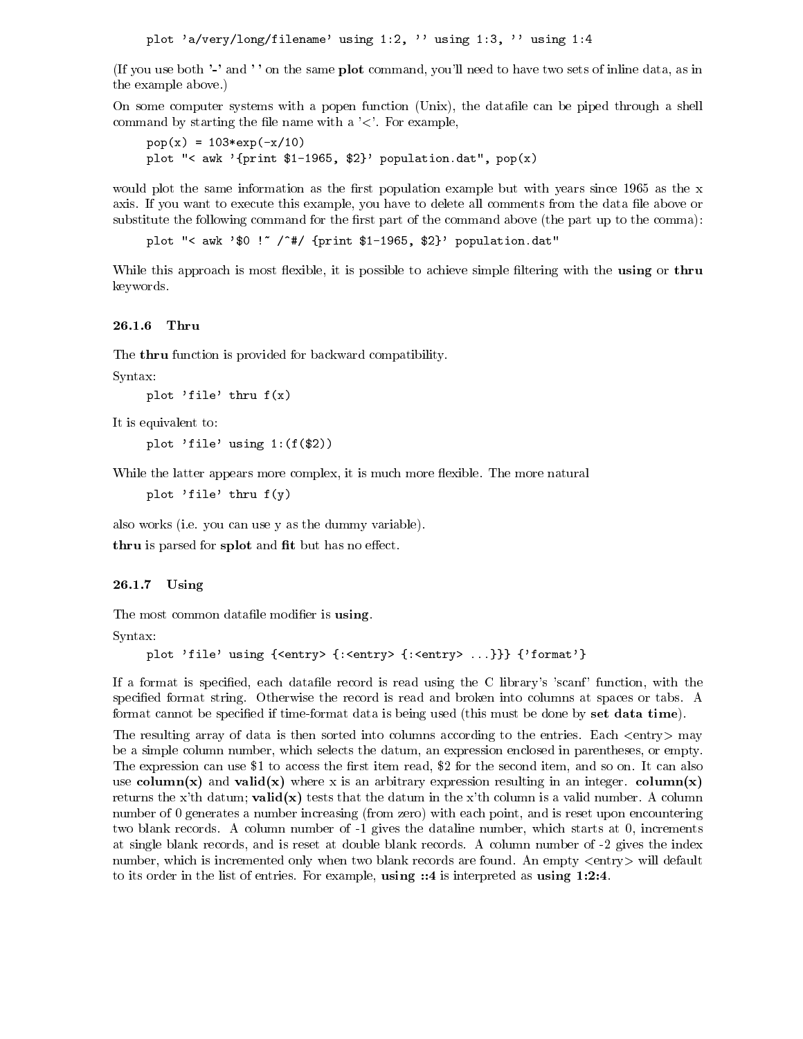```
plot 'a/very/long/filename' using 1:2, '' using 1:3, '' using 1:4
```

(If you use both '-' and '' on the same **plot** command, you'll need to have two sets of inline data, as in the example above.)

On some computer systems with a popen function (Unix), the datafile can be piped through a shell command by starting the file name with a '<'. For example,

```
pop(x) = 103*exp(-x/10)
plot "< awk '{print $1-1965, $2}' population.dat", pop(x)
```

would plot the same information as the first population example but with years since 1965 as the x axis. If you want to execute this example, you have to delete all comments from the data file above or substitute the following command for the first part of the command above (the part up to the comma):

```
plot "< awk '$0 !~ /^#/ {print $1-1965, $2}' population.dat"
```

While this approach is most flexible, it is possible to achieve simple filtering with the **using** or **thru** keywords.

### 26.1.6 Thru

The **thru** function is provided for backward compatibility.

Syntax:

```
plot 'file' thru f(x)
```

It is equivalent to:

```
plot 'file' using 1:(f($2))
```

While the latter appears more complex, it is much more flexible. The more natural

```
plot 'file' thru f(y)
```

also works (i.e. you can use y as the dummy variable).

**thru** is parsed for **splot** and **fit** but has no effect.

### 26.1.7 Using

The most common datafile modifier is **using**.

Syntax:

```
plot 'file' using {<entry> {:<entry> {:<entry> ...}}} {'format'}
```

If a format is specified, each datafile record is read using the C library's 'scanf' function, with the specified format string. Otherwise the record is read and broken into columns at spaces or tabs. A format cannot be specified if time-format data is being used (this must be done by **set data time**).

The resulting array of data is then sorted into columns according to the entries. Each <entry> may be a simple column number, which selects the datum, an expression enclosed in parentheses, or empty. The expression can use $1 to access the first item read, $2 for the second item, and so on. It can also use **column(x)** and **valid(x)** where x is an arbitrary expression resulting in an integer. **column(x)** returns the x'th datum; **valid(x)** tests that the datum in the x'th column is a valid number. A column number of 0 generates a number increasing (from zero) with each point, and is reset upon encountering two blank records. A column number of -1 gives the dataline number, which starts at 0, increments at single blank records, and is reset at double blank records. A column number of -2 gives the index number, which is incremented only when two blank records are found. An empty <entry> will default to its order in the list of entries. For example, **using ::4** is interpreted as **using 1:2:4**.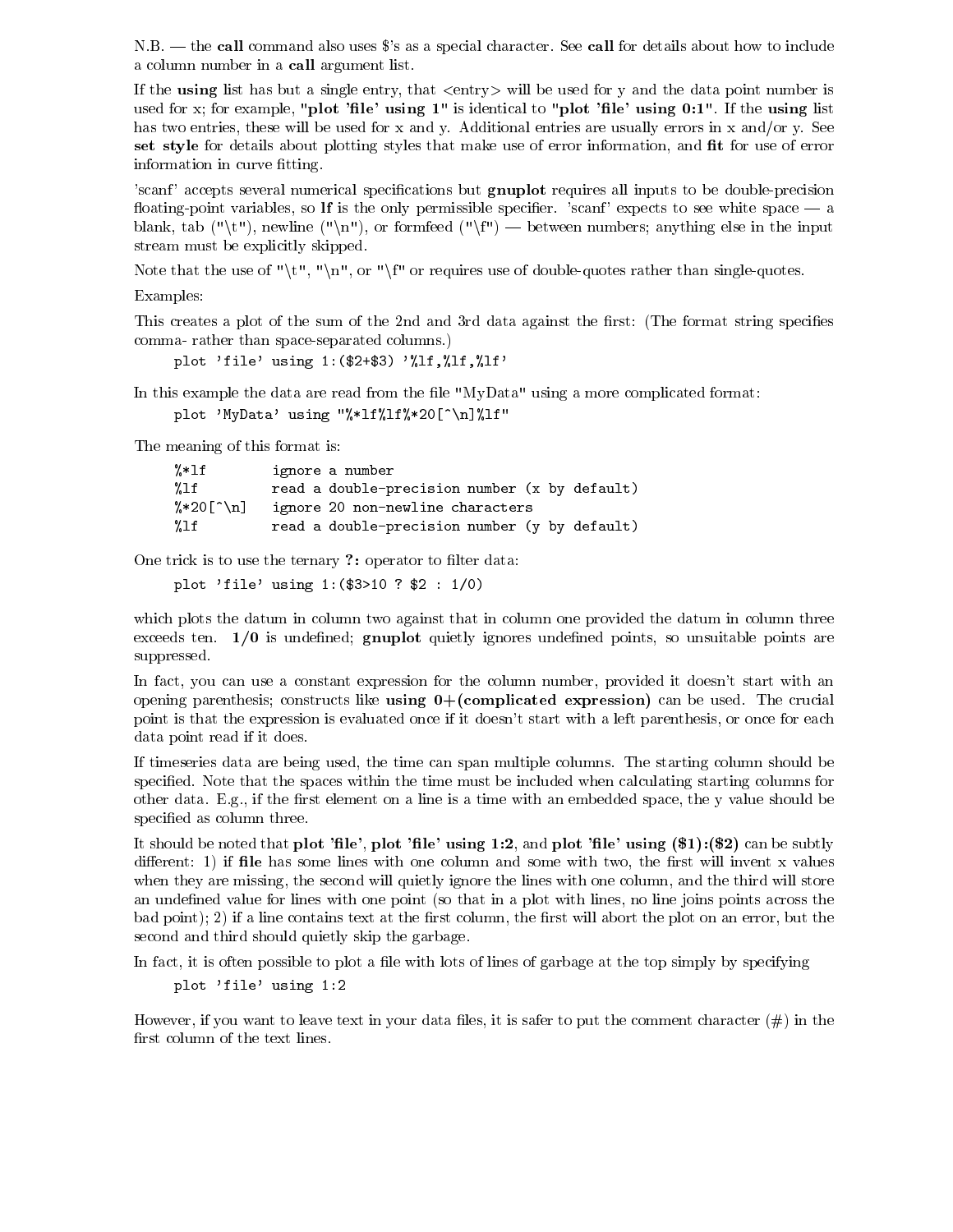N.B. — the **call** command also uses $'s as a special character. See **call** for details about how to include a column number in a **call** argument list.

If the **using** list has but a single entry, that <entry> will be used for y and the data point number is used for x; for example, **"plot 'file' using 1"** is identical to **"plot 'file' using 0:1"**. If the **using** list has two entries, these will be used for x and y. Additional entries are usually errors in x and/or y. See **set style** for details about plotting styles that make use of error information, and **fit** for use of error information in curve fitting.

'scanf' accepts several numerical specifications but **gnuplot** requires all inputs to be double-precision floating-point variables, so **lf** is the only permissible specifier. 'scanf' expects to see white space — a blank, tab ("\t"), newline ("\n"), or formfeed ("\f") — between numbers; anything else in the input stream must be explicitly skipped.

Note that the use of "\t", "\n", or "\f" or requires use of double-quotes rather than single-quotes.

Examples:

This creates a plot of the sum of the 2nd and 3rd data against the first: (The format string specifies comma- rather than space-separated columns.)

```
plot 'file' using 1:($2+$3) '%lf,%lf,%lf'
```

In this example the data are read from the file "MyData" using a more complicated format:

```
plot 'MyData' using "%*lf%lf%*20[^\n]%lf"
```

The meaning of this format is:

```
%*lf        ignore a number
%lf         read a double-precision number (x by default)
%*20[^\n]   ignore 20 non-newline characters
%lf         read a double-precision number (y by default)
```

One trick is to use the ternary **?:** operator to filter data:

```
plot 'file' using 1:($3>10 ? $2 : 1/0)
```

which plots the datum in column two against that in column one provided the datum in column three exceeds ten. **1/0** is undefined; **gnuplot** quietly ignores undefined points, so unsuitable points are suppressed.

In fact, you can use a constant expression for the column number, provided it doesn't start with an opening parenthesis; constructs like **using 0+(complicated expression)** can be used. The crucial point is that the expression is evaluated once if it doesn't start with a left parenthesis, or once for each data point read if it does.

If timeseries data are being used, the time can span multiple columns. The starting column should be specified. Note that the spaces within the time must be included when calculating starting columns for other data. E.g., if the first element on a line is a time with an embedded space, the y value should be specified as column three.

It should be noted that **plot 'file'**, **plot 'file' using 1:2**, and **plot 'file' using ($1):($2)** can be subtly different: 1) if **file** has some lines with one column and some with two, the first will invent x values when they are missing, the second will quietly ignore the lines with one column, and the third will store an undefined value for lines with one point (so that in a plot with lines, no line joins points across the bad point); 2) if a line contains text at the first column, the first will abort the plot on an error, but the second and third should quietly skip the garbage.

In fact, it is often possible to plot a file with lots of lines of garbage at the top simply by specifying

```
plot 'file' using 1:2
```

However, if you want to leave text in your data files, it is safer to put the comment character (#) in the first column of the text lines.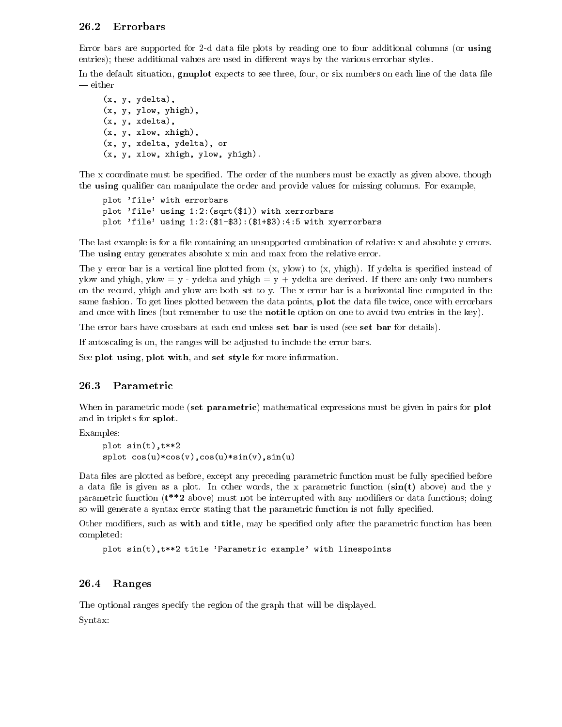## 26.2 Errorbars

Error bars are supported for 2-d data file plots by reading one to four additional columns (or **using** entries); these additional values are used in different ways by the various errorbar styles.

In the default situation, **gnuplot** expects to see three, four, or six numbers on each line of the data file — either

```
(x, y, ydelta),
(x, y, ylow, yhigh),
(x, y, xdelta),
(x, y, xlow, xhigh),
(x, y, xdelta, ydelta), or
(x, y, xlow, xhigh, ylow, yhigh).
```

The x coordinate must be specified. The order of the numbers must be exactly as given above, though the **using** qualifier can manipulate the order and provide values for missing columns. For example,

```
plot 'file' with errorbars
plot 'file' using 1:2:(sqrt($1)) with xerrorbars
plot 'file' using 1:2:($1-$3):($1+$3):4:5 with xyerrorbars
```

The last example is for a file containing an unsupported combination of relative x and absolute y errors. The **using** entry generates absolute x min and max from the relative error.

The y error bar is a vertical line plotted from (x, ylow) to (x, yhigh). If ydelta is specified instead of ylow and yhigh, ylow = y - ydelta and yhigh = y + ydelta are derived. If there are only two numbers on the record, yhigh and ylow are both set to y. The x error bar is a horizontal line computed in the same fashion. To get lines plotted between the data points, **plot** the data file twice, once with errorbars and once with lines (but remember to use the **notitle** option on one to avoid two entries in the key).

The error bars have crossbars at each end unless **set bar** is used (see **set bar** for details).

If autoscaling is on, the ranges will be adjusted to include the error bars.

See **plot using**, **plot with**, and **set style** for more information.

## 26.3 Parametric

When in parametric mode (**set parametric**) mathematical expressions must be given in pairs for **plot** and in triplets for **splot**.

Examples:

```
plot sin(t),t**2
splot cos(u)*cos(v),cos(u)*sin(v),sin(u)
```

Data files are plotted as before, except any preceding parametric function must be fully specified before a data file is given as a plot. In other words, the x parametric function (**sin(t)** above) and the y parametric function (**t**2** above) must not be interrupted with any modifiers or data functions; doing so will generate a syntax error stating that the parametric function is not fully specified.

Other modifiers, such as **with** and **title**, may be specified only after the parametric function has been completed:

```
plot sin(t),t**2 title 'Parametric example' with linespoints
```

## 26.4 Ranges

The optional ranges specify the region of the graph that will be displayed.

Syntax: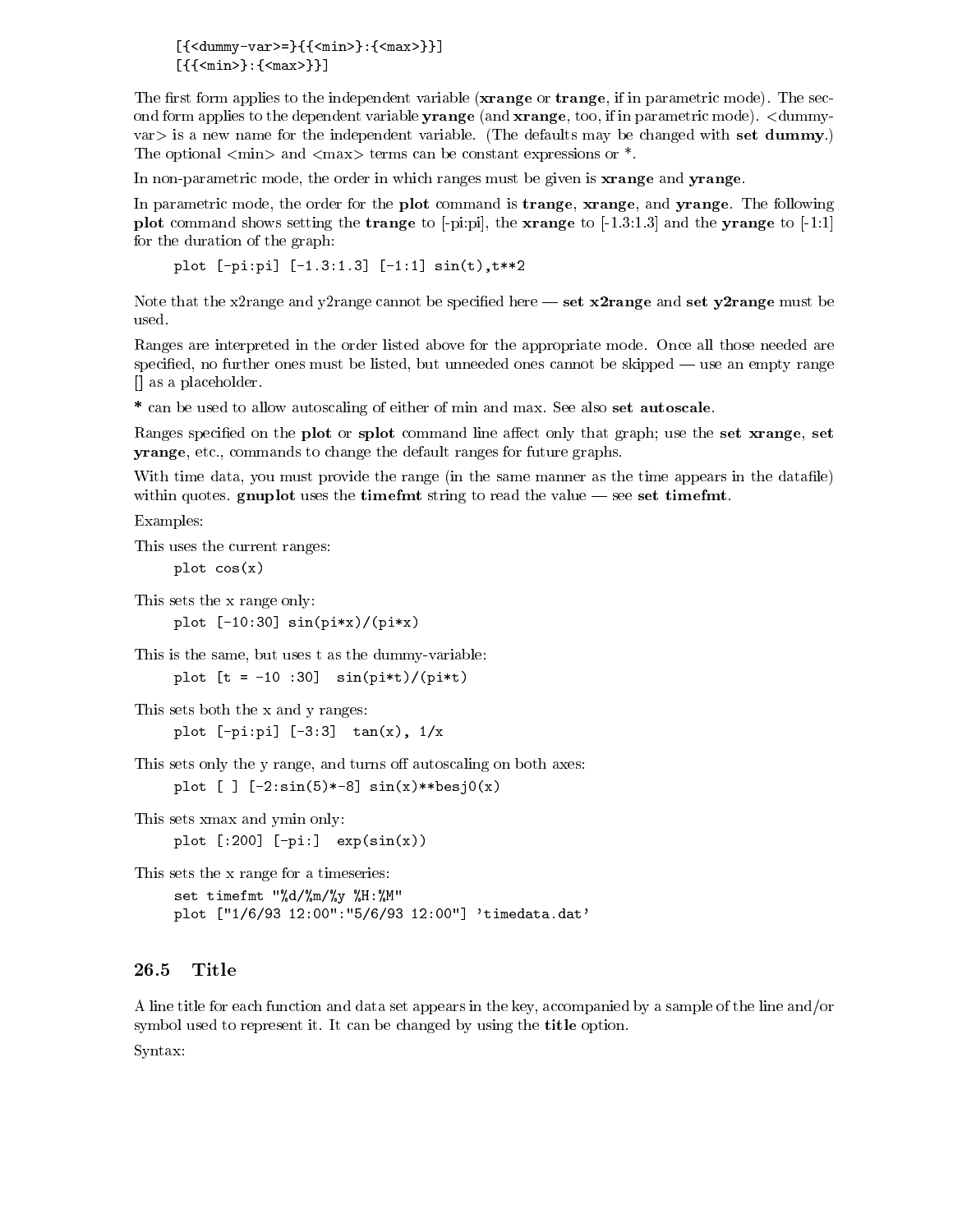```
[{<dummy-var>=}{{<min>}:{<max>}}]
[{{<min>}:{<max>}}]
```

The first form applies to the independent variable (**xrange** or **trange**, if in parametric mode). The second form applies to the dependent variable **yrange** (and **xrange**, too, if in parametric mode). <dummy-var> is a new name for the independent variable. (The defaults may be changed with **set dummy**.) The optional <min> and <max> terms can be constant expressions or *.

In non-parametric mode, the order in which ranges must be given is **xrange** and **yrange**.

In parametric mode, the order for the **plot** command is **trange**, **xrange**, and **yrange**. The following **plot** command shows setting the **trange** to [-pi:pi], the **xrange** to [-1.3:1.3] and the **yrange** to [-1:1] for the duration of the graph:

```
plot [-pi:pi] [-1.3:1.3] [-1:1] sin(t),t**2
```

Note that the x2range and y2range cannot be specified here — **set x2range** and **set y2range** must be used.

Ranges are interpreted in the order listed above for the appropriate mode. Once all those needed are specified, no further ones must be listed, but unneeded ones cannot be skipped — use an empty range [] as a placeholder.

**\*** can be used to allow autoscaling of either of min and max. See also **set autoscale**.

Ranges specified on the **plot** or **splot** command line affect only that graph; use the **set xrange**, **set yrange**, etc., commands to change the default ranges for future graphs.

With time data, you must provide the range (in the same manner as the time appears in the datafile) within quotes. **gnuplot** uses the **timefmt** string to read the value — see **set timefmt**.

Examples:

This uses the current ranges:

```
plot cos(x)
```

This sets the x range only:

```
plot [-10:30] sin(pi*x)/(pi*x)
```

This is the same, but uses t as the dummy-variable:

```
plot [t = -10 :30]  sin(pi*t)/(pi*t)
```

This sets both the x and y ranges:

```
plot [-pi:pi] [-3:3]  tan(x), 1/x
```

This sets only the y range, and turns off autoscaling on both axes:

```
plot [ ] [-2:sin(5)*-8] sin(x)**besj0(x)
```

This sets xmax and ymin only:

```
plot [:200] [-pi:]  exp(sin(x))
```

This sets the x range for a timeseries:

```
set timefmt "%d/%m/%y %H:%M"
plot ["1/6/93 12:00":"5/6/93 12:00"] 'timedata.dat'
```

## 26.5 Title

A line title for each function and data set appears in the key, accompanied by a sample of the line and/or symbol used to represent it. It can be changed by using the **title** option.

Syntax: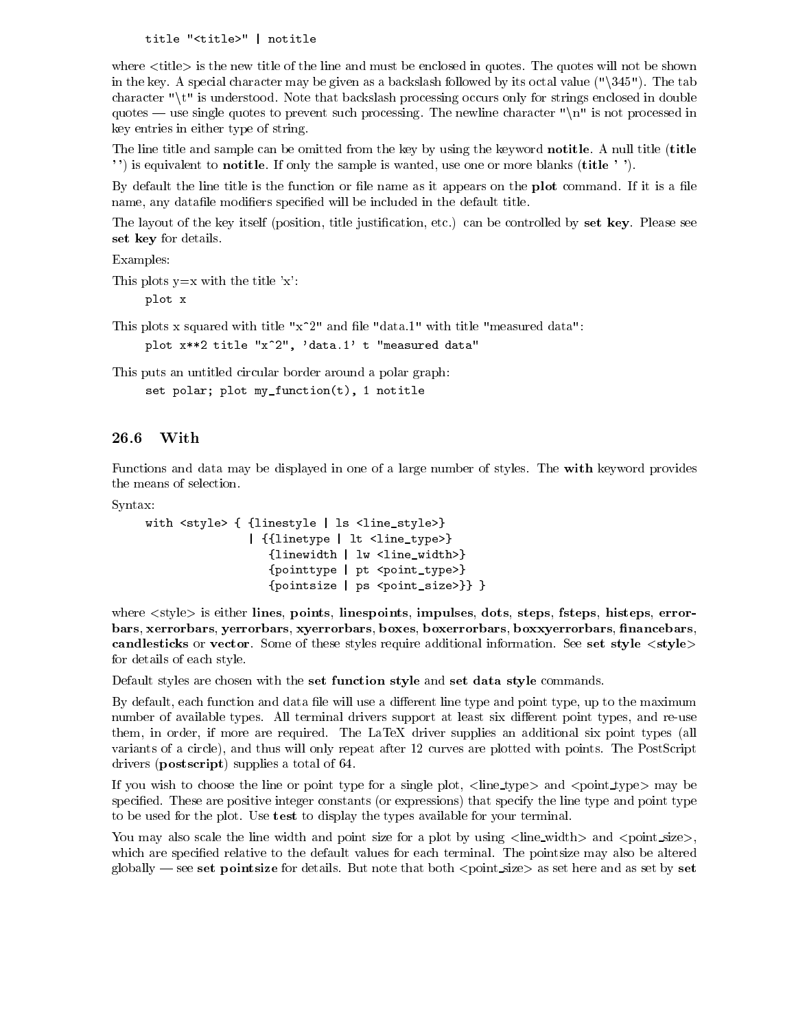```
title "<title>" | notitle
```

where <title> is the new title of the line and must be enclosed in quotes. The quotes will not be shown in the key. A special character may be given as a backslash followed by its octal value ("\345"). The tab character "\t" is understood. Note that backslash processing occurs only for strings enclosed in double quotes — use single quotes to prevent such processing. The newline character "\n" is not processed in key entries in either type of string.

The line title and sample can be omitted from the key by using the keyword **notitle**. A null title (**title** '') is equivalent to **notitle**. If only the sample is wanted, use one or more blanks (**title** ' ').

By default the line title is the function or file name as it appears on the **plot** command. If it is a file name, any datafile modifiers specified will be included in the default title.

The layout of the key itself (position, title justification, etc.) can be controlled by **set key**. Please see **set key** for details.

Examples:

This plots y=x with the title 'x':

```
plot x
```

This plots x squared with title "x^2" and file "data.1" with title "measured data":

```
plot x**2 title "x^2", 'data.1' t "measured data"
```

This puts an untitled circular border around a polar graph:

```
set polar; plot my_function(t), 1 notitle
```

## 26.6 With

Functions and data may be displayed in one of a large number of styles. The **with** keyword provides the means of selection.

Syntax:

```
with <style> { {linestyle | ls <line_style>}
               | {{linetype | lt <line_type>}
                  {linewidth | lw <line_width>}
                  {pointtype | pt <point_type>}
                  {pointsize | ps <point_size>}} }
```

where <style> is either **lines**, **points**, **linespoints**, **impulses**, **dots**, **steps**, **fsteps**, **histeps**, **errorbars**, **xerrorbars**, **yerrorbars**, **xyerrorbars**, **boxes**, **boxerrorbars**, **boxxyerrorbars**, **financebars**, **candlesticks** or **vector**. Some of these styles require additional information. See **set style <style>** for details of each style.

Default styles are chosen with the **set function style** and **set data style** commands.

By default, each function and data file will use a different line type and point type, up to the maximum number of available types. All terminal drivers support at least six different point types, and re-use them, in order, if more are required. The LaTeX driver supplies an additional six point types (all variants of a circle), and thus will only repeat after 12 curves are plotted with points. The PostScript drivers (**postscript**) supplies a total of 64.

If you wish to choose the line or point type for a single plot, <line_type> and <point_type> may be specified. These are positive integer constants (or expressions) that specify the line type and point type to be used for the plot. Use **test** to display the types available for your terminal.

You may also scale the line width and point size for a plot by using <line_width> and <point_size>, which are specified relative to the default values for each terminal. The pointsize may also be altered globally — see **set pointsize** for details. But note that both <point_size> as set here and as set by **set**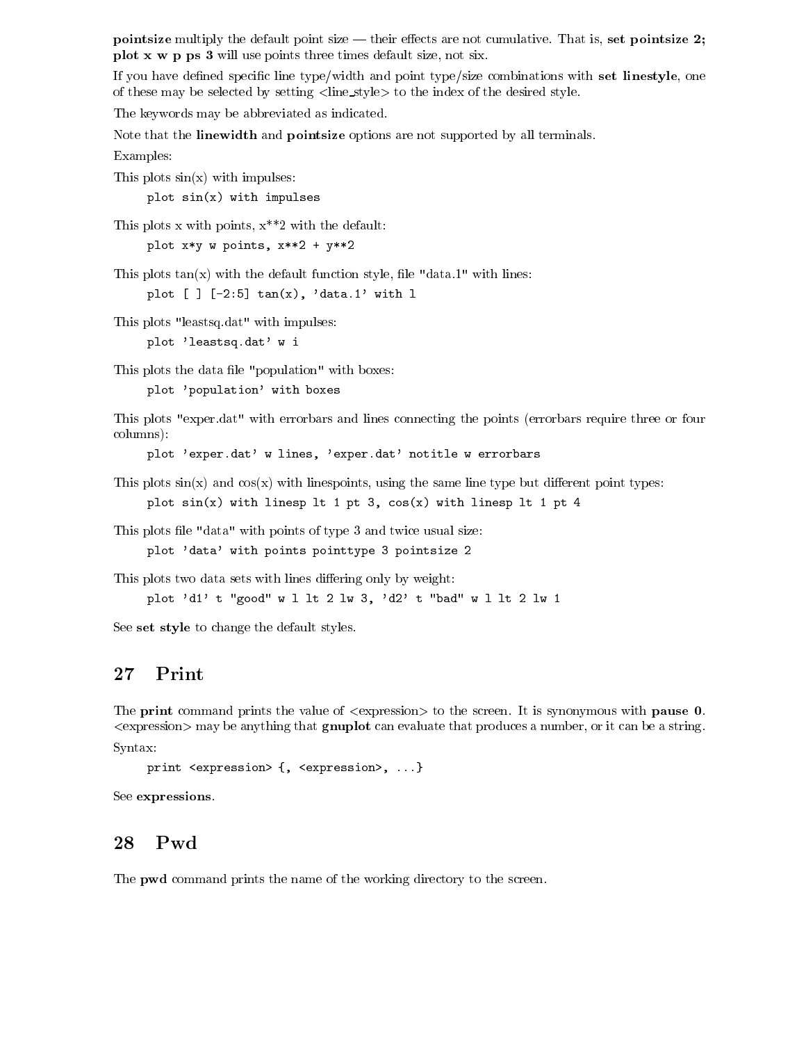**pointsize** multiply the default point size — their effects are not cumulative. That is, **set pointsize 2; plot x w p ps 3** will use points three times default size, not six.

If you have defined specific line type/width and point type/size combinations with **set linestyle**, one of these may be selected by setting <line_style> to the index of the desired style.

The keywords may be abbreviated as indicated.

Note that the **linewidth** and **pointsize** options are not supported by all terminals.

Examples:

This plots sin(x) with impulses:

```
plot sin(x) with impulses
```

This plots x with points, x**2 with the default:

```
plot x*y w points, x**2 + y**2
```

This plots tan(x) with the default function style, file "data.1" with lines:

```
plot [ ] [-2:5] tan(x), 'data.1' with l
```

This plots "leastsq.dat" with impulses:

```
plot 'leastsq.dat' w i
```

This plots the data file "population" with boxes:

```
plot 'population' with boxes
```

This plots "exper.dat" with errorbars and lines connecting the points (errorbars require three or four columns):

```
plot 'exper.dat' w lines, 'exper.dat' notitle w errorbars
```

This plots sin(x) and cos(x) with linespoints, using the same line type but different point types:

```
plot sin(x) with linesp lt 1 pt 3, cos(x) with linesp lt 1 pt 4
```

This plots file "data" with points of type 3 and twice usual size:

```
plot 'data' with points pointtype 3 pointsize 2
```

This plots two data sets with lines differing only by weight:

```
plot 'd1' t "good" w l lt 2 lw 3, 'd2' t "bad" w l lt 2 lw 1
```

See **set style** to change the default styles.

# 27 Print

The **print** command prints the value of <expression> to the screen. It is synonymous with **pause 0**. <expression> may be anything that **gnuplot** can evaluate that produces a number, or it can be a string.

Syntax:

```
print <expression> {, <expression>, ...}
```

See **expressions**.

# 28 Pwd

The **pwd** command prints the name of the working directory to the screen.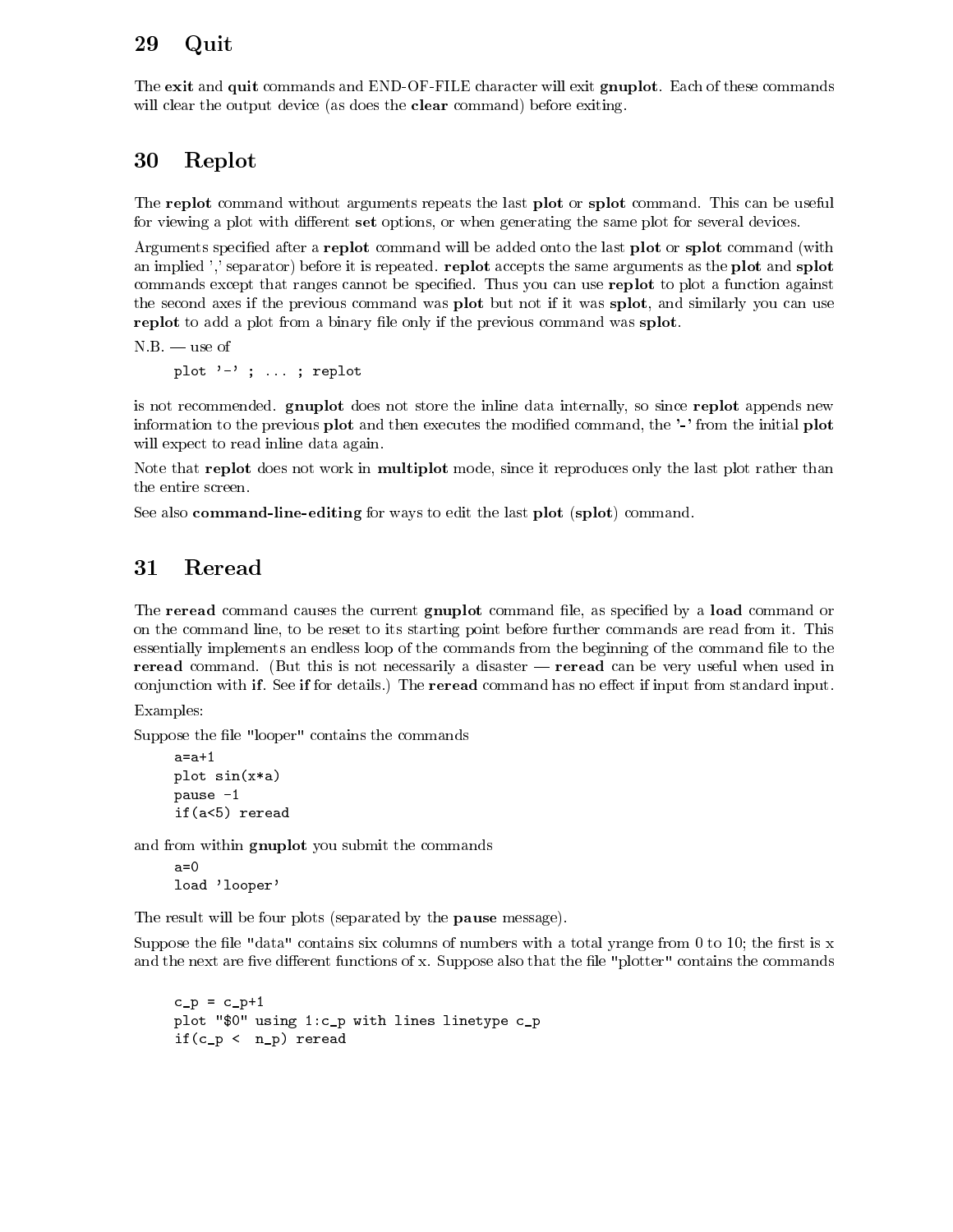## 29 Quit

The **exit** and **quit** commands and END-OF-FILE character will exit **gnuplot**. Each of these commands will clear the output device (as does the **clear** command) before exiting.

## 30 Replot

The **replot** command without arguments repeats the last **plot** or **splot** command. This can be useful for viewing a plot with different **set** options, or when generating the same plot for several devices.

Arguments specified after a **replot** command will be added onto the last **plot** or **splot** command (with an implied ',' separator) before it is repeated. **replot** accepts the same arguments as the **plot** and **splot** commands except that ranges cannot be specified. Thus you can use **replot** to plot a function against the second axes if the previous command was **plot** but not if it was **splot**, and similarly you can use **replot** to add a plot from a binary file only if the previous command was **splot**.

N.B. — use of

```
plot '-' ; ... ; replot
```

is not recommended. **gnuplot** does not store the inline data internally, so since **replot** appends new information to the previous **plot** and then executes the modified command, the **'-'** from the initial **plot** will expect to read inline data again.

Note that **replot** does not work in **multiplot** mode, since it reproduces only the last plot rather than the entire screen.

See also **command-line-editing** for ways to edit the last **plot** (**splot**) command.

## 31 Reread

The **reread** command causes the current **gnuplot** command file, as specified by a **load** command or on the command line, to be reset to its starting point before further commands are read from it. This essentially implements an endless loop of the commands from the beginning of the command file to the **reread** command. (But this is not necessarily a disaster — **reread** can be very useful when used in conjunction with **if**. See **if** for details.) The **reread** command has no effect if input from standard input.

Examples:

Suppose the file "looper" contains the commands

```
a=a+1
plot sin(x*a)
pause -1
if(a<5) reread
```

and from within **gnuplot** you submit the commands

```
a=0
load 'looper'
```

The result will be four plots (separated by the **pause** message).

Suppose the file "data" contains six columns of numbers with a total yrange from 0 to 10; the first is x and the next are five different functions of x. Suppose also that the file "plotter" contains the commands

```
c_p = c_p+1
plot "$0" using 1:c_p with lines linetype c_p
if(c_p <  n_p) reread
```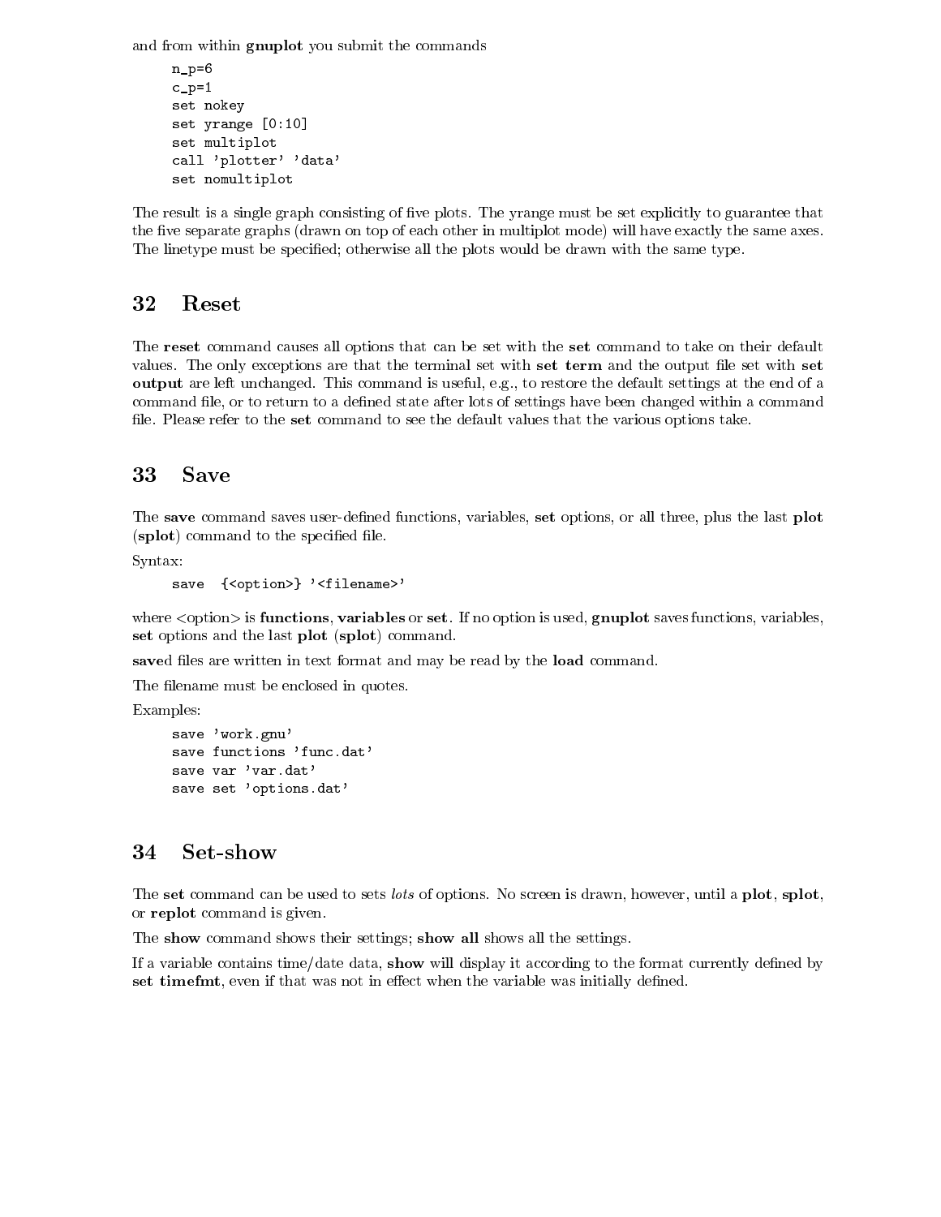and from within **gnuplot** you submit the commands

```
n_p=6
c_p=1
set nokey
set yrange [0:10]
set multiplot
call 'plotter' 'data'
set nomultiplot
```

The result is a single graph consisting of five plots. The yrange must be set explicitly to guarantee that the five separate graphs (drawn on top of each other in multiplot mode) will have exactly the same axes. The linetype must be specified; otherwise all the plots would be drawn with the same type.

# 32 Reset

The **reset** command causes all options that can be set with the **set** command to take on their default values. The only exceptions are that the terminal set with **set term** and the output file set with **set output** are left unchanged. This command is useful, e.g., to restore the default settings at the end of a command file, or to return to a defined state after lots of settings have been changed within a command file. Please refer to the **set** command to see the default values that the various options take.

# 33 Save

The **save** command saves user-defined functions, variables, **set** options, or all three, plus the last **plot** (**splot**) command to the specified file.

Syntax:

```
save  {<option>} '<filename>'
```

where <option> is **functions**, **variables** or **set**. If no option is used, **gnuplot** saves functions, variables, **set** options and the last **plot** (**splot**) command.

**save**d files are written in text format and may be read by the **load** command.

The filename must be enclosed in quotes.

Examples:

```
save 'work.gnu'
save functions 'func.dat'
save var 'var.dat'
save set 'options.dat'
```

# 34 Set-show

The **set** command can be used to sets *lots* of options. No screen is drawn, however, until a **plot**, **splot**, or **replot** command is given.

The **show** command shows their settings; **show all** shows all the settings.

If a variable contains time/date data, **show** will display it according to the format currently defined by **set timefmt**, even if that was not in effect when the variable was initially defined.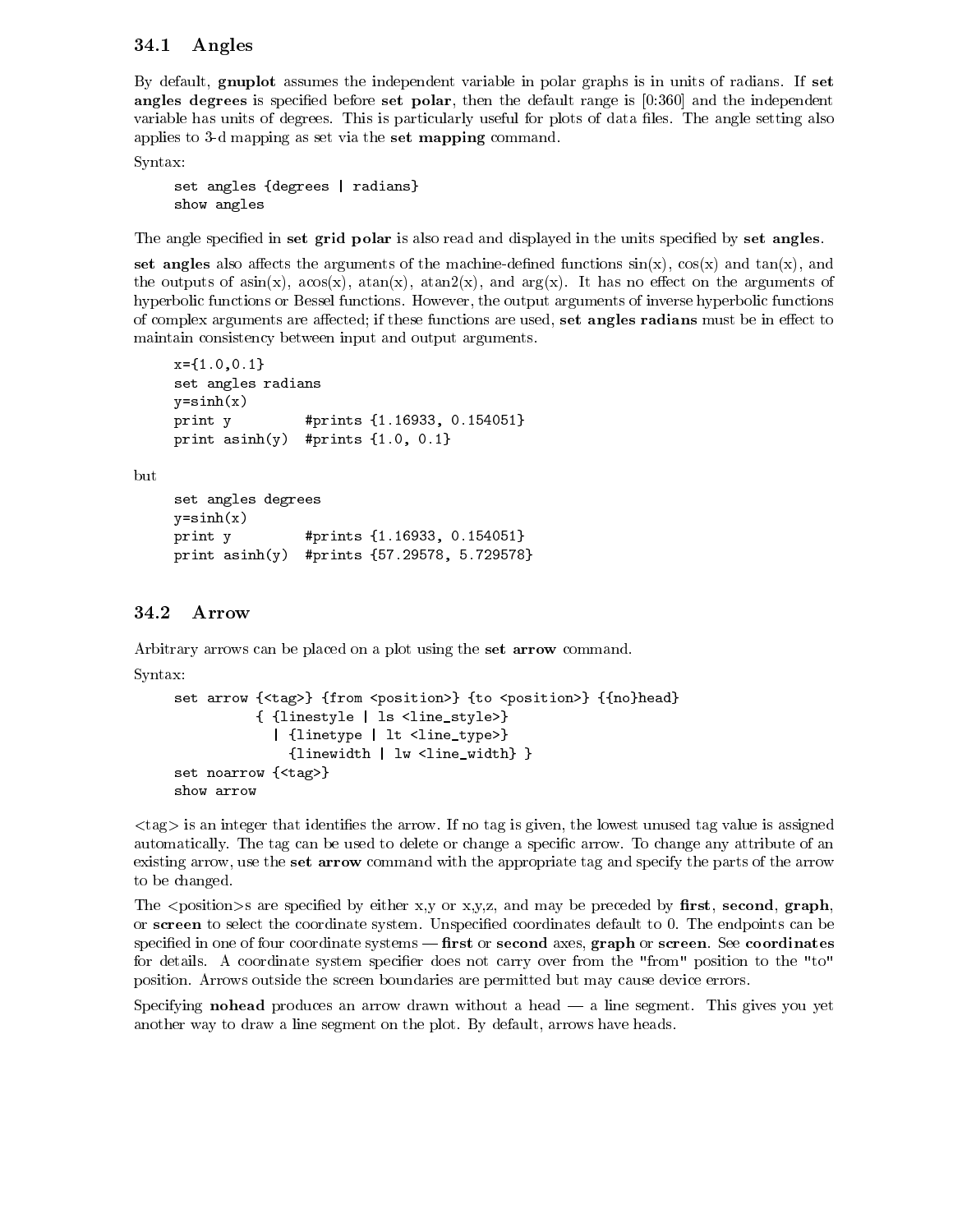### 34.1 Angles

By default, **gnuplot** assumes the independent variable in polar graphs is in units of radians. If **set angles degrees** is specified before **set polar**, then the default range is [0:360] and the independent variable has units of degrees. This is particularly useful for plots of data files. The angle setting also applies to 3-d mapping as set via the **set mapping** command.

Syntax:

```
set angles {degrees | radians}
show angles
```

The angle specified in **set grid polar** is also read and displayed in the units specified by **set angles**.

**set angles** also affects the arguments of the machine-defined functions sin(x), cos(x) and tan(x), and the outputs of asin(x), acos(x), atan(x), atan2(x), and arg(x). It has no effect on the arguments of hyperbolic functions or Bessel functions. However, the output arguments of inverse hyperbolic functions of complex arguments are affected; if these functions are used, **set angles radians** must be in effect to maintain consistency between input and output arguments.

```
x={1.0,0.1}
set angles radians
y=sinh(x)
print y         #prints {1.16933, 0.154051}
print asinh(y)  #prints {1.0, 0.1}
```

but

```
set angles degrees
y=sinh(x)
print y         #prints {1.16933, 0.154051}
print asinh(y)  #prints {57.29578, 5.729578}
```

### 34.2 Arrow

Arbitrary arrows can be placed on a plot using the **set arrow** command.

Syntax:

```
set arrow {<tag>} {from <position>} {to <position>} {{no}head}
          { {linestyle | ls <line_style>}
            | {linetype | lt <line_type>}
              {linewidth | lw <line_width} }
set noarrow {<tag>}
show arrow
```

<tag> is an integer that identifies the arrow. If no tag is given, the lowest unused tag value is assigned automatically. The tag can be used to delete or change a specific arrow. To change any attribute of an existing arrow, use the **set arrow** command with the appropriate tag and specify the parts of the arrow to be changed.

The <position>s are specified by either x,y or x,y,z, and may be preceded by **first**, **second**, **graph**, or **screen** to select the coordinate system. Unspecified coordinates default to 0. The endpoints can be specified in one of four coordinate systems — **first** or **second** axes, **graph** or **screen**. See **coordinates** for details. A coordinate system specifier does not carry over from the "from" position to the "to" position. Arrows outside the screen boundaries are permitted but may cause device errors.

Specifying **nohead** produces an arrow drawn without a head — a line segment. This gives you yet another way to draw a line segment on the plot. By default, arrows have heads.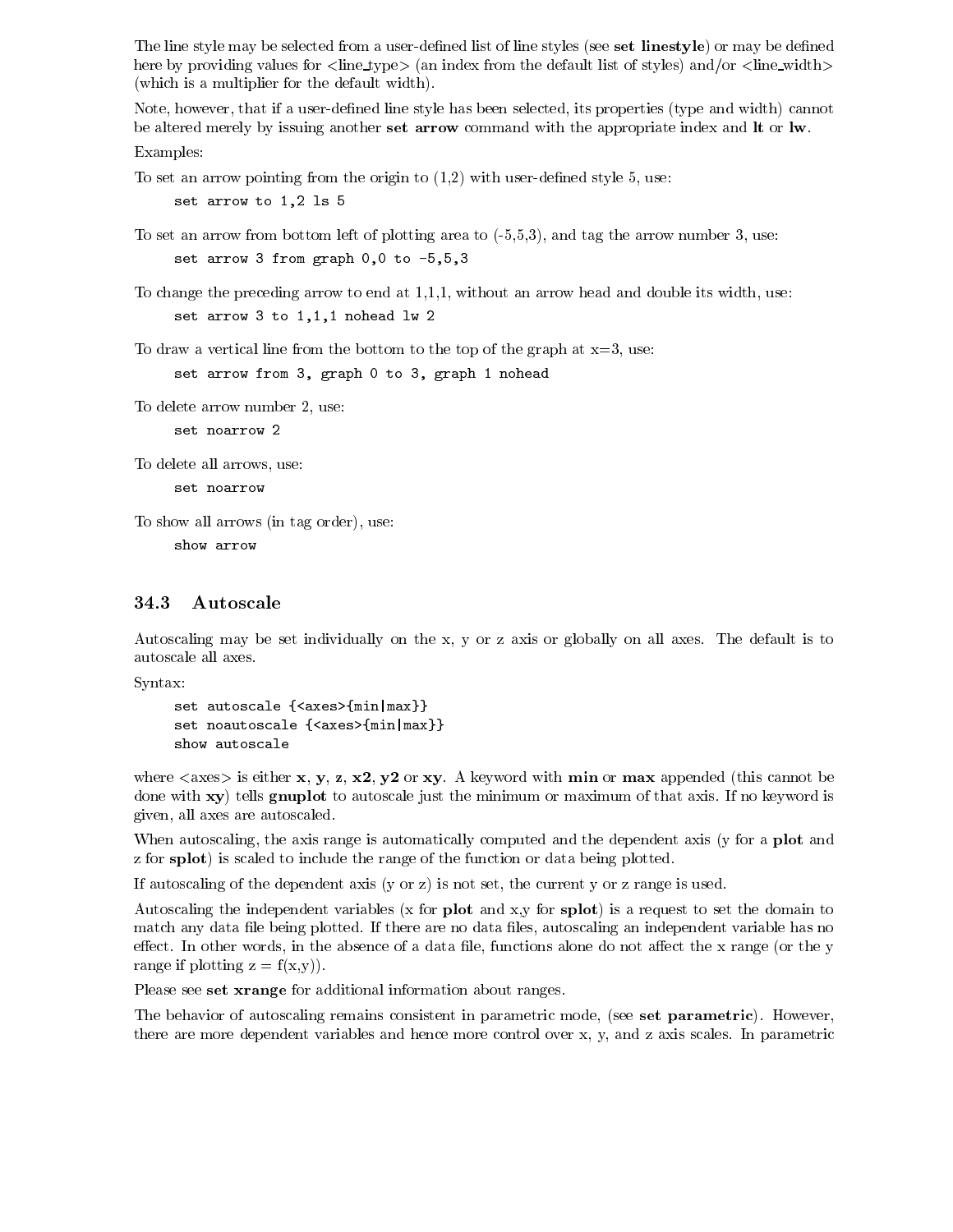The line style may be selected from a user-defined list of line styles (see **set linestyle**) or may be defined here by providing values for <line_type> (an index from the default list of styles) and/or <line_width> (which is a multiplier for the default width).

Note, however, that if a user-defined line style has been selected, its properties (type and width) cannot be altered merely by issuing another **set arrow** command with the appropriate index and **lt** or **lw**.

Examples:

To set an arrow pointing from the origin to (1,2) with user-defined style 5, use:

```
set arrow to 1,2 ls 5
```

To set an arrow from bottom left of plotting area to (-5,5,3), and tag the arrow number 3, use:

```
set arrow 3 from graph 0,0 to -5,5,3
```

To change the preceding arrow to end at 1,1,1, without an arrow head and double its width, use:

```
set arrow 3 to 1,1,1 nohead lw 2
```

To draw a vertical line from the bottom to the top of the graph at x=3, use:

```
set arrow from 3, graph 0 to 3, graph 1 nohead
```

To delete arrow number 2, use:

```
set noarrow 2
```

To delete all arrows, use:

```
set noarrow
```

To show all arrows (in tag order), use:

```
show arrow
```

## 34.3 Autoscale

Autoscaling may be set individually on the x, y or z axis or globally on all axes. The default is to autoscale all axes.

Syntax:

```
set autoscale {<axes>{min|max}}
set noautoscale {<axes>{min|max}}
show autoscale
```

where <axes> is either **x**, **y**, **z**, **x2**, **y2** or **xy**. A keyword with **min** or **max** appended (this cannot be done with **xy**) tells **gnuplot** to autoscale just the minimum or maximum of that axis. If no keyword is given, all axes are autoscaled.

When autoscaling, the axis range is automatically computed and the dependent axis (y for a **plot** and z for **splot**) is scaled to include the range of the function or data being plotted.

If autoscaling of the dependent axis (y or z) is not set, the current y or z range is used.

Autoscaling the independent variables (x for **plot** and x,y for **splot**) is a request to set the domain to match any data file being plotted. If there are no data files, autoscaling an independent variable has no effect. In other words, in the absence of a data file, functions alone do not affect the x range (or the y range if plotting z = f(x,y)).

Please see **set xrange** for additional information about ranges.

The behavior of autoscaling remains consistent in parametric mode, (see **set parametric**). However, there are more dependent variables and hence more control over x, y, and z axis scales. In parametric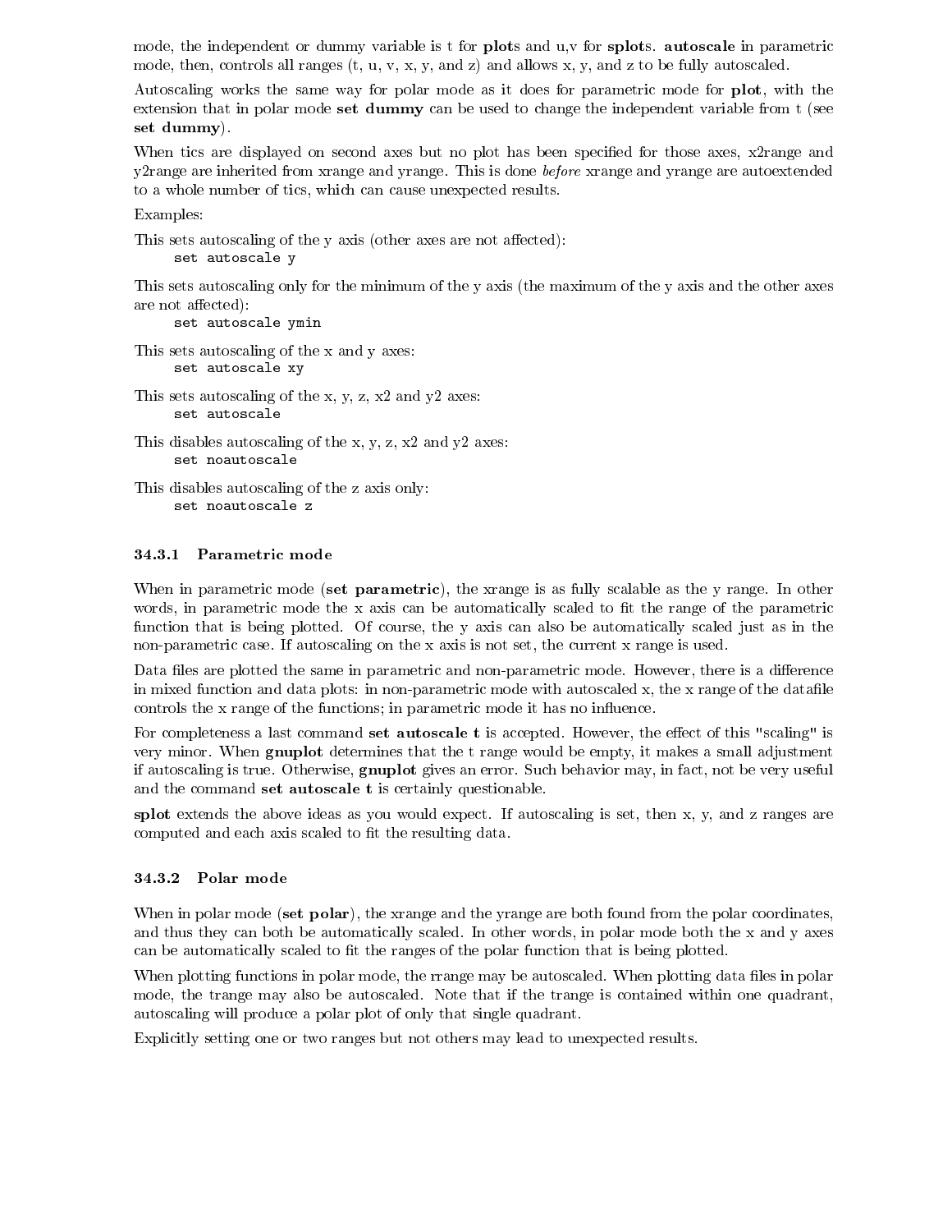mode, the independent or dummy variable is t for **plot**s and u,v for **splot**s. **autoscale** in parametric mode, then, controls all ranges (t, u, v, x, y, and z) and allows x, y, and z to be fully autoscaled.

Autoscaling works the same way for polar mode as it does for parametric mode for **plot**, with the extension that in polar mode **set dummy** can be used to change the independent variable from t (see **set dummy**).

When tics are displayed on second axes but no plot has been specified for those axes, x2range and y2range are inherited from xrange and yrange. This is done *before* xrange and yrange are autoextended to a whole number of tics, which can cause unexpected results.

Examples:

This sets autoscaling of the y axis (other axes are not affected):

```
set autoscale y
```

This sets autoscaling only for the minimum of the y axis (the maximum of the y axis and the other axes are not affected):

```
set autoscale ymin
```

This sets autoscaling of the x and y axes:

```
set autoscale xy
```

This sets autoscaling of the x, y, z, x2 and y2 axes:

```
set autoscale
```

This disables autoscaling of the x, y, z, x2 and y2 axes:

```
set noautoscale
```

This disables autoscaling of the z axis only:

```
set noautoscale z
```

#### 34.3.1 Parametric mode

When in parametric mode (**set parametric**), the xrange is as fully scalable as the y range. In other words, in parametric mode the x axis can be automatically scaled to fit the range of the parametric function that is being plotted. Of course, the y axis can also be automatically scaled just as in the non-parametric case. If autoscaling on the x axis is not set, the current x range is used.

Data files are plotted the same in parametric and non-parametric mode. However, there is a difference in mixed function and data plots: in non-parametric mode with autoscaled x, the x range of the datafile controls the x range of the functions; in parametric mode it has no influence.

For completeness a last command **set autoscale t** is accepted. However, the effect of this "scaling" is very minor. When **gnuplot** determines that the t range would be empty, it makes a small adjustment if autoscaling is true. Otherwise, **gnuplot** gives an error. Such behavior may, in fact, not be very useful and the command **set autoscale t** is certainly questionable.

**splot** extends the above ideas as you would expect. If autoscaling is set, then x, y, and z ranges are computed and each axis scaled to fit the resulting data.

#### 34.3.2 Polar mode

When in polar mode (**set polar**), the xrange and the yrange are both found from the polar coordinates, and thus they can both be automatically scaled. In other words, in polar mode both the x and y axes can be automatically scaled to fit the ranges of the polar function that is being plotted.

When plotting functions in polar mode, the rrange may be autoscaled. When plotting data files in polar mode, the trange may also be autoscaled. Note that if the trange is contained within one quadrant, autoscaling will produce a polar plot of only that single quadrant.

Explicitly setting one or two ranges but not others may lead to unexpected results.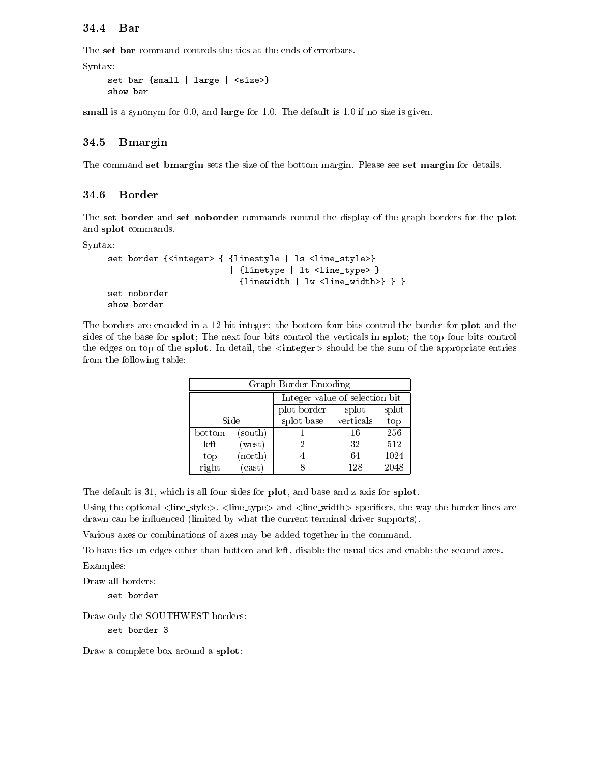## 34.4 Bar

The **set bar** command controls the tics at the ends of errorbars.

Syntax:

```
set bar {small | large | <size>}
show bar
```

**small** is a synonym for 0.0, and **large** for 1.0. The default is 1.0 if no size is given.

## 34.5 Bmargin

The command **set bmargin** sets the size of the bottom margin. Please see **set margin** for details.

## 34.6 Border

The **set border** and **set noborder** commands control the display of the graph borders for the **plot** and **splot** commands.

Syntax:

```
set border {<integer> { {linestyle | ls <line_style>}
                        | {linetype | lt <line_type> }
                          {linewidth | lw <line_width>} } }
set noborder
show border
```

The borders are encoded in a 12-bit integer: the bottom four bits control the border for **plot** and the sides of the base for **splot**; The next four bits control the verticals in **splot**; the top four bits control the edges on top of the **splot**. In detail, the **<integer>** should be the sum of the appropriate entries from the following table:

| Graph Border Encoding | | | | |
|---|---|---|---|---|
| | | Integer value of selection bit | | |
| Side | | plot border splot base | splot verticals | splot top |
| bottom | (south) | 1 | 16 | 256 |
| left | (west) | 2 | 32 | 512 |
| top | (north) | 4 | 64 | 1024 |
| right | (east) | 8 | 128 | 2048 |

The default is 31, which is all four sides for **plot**, and base and z axis for **splot**.

Using the optional <line_style>, <line_type> and <line_width> specifiers, the way the border lines are drawn can be influenced (limited by what the current terminal driver supports).

Various axes or combinations of axes may be added together in the command.

To have tics on edges other than bottom and left, disable the usual tics and enable the second axes.

Examples:

Draw all borders:

```
set border
```

Draw only the SOUTHWEST borders:

```
set border 3
```

Draw a complete box around a **splot**: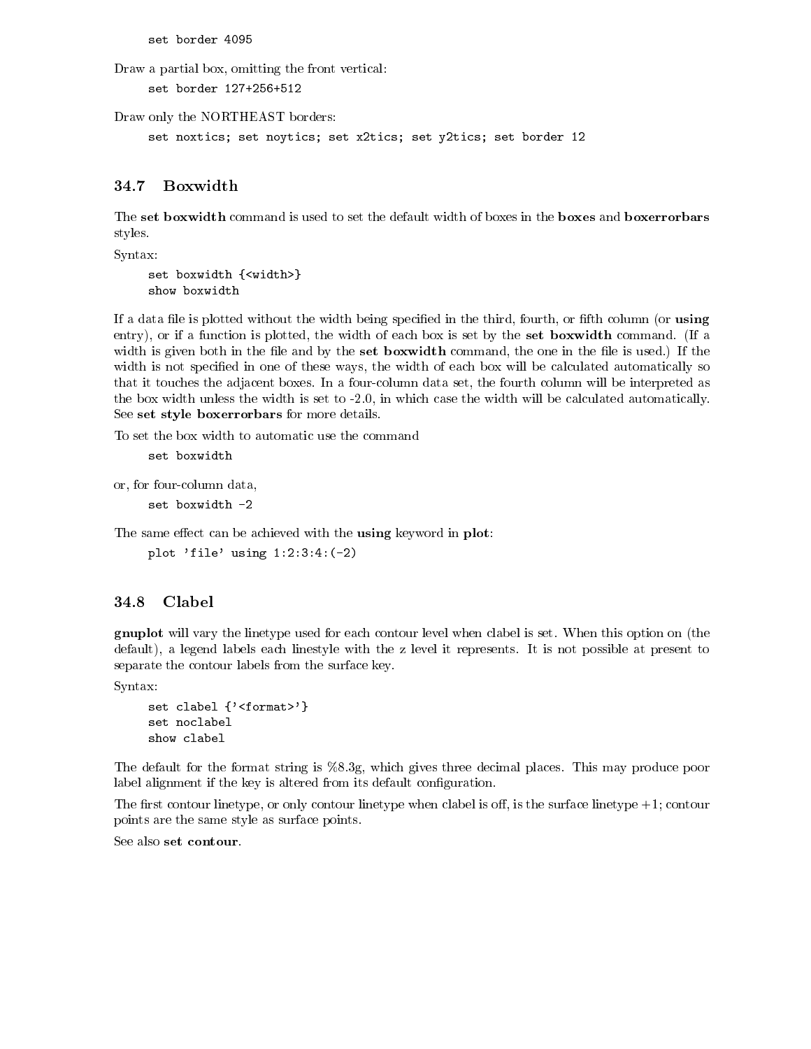```
set border 4095
```

Draw a partial box, omitting the front vertical:

```
set border 127+256+512
```

Draw only the NORTHEAST borders:

```
set noxtics; set noytics; set x2tics; set y2tics; set border 12
```

## 34.7 Boxwidth

The **set boxwidth** command is used to set the default width of boxes in the **boxes** and **boxerrorbars** styles.

Syntax:

```
set boxwidth {<width>}
show boxwidth
```

If a data file is plotted without the width being specified in the third, fourth, or fifth column (or **using** entry), or if a function is plotted, the width of each box is set by the **set boxwidth** command. (If a width is given both in the file and by the **set boxwidth** command, the one in the file is used.) If the width is not specified in one of these ways, the width of each box will be calculated automatically so that it touches the adjacent boxes. In a four-column data set, the fourth column will be interpreted as the box width unless the width is set to -2.0, in which case the width will be calculated automatically. See **set style boxerrorbars** for more details.

To set the box width to automatic use the command

```
set boxwidth
```

or, for four-column data,

```
set boxwidth -2
```

The same effect can be achieved with the **using** keyword in **plot**:

```
plot 'file' using 1:2:3:4:(-2)
```

## 34.8 Clabel

**gnuplot** will vary the linetype used for each contour level when clabel is set. When this option on (the default), a legend labels each linestyle with the z level it represents. It is not possible at present to separate the contour labels from the surface key.

Syntax:

```
set clabel {'<format>'}
set noclabel
show clabel
```

The default for the format string is %8.3g, which gives three decimal places. This may produce poor label alignment if the key is altered from its default configuration.

The first contour linetype, or only contour linetype when clabel is off, is the surface linetype +1; contour points are the same style as surface points.

See also **set contour**.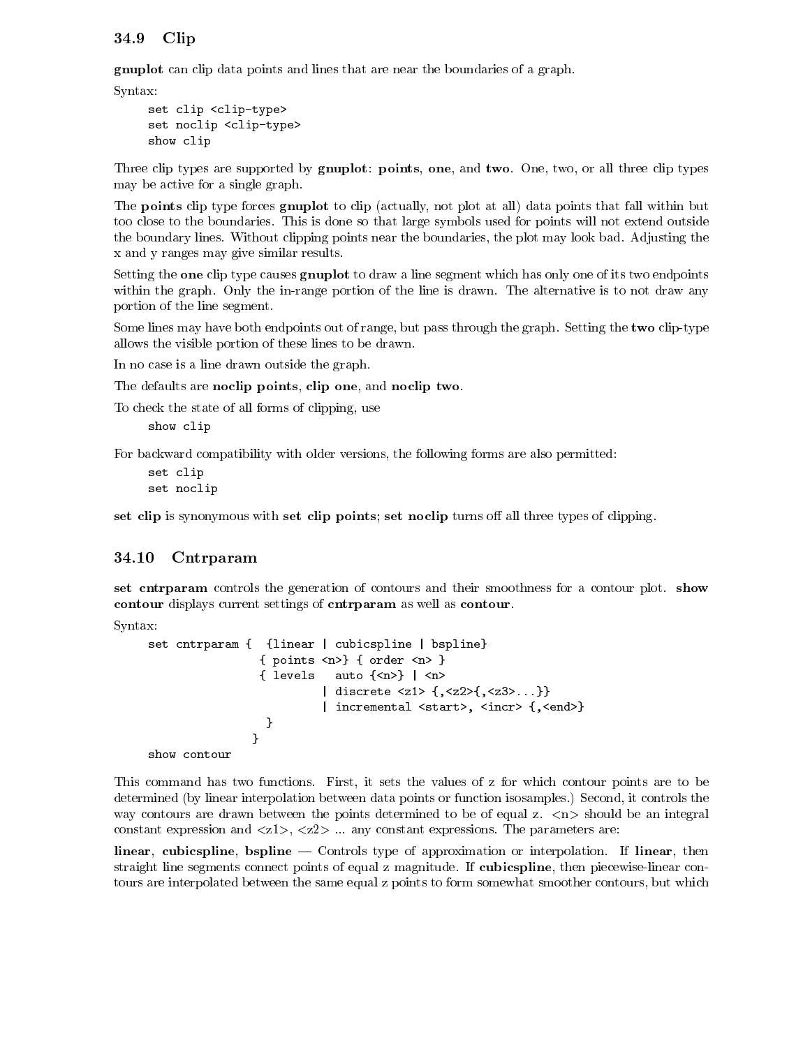## 34.9 Clip

**gnuplot** can clip data points and lines that are near the boundaries of a graph.

Syntax:

```
set clip <clip-type>
set noclip <clip-type>
show clip
```

Three clip types are supported by **gnuplot**: **points**, **one**, and **two**. One, two, or all three clip types may be active for a single graph.

The **points** clip type forces **gnuplot** to clip (actually, not plot at all) data points that fall within but too close to the boundaries. This is done so that large symbols used for points will not extend outside the boundary lines. Without clipping points near the boundaries, the plot may look bad. Adjusting the x and y ranges may give similar results.

Setting the **one** clip type causes **gnuplot** to draw a line segment which has only one of its two endpoints within the graph. Only the in-range portion of the line is drawn. The alternative is to not draw any portion of the line segment.

Some lines may have both endpoints out of range, but pass through the graph. Setting the **two** clip-type allows the visible portion of these lines to be drawn.

In no case is a line drawn outside the graph.

The defaults are **noclip points**, **clip one**, and **noclip two**.

To check the state of all forms of clipping, use

```
show clip
```

For backward compatibility with older versions, the following forms are also permitted:

```
set clip
set noclip
```

**set clip** is synonymous with **set clip points**; **set noclip** turns off all three types of clipping.

## 34.10 Cntrparam

**set cntrparam** controls the generation of contours and their smoothness for a contour plot. **show contour** displays current settings of **cntrparam** as well as **contour**.

Syntax:

```
set cntrparam {  {linear | cubicspline | bspline}
                 { points <n>} { order <n> }
                 { levels   auto {<n>} | <n>
                            | discrete <z1> {,<z2>{,<z3>...}}
                            | incremental <start>, <incr> {,<end>}
                  }
                }
show contour
```

This command has two functions. First, it sets the values of z for which contour points are to be determined (by linear interpolation between data points or function isosamples.) Second, it controls the way contours are drawn between the points determined to be of equal z. <n> should be an integral constant expression and <z1>, <z2> ... any constant expressions. The parameters are:

**linear**, **cubicspline**, **bspline** — Controls type of approximation or interpolation. If **linear**, then straight line segments connect points of equal z magnitude. If **cubicspline**, then piecewise-linear contours are interpolated between the same equal z points to form somewhat smoother contours, but which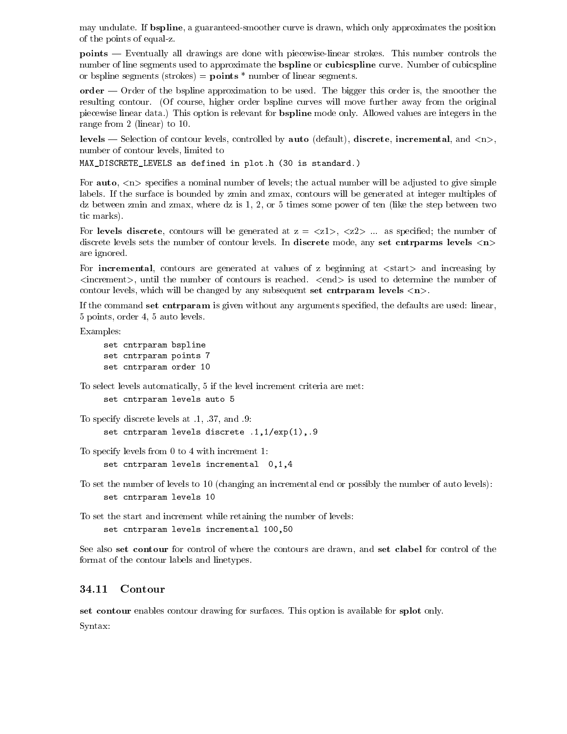may undulate. If **bspline**, a guaranteed-smoother curve is drawn, which only approximates the position of the points of equal-z.

**points** — Eventually all drawings are done with piecewise-linear strokes. This number controls the number of line segments used to approximate the **bspline** or **cubicspline** curve. Number of cubicspline or bspline segments (strokes) = **points** * number of linear segments.

**order** — Order of the bspline approximation to be used. The bigger this order is, the smoother the resulting contour. (Of course, higher order bspline curves will move further away from the original piecewise linear data.) This option is relevant for **bspline** mode only. Allowed values are integers in the range from 2 (linear) to 10.

**levels** — Selection of contour levels, controlled by **auto** (default), **discrete**, **incremental**, and <n>, number of contour levels, limited to

`MAX_DISCRETE_LEVELS as defined in plot.h (30 is standard.)`

For **auto**, <n> specifies a nominal number of levels; the actual number will be adjusted to give simple labels. If the surface is bounded by zmin and zmax, contours will be generated at integer multiples of dz between zmin and zmax, where dz is 1, 2, or 5 times some power of ten (like the step between two tic marks).

For **levels discrete**, contours will be generated at z = <z1>, <z2> ... as specified; the number of discrete levels sets the number of contour levels. In **discrete** mode, any **set cntrparms levels <n>** are ignored.

For **incremental**, contours are generated at values of z beginning at <start> and increasing by <increment>, until the number of contours is reached. <end> is used to determine the number of contour levels, which will be changed by any subsequent **set cntrparam levels <n>**.

If the command **set cntrparam** is given without any arguments specified, the defaults are used: linear, 5 points, order 4, 5 auto levels.

Examples:

```
set cntrparam bspline
set cntrparam points 7
set cntrparam order 10
```

To select levels automatically, 5 if the level increment criteria are met:

```
set cntrparam levels auto 5
```

To specify discrete levels at .1, .37, and .9:

```
set cntrparam levels discrete .1,1/exp(1),.9
```

To specify levels from 0 to 4 with increment 1:

```
set cntrparam levels incremental  0,1,4
```

To set the number of levels to 10 (changing an incremental end or possibly the number of auto levels):

```
set cntrparam levels 10
```

To set the start and increment while retaining the number of levels:

```
set cntrparam levels incremental 100,50
```

See also **set contour** for control of where the contours are drawn, and **set clabel** for control of the format of the contour labels and linetypes.

### 34.11 Contour

**set contour** enables contour drawing for surfaces. This option is available for **splot** only.

Syntax: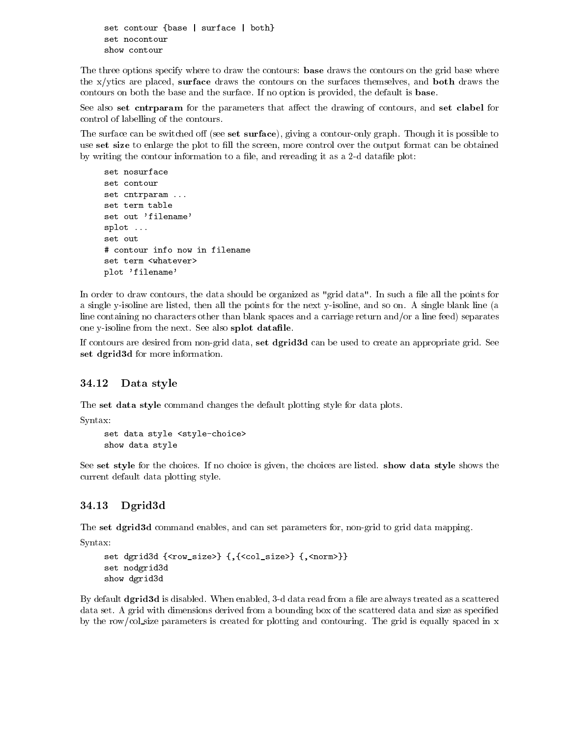```
set contour {base | surface | both}
set nocontour
show contour
```

The three options specify where to draw the contours: **base** draws the contours on the grid base where the x/ytics are placed, **surface** draws the contours on the surfaces themselves, and **both** draws the contours on both the base and the surface. If no option is provided, the default is **base**.

See also **set cntrparam** for the parameters that affect the drawing of contours, and **set clabel** for control of labelling of the contours.

The surface can be switched off (see **set surface**), giving a contour-only graph. Though it is possible to use **set size** to enlarge the plot to fill the screen, more control over the output format can be obtained by writing the contour information to a file, and rereading it as a 2-d datafile plot:

```
set nosurface
set contour
set cntrparam ...
set term table
set out 'filename'
splot ...
set out
# contour info now in filename
set term <whatever>
plot 'filename'
```

In order to draw contours, the data should be organized as "grid data". In such a file all the points for a single y-isoline are listed, then all the points for the next y-isoline, and so on. A single blank line (a line containing no characters other than blank spaces and a carriage return and/or a line feed) separates one y-isoline from the next. See also **splot datafile**.

If contours are desired from non-grid data, **set dgrid3d** can be used to create an appropriate grid. See **set dgrid3d** for more information.

## 34.12 Data style

The **set data style** command changes the default plotting style for data plots.

Syntax:

```
set data style <style-choice>
show data style
```

See **set style** for the choices. If no choice is given, the choices are listed. **show data style** shows the current default data plotting style.

## 34.13 Dgrid3d

The **set dgrid3d** command enables, and can set parameters for, non-grid to grid data mapping.

Syntax:

```
set dgrid3d {<row_size>} {,{<col_size>} {,<norm>}}
set nodgrid3d
show dgrid3d
```

By default **dgrid3d** is disabled. When enabled, 3-d data read from a file are always treated as a scattered data set. A grid with dimensions derived from a bounding box of the scattered data and size as specified by the row/col_size parameters is created for plotting and contouring. The grid is equally spaced in x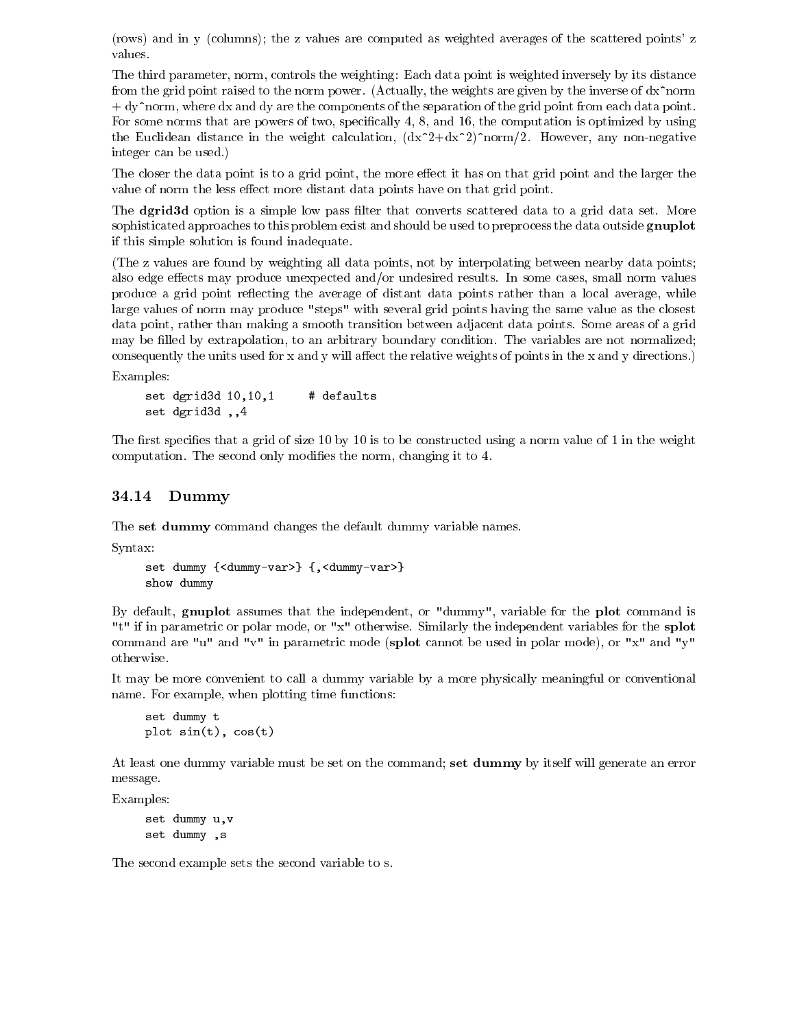(rows) and in y (columns); the z values are computed as weighted averages of the scattered points' z values.

The third parameter, norm, controls the weighting: Each data point is weighted inversely by its distance from the grid point raised to the norm power. (Actually, the weights are given by the inverse of dx^norm + dy^norm, where dx and dy are the components of the separation of the grid point from each data point. For some norms that are powers of two, specifically 4, 8, and 16, the computation is optimized by using the Euclidean distance in the weight calculation, (dx^2+dx^2)^norm/2. However, any non-negative integer can be used.)

The closer the data point is to a grid point, the more effect it has on that grid point and the larger the value of norm the less effect more distant data points have on that grid point.

The **dgrid3d** option is a simple low pass filter that converts scattered data to a grid data set. More sophisticated approaches to this problem exist and should be used to preprocess the data outside **gnuplot** if this simple solution is found inadequate.

(The z values are found by weighting all data points, not by interpolating between nearby data points; also edge effects may produce unexpected and/or undesired results. In some cases, small norm values produce a grid point reflecting the average of distant data points rather than a local average, while large values of norm may produce "steps" with several grid points having the same value as the closest data point, rather than making a smooth transition between adjacent data points. Some areas of a grid may be filled by extrapolation, to an arbitrary boundary condition. The variables are not normalized; consequently the units used for x and y will affect the relative weights of points in the x and y directions.)

Examples:

```
set dgrid3d 10,10,1     # defaults
set dgrid3d ,,4
```

The first specifies that a grid of size 10 by 10 is to be constructed using a norm value of 1 in the weight computation. The second only modifies the norm, changing it to 4.

## 34.14 Dummy

The **set dummy** command changes the default dummy variable names.

Syntax:

```
set dummy {<dummy-var>} {,<dummy-var>}
show dummy
```

By default, **gnuplot** assumes that the independent, or "dummy", variable for the **plot** command is "t" if in parametric or polar mode, or "x" otherwise. Similarly the independent variables for the **splot** command are "u" and "v" in parametric mode (**splot** cannot be used in polar mode), or "x" and "y" otherwise.

It may be more convenient to call a dummy variable by a more physically meaningful or conventional name. For example, when plotting time functions:

```
set dummy t
plot sin(t), cos(t)
```

At least one dummy variable must be set on the command; **set dummy** by itself will generate an error message.

Examples:

```
set dummy u,v
set dummy ,s
```

The second example sets the second variable to s.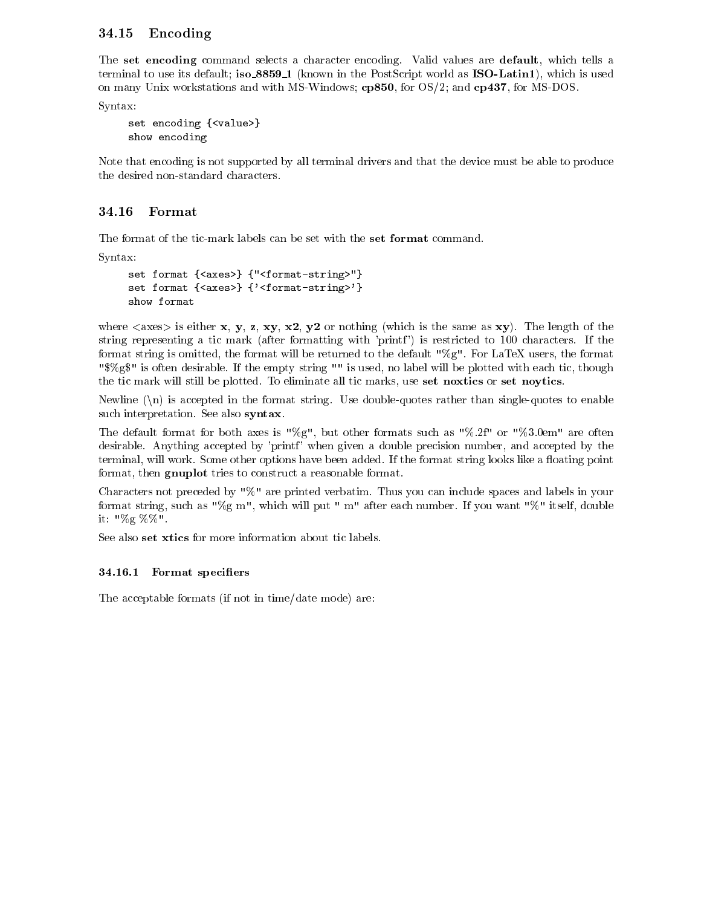## 34.15 Encoding

The **set encoding** command selects a character encoding. Valid values are **default**, which tells a terminal to use its default; **iso_8859_1** (known in the PostScript world as **ISO-Latin1**), which is used on many Unix workstations and with MS-Windows; **cp850**, for OS/2; and **cp437**, for MS-DOS.

Syntax:

```
set encoding {<value>}
show encoding
```

Note that encoding is not supported by all terminal drivers and that the device must be able to produce the desired non-standard characters.

## 34.16 Format

The format of the tic-mark labels can be set with the **set format** command.

Syntax:

```
set format {<axes>} {"<format-string>"}
set format {<axes>} {'<format-string>'}
show format
```

where <axes> is either **x**, **y**, **z**, **xy**, **x2**, **y2** or nothing (which is the same as **xy**). The length of the string representing a tic mark (after formatting with 'printf') is restricted to 100 characters. If the format string is omitted, the format will be returned to the default "%g". For LaTeX users, the format "$%g$" is often desirable. If the empty string "" is used, no label will be plotted with each tic, though the tic mark will still be plotted. To eliminate all tic marks, use **set noxtics** or **set noytics**.

Newline (\n) is accepted in the format string. Use double-quotes rather than single-quotes to enable such interpretation. See also **syntax**.

The default format for both axes is "%g", but other formats such as "%.2f" or "%3.0em" are often desirable. Anything accepted by 'printf' when given a double precision number, and accepted by the terminal, will work. Some other options have been added. If the format string looks like a floating point format, then **gnuplot** tries to construct a reasonable format.

Characters not preceded by "%" are printed verbatim. Thus you can include spaces and labels in your format string, such as "%g m", which will put " m" after each number. If you want "%" itself, double it: "%g %%".

See also **set xtics** for more information about tic labels.

### 34.16.1 Format specifiers

The acceptable formats (if not in time/date mode) are: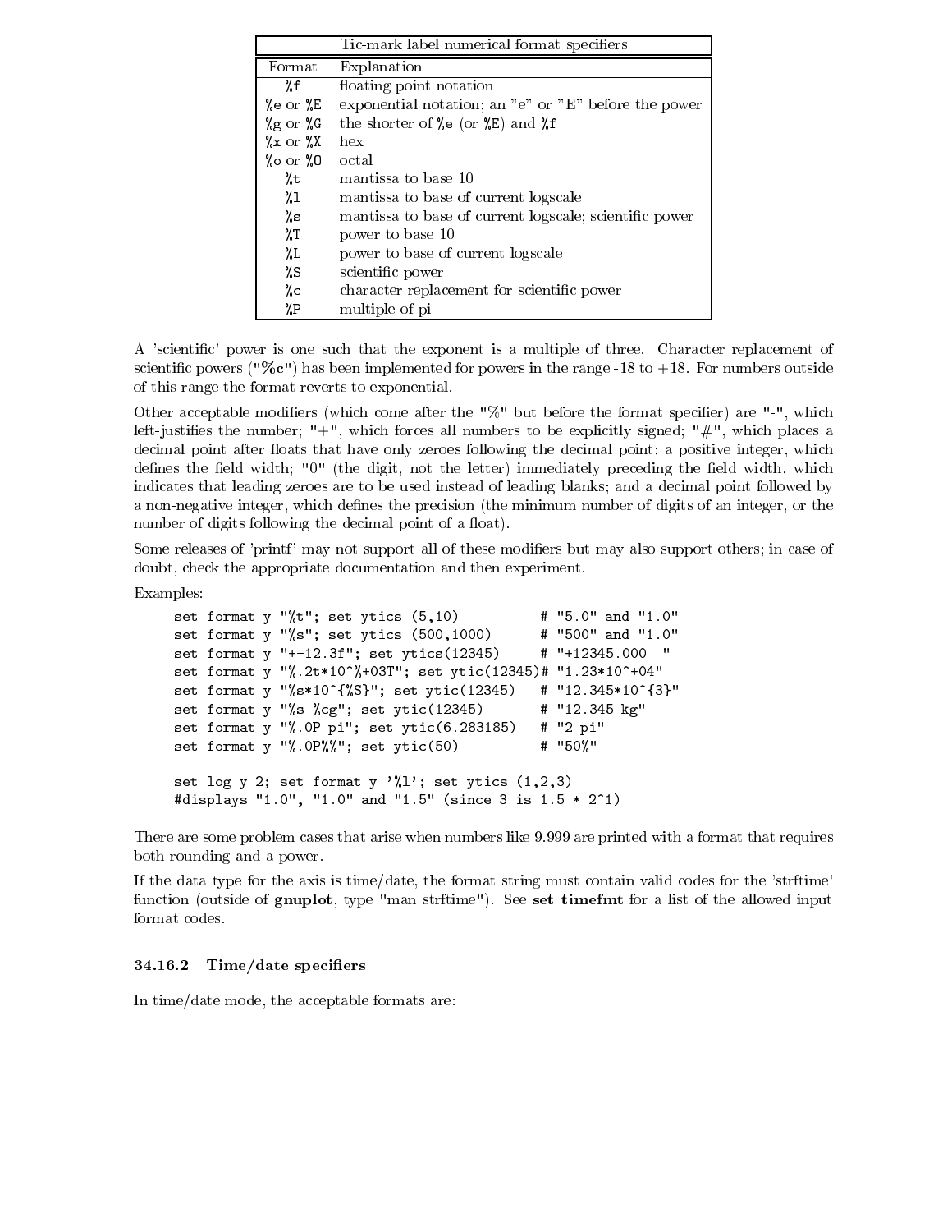| Tic-mark label numerical format specifiers | |
|---|---|
| Format | Explanation |
| `%f` | floating point notation |
| `%e` or `%E` | exponential notation; an "e" or "E" before the power |
| `%g` or `%G` | the shorter of `%e` (or `%E`) and `%f` |
| `%x` or `%X` | hex |
| `%o` or `%O` | octal |
| `%t` | mantissa to base 10 |
| `%l` | mantissa to base of current logscale |
| `%s` | mantissa to base of current logscale; scientific power |
| `%T` | power to base 10 |
| `%L` | power to base of current logscale |
| `%S` | scientific power |
| `%c` | character replacement for scientific power |
| `%P` | multiple of pi |

A 'scientific' power is one such that the exponent is a multiple of three. Character replacement of scientific powers (**"%c"**) has been implemented for powers in the range -18 to +18. For numbers outside of this range the format reverts to exponential.

Other acceptable modifiers (which come after the "%" but before the format specifier) are "-", which left-justifies the number; "+", which forces all numbers to be explicitly signed; "#", which places a decimal point after floats that have only zeroes following the decimal point; a positive integer, which defines the field width; "0" (the digit, not the letter) immediately preceding the field width, which indicates that leading zeroes are to be used instead of leading blanks; and a decimal point followed by a non-negative integer, which defines the precision (the minimum number of digits of an integer, or the number of digits following the decimal point of a float).

Some releases of 'printf' may not support all of these modifiers but may also support others; in case of doubt, check the appropriate documentation and then experiment.

Examples:

```
set format y "%t"; set ytics (5,10)          # "5.0" and "1.0"
set format y "%s"; set ytics (500,1000)      # "500" and "1.0"
set format y "+-12.3f"; set ytics(12345)     # "+12345.000  "
set format y "%.2t*10^%+03T"; set ytic(12345)# "1.23*10^+04"
set format y "%s*10^{%S}"; set ytic(12345)   # "12.345*10^{3}"
set format y "%s %cg"; set ytic(12345)       # "12.345 kg"
set format y "%.0P pi"; set ytic(6.283185)   # "2 pi"
set format y "%.0P%%"; set ytic(50)          # "50%"

set log y 2; set format y '%l'; set ytics (1,2,3)
#displays "1.0", "1.0" and "1.5" (since 3 is 1.5 * 2^1)
```

There are some problem cases that arise when numbers like 9.999 are printed with a format that requires both rounding and a power.

If the data type for the axis is time/date, the format string must contain valid codes for the 'strftime' function (outside of **gnuplot**, type "man strftime"). See **set timefmt** for a list of the allowed input format codes.

### 34.16.2 Time/date specifiers

In time/date mode, the acceptable formats are: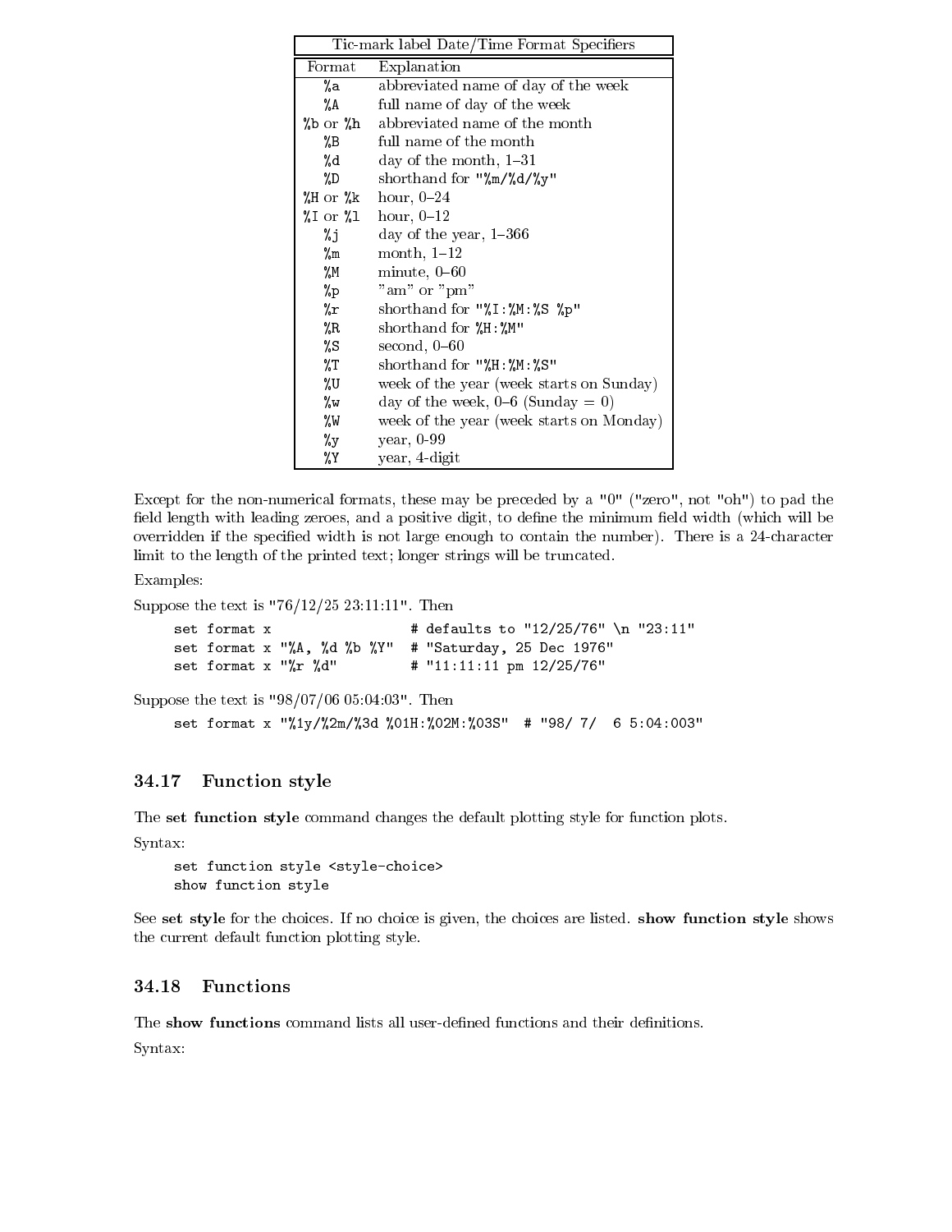| Tic-mark label Date/Time Format Specifiers | |
|---|---|
| Format | Explanation |
| `%a` | abbreviated name of day of the week |
| `%A` | full name of day of the week |
| `%b` or `%h` | abbreviated name of the month |
| `%B` | full name of the month |
| `%d` | day of the month, 1–31 |
| `%D` | shorthand for `"%m/%d/%y"` |
| `%H` or `%k` | hour, 0–24 |
| `%I` or `%l` | hour, 0–12 |
| `%j` | day of the year, 1–366 |
| `%m` | month, 1–12 |
| `%M` | minute, 0–60 |
| `%p` | "am" or "pm" |
| `%r` | shorthand for `"%I:%M:%S %p"` |
| `%R` | shorthand for `%H:%M"` |
| `%S` | second, 0–60 |
| `%T` | shorthand for `"%H:%M:%S"` |
| `%U` | week of the year (week starts on Sunday) |
| `%w` | day of the week, 0–6 (Sunday = 0) |
| `%W` | week of the year (week starts on Monday) |
| `%y` | year, 0-99 |
| `%Y` | year, 4-digit |

Except for the non-numerical formats, these may be preceded by a "0" ("zero", not "oh") to pad the field length with leading zeroes, and a positive digit, to define the minimum field width (which will be overridden if the specified width is not large enough to contain the number). There is a 24-character limit to the length of the printed text; longer strings will be truncated.

Examples:

Suppose the text is "76/12/25 23:11:11". Then

```
set format x                 # defaults to "12/25/76" \n "23:11"
set format x "%A, %d %b %Y"  # "Saturday, 25 Dec 1976"
set format x "%r %d"         # "11:11:11 pm 12/25/76"
```

Suppose the text is "98/07/06 05:04:03". Then

```
set format x "%1y/%2m/%3d %01H:%02M:%03S"  # "98/ 7/  6 5:04:003"
```

## 34.17 Function style

The **set function style** command changes the default plotting style for function plots.

Syntax:

```
set function style <style-choice>
show function style
```

See **set style** for the choices. If no choice is given, the choices are listed. **show function style** shows the current default function plotting style.

## 34.18 Functions

The **show functions** command lists all user-defined functions and their definitions.

Syntax: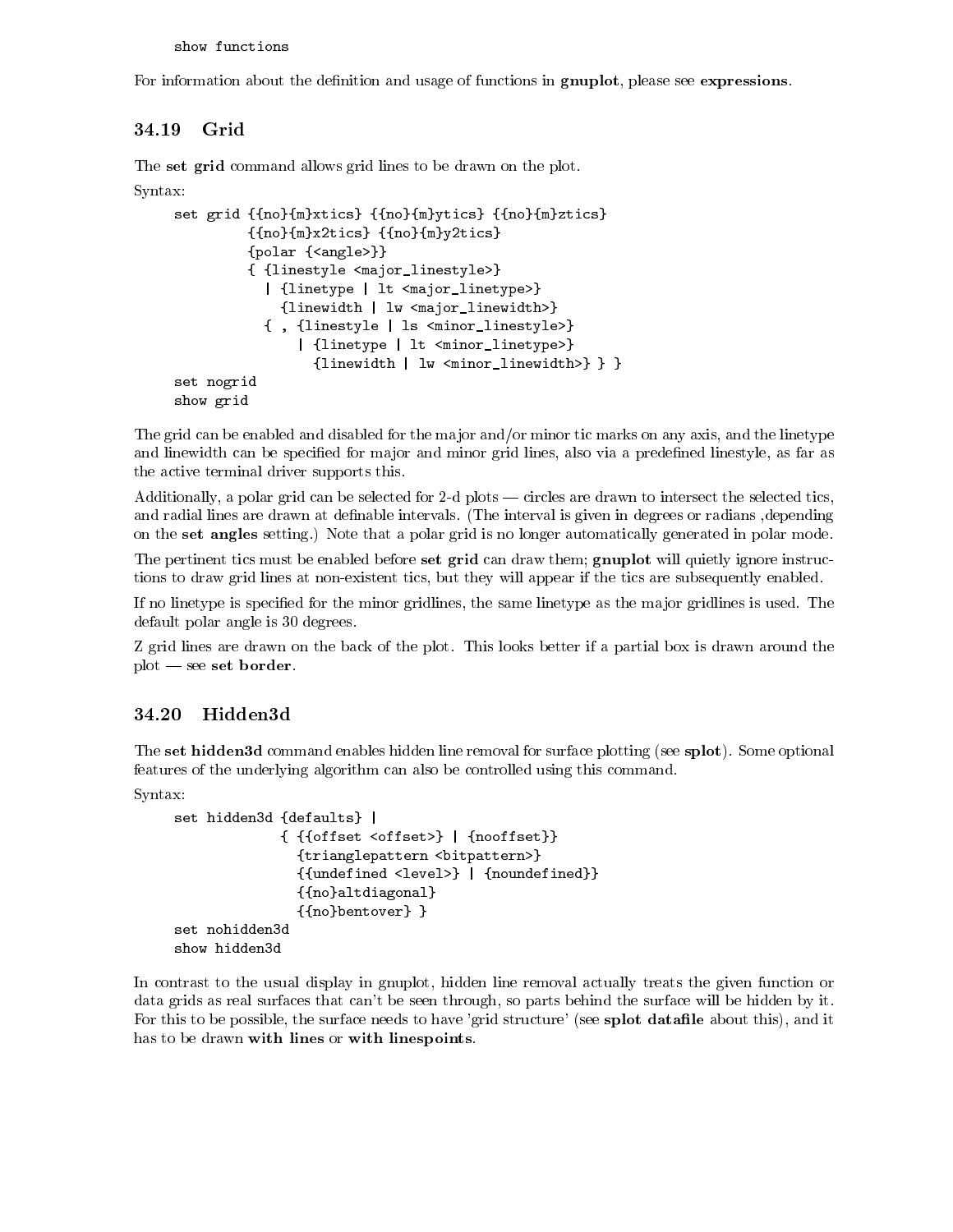```
show functions
```

For information about the definition and usage of functions in **gnuplot**, please see **expressions**.

## 34.19 Grid

The **set grid** command allows grid lines to be drawn on the plot.

Syntax:

```
set grid {{no}{m}xtics} {{no}{m}ytics} {{no}{m}ztics}
         {{no}{m}x2tics} {{no}{m}y2tics}
         {polar {<angle>}}
         { {linestyle <major_linestyle>}
           | {linetype | lt <major_linetype>}
             {linewidth | lw <major_linewidth>}
           { , {linestyle | ls <minor_linestyle>}
               | {linetype | lt <minor_linetype>}
                 {linewidth | lw <minor_linewidth>} } }
set nogrid
show grid
```

The grid can be enabled and disabled for the major and/or minor tic marks on any axis, and the linetype and linewidth can be specified for major and minor grid lines, also via a predefined linestyle, as far as the active terminal driver supports this.

Additionally, a polar grid can be selected for 2-d plots — circles are drawn to intersect the selected tics, and radial lines are drawn at definable intervals. (The interval is given in degrees or radians ,depending on the **set angles** setting.) Note that a polar grid is no longer automatically generated in polar mode.

The pertinent tics must be enabled before **set grid** can draw them; **gnuplot** will quietly ignore instructions to draw grid lines at non-existent tics, but they will appear if the tics are subsequently enabled.

If no linetype is specified for the minor gridlines, the same linetype as the major gridlines is used. The default polar angle is 30 degrees.

Z grid lines are drawn on the back of the plot. This looks better if a partial box is drawn around the plot — see **set border**.

## 34.20 Hidden3d

The **set hidden3d** command enables hidden line removal for surface plotting (see **splot**). Some optional features of the underlying algorithm can also be controlled using this command.

Syntax:

```
set hidden3d {defaults} |
             { {{offset <offset>} | {nooffset}}
               {trianglepattern <bitpattern>}
               {{undefined <level>} | {noundefined}}
               {{no}altdiagonal}
               {{no}bentover} }
set nohidden3d
show hidden3d
```

In contrast to the usual display in gnuplot, hidden line removal actually treats the given function or data grids as real surfaces that can't be seen through, so parts behind the surface will be hidden by it. For this to be possible, the surface needs to have 'grid structure' (see **splot datafile** about this), and it has to be drawn **with lines** or **with linespoints**.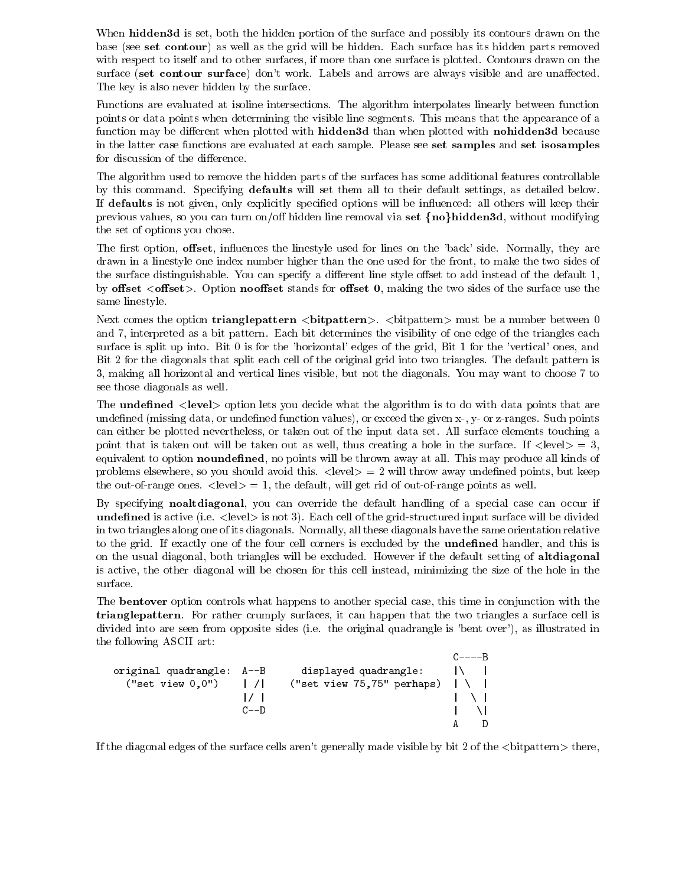When **hidden3d** is set, both the hidden portion of the surface and possibly its contours drawn on the base (see **set contour**) as well as the grid will be hidden. Each surface has its hidden parts removed with respect to itself and to other surfaces, if more than one surface is plotted. Contours drawn on the surface (**set contour surface**) don't work. Labels and arrows are always visible and are unaffected. The key is also never hidden by the surface.

Functions are evaluated at isoline intersections. The algorithm interpolates linearly between function points or data points when determining the visible line segments. This means that the appearance of a function may be different when plotted with **hidden3d** than when plotted with **nohidden3d** because in the latter case functions are evaluated at each sample. Please see **set samples** and **set isosamples** for discussion of the difference.

The algorithm used to remove the hidden parts of the surfaces has some additional features controllable by this command. Specifying **defaults** will set them all to their default settings, as detailed below. If **defaults** is not given, only explicitly specified options will be influenced: all others will keep their previous values, so you can turn on/off hidden line removal via **set {no}hidden3d**, without modifying the set of options you chose.

The first option, **offset**, influences the linestyle used for lines on the 'back' side. Normally, they are drawn in a linestyle one index number higher than the one used for the front, to make the two sides of the surface distinguishable. You can specify a different line style offset to add instead of the default 1, by **offset <offset>**. Option **nooffset** stands for **offset 0**, making the two sides of the surface use the same linestyle.

Next comes the option **trianglepattern <bitpattern>**. <bitpattern> must be a number between 0 and 7, interpreted as a bit pattern. Each bit determines the visibility of one edge of the triangles each surface is split up into. Bit 0 is for the 'horizontal' edges of the grid, Bit 1 for the 'vertical' ones, and Bit 2 for the diagonals that split each cell of the original grid into two triangles. The default pattern is 3, making all horizontal and vertical lines visible, but not the diagonals. You may want to choose 7 to see those diagonals as well.

The **undefined <level>** option lets you decide what the algorithm is to do with data points that are undefined (missing data, or undefined function values), or exceed the given x-, y- or z-ranges. Such points can either be plotted nevertheless, or taken out of the input data set. All surface elements touching a point that is taken out will be taken out as well, thus creating a hole in the surface. If <level> = 3, equivalent to option **noundefined**, no points will be thrown away at all. This may produce all kinds of problems elsewhere, so you should avoid this. <level> = 2 will throw away undefined points, but keep the out-of-range ones. <level> = 1, the default, will get rid of out-of-range points as well.

By specifying **noaltdiagonal**, you can override the default handling of a special case can occur if **undefined** is active (i.e. <level> is not 3). Each cell of the grid-structured input surface will be divided in two triangles along one of its diagonals. Normally, all these diagonals have the same orientation relative to the grid. If exactly one of the four cell corners is excluded by the **undefined** handler, and this is on the usual diagonal, both triangles will be excluded. However if the default setting of **altdiagonal** is active, the other diagonal will be chosen for this cell instead, minimizing the size of the hole in the surface.

The **bentover** option controls what happens to another special case, this time in conjunction with the **trianglepattern**. For rather crumply surfaces, it can happen that the two triangles a surface cell is divided into are seen from opposite sides (i.e. the original quadrangle is 'bent over'), as illustrated in the following ASCII art:

```
                                                        C----B
  original quadrangle:  A--B      displayed quadrangle:     |\   |
    ("set view 0,0")    | /|    ("set view 75,75" perhaps)  | \  |
                        |/ |                              |  \ |
                        C--D                              |   \|
                                                        A    D
```

If the diagonal edges of the surface cells aren't generally made visible by bit 2 of the <bitpattern> there,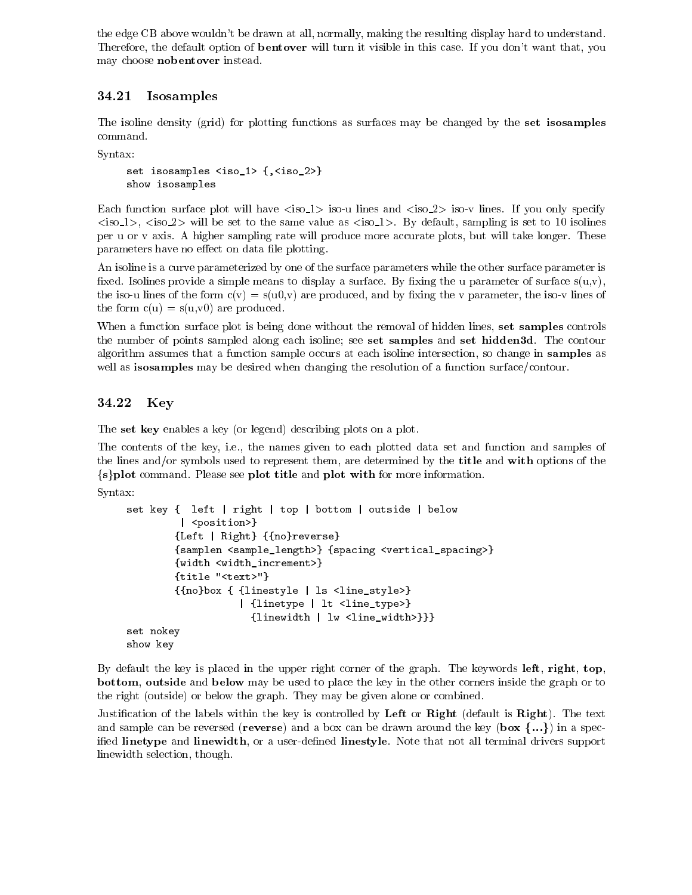the edge CB above wouldn't be drawn at all, normally, making the resulting display hard to understand. Therefore, the default option of **bentover** will turn it visible in this case. If you don't want that, you may choose **nobentover** instead.

## 34.21 Isosamples

The isoline density (grid) for plotting functions as surfaces may be changed by the **set isosamples** command.

Syntax:

```
set isosamples <iso_1> {,<iso_2>}
show isosamples
```

Each function surface plot will have <iso_1> iso-u lines and <iso_2> iso-v lines. If you only specify <iso_1>, <iso_2> will be set to the same value as <iso_1>. By default, sampling is set to 10 isolines per u or v axis. A higher sampling rate will produce more accurate plots, but will take longer. These parameters have no effect on data file plotting.

An isoline is a curve parameterized by one of the surface parameters while the other surface parameter is fixed. Isolines provide a simple means to display a surface. By fixing the u parameter of surface s(u,v), the iso-u lines of the form c(v) = s(u0,v) are produced, and by fixing the v parameter, the iso-v lines of the form c(u) = s(u,v0) are produced.

When a function surface plot is being done without the removal of hidden lines, **set samples** controls the number of points sampled along each isoline; see **set samples** and **set hidden3d**. The contour algorithm assumes that a function sample occurs at each isoline intersection, so change in **samples** as well as **isosamples** may be desired when changing the resolution of a function surface/contour.

## 34.22 Key

The **set key** enables a key (or legend) describing plots on a plot.

The contents of the key, i.e., the names given to each plotted data set and function and samples of the lines and/or symbols used to represent them, are determined by the **title** and **with** options of the **{s}plot** command. Please see **plot title** and **plot with** for more information.

Syntax:

```
set key {  left | right | top | bottom | outside | below
          | <position>}
         {Left | Right} {{no}reverse}
         {samplen <sample_length>} {spacing <vertical_spacing>}
         {width <width_increment>}
         {title "<text>"}
         {{no}box { {linestyle | ls <line_style>}
                    | {linetype | lt <line_type>}
                      {linewidth | lw <line_width>}}}
set nokey
show key
```

By default the key is placed in the upper right corner of the graph. The keywords **left**, **right**, **top**, **bottom**, **outside** and **below** may be used to place the key in the other corners inside the graph or to the right (outside) or below the graph. They may be given alone or combined.

Justification of the labels within the key is controlled by **Left** or **Right** (default is **Right**). The text and sample can be reversed (**reverse**) and a box can be drawn around the key (**box {...}**) in a specified **linetype** and **linewidth**, or a user-defined **linestyle**. Note that not all terminal drivers support linewidth selection, though.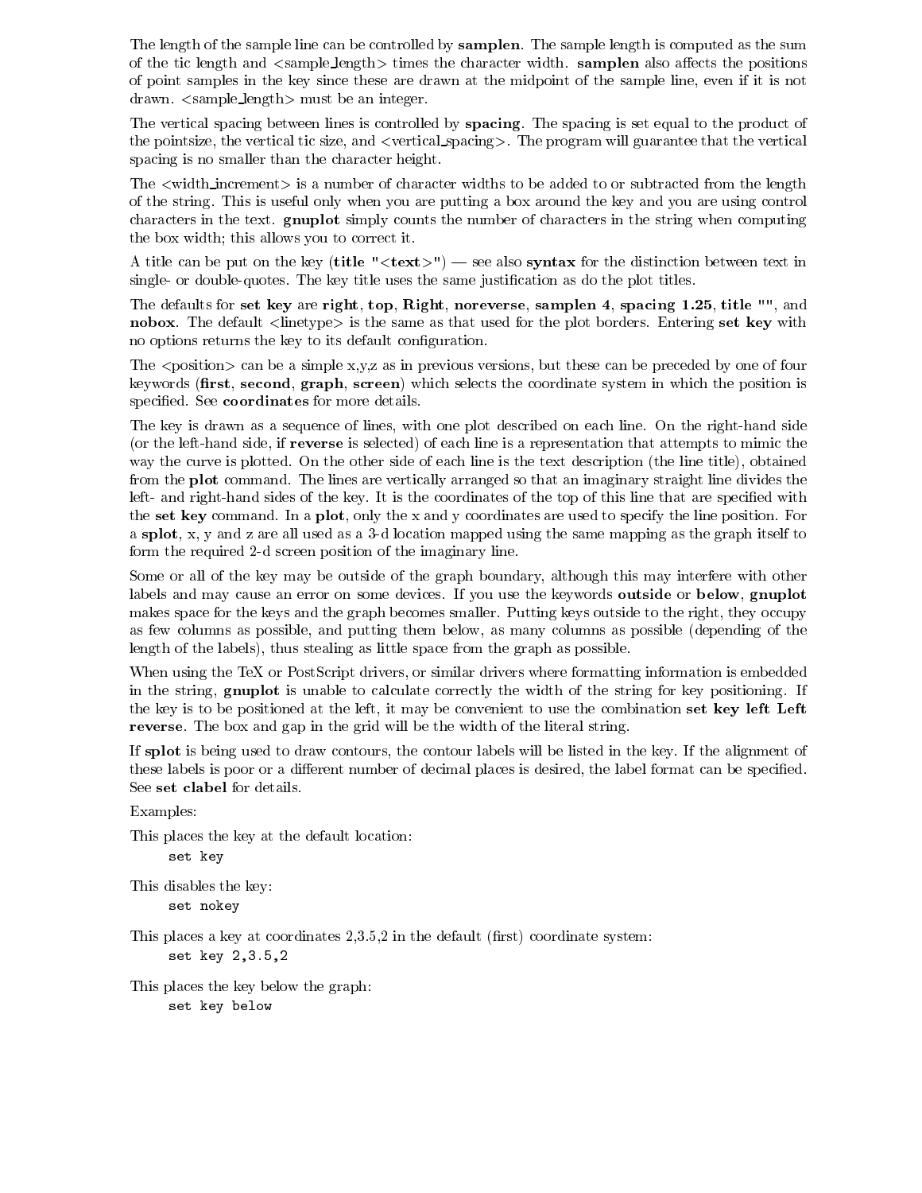The length of the sample line can be controlled by **samplen**. The sample length is computed as the sum of the tic length and <sample_length> times the character width. **samplen** also affects the positions of point samples in the key since these are drawn at the midpoint of the sample line, even if it is not drawn. <sample_length> must be an integer.

The vertical spacing between lines is controlled by **spacing**. The spacing is set equal to the product of the pointsize, the vertical tic size, and <vertical_spacing>. The program will guarantee that the vertical spacing is no smaller than the character height.

The <width_increment> is a number of character widths to be added to or subtracted from the length of the string. This is useful only when you are putting a box around the key and you are using control characters in the text. **gnuplot** simply counts the number of characters in the string when computing the box width; this allows you to correct it.

A title can be put on the key (**title "<text>"**) — see also **syntax** for the distinction between text in single- or double-quotes. The key title uses the same justification as do the plot titles.

The defaults for **set key** are **right**, **top**, **Right**, **noreverse**, **samplen 4**, **spacing 1.25**, **title ""**, and **nobox**. The default <linetype> is the same as that used for the plot borders. Entering **set key** with no options returns the key to its default configuration.

The <position> can be a simple x,y,z as in previous versions, but these can be preceded by one of four keywords (**first**, **second**, **graph**, **screen**) which selects the coordinate system in which the position is specified. See **coordinates** for more details.

The key is drawn as a sequence of lines, with one plot described on each line. On the right-hand side (or the left-hand side, if **reverse** is selected) of each line is a representation that attempts to mimic the way the curve is plotted. On the other side of each line is the text description (the line title), obtained from the **plot** command. The lines are vertically arranged so that an imaginary straight line divides the left- and right-hand sides of the key. It is the coordinates of the top of this line that are specified with the **set key** command. In a **plot**, only the x and y coordinates are used to specify the line position. For a **splot**, x, y and z are all used as a 3-d location mapped using the same mapping as the graph itself to form the required 2-d screen position of the imaginary line.

Some or all of the key may be outside of the graph boundary, although this may interfere with other labels and may cause an error on some devices. If you use the keywords **outside** or **below**, **gnuplot** makes space for the keys and the graph becomes smaller. Putting keys outside to the right, they occupy as few columns as possible, and putting them below, as many columns as possible (depending of the length of the labels), thus stealing as little space from the graph as possible.

When using the TeX or PostScript drivers, or similar drivers where formatting information is embedded in the string, **gnuplot** is unable to calculate correctly the width of the string for key positioning. If the key is to be positioned at the left, it may be convenient to use the combination **set key left Left reverse**. The box and gap in the grid will be the width of the literal string.

If **splot** is being used to draw contours, the contour labels will be listed in the key. If the alignment of these labels is poor or a different number of decimal places is desired, the label format can be specified. See **set clabel** for details.

Examples:

This places the key at the default location:

```
set key
```

This disables the key:

```
set nokey
```

This places a key at coordinates 2,3.5,2 in the default (first) coordinate system:

```
set key 2,3.5,2
```

This places the key below the graph:

```
set key below
```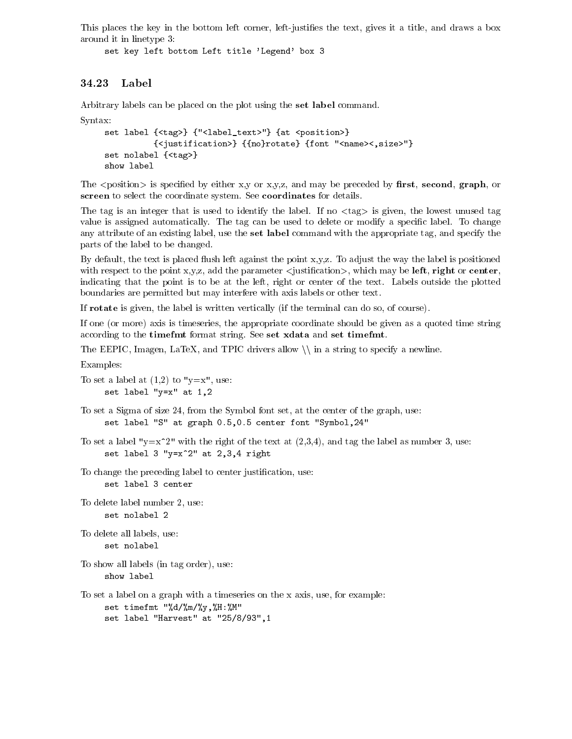This places the key in the bottom left corner, left-justifies the text, gives it a title, and draws a box around it in linetype 3:

```
set key left bottom Left title 'Legend' box 3
```

## 34.23 Label

Arbitrary labels can be placed on the plot using the **set label** command.

Syntax:

```
set label {<tag>} {"<label_text>"} {at <position>}
          {<justification>} {{no}rotate} {font "<name><,size>"}
set nolabel {<tag>}
show label
```

The <position> is specified by either x,y or x,y,z, and may be preceded by **first**, **second**, **graph**, or **screen** to select the coordinate system. See **coordinates** for details.

The tag is an integer that is used to identify the label. If no <tag> is given, the lowest unused tag value is assigned automatically. The tag can be used to delete or modify a specific label. To change any attribute of an existing label, use the **set label** command with the appropriate tag, and specify the parts of the label to be changed.

By default, the text is placed flush left against the point x,y,z. To adjust the way the label is positioned with respect to the point x,y,z, add the parameter <justification>, which may be **left**, **right** or **center**, indicating that the point is to be at the left, right or center of the text. Labels outside the plotted boundaries are permitted but may interfere with axis labels or other text.

If **rotate** is given, the label is written vertically (if the terminal can do so, of course).

If one (or more) axis is timeseries, the appropriate coordinate should be given as a quoted time string according to the **timefmt** format string. See **set xdata** and **set timefmt**.

The EEPIC, Imagen, LaTeX, and TPIC drivers allow \\ in a string to specify a newline.

Examples:

To set a label at (1,2) to "y=x", use:

```
set label "y=x" at 1,2
```

To set a Sigma of size 24, from the Symbol font set, at the center of the graph, use:

```
set label "S" at graph 0.5,0.5 center font "Symbol,24"
```

To set a label "y=x^2" with the right of the text at (2,3,4), and tag the label as number 3, use:

```
set label 3 "y=x^2" at 2,3,4 right
```

To change the preceding label to center justification, use:

```
set label 3 center
```

To delete label number 2, use:

```
set nolabel 2
```

To delete all labels, use:

```
set nolabel
```

To show all labels (in tag order), use:

```
show label
```

To set a label on a graph with a timeseries on the x axis, use, for example:

```
set timefmt "%d/%m/%y,%H:%M"
set label "Harvest" at "25/8/93",1
```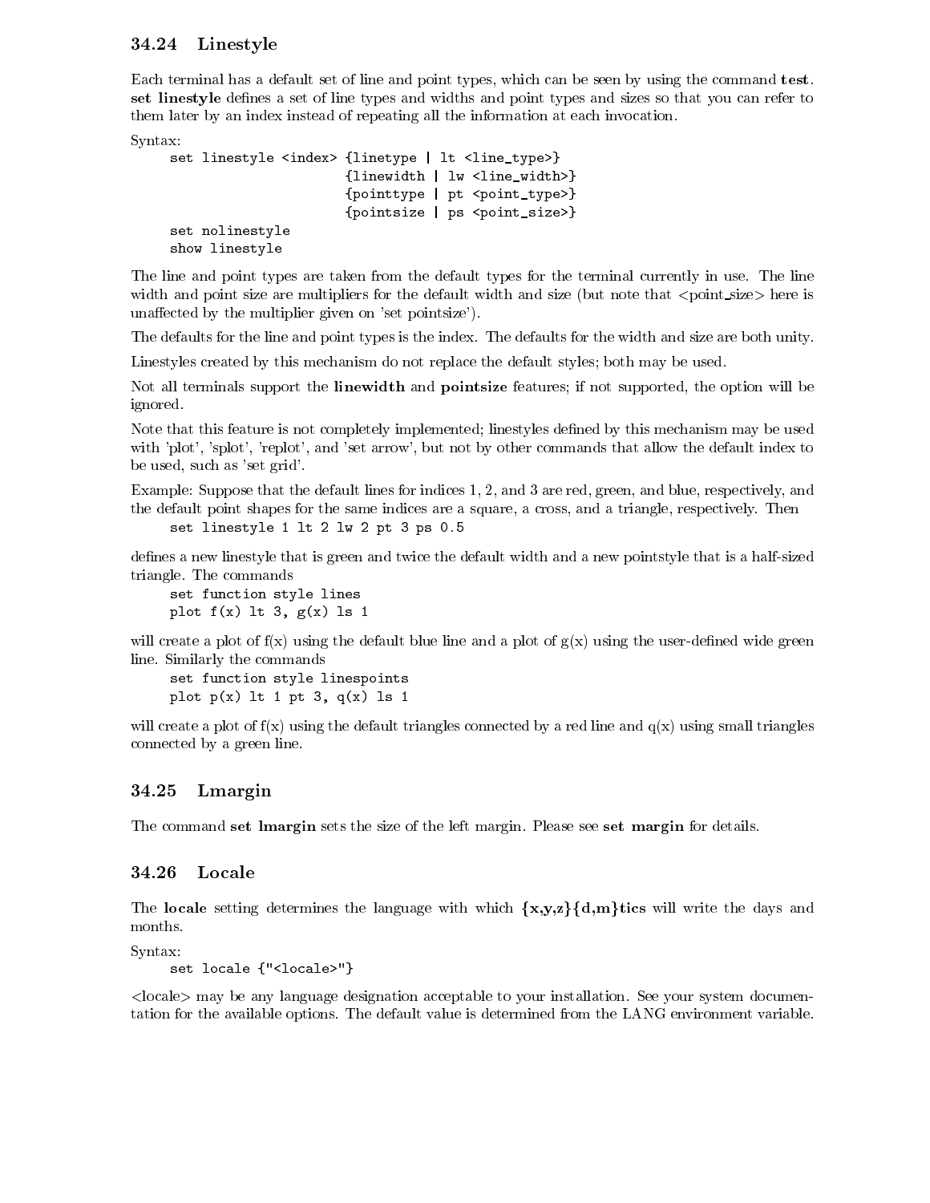## 34.24 Linestyle

Each terminal has a default set of line and point types, which can be seen by using the command **test**. **set linestyle** defines a set of line types and widths and point types and sizes so that you can refer to them later by an index instead of repeating all the information at each invocation.

Syntax:

```
set linestyle <index> {linetype | lt <line_type>}
                      {linewidth | lw <line_width>}
                      {pointtype | pt <point_type>}
                      {pointsize | ps <point_size>}
set nolinestyle
show linestyle
```

The line and point types are taken from the default types for the terminal currently in use. The line width and point size are multipliers for the default width and size (but note that <point_size> here is unaffected by the multiplier given on 'set pointsize').

The defaults for the line and point types is the index. The defaults for the width and size are both unity.

Linestyles created by this mechanism do not replace the default styles; both may be used.

Not all terminals support the **linewidth** and **pointsize** features; if not supported, the option will be ignored.

Note that this feature is not completely implemented; linestyles defined by this mechanism may be used with 'plot', 'splot', 'replot', and 'set arrow', but not by other commands that allow the default index to be used, such as 'set grid'.

Example: Suppose that the default lines for indices 1, 2, and 3 are red, green, and blue, respectively, and the default point shapes for the same indices are a square, a cross, and a triangle, respectively. Then

```
set linestyle 1 lt 2 lw 2 pt 3 ps 0.5
```

defines a new linestyle that is green and twice the default width and a new pointstyle that is a half-sized triangle. The commands

```
set function style lines
plot f(x) lt 3, g(x) ls 1
```

will create a plot of f(x) using the default blue line and a plot of g(x) using the user-defined wide green line. Similarly the commands

```
set function style linespoints
plot p(x) lt 1 pt 3, q(x) ls 1
```

will create a plot of f(x) using the default triangles connected by a red line and q(x) using small triangles connected by a green line.

## 34.25 Lmargin

The command **set lmargin** sets the size of the left margin. Please see **set margin** for details.

## 34.26 Locale

The **locale** setting determines the language with which **{x,y,z}{d,m}tics** will write the days and months.

Syntax:

```
set locale {"<locale>"}
```

<locale> may be any language designation acceptable to your installation. See your system documentation for the available options. The default value is determined from the LANG environment variable.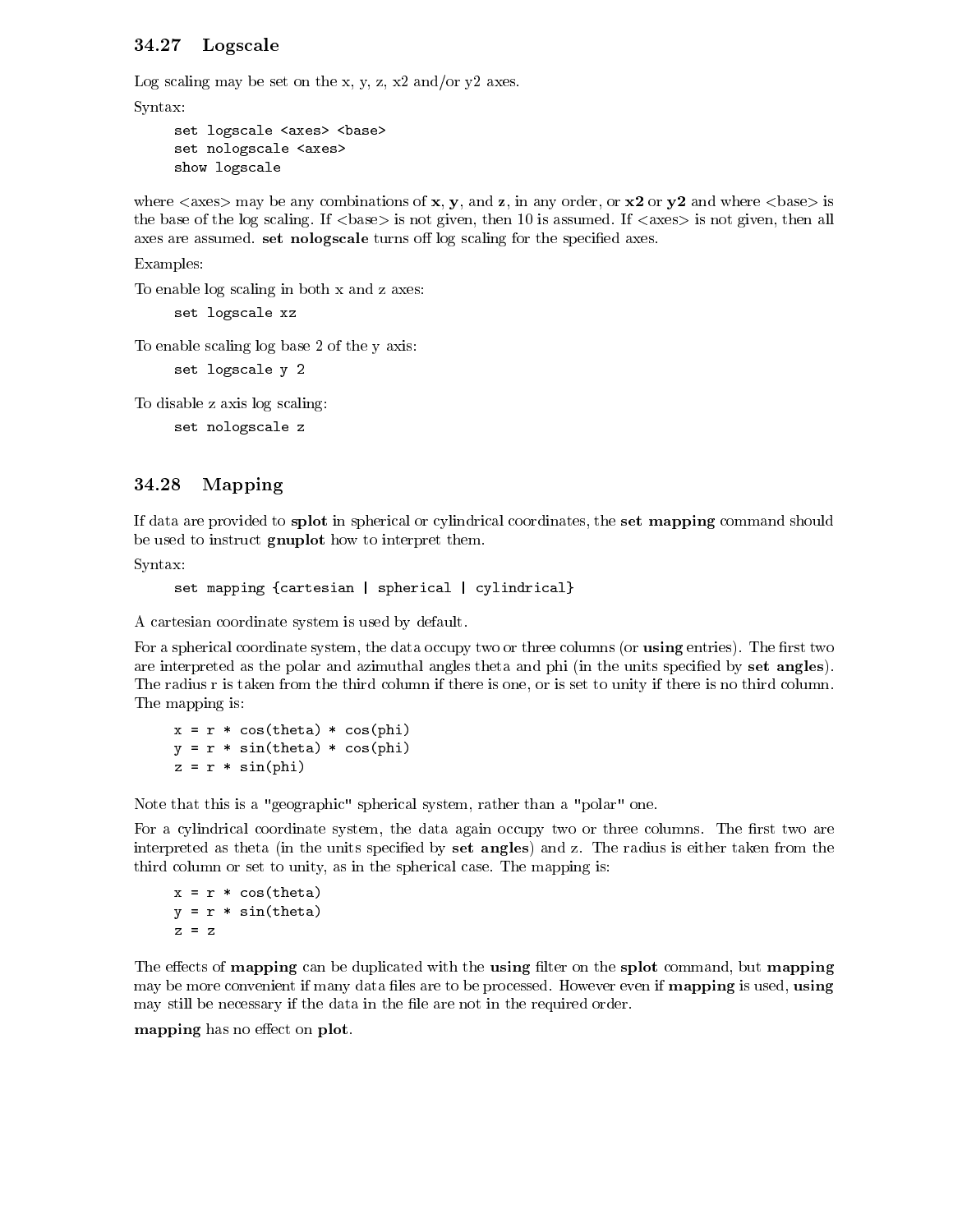## 34.27 Logscale

Log scaling may be set on the x, y, z, x2 and/or y2 axes.

Syntax:

```
set logscale <axes> <base>
set nologscale <axes>
show logscale
```

where <axes> may be any combinations of **x**, **y**, and **z**, in any order, or **x2** or **y2** and where <base> is the base of the log scaling. If <base> is not given, then 10 is assumed. If <axes> is not given, then all axes are assumed. **set nologscale** turns off log scaling for the specified axes.

Examples:

To enable log scaling in both x and z axes:

```
set logscale xz
```

To enable scaling log base 2 of the y axis:

```
set logscale y 2
```

To disable z axis log scaling:

```
set nologscale z
```

## 34.28 Mapping

If data are provided to **splot** in spherical or cylindrical coordinates, the **set mapping** command should be used to instruct **gnuplot** how to interpret them.

Syntax:

```
set mapping {cartesian | spherical | cylindrical}
```

A cartesian coordinate system is used by default.

For a spherical coordinate system, the data occupy two or three columns (or **using** entries). The first two are interpreted as the polar and azimuthal angles theta and phi (in the units specified by **set angles**). The radius r is taken from the third column if there is one, or is set to unity if there is no third column. The mapping is:

```
x = r * cos(theta) * cos(phi)
y = r * sin(theta) * cos(phi)
z = r * sin(phi)
```

Note that this is a "geographic" spherical system, rather than a "polar" one.

For a cylindrical coordinate system, the data again occupy two or three columns. The first two are interpreted as theta (in the units specified by **set angles**) and z. The radius is either taken from the third column or set to unity, as in the spherical case. The mapping is:

```
x = r * cos(theta)
y = r * sin(theta)
z = z
```

The effects of **mapping** can be duplicated with the **using** filter on the **splot** command, but **mapping** may be more convenient if many data files are to be processed. However even if **mapping** is used, **using** may still be necessary if the data in the file are not in the required order.

**mapping** has no effect on **plot**.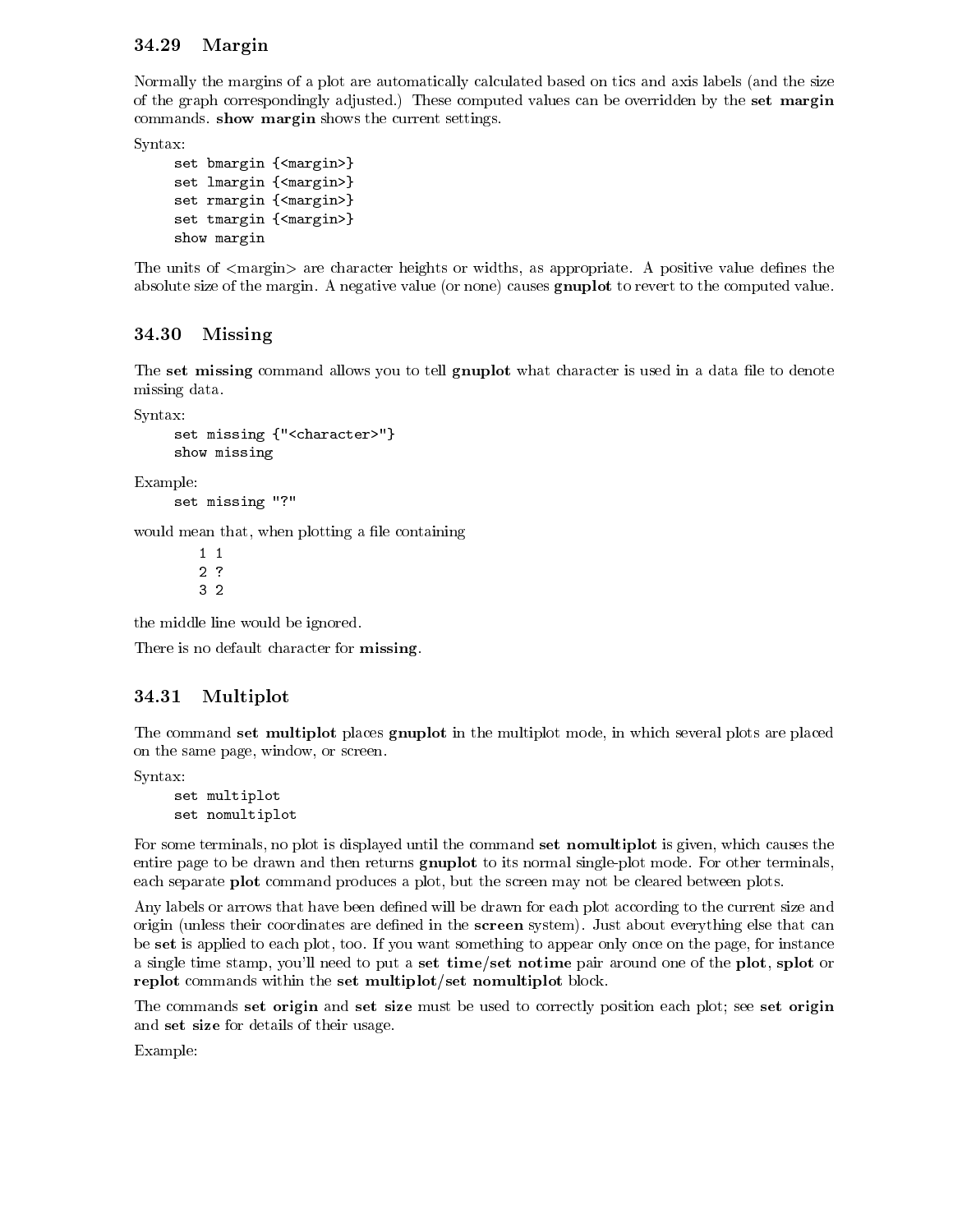### 34.29 Margin

Normally the margins of a plot are automatically calculated based on tics and axis labels (and the size of the graph correspondingly adjusted.) These computed values can be overridden by the **set margin** commands. **show margin** shows the current settings.

Syntax:

```
set bmargin {<margin>}
set lmargin {<margin>}
set rmargin {<margin>}
set tmargin {<margin>}
show margin
```

The units of <margin> are character heights or widths, as appropriate. A positive value defines the absolute size of the margin. A negative value (or none) causes **gnuplot** to revert to the computed value.

### 34.30 Missing

The **set missing** command allows you to tell **gnuplot** what character is used in a data file to denote missing data.

Syntax:

```
set missing {"<character>"}
show missing
```

Example:

```
set missing "?"
```

would mean that, when plotting a file containing

```
1 1
2 ?
3 2
```

the middle line would be ignored.

There is no default character for **missing**.

### 34.31 Multiplot

The command **set multiplot** places **gnuplot** in the multiplot mode, in which several plots are placed on the same page, window, or screen.

Syntax:

```
set multiplot
set nomultiplot
```

For some terminals, no plot is displayed until the command **set nomultiplot** is given, which causes the entire page to be drawn and then returns **gnuplot** to its normal single-plot mode. For other terminals, each separate **plot** command produces a plot, but the screen may not be cleared between plots.

Any labels or arrows that have been defined will be drawn for each plot according to the current size and origin (unless their coordinates are defined in the **screen** system). Just about everything else that can be **set** is applied to each plot, too. If you want something to appear only once on the page, for instance a single time stamp, you'll need to put a **set time/set notime** pair around one of the **plot**, **splot** or **replot** commands within the **set multiplot/set nomultiplot** block.

The commands **set origin** and **set size** must be used to correctly position each plot; see **set origin** and **set size** for details of their usage.

Example: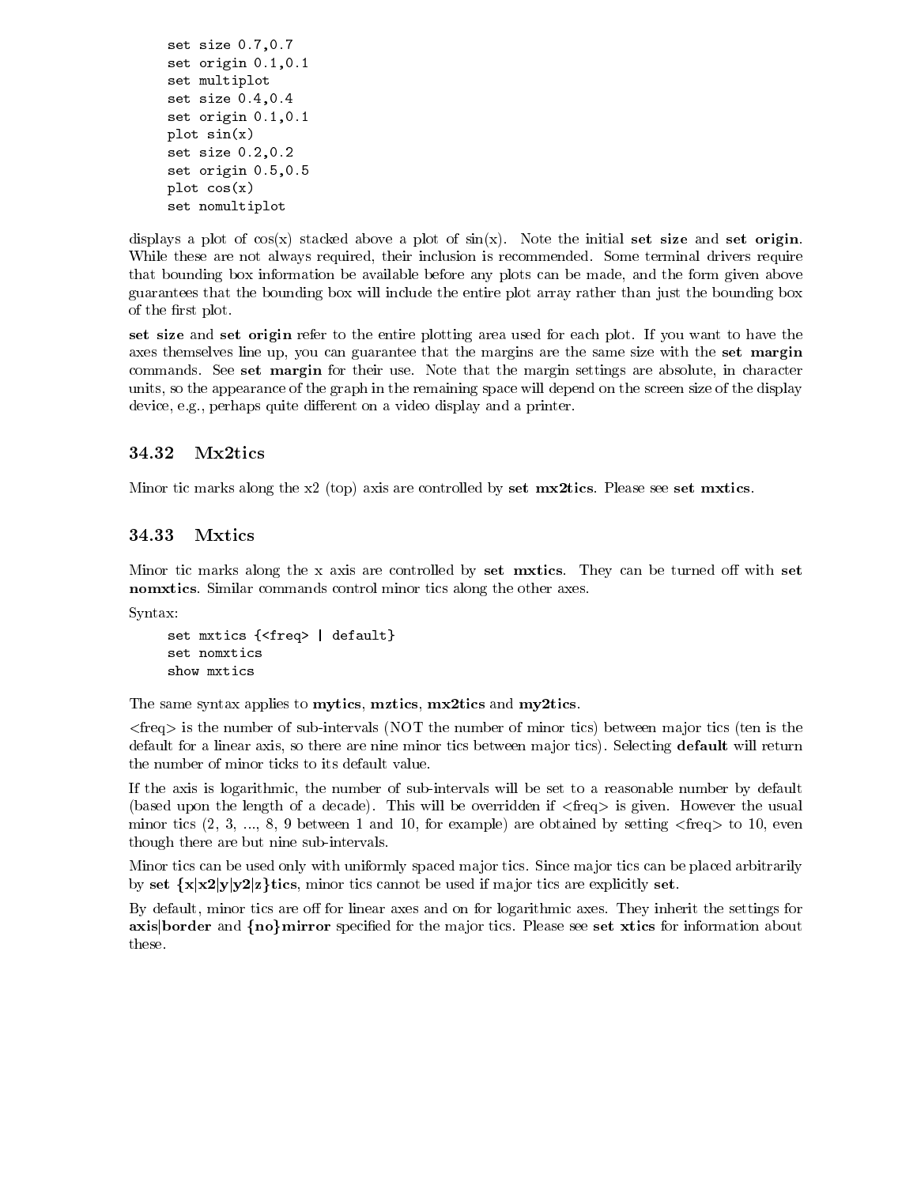```
set size 0.7,0.7
set origin 0.1,0.1
set multiplot
set size 0.4,0.4
set origin 0.1,0.1
plot sin(x)
set size 0.2,0.2
set origin 0.5,0.5
plot cos(x)
set nomultiplot
```

displays a plot of cos(x) stacked above a plot of sin(x). Note the initial **set size** and **set origin**. While these are not always required, their inclusion is recommended. Some terminal drivers require that bounding box information be available before any plots can be made, and the form given above guarantees that the bounding box will include the entire plot array rather than just the bounding box of the first plot.

**set size** and **set origin** refer to the entire plotting area used for each plot. If you want to have the axes themselves line up, you can guarantee that the margins are the same size with the **set margin** commands. See **set margin** for their use. Note that the margin settings are absolute, in character units, so the appearance of the graph in the remaining space will depend on the screen size of the display device, e.g., perhaps quite different on a video display and a printer.

## 34.32 Mx2tics

Minor tic marks along the x2 (top) axis are controlled by **set mx2tics**. Please see **set mxtics**.

## 34.33 Mxtics

Minor tic marks along the x axis are controlled by **set mxtics**. They can be turned off with **set nomxtics**. Similar commands control minor tics along the other axes.

Syntax:

```
set mxtics {<freq> | default}
set nomxtics
show mxtics
```

The same syntax applies to **mytics**, **mztics**, **mx2tics** and **my2tics**.

<freq> is the number of sub-intervals (NOT the number of minor tics) between major tics (ten is the default for a linear axis, so there are nine minor tics between major tics). Selecting **default** will return the number of minor ticks to its default value.

If the axis is logarithmic, the number of sub-intervals will be set to a reasonable number by default (based upon the length of a decade). This will be overridden if <freq> is given. However the usual minor tics (2, 3, ..., 8, 9 between 1 and 10, for example) are obtained by setting <freq> to 10, even though there are but nine sub-intervals.

Minor tics can be used only with uniformly spaced major tics. Since major tics can be placed arbitrarily by **set {x|x2|y|y2|z}tics**, minor tics cannot be used if major tics are explicitly **set**.

By default, minor tics are off for linear axes and on for logarithmic axes. They inherit the settings for **axis|border** and **{no}mirror** specified for the major tics. Please see **set xtics** for information about these.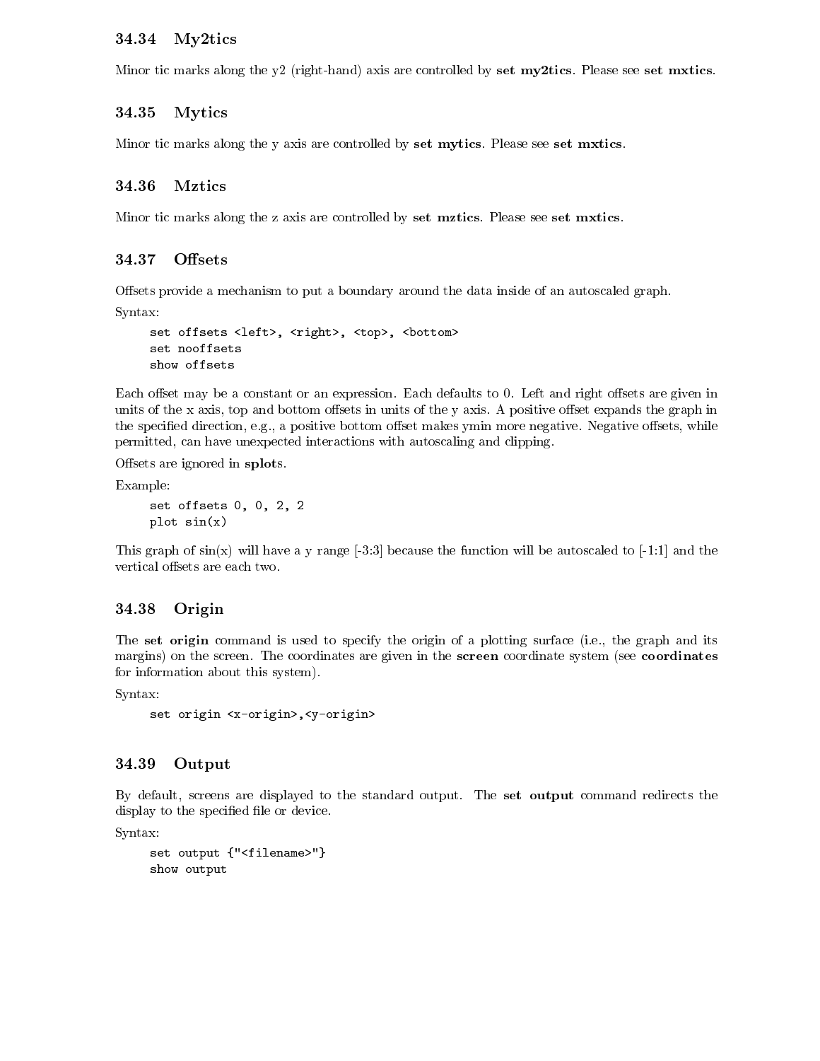### 34.34 My2tics

Minor tic marks along the y2 (right-hand) axis are controlled by **set my2tics**. Please see **set mxtics**.

### 34.35 Mytics

Minor tic marks along the y axis are controlled by **set mytics**. Please see **set mxtics**.

### 34.36 Mztics

Minor tic marks along the z axis are controlled by **set mztics**. Please see **set mxtics**.

### 34.37 Offsets

Offsets provide a mechanism to put a boundary around the data inside of an autoscaled graph.

Syntax:

```
set offsets <left>, <right>, <top>, <bottom>
set nooffsets
show offsets
```

Each offset may be a constant or an expression. Each defaults to 0. Left and right offsets are given in units of the x axis, top and bottom offsets in units of the y axis. A positive offset expands the graph in the specified direction, e.g., a positive bottom offset makes ymin more negative. Negative offsets, while permitted, can have unexpected interactions with autoscaling and clipping.

Offsets are ignored in **splot**s.

Example:

```
set offsets 0, 0, 2, 2
plot sin(x)
```

This graph of sin(x) will have a y range [-3:3] because the function will be autoscaled to [-1:1] and the vertical offsets are each two.

### 34.38 Origin

The **set origin** command is used to specify the origin of a plotting surface (i.e., the graph and its margins) on the screen. The coordinates are given in the **screen** coordinate system (see **coordinates** for information about this system).

Syntax:

```
set origin <x-origin>,<y-origin>
```

### 34.39 Output

By default, screens are displayed to the standard output. The **set output** command redirects the display to the specified file or device.

Syntax:

```
set output {"<filename>"}
show output
```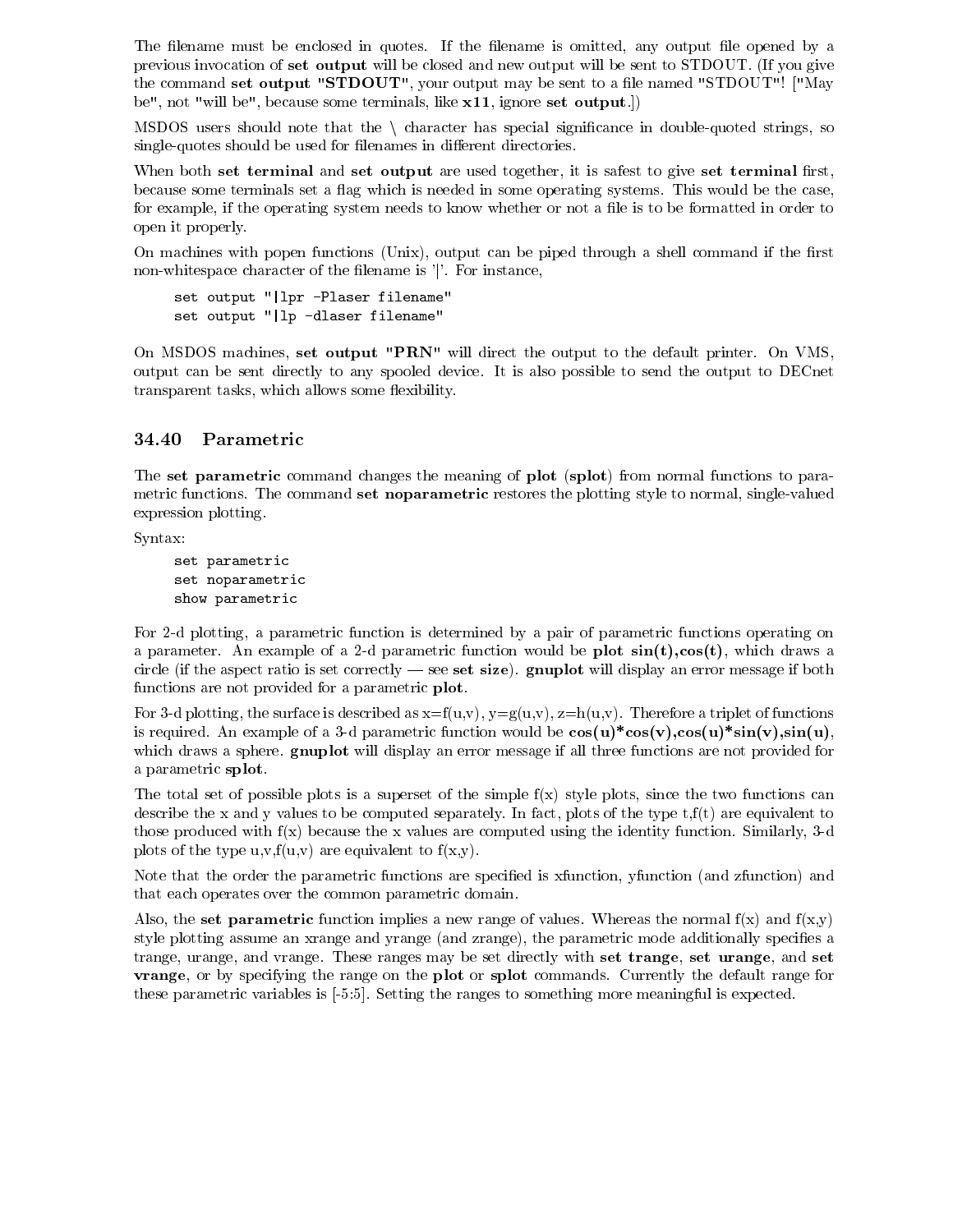The filename must be enclosed in quotes. If the filename is omitted, any output file opened by a previous invocation of **set output** will be closed and new output will be sent to STDOUT. (If you give the command **set output "STDOUT"**, your output may be sent to a file named "STDOUT"! ["May be", not "will be", because some terminals, like **x11**, ignore **set output**.])

MSDOS users should note that the \ character has special significance in double-quoted strings, so single-quotes should be used for filenames in different directories.

When both **set terminal** and **set output** are used together, it is safest to give **set terminal** first, because some terminals set a flag which is needed in some operating systems. This would be the case, for example, if the operating system needs to know whether or not a file is to be formatted in order to open it properly.

On machines with popen functions (Unix), output can be piped through a shell command if the first non-whitespace character of the filename is '|'. For instance,

```
set output "|lpr -Plaser filename"
set output "|lp -dlaser filename"
```

On MSDOS machines, **set output "PRN"** will direct the output to the default printer. On VMS, output can be sent directly to any spooled device. It is also possible to send the output to DECnet transparent tasks, which allows some flexibility.

### 34.40 Parametric

The **set parametric** command changes the meaning of **plot** (**splot**) from normal functions to parametric functions. The command **set noparametric** restores the plotting style to normal, single-valued expression plotting.

Syntax:

```
set parametric
set noparametric
show parametric
```

For 2-d plotting, a parametric function is determined by a pair of parametric functions operating on a parameter. An example of a 2-d parametric function would be **plot sin(t),cos(t)**, which draws a circle (if the aspect ratio is set correctly — see **set size**). **gnuplot** will display an error message if both functions are not provided for a parametric **plot**.

For 3-d plotting, the surface is described as x=f(u,v), y=g(u,v), z=h(u,v). Therefore a triplet of functions is required. An example of a 3-d parametric function would be **cos(u)*cos(v),cos(u)*sin(v),sin(u)**, which draws a sphere. **gnuplot** will display an error message if all three functions are not provided for a parametric **splot**.

The total set of possible plots is a superset of the simple f(x) style plots, since the two functions can describe the x and y values to be computed separately. In fact, plots of the type t,f(t) are equivalent to those produced with f(x) because the x values are computed using the identity function. Similarly, 3-d plots of the type u,v,f(u,v) are equivalent to f(x,y).

Note that the order the parametric functions are specified is xfunction, yfunction (and zfunction) and that each operates over the common parametric domain.

Also, the **set parametric** function implies a new range of values. Whereas the normal f(x) and f(x,y) style plotting assume an xrange and yrange (and zrange), the parametric mode additionally specifies a trange, urange, and vrange. These ranges may be set directly with **set trange**, **set urange**, and **set vrange**, or by specifying the range on the **plot** or **splot** commands. Currently the default range for these parametric variables is [-5:5]. Setting the ranges to something more meaningful is expected.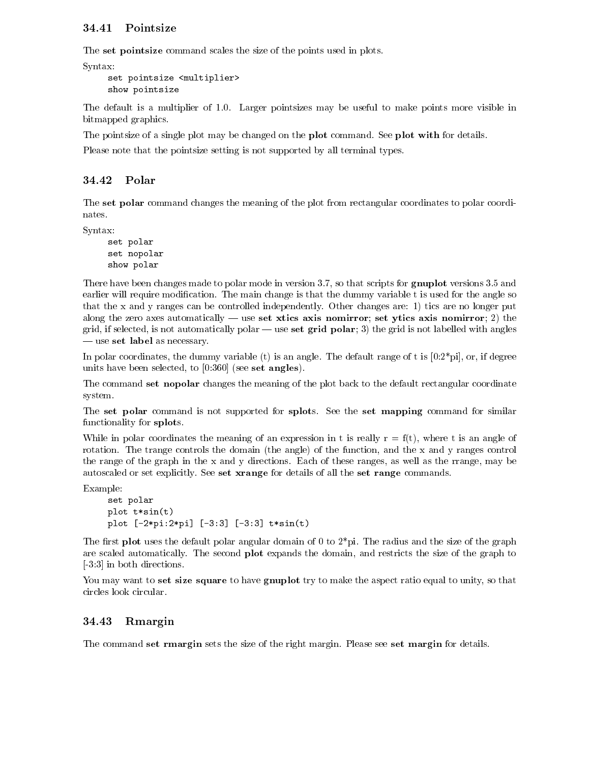### 34.41 Pointsize

The **set pointsize** command scales the size of the points used in plots.

Syntax:

```
set pointsize <multiplier>
show pointsize
```

The default is a multiplier of 1.0. Larger pointsizes may be useful to make points more visible in bitmapped graphics.

The pointsize of a single plot may be changed on the **plot** command. See **plot with** for details.

Please note that the pointsize setting is not supported by all terminal types.

### 34.42 Polar

The **set polar** command changes the meaning of the plot from rectangular coordinates to polar coordinates.

Syntax:

```
set polar
set nopolar
show polar
```

There have been changes made to polar mode in version 3.7, so that scripts for **gnuplot** versions 3.5 and earlier will require modification. The main change is that the dummy variable t is used for the angle so that the x and y ranges can be controlled independently. Other changes are: 1) tics are no longer put along the zero axes automatically — use **set xtics axis nomirror**; **set ytics axis nomirror**; 2) the grid, if selected, is not automatically polar — use **set grid polar**; 3) the grid is not labelled with angles — use **set label** as necessary.

In polar coordinates, the dummy variable (t) is an angle. The default range of t is [0:2*pi], or, if degree units have been selected, to [0:360] (see **set angles**).

The command **set nopolar** changes the meaning of the plot back to the default rectangular coordinate system.

The **set polar** command is not supported for **splot**s. See the **set mapping** command for similar functionality for **splot**s.

While in polar coordinates the meaning of an expression in t is really r = f(t), where t is an angle of rotation. The trange controls the domain (the angle) of the function, and the x and y ranges control the range of the graph in the x and y directions. Each of these ranges, as well as the rrange, may be autoscaled or set explicitly. See **set xrange** for details of all the **set range** commands.

Example:

```
set polar
plot t*sin(t)
plot [-2*pi:2*pi] [-3:3] [-3:3] t*sin(t)
```

The first **plot** uses the default polar angular domain of 0 to 2*pi. The radius and the size of the graph are scaled automatically. The second **plot** expands the domain, and restricts the size of the graph to [-3:3] in both directions.

You may want to **set size square** to have **gnuplot** try to make the aspect ratio equal to unity, so that circles look circular.

### 34.43 Rmargin

The command **set rmargin** sets the size of the right margin. Please see **set margin** for details.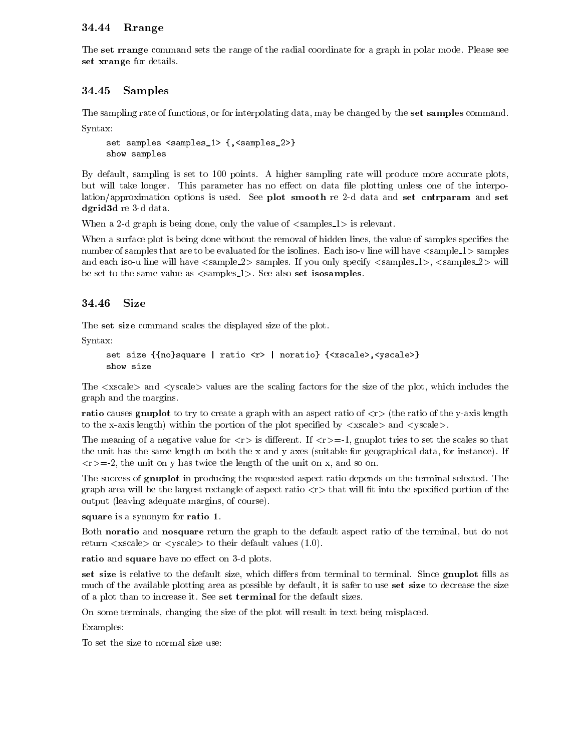## 34.44 Rrange

The **set rrange** command sets the range of the radial coordinate for a graph in polar mode. Please see **set xrange** for details.

## 34.45 Samples

The sampling rate of functions, or for interpolating data, may be changed by the **set samples** command.

Syntax:

```
set samples <samples_1> {,<samples_2>}
show samples
```

By default, sampling is set to 100 points. A higher sampling rate will produce more accurate plots, but will take longer. This parameter has no effect on data file plotting unless one of the interpolation/approximation options is used. See **plot smooth** re 2-d data and **set cntrparam** and **set dgrid3d** re 3-d data.

When a 2-d graph is being done, only the value of <samples_1> is relevant.

When a surface plot is being done without the removal of hidden lines, the value of samples specifies the number of samples that are to be evaluated for the isolines. Each iso-v line will have <sample_1> samples and each iso-u line will have <sample_2> samples. If you only specify <samples_1>, <samples_2> will be set to the same value as <samples_1>. See also **set isosamples**.

## 34.46 Size

The **set size** command scales the displayed size of the plot.

Syntax:

```
set size {{no}square | ratio <r> | noratio} {<xscale>,<yscale>}
show size
```

The <xscale> and <yscale> values are the scaling factors for the size of the plot, which includes the graph and the margins.

**ratio** causes **gnuplot** to try to create a graph with an aspect ratio of <r> (the ratio of the y-axis length to the x-axis length) within the portion of the plot specified by <xscale> and <yscale>.

The meaning of a negative value for <r> is different. If <r>=-1, gnuplot tries to set the scales so that the unit has the same length on both the x and y axes (suitable for geographical data, for instance). If <r>=-2, the unit on y has twice the length of the unit on x, and so on.

The success of **gnuplot** in producing the requested aspect ratio depends on the terminal selected. The graph area will be the largest rectangle of aspect ratio <r> that will fit into the specified portion of the output (leaving adequate margins, of course).

**square** is a synonym for **ratio 1**.

Both **noratio** and **nosquare** return the graph to the default aspect ratio of the terminal, but do not return <xscale> or <yscale> to their default values (1.0).

**ratio** and **square** have no effect on 3-d plots.

**set size** is relative to the default size, which differs from terminal to terminal. Since **gnuplot** fills as much of the available plotting area as possible by default, it is safer to use **set size** to decrease the size of a plot than to increase it. See **set terminal** for the default sizes.

On some terminals, changing the size of the plot will result in text being misplaced.

Examples:

To set the size to normal size use: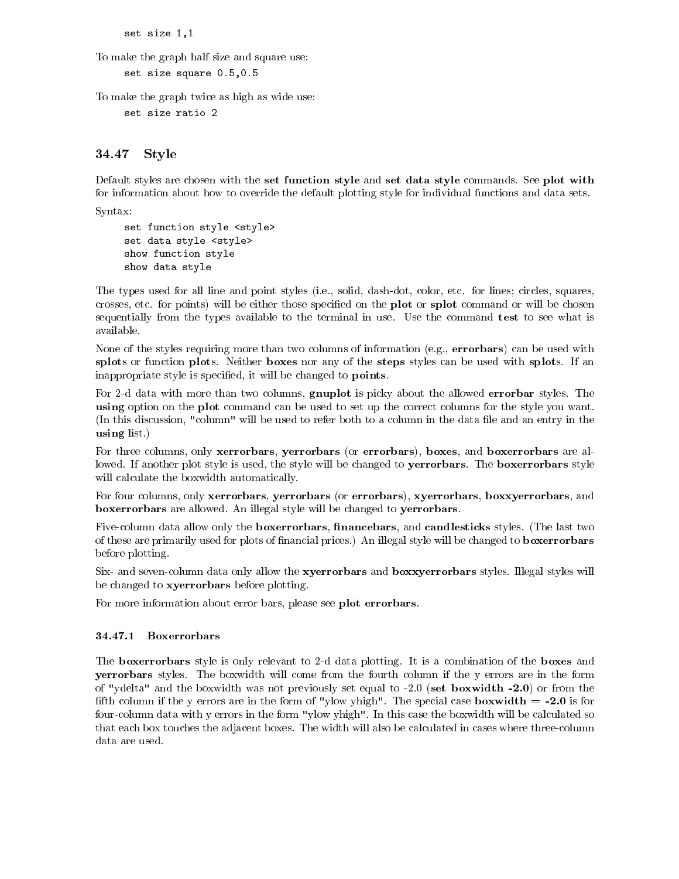```
set size 1,1
```

To make the graph half size and square use:

```
set size square 0.5,0.5
```

To make the graph twice as high as wide use:

```
set size ratio 2
```

## 34.47 Style

Default styles are chosen with the **set function style** and **set data style** commands. See **plot with** for information about how to override the default plotting style for individual functions and data sets.

Syntax:

```
set function style <style>
set data style <style>
show function style
show data style
```

The types used for all line and point styles (i.e., solid, dash-dot, color, etc. for lines; circles, squares, crosses, etc. for points) will be either those specified on the **plot** or **splot** command or will be chosen sequentially from the types available to the terminal in use. Use the command **test** to see what is available.

None of the styles requiring more than two columns of information (e.g., **errorbars**) can be used with **splot**s or function **plot**s. Neither **boxes** nor any of the **steps** styles can be used with **splot**s. If an inappropriate style is specified, it will be changed to **points**.

For 2-d data with more than two columns, **gnuplot** is picky about the allowed **errorbar** styles. The **using** option on the **plot** command can be used to set up the correct columns for the style you want. (In this discussion, "column" will be used to refer both to a column in the data file and an entry in the **using** list.)

For three columns, only **xerrorbars**, **yerrorbars** (or **errorbars**), **boxes**, and **boxerrorbars** are allowed. If another plot style is used, the style will be changed to **yerrorbars**. The **boxerrorbars** style will calculate the boxwidth automatically.

For four columns, only **xerrorbars**, **yerrorbars** (or **errorbars**), **xyerrorbars**, **boxxyerrorbars**, and **boxerrorbars** are allowed. An illegal style will be changed to **yerrorbars**.

Five-column data allow only the **boxerrorbars**, **financebars**, and **candlesticks** styles. (The last two of these are primarily used for plots of financial prices.) An illegal style will be changed to **boxerrorbars** before plotting.

Six- and seven-column data only allow the **xyerrorbars** and **boxxyerrorbars** styles. Illegal styles will be changed to **xyerrorbars** before plotting.

For more information about error bars, please see **plot errorbars**.

### 34.47.1 Boxerrorbars

The **boxerrorbars** style is only relevant to 2-d data plotting. It is a combination of the **boxes** and **yerrorbars** styles. The boxwidth will come from the fourth column if the y errors are in the form of "ydelta" and the boxwidth was not previously set equal to -2.0 (**set boxwidth -2.0**) or from the fifth column if the y errors are in the form of "ylow yhigh". The special case **boxwidth = -2.0** is for four-column data with y errors in the form "ylow yhigh". In this case the boxwidth will be calculated so that each box touches the adjacent boxes. The width will also be calculated in cases where three-column data are used.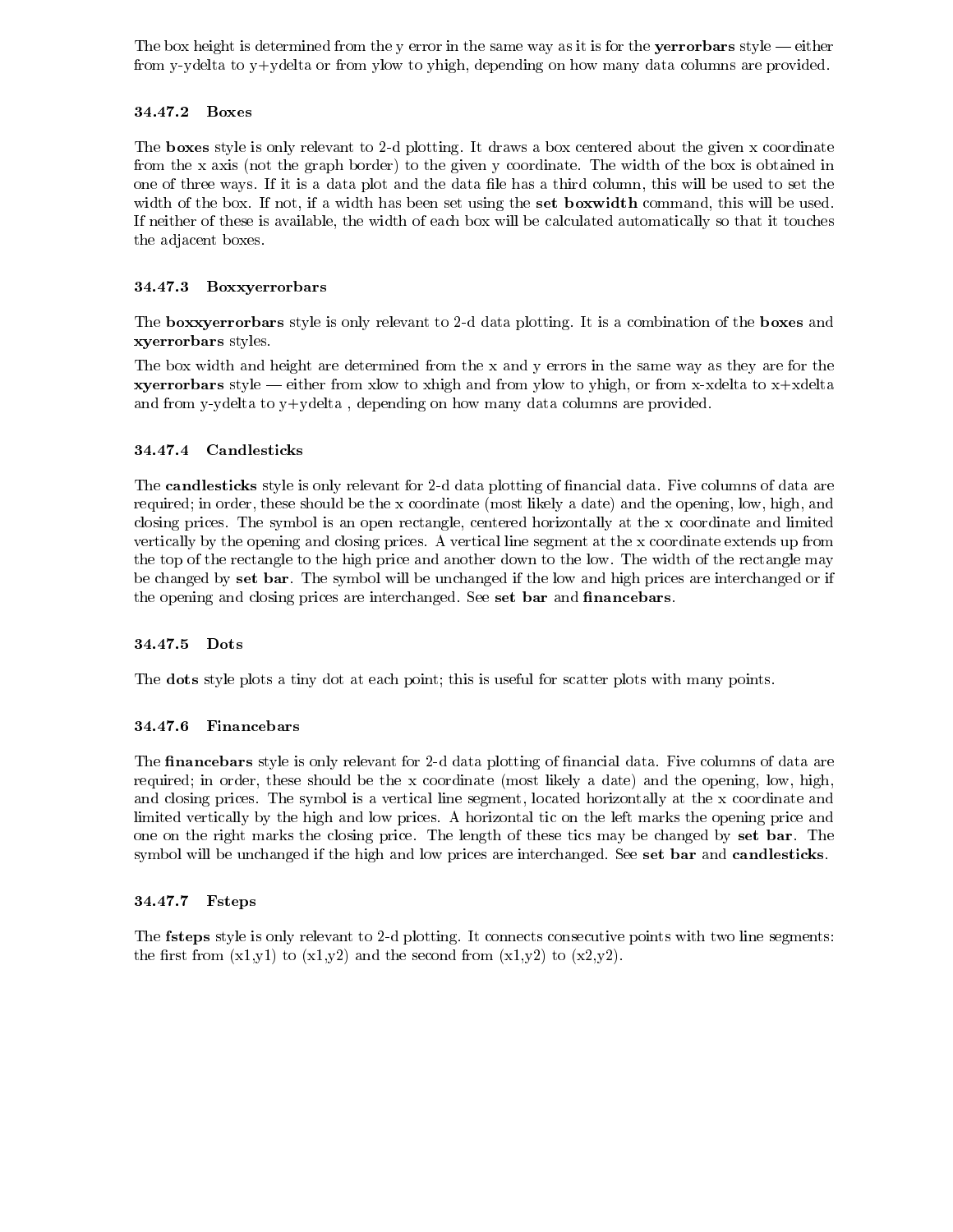The box height is determined from the y error in the same way as it is for the **yerrorbars** style — either from y-ydelta to y+ydelta or from ylow to yhigh, depending on how many data columns are provided.

### 34.47.2 Boxes

The **boxes** style is only relevant to 2-d plotting. It draws a box centered about the given x coordinate from the x axis (not the graph border) to the given y coordinate. The width of the box is obtained in one of three ways. If it is a data plot and the data file has a third column, this will be used to set the width of the box. If not, if a width has been set using the **set boxwidth** command, this will be used. If neither of these is available, the width of each box will be calculated automatically so that it touches the adjacent boxes.

### 34.47.3 Boxxyerrorbars

The **boxxyerrorbars** style is only relevant to 2-d data plotting. It is a combination of the **boxes** and **xyerrorbars** styles.

The box width and height are determined from the x and y errors in the same way as they are for the **xyerrorbars** style — either from xlow to xhigh and from ylow to yhigh, or from x-xdelta to x+xdelta and from y-ydelta to y+ydelta , depending on how many data columns are provided.

### 34.47.4 Candlesticks

The **candlesticks** style is only relevant for 2-d data plotting of financial data. Five columns of data are required; in order, these should be the x coordinate (most likely a date) and the opening, low, high, and closing prices. The symbol is an open rectangle, centered horizontally at the x coordinate and limited vertically by the opening and closing prices. A vertical line segment at the x coordinate extends up from the top of the rectangle to the high price and another down to the low. The width of the rectangle may be changed by **set bar**. The symbol will be unchanged if the low and high prices are interchanged or if the opening and closing prices are interchanged. See **set bar** and **financebars**.

### 34.47.5 Dots

The **dots** style plots a tiny dot at each point; this is useful for scatter plots with many points.

### 34.47.6 Financebars

The **financebars** style is only relevant for 2-d data plotting of financial data. Five columns of data are required; in order, these should be the x coordinate (most likely a date) and the opening, low, high, and closing prices. The symbol is a vertical line segment, located horizontally at the x coordinate and limited vertically by the high and low prices. A horizontal tic on the left marks the opening price and one on the right marks the closing price. The length of these tics may be changed by **set bar**. The symbol will be unchanged if the high and low prices are interchanged. See **set bar** and **candlesticks**.

### 34.47.7 Fsteps

The **fsteps** style is only relevant to 2-d plotting. It connects consecutive points with two line segments: the first from (x1,y1) to (x1,y2) and the second from (x1,y2) to (x2,y2).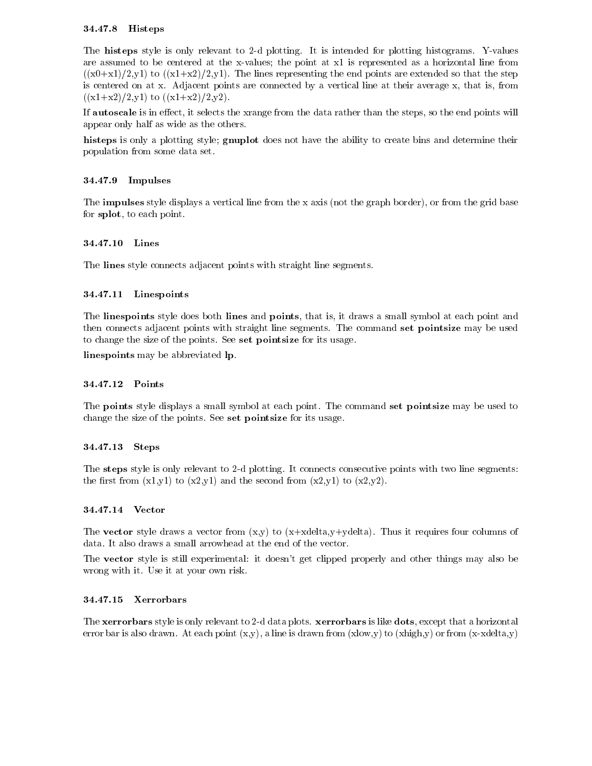### 34.47.8 Histeps

The **histeps** style is only relevant to 2-d plotting. It is intended for plotting histograms. Y-values are assumed to be centered at the x-values; the point at x1 is represented as a horizontal line from ((x0+x1)/2,y1) to ((x1+x2)/2,y1). The lines representing the end points are extended so that the step is centered on at x. Adjacent points are connected by a vertical line at their average x, that is, from ((x1+x2)/2,y1) to ((x1+x2)/2,y2).

If **autoscale** is in effect, it selects the xrange from the data rather than the steps, so the end points will appear only half as wide as the others.

**histeps** is only a plotting style; **gnuplot** does not have the ability to create bins and determine their population from some data set.

### 34.47.9 Impulses

The **impulses** style displays a vertical line from the x axis (not the graph border), or from the grid base for **splot**, to each point.

### 34.47.10 Lines

The **lines** style connects adjacent points with straight line segments.

### 34.47.11 Linespoints

The **linespoints** style does both **lines** and **points**, that is, it draws a small symbol at each point and then connects adjacent points with straight line segments. The command **set pointsize** may be used to change the size of the points. See **set pointsize** for its usage.

**linespoints** may be abbreviated **lp**.

### 34.47.12 Points

The **points** style displays a small symbol at each point. The command **set pointsize** may be used to change the size of the points. See **set pointsize** for its usage.

### 34.47.13 Steps

The **steps** style is only relevant to 2-d plotting. It connects consecutive points with two line segments: the first from (x1,y1) to (x2,y1) and the second from (x2,y1) to (x2,y2).

### 34.47.14 Vector

The **vector** style draws a vector from (x,y) to (x+xdelta,y+ydelta). Thus it requires four columns of data. It also draws a small arrowhead at the end of the vector.

The **vector** style is still experimental: it doesn't get clipped properly and other things may also be wrong with it. Use it at your own risk.

### 34.47.15 Xerrorbars

The **xerrorbars** style is only relevant to 2-d data plots. **xerrorbars** is like **dots**, except that a horizontal error bar is also drawn. At each point (x,y), a line is drawn from (xlow,y) to (xhigh,y) or from (x-xdelta,y)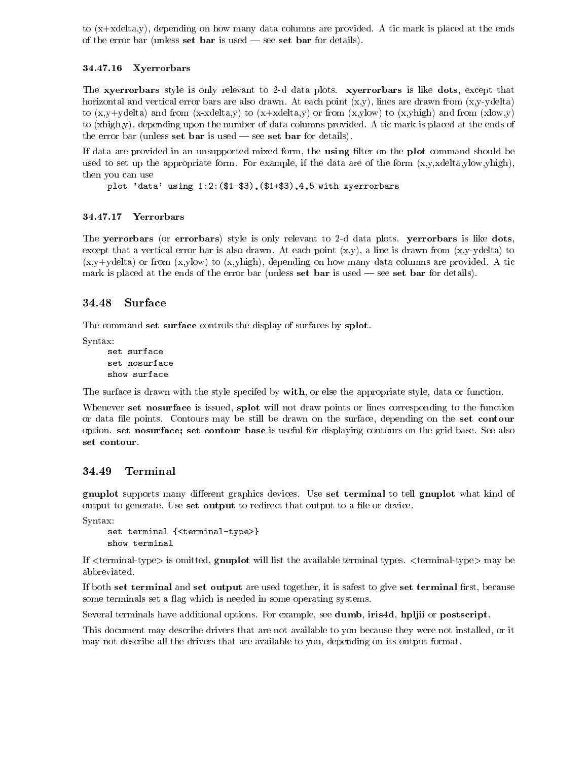to (x+xdelta,y), depending on how many data columns are provided. A tic mark is placed at the ends of the error bar (unless **set bar** is used — see **set bar** for details).

#### 34.47.16 Xyerrorbars

The **xyerrorbars** style is only relevant to 2-d data plots. **xyerrorbars** is like **dots**, except that horizontal and vertical error bars are also drawn. At each point (x,y), lines are drawn from (x,y-ydelta) to (x,y+ydelta) and from (x-xdelta,y) to (x+xdelta,y) or from (x,ylow) to (x,yhigh) and from (xlow,y) to (xhigh,y), depending upon the number of data columns provided. A tic mark is placed at the ends of the error bar (unless **set bar** is used — see **set bar** for details).

If data are provided in an unsupported mixed form, the **using** filter on the **plot** command should be used to set up the appropriate form. For example, if the data are of the form (x,y,xdelta,ylow,yhigh), then you can use

```
plot 'data' using 1:2:($1-$3),($1+$3),4,5 with xyerrorbars
```

#### 34.47.17 Yerrorbars

The **yerrorbars** (or **errorbars**) style is only relevant to 2-d data plots. **yerrorbars** is like **dots**, except that a vertical error bar is also drawn. At each point (x,y), a line is drawn from (x,y-ydelta) to (x,y+ydelta) or from (x,ylow) to (x,yhigh), depending on how many data columns are provided. A tic mark is placed at the ends of the error bar (unless **set bar** is used — see **set bar** for details).

### 34.48 Surface

The command **set surface** controls the display of surfaces by **splot**.

Syntax:

```
set surface
set nosurface
show surface
```

The surface is drawn with the style specifed by **with**, or else the appropriate style, data or function.

Whenever **set nosurface** is issued, **splot** will not draw points or lines corresponding to the function or data file points. Contours may be still be drawn on the surface, depending on the **set contour** option. **set nosurface; set contour base** is useful for displaying contours on the grid base. See also **set contour**.

### 34.49 Terminal

**gnuplot** supports many different graphics devices. Use **set terminal** to tell **gnuplot** what kind of output to generate. Use **set output** to redirect that output to a file or device.

Syntax:

```
set terminal {<terminal-type>}
show terminal
```

If <terminal-type> is omitted, **gnuplot** will list the available terminal types. <terminal-type> may be abbreviated.

If both **set terminal** and **set output** are used together, it is safest to give **set terminal** first, because some terminals set a flag which is needed in some operating systems.

Several terminals have additional options. For example, see **dumb**, **iris4d**, **hpljii** or **postscript**.

This document may describe drivers that are not available to you because they were not installed, or it may not describe all the drivers that are available to you, depending on its output format.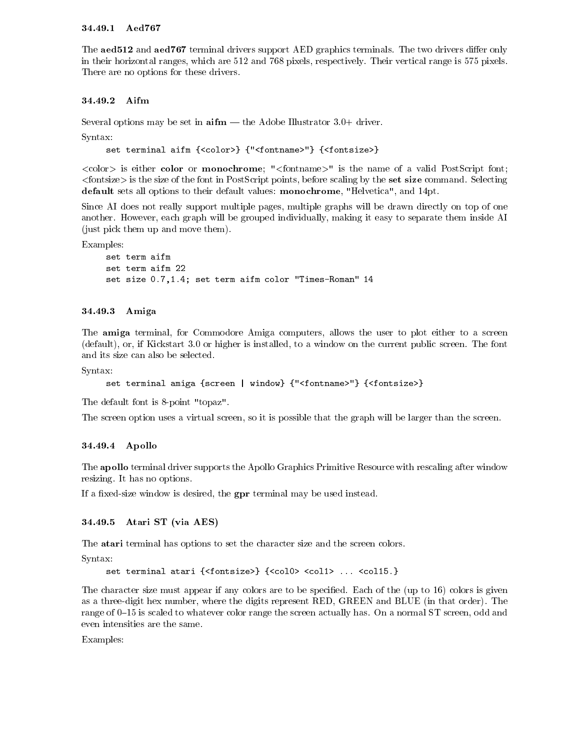### 34.49.1 Aed767

The **aed512** and **aed767** terminal drivers support AED graphics terminals. The two drivers differ only in their horizontal ranges, which are 512 and 768 pixels, respectively. Their vertical range is 575 pixels. There are no options for these drivers.

### 34.49.2 Aifm

Several options may be set in **aifm** — the Adobe Illustrator 3.0+ driver.

Syntax:

```
set terminal aifm {<color>} {"<fontname>"} {<fontsize>}
```

<color> is either **color** or **monochrome**; "<fontname>" is the name of a valid PostScript font; <fontsize> is the size of the font in PostScript points, before scaling by the **set size** command. Selecting **default** sets all options to their default values: **monochrome**, "Helvetica", and 14pt.

Since AI does not really support multiple pages, multiple graphs will be drawn directly on top of one another. However, each graph will be grouped individually, making it easy to separate them inside AI (just pick them up and move them).

Examples:

```
set term aifm
set term aifm 22
set size 0.7,1.4; set term aifm color "Times-Roman" 14
```

### 34.49.3 Amiga

The **amiga** terminal, for Commodore Amiga computers, allows the user to plot either to a screen (default), or, if Kickstart 3.0 or higher is installed, to a window on the current public screen. The font and its size can also be selected.

Syntax:

```
set terminal amiga {screen | window} {"<fontname>"} {<fontsize>}
```

The default font is 8-point "topaz".

The screen option uses a virtual screen, so it is possible that the graph will be larger than the screen.

### 34.49.4 Apollo

The **apollo** terminal driver supports the Apollo Graphics Primitive Resource with rescaling after window resizing. It has no options.

If a fixed-size window is desired, the **gpr** terminal may be used instead.

### 34.49.5 Atari ST (via AES)

The **atari** terminal has options to set the character size and the screen colors.

Syntax:

```
set terminal atari {<fontsize>} {<col0> <col1> ... <col15.}
```

The character size must appear if any colors are to be specified. Each of the (up to 16) colors is given as a three-digit hex number, where the digits represent RED, GREEN and BLUE (in that order). The range of 0–15 is scaled to whatever color range the screen actually has. On a normal ST screen, odd and even intensities are the same.

Examples: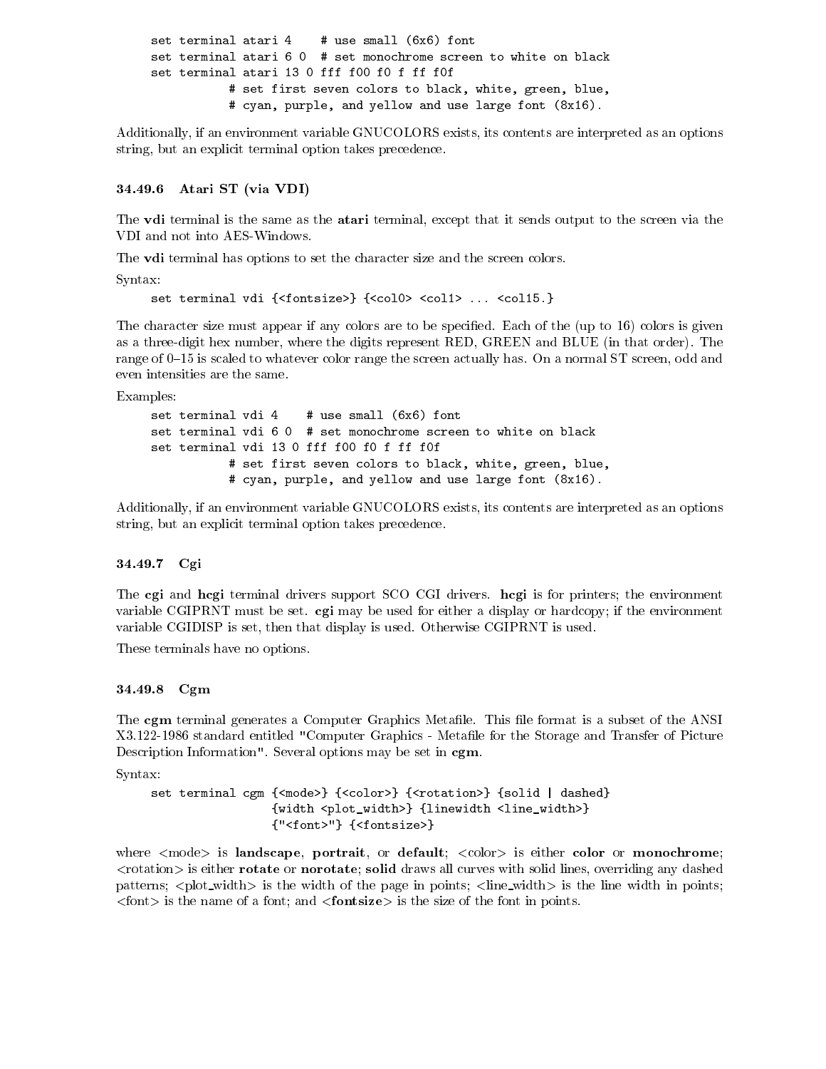```
set terminal atari 4    # use small (6x6) font
set terminal atari 6 0  # set monochrome screen to white on black
set terminal atari 13 0 fff f00 f0 f ff f0f
           # set first seven colors to black, white, green, blue,
           # cyan, purple, and yellow and use large font (8x16).
```

Additionally, if an environment variable GNUCOLORS exists, its contents are interpreted as an options string, but an explicit terminal option takes precedence.

### 34.49.6 Atari ST (via VDI)

The **vdi** terminal is the same as the **atari** terminal, except that it sends output to the screen via the VDI and not into AES-Windows.

The **vdi** terminal has options to set the character size and the screen colors.

Syntax:

```
set terminal vdi {<fontsize>} {<col0> <col1> ... <col15.}
```

The character size must appear if any colors are to be specified. Each of the (up to 16) colors is given as a three-digit hex number, where the digits represent RED, GREEN and BLUE (in that order). The range of 0–15 is scaled to whatever color range the screen actually has. On a normal ST screen, odd and even intensities are the same.

Examples:

```
set terminal vdi 4    # use small (6x6) font
set terminal vdi 6 0  # set monochrome screen to white on black
set terminal vdi 13 0 fff f00 f0 f ff f0f
           # set first seven colors to black, white, green, blue,
           # cyan, purple, and yellow and use large font (8x16).
```

Additionally, if an environment variable GNUCOLORS exists, its contents are interpreted as an options string, but an explicit terminal option takes precedence.

### 34.49.7 Cgi

The **cgi** and **hcgi** terminal drivers support SCO CGI drivers. **hcgi** is for printers; the environment variable CGIPRNT must be set. **cgi** may be used for either a display or hardcopy; if the environment variable CGIDISP is set, then that display is used. Otherwise CGIPRNT is used.

These terminals have no options.

### 34.49.8 Cgm

The **cgm** terminal generates a Computer Graphics Metafile. This file format is a subset of the ANSI X3.122-1986 standard entitled "Computer Graphics - Metafile for the Storage and Transfer of Picture Description Information". Several options may be set in **cgm**.

Syntax:

```
set terminal cgm {<mode>} {<color>} {<rotation>} {solid | dashed}
                 {width <plot_width>} {linewidth <line_width>}
                 {"<font>"} {<fontsize>}
```

where <mode> is **landscape**, **portrait**, or **default**; <color> is either **color** or **monochrome**; <rotation> is either **rotate** or **norotate**; **solid** draws all curves with solid lines, overriding any dashed patterns; <plot_width> is the width of the page in points; <line_width> is the line width in points; <font> is the name of a font; and <**fontsize**> is the size of the font in points.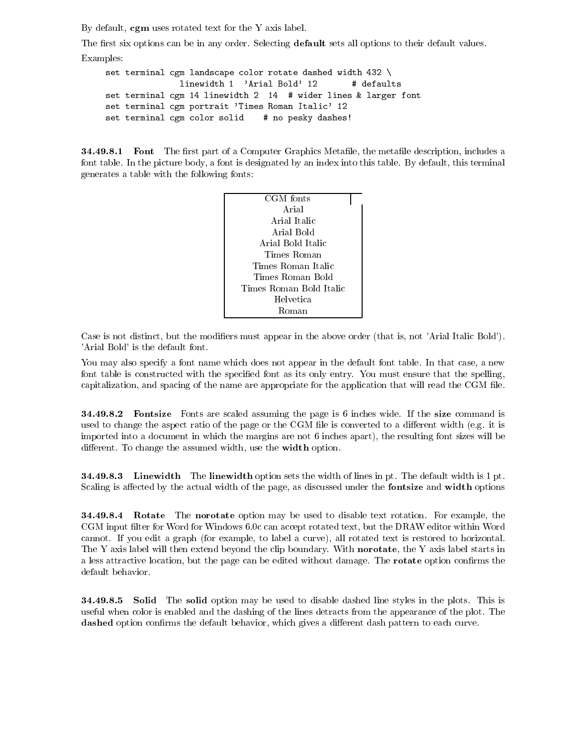By default, **cgm** uses rotated text for the Y axis label.

The first six options can be in any order. Selecting **default** sets all options to their default values.

Examples:

```
set terminal cgm landscape color rotate dashed width 432 \
               linewidth 1  'Arial Bold' 12       # defaults
set terminal cgm 14 linewidth 2  14  # wider lines & larger font
set terminal cgm portrait 'Times Roman Italic' 12
set terminal cgm color solid    # no pesky dashes!
```

#### 34.49.8.1 Font

The first part of a Computer Graphics Metafile, the metafile description, includes a font table. In the picture body, a font is designated by an index into this table. By default, this terminal generates a table with the following fonts:

| CGM fonts |
|---|
| Arial |
| Arial Italic |
| Arial Bold |
| Arial Bold Italic |
| Times Roman |
| Times Roman Italic |
| Times Roman Bold |
| Times Roman Bold Italic |
| Helvetica |
| Roman |

Case is not distinct, but the modifiers must appear in the above order (that is, not 'Arial Italic Bold'). 'Arial Bold' is the default font.

You may also specify a font name which does not appear in the default font table. In that case, a new font table is constructed with the specified font as its only entry. You must ensure that the spelling, capitalization, and spacing of the name are appropriate for the application that will read the CGM file.

#### 34.49.8.2 Fontsize

Fonts are scaled assuming the page is 6 inches wide. If the **size** command is used to change the aspect ratio of the page or the CGM file is converted to a different width (e.g. it is imported into a document in which the margins are not 6 inches apart), the resulting font sizes will be different. To change the assumed width, use the **width** option.

#### 34.49.8.3 Linewidth

The **linewidth** option sets the width of lines in pt. The default width is 1 pt. Scaling is affected by the actual width of the page, as discussed under the **fontsize** and **width** options

#### 34.49.8.4 Rotate

The **norotate** option may be used to disable text rotation. For example, the CGM input filter for Word for Windows 6.0c can accept rotated text, but the DRAW editor within Word cannot. If you edit a graph (for example, to label a curve), all rotated text is restored to horizontal. The Y axis label will then extend beyond the clip boundary. With **norotate**, the Y axis label starts in a less attractive location, but the page can be edited without damage. The **rotate** option confirms the default behavior.

#### 34.49.8.5 Solid

The **solid** option may be used to disable dashed line styles in the plots. This is useful when color is enabled and the dashing of the lines detracts from the appearance of the plot. The **dashed** option confirms the default behavior, which gives a different dash pattern to each curve.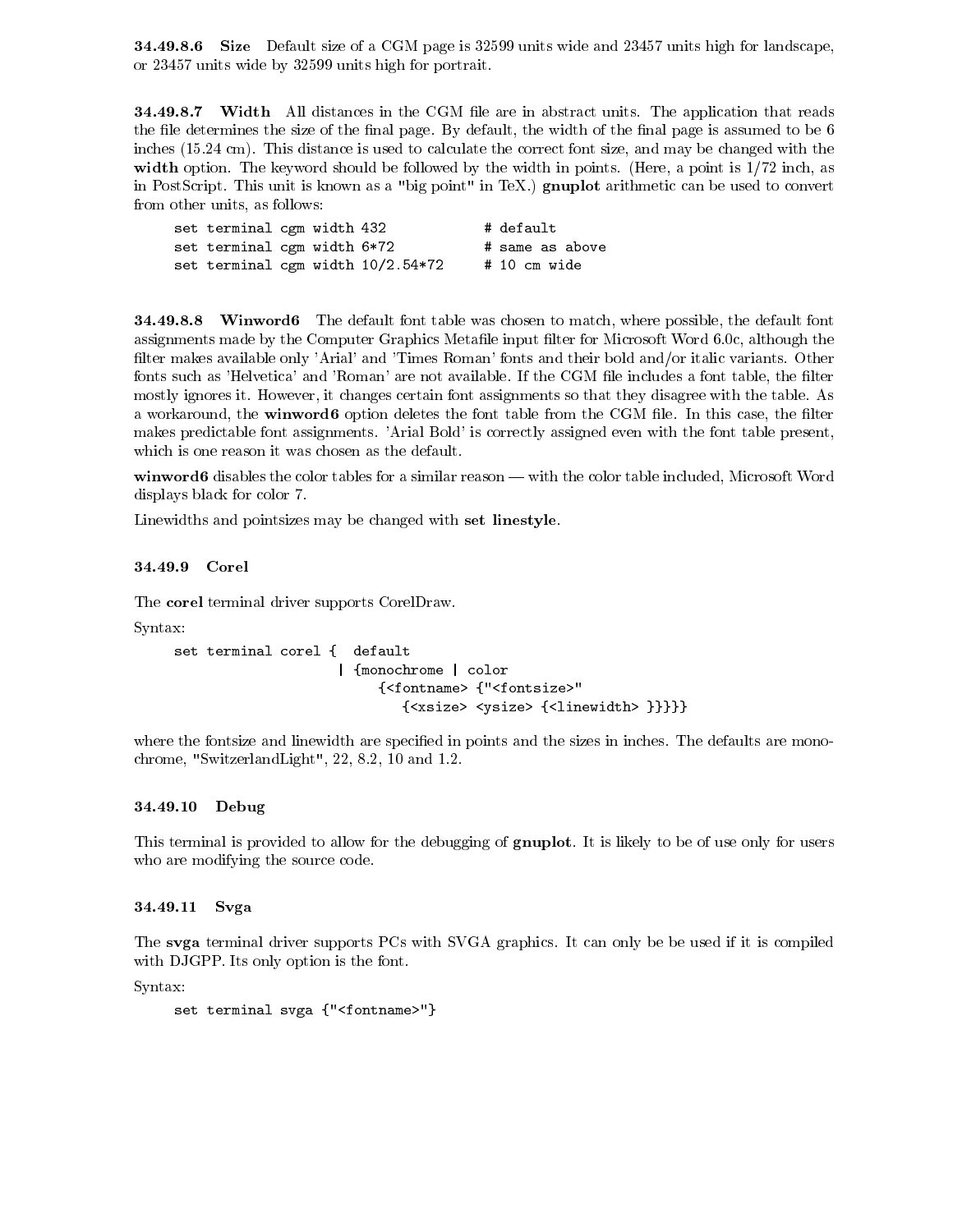#### 34.49.8.6 Size

Default size of a CGM page is 32599 units wide and 23457 units high for landscape, or 23457 units wide by 32599 units high for portrait.

#### 34.49.8.7 Width

All distances in the CGM file are in abstract units. The application that reads the file determines the size of the final page. By default, the width of the final page is assumed to be 6 inches (15.24 cm). This distance is used to calculate the correct font size, and may be changed with the **width** option. The keyword should be followed by the width in points. (Here, a point is 1/72 inch, as in PostScript. This unit is known as a "big point" in TeX.) **gnuplot** arithmetic can be used to convert from other units, as follows:

```
set terminal cgm width 432            # default
set terminal cgm width 6*72           # same as above
set terminal cgm width 10/2.54*72     # 10 cm wide
```

#### 34.49.8.8 Winword6

The default font table was chosen to match, where possible, the default font assignments made by the Computer Graphics Metafile input filter for Microsoft Word 6.0c, although the filter makes available only 'Arial' and 'Times Roman' fonts and their bold and/or italic variants. Other fonts such as 'Helvetica' and 'Roman' are not available. If the CGM file includes a font table, the filter mostly ignores it. However, it changes certain font assignments so that they disagree with the table. As a workaround, the **winword6** option deletes the font table from the CGM file. In this case, the filter makes predictable font assignments. 'Arial Bold' is correctly assigned even with the font table present, which is one reason it was chosen as the default.

**winword6** disables the color tables for a similar reason — with the color table included, Microsoft Word displays black for color 7.

Linewidths and pointsizes may be changed with **set linestyle**.

### 34.49.9 Corel

The **corel** terminal driver supports CorelDraw.

Syntax:

```
set terminal corel {  default
                    | {monochrome | color
                         {<fontname> {"<fontsize>"
                            {<xsize> <ysize> {<linewidth> }}}}}
```

where the fontsize and linewidth are specified in points and the sizes in inches. The defaults are monochrome, "SwitzerlandLight", 22, 8.2, 10 and 1.2.

### 34.49.10 Debug

This terminal is provided to allow for the debugging of **gnuplot**. It is likely to be of use only for users who are modifying the source code.

### 34.49.11 Svga

The **svga** terminal driver supports PCs with SVGA graphics. It can only be be used if it is compiled with DJGPP. Its only option is the font.

Syntax:

```
set terminal svga {"<fontname>"}
```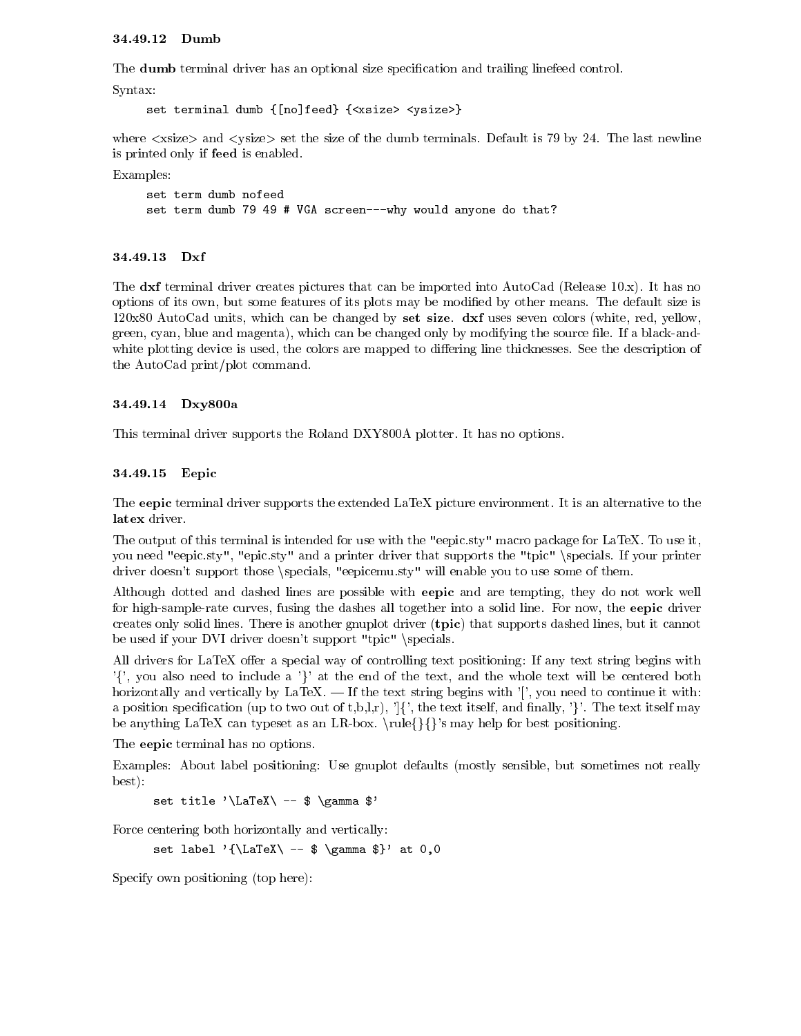### 34.49.12 Dumb

The **dumb** terminal driver has an optional size specification and trailing linefeed control.

Syntax:

```
set terminal dumb {[no]feed} {<xsize> <ysize>}
```

where <xsize> and <ysize> set the size of the dumb terminals. Default is 79 by 24. The last newline is printed only if **feed** is enabled.

Examples:

```
set term dumb nofeed
set term dumb 79 49 # VGA screen---why would anyone do that?
```

### 34.49.13 Dxf

The **dxf** terminal driver creates pictures that can be imported into AutoCad (Release 10.x). It has no options of its own, but some features of its plots may be modified by other means. The default size is 120x80 AutoCad units, which can be changed by **set size**. **dxf** uses seven colors (white, red, yellow, green, cyan, blue and magenta), which can be changed only by modifying the source file. If a black-and-white plotting device is used, the colors are mapped to differing line thicknesses. See the description of the AutoCad print/plot command.

### 34.49.14 Dxy800a

This terminal driver supports the Roland DXY800A plotter. It has no options.

### 34.49.15 Eepic

The **eepic** terminal driver supports the extended LaTeX picture environment. It is an alternative to the **latex** driver.

The output of this terminal is intended for use with the "eepic.sty" macro package for LaTeX. To use it, you need "eepic.sty", "epic.sty" and a printer driver that supports the "tpic" \specials. If your printer driver doesn't support those \specials, "eepicemu.sty" will enable you to use some of them.

Although dotted and dashed lines are possible with **eepic** and are tempting, they do not work well for high-sample-rate curves, fusing the dashes all together into a solid line. For now, the **eepic** driver creates only solid lines. There is another gnuplot driver (**tpic**) that supports dashed lines, but it cannot be used if your DVI driver doesn't support "tpic" \specials.

All drivers for LaTeX offer a special way of controlling text positioning: If any text string begins with '{', you also need to include a '}' at the end of the text, and the whole text will be centered both horizontally and vertically by LaTeX. — If the text string begins with '[', you need to continue it with: a position specification (up to two out of t,b,l,r), ']{', the text itself, and finally, '}'. The text itself may be anything LaTeX can typeset as an LR-box. \rule{}{}'s may help for best positioning.

The **eepic** terminal has no options.

Examples: About label positioning: Use gnuplot defaults (mostly sensible, but sometimes not really best):

```
set title '\LaTeX\ -- $ \gamma $'
```

Force centering both horizontally and vertically:

```
set label '{\LaTeX\ -- $ \gamma $}' at 0,0
```

Specify own positioning (top here):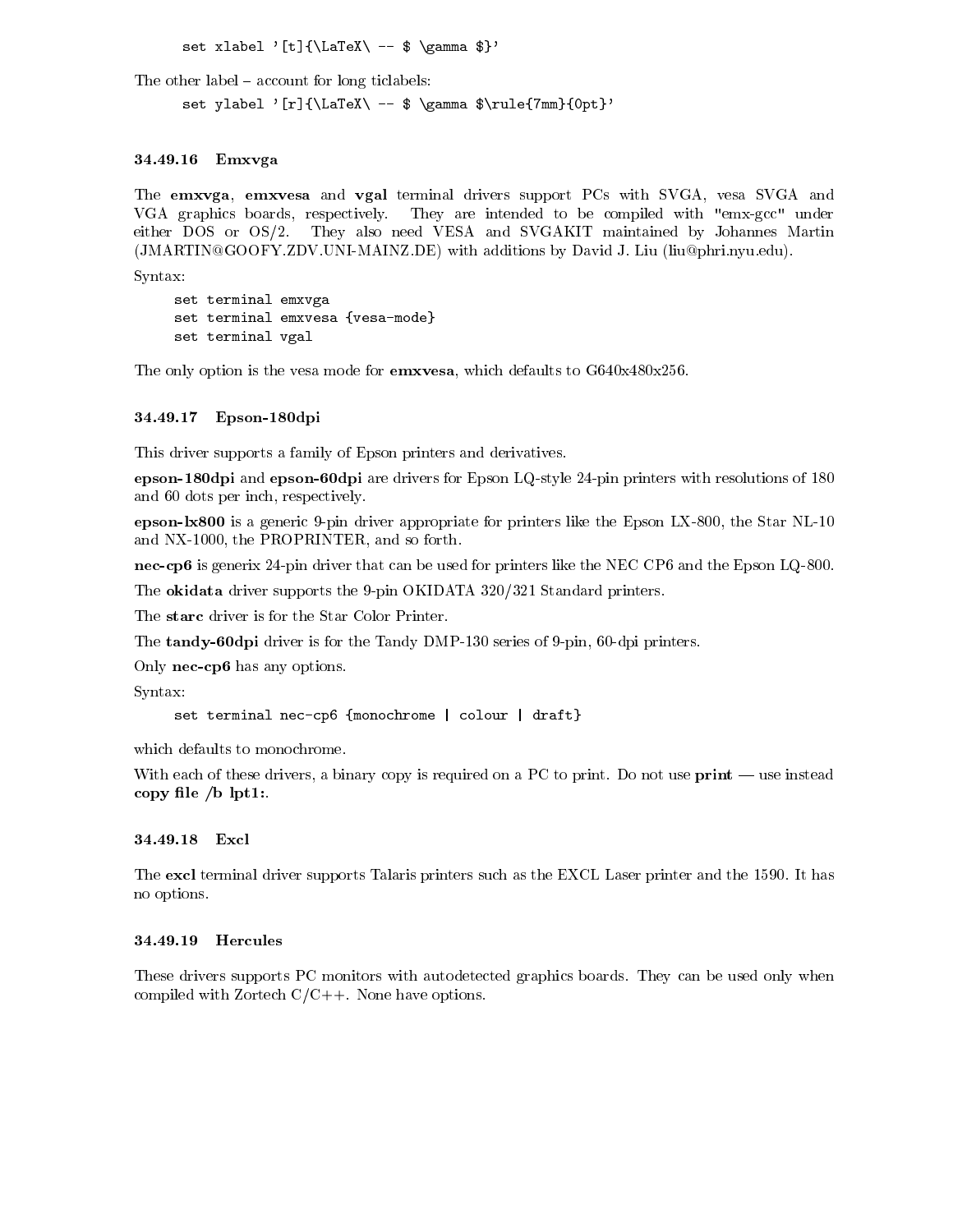```
set xlabel '[t]{\LaTeX\ -- $ \gamma $}'
```

The other label – account for long ticlabels:

```
set ylabel '[r]{\LaTeX\ -- $ \gamma $\rule{7mm}{0pt}'
```

### 34.49.16 Emxvga

The **emxvga**, **emxvesa** and **vgal** terminal drivers support PCs with SVGA, vesa SVGA and VGA graphics boards, respectively. They are intended to be compiled with "emx-gcc" under either DOS or OS/2. They also need VESA and SVGAKIT maintained by Johannes Martin (JMARTIN@GOOFY.ZDV.UNI-MAINZ.DE) with additions by David J. Liu (liu@phri.nyu.edu).

Syntax:

```
set terminal emxvga
set terminal emxvesa {vesa-mode}
set terminal vgal
```

The only option is the vesa mode for **emxvesa**, which defaults to G640x480x256.

### 34.49.17 Epson-180dpi

This driver supports a family of Epson printers and derivatives.

**epson-180dpi** and **epson-60dpi** are drivers for Epson LQ-style 24-pin printers with resolutions of 180 and 60 dots per inch, respectively.

**epson-lx800** is a generic 9-pin driver appropriate for printers like the Epson LX-800, the Star NL-10 and NX-1000, the PROPRINTER, and so forth.

**nec-cp6** is generix 24-pin driver that can be used for printers like the NEC CP6 and the Epson LQ-800.

The **okidata** driver supports the 9-pin OKIDATA 320/321 Standard printers.

The **starc** driver is for the Star Color Printer.

The **tandy-60dpi** driver is for the Tandy DMP-130 series of 9-pin, 60-dpi printers.

Only **nec-cp6** has any options.

Syntax:

```
set terminal nec-cp6 {monochrome | colour | draft}
```

which defaults to monochrome.

With each of these drivers, a binary copy is required on a PC to print. Do not use **print** — use instead **copy file /b lpt1:**.

### 34.49.18 Excl

The **excl** terminal driver supports Talaris printers such as the EXCL Laser printer and the 1590. It has no options.

### 34.49.19 Hercules

These drivers supports PC monitors with autodetected graphics boards. They can be used only when compiled with Zortech C/C++. None have options.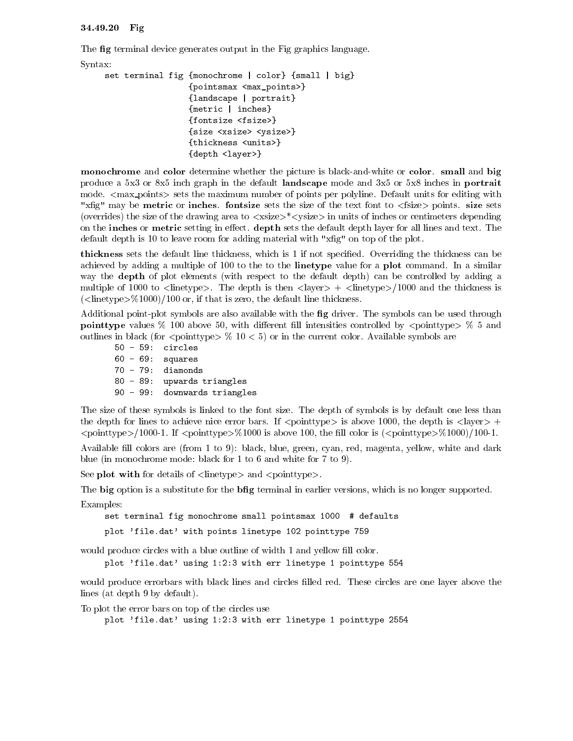### 34.49.20 Fig

The **fig** terminal device generates output in the Fig graphics language.

Syntax:

```
set terminal fig {monochrome | color} {small | big}
                 {pointsmax <max_points>}
                 {landscape | portrait}
                 {metric | inches}
                 {fontsize <fsize>}
                 {size <xsize> <ysize>}
                 {thickness <units>}
                 {depth <layer>}
```

**monochrome** and **color** determine whether the picture is black-and-white or **color**. **small** and **big** produce a 5x3 or 8x5 inch graph in the default **landscape** mode and 3x5 or 5x8 inches in **portrait** mode. <max_points> sets the maximum number of points per polyline. Default units for editing with "xfig" may be **metric** or **inches**. **fontsize** sets the size of the text font to <fsize> points. **size** sets (overrides) the size of the drawing area to <xsize>*<ysize> in units of inches or centimeters depending on the **inches** or **metric** setting in effect. **depth** sets the default depth layer for all lines and text. The default depth is 10 to leave room for adding material with "xfig" on top of the plot.

**thickness** sets the default line thickness, which is 1 if not specified. Overriding the thickness can be achieved by adding a multiple of 100 to the to the **linetype** value for a **plot** command. In a similar way the **depth** of plot elements (with respect to the default depth) can be controlled by adding a multiple of 1000 to <linetype>. The depth is then <layer> + <linetype>/1000 and the thickness is (<linetype>%1000)/100 or, if that is zero, the default line thickness.

Additional point-plot symbols are also available with the **fig** driver. The symbols can be used through **pointtype** values % 100 above 50, with different fill intensities controlled by <pointtype> % 5 and outlines in black (for <pointtype> % 10 < 5) or in the current color. Available symbols are

```
  50 - 59:  circles
  60 - 69:  squares
  70 - 79:  diamonds
  80 - 89:  upwards triangles
  90 - 99:  downwards triangles
```

The size of these symbols is linked to the font size. The depth of symbols is by default one less than the depth for lines to achieve nice error bars. If <pointtype> is above 1000, the depth is <layer> + <pointtype>/1000-1. If <pointtype>%1000 is above 100, the fill color is (<pointtype>%1000)/100-1.

Available fill colors are (from 1 to 9): black, blue, green, cyan, red, magenta, yellow, white and dark blue (in monochrome mode: black for 1 to 6 and white for 7 to 9).

See **plot with** for details of <linetype> and <pointtype>.

The **big** option is a substitute for the **bfig** terminal in earlier versions, which is no longer supported.

Examples:

```
set terminal fig monochrome small pointsmax 1000  # defaults

plot 'file.dat' with points linetype 102 pointtype 759
```

would produce circles with a blue outline of width 1 and yellow fill color.

```
plot 'file.dat' using 1:2:3 with err linetype 1 pointtype 554
```

would produce errorbars with black lines and circles filled red. These circles are one layer above the lines (at depth 9 by default).

To plot the error bars on top of the circles use

```
plot 'file.dat' using 1:2:3 with err linetype 1 pointtype 2554
```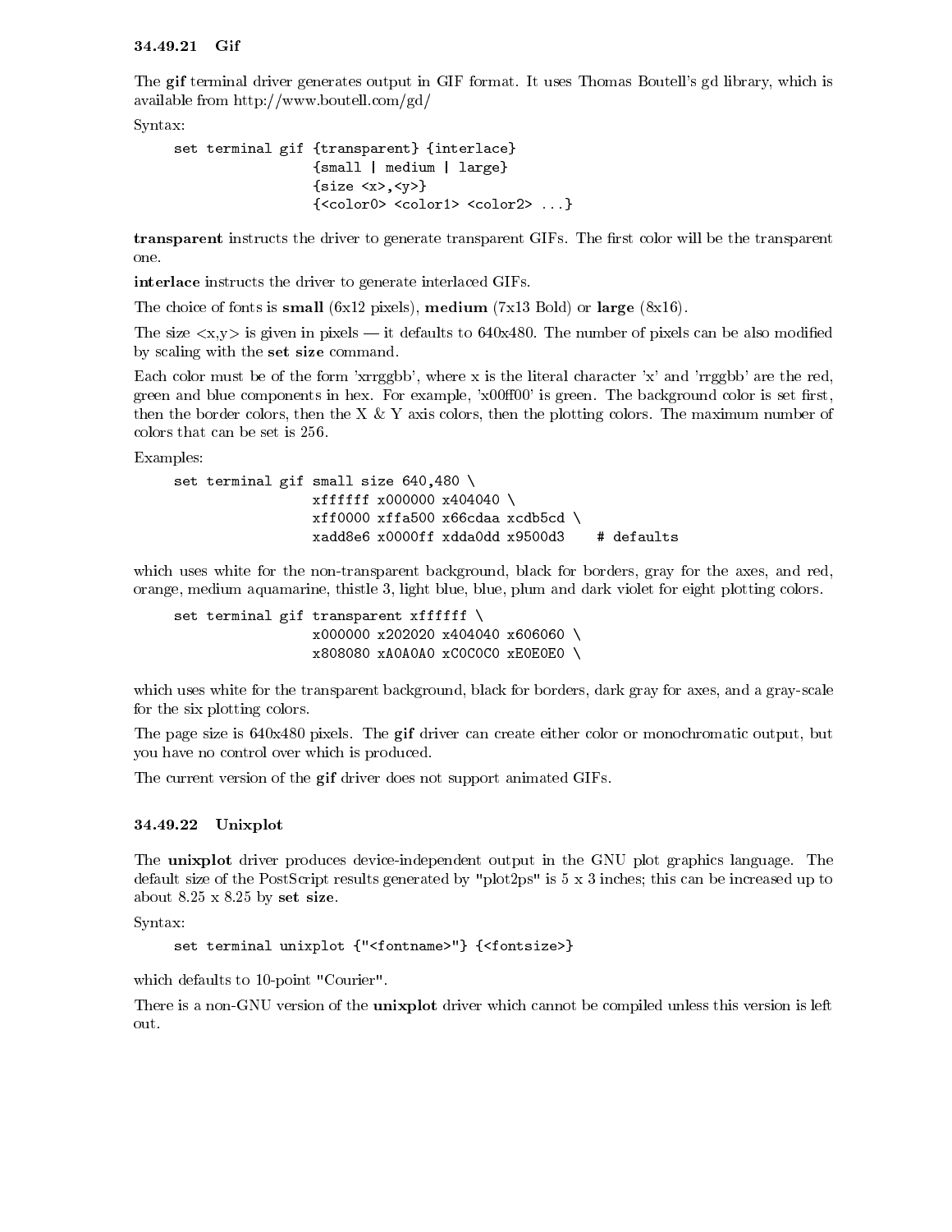### 34.49.21 Gif

The **gif** terminal driver generates output in GIF format. It uses Thomas Boutell's gd library, which is available from http://www.boutell.com/gd/

Syntax:

```
set terminal gif {transparent} {interlace}
                 {small | medium | large}
                 {size <x>,<y>}
                 {<color0> <color1> <color2> ...}
```

**transparent** instructs the driver to generate transparent GIFs. The first color will be the transparent one.

**interlace** instructs the driver to generate interlaced GIFs.

The choice of fonts is **small** (6x12 pixels), **medium** (7x13 Bold) or **large** (8x16).

The size <x,y> is given in pixels — it defaults to 640x480. The number of pixels can be also modified by scaling with the **set size** command.

Each color must be of the form 'xrrggbb', where x is the literal character 'x' and 'rrggbb' are the red, green and blue components in hex. For example, 'x00ff00' is green. The background color is set first, then the border colors, then the X & Y axis colors, then the plotting colors. The maximum number of colors that can be set is 256.

Examples:

```
set terminal gif small size 640,480 \
                 xffffff x000000 x404040 \
                 xff0000 xffa500 x66cdaa xcdb5cd \
                 xadd8e6 x0000ff xdda0dd x9500d3    # defaults
```

which uses white for the non-transparent background, black for borders, gray for the axes, and red, orange, medium aquamarine, thistle 3, light blue, blue, plum and dark violet for eight plotting colors.

```
set terminal gif transparent xffffff \
                 x000000 x202020 x404040 x606060 \
                 x808080 xA0A0A0 xC0C0C0 xE0E0E0 \
```

which uses white for the transparent background, black for borders, dark gray for axes, and a gray-scale for the six plotting colors.

The page size is 640x480 pixels. The **gif** driver can create either color or monochromatic output, but you have no control over which is produced.

The current version of the **gif** driver does not support animated GIFs.

### 34.49.22 Unixplot

The **unixplot** driver produces device-independent output in the GNU plot graphics language. The default size of the PostScript results generated by "plot2ps" is 5 x 3 inches; this can be increased up to about 8.25 x 8.25 by **set size**.

Syntax:

```
set terminal unixplot {"<fontname>"} {<fontsize>}
```

which defaults to 10-point "Courier".

There is a non-GNU version of the **unixplot** driver which cannot be compiled unless this version is left out.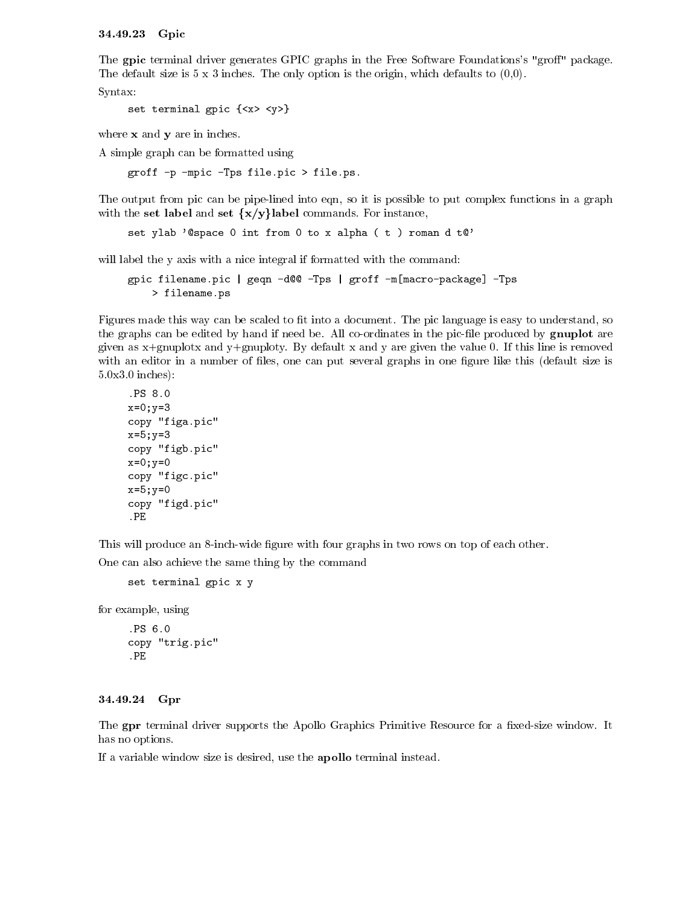### 34.49.23 Gpic

The **gpic** terminal driver generates GPIC graphs in the Free Software Foundations's "groff" package. The default size is 5 x 3 inches. The only option is the origin, which defaults to (0,0).

Syntax:

```
set terminal gpic {<x> <y>}
```

where **x** and **y** are in inches.

A simple graph can be formatted using

```
groff -p -mpic -Tps file.pic > file.ps.
```

The output from pic can be pipe-lined into eqn, so it is possible to put complex functions in a graph with the **set label** and **set {x/y}label** commands. For instance,

```
set ylab '@space 0 int from 0 to x alpha ( t ) roman d t@'
```

will label the y axis with a nice integral if formatted with the command:

```
gpic filename.pic | geqn -d@@ -Tps | groff -m[macro-package] -Tps
    > filename.ps
```

Figures made this way can be scaled to fit into a document. The pic language is easy to understand, so the graphs can be edited by hand if need be. All co-ordinates in the pic-file produced by **gnuplot** are given as x+gnuplotx and y+gnuploty. By default x and y are given the value 0. If this line is removed with an editor in a number of files, one can put several graphs in one figure like this (default size is 5.0x3.0 inches):

```
.PS 8.0
x=0;y=3
copy "figa.pic"
x=5;y=3
copy "figb.pic"
x=0;y=0
copy "figc.pic"
x=5;y=0
copy "figd.pic"
.PE
```

This will produce an 8-inch-wide figure with four graphs in two rows on top of each other.

One can also achieve the same thing by the command

```
set terminal gpic x y
```

for example, using

```
.PS 6.0
copy "trig.pic"
.PE
```

### 34.49.24 Gpr

The **gpr** terminal driver supports the Apollo Graphics Primitive Resource for a fixed-size window. It has no options.

If a variable window size is desired, use the **apollo** terminal instead.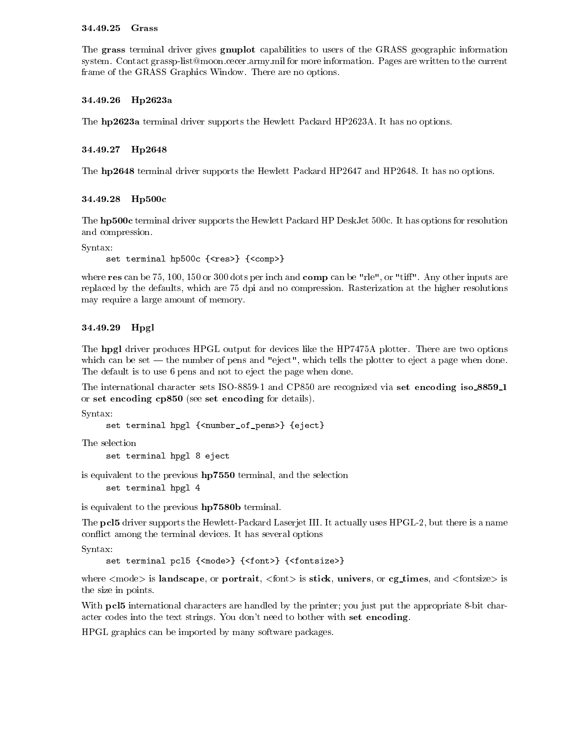#### 34.49.25 Grass

The **grass** terminal driver gives **gnuplot** capabilities to users of the GRASS geographic information system. Contact grassp-list@moon.cecer.army.mil for more information. Pages are written to the current frame of the GRASS Graphics Window. There are no options.

#### 34.49.26 Hp2623a

The **hp2623a** terminal driver supports the Hewlett Packard HP2623A. It has no options.

#### 34.49.27 Hp2648

The **hp2648** terminal driver supports the Hewlett Packard HP2647 and HP2648. It has no options.

#### 34.49.28 Hp500c

The **hp500c** terminal driver supports the Hewlett Packard HP DeskJet 500c. It has options for resolution and compression.

Syntax:

```
set terminal hp500c {<res>} {<comp>}
```

where **res** can be 75, 100, 150 or 300 dots per inch and **comp** can be "rle", or "tiff". Any other inputs are replaced by the defaults, which are 75 dpi and no compression. Rasterization at the higher resolutions may require a large amount of memory.

#### 34.49.29 Hpgl

The **hpgl** driver produces HPGL output for devices like the HP7475A plotter. There are two options which can be set — the number of pens and "eject", which tells the plotter to eject a page when done. The default is to use 6 pens and not to eject the page when done.

The international character sets ISO-8859-1 and CP850 are recognized via **set encoding iso_8859_1** or **set encoding cp850** (see **set encoding** for details).

Syntax:

```
set terminal hpgl {<number_of_pens>} {eject}
```

The selection

```
set terminal hpgl 8 eject
```

is equivalent to the previous **hp7550** terminal, and the selection

```
set terminal hpgl 4
```

is equivalent to the previous **hp7580b** terminal.

The **pcl5** driver supports the Hewlett-Packard Laserjet III. It actually uses HPGL-2, but there is a name conflict among the terminal devices. It has several options

Syntax:

```
set terminal pcl5 {<mode>} {<font>} {<fontsize>}
```

where <mode> is **landscape**, or **portrait**, <font> is **stick**, **univers**, or **cg_times**, and <fontsize> is the size in points.

With **pcl5** international characters are handled by the printer; you just put the appropriate 8-bit character codes into the text strings. You don't need to bother with **set encoding**.

HPGL graphics can be imported by many software packages.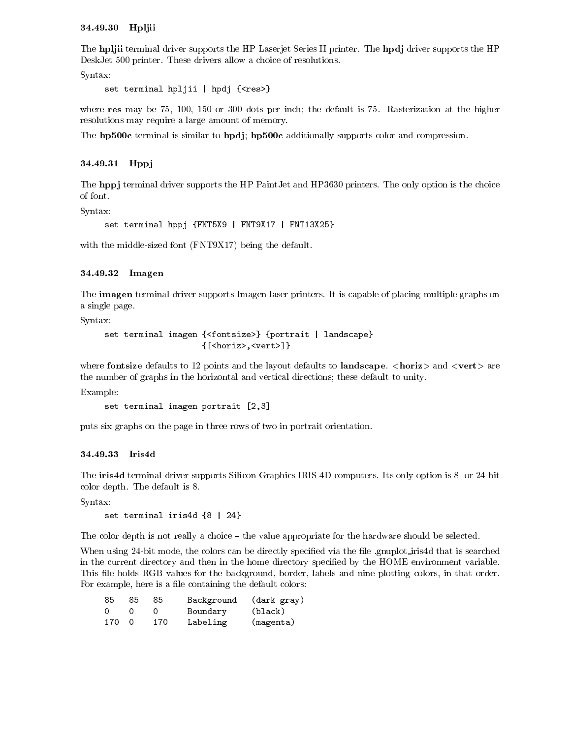#### 34.49.30 Hpljii

The **hpljii** terminal driver supports the HP Laserjet Series II printer. The **hpdj** driver supports the HP DeskJet 500 printer. These drivers allow a choice of resolutions.

Syntax:

```
set terminal hpljii | hpdj {<res>}
```

where **res** may be 75, 100, 150 or 300 dots per inch; the default is 75. Rasterization at the higher resolutions may require a large amount of memory.

The **hp500c** terminal is similar to **hpdj**; **hp500c** additionally supports color and compression.

#### 34.49.31 Hppj

The **hppj** terminal driver supports the HP PaintJet and HP3630 printers. The only option is the choice of font.

Syntax:

```
set terminal hppj {FNT5X9 | FNT9X17 | FNT13X25}
```

with the middle-sized font (FNT9X17) being the default.

#### 34.49.32 Imagen

The **imagen** terminal driver supports Imagen laser printers. It is capable of placing multiple graphs on a single page.

Syntax:

```
set terminal imagen {<fontsize>} {portrait | landscape}
                    {[<horiz>,<vert>]}
```

where **fontsize** defaults to 12 points and the layout defaults to **landscape**. **<horiz>** and **<vert>** are the number of graphs in the horizontal and vertical directions; these default to unity.

Example:

```
set terminal imagen portrait [2,3]
```

puts six graphs on the page in three rows of two in portrait orientation.

#### 34.49.33 Iris4d

The **iris4d** terminal driver supports Silicon Graphics IRIS 4D computers. Its only option is 8- or 24-bit color depth. The default is 8.

Syntax:

```
set terminal iris4d {8 | 24}
```

The color depth is not really a choice – the value appropriate for the hardware should be selected.

When using 24-bit mode, the colors can be directly specified via the file .gnuplot_iris4d that is searched in the current directory and then in the home directory specified by the HOME environment variable. This file holds RGB values for the background, border, labels and nine plotting colors, in that order. For example, here is a file containing the default colors:

```
85   85   85     Background   (dark gray)
0    0    0      Boundary     (black)
170  0    170    Labeling     (magenta)
```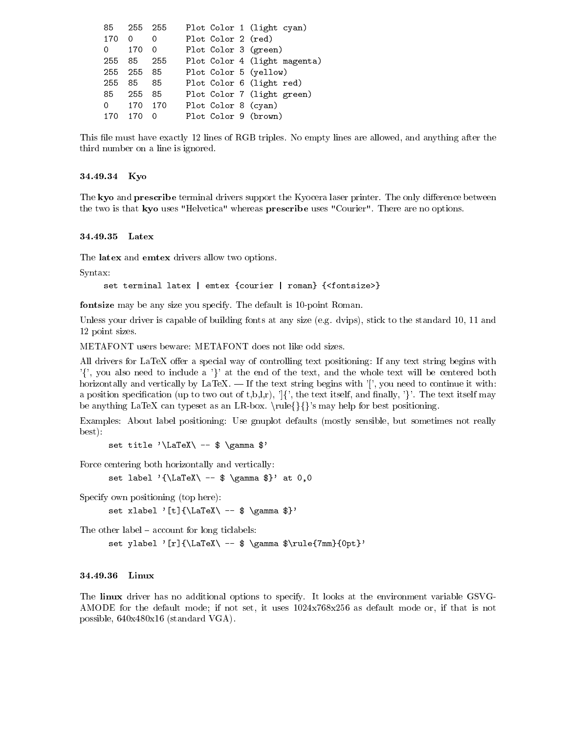```
85   255  255    Plot Color 1 (light cyan)
170  0    0      Plot Color 2 (red)
0    170  0      Plot Color 3 (green)
255  85   255    Plot Color 4 (light magenta)
255  255  85     Plot Color 5 (yellow)
255  85   85     Plot Color 6 (light red)
85   255  85     Plot Color 7 (light green)
0    170  170    Plot Color 8 (cyan)
170  170  0      Plot Color 9 (brown)
```

This file must have exactly 12 lines of RGB triples. No empty lines are allowed, and anything after the third number on a line is ignored.

### 34.49.34 Kyo

The **kyo** and **prescribe** terminal drivers support the Kyocera laser printer. The only difference between the two is that **kyo** uses "Helvetica" whereas **prescribe** uses "Courier". There are no options.

### 34.49.35 Latex

The **latex** and **emtex** drivers allow two options.

Syntax:

```
set terminal latex | emtex {courier | roman} {<fontsize>}
```

**fontsize** may be any size you specify. The default is 10-point Roman.

Unless your driver is capable of building fonts at any size (e.g. dvips), stick to the standard 10, 11 and 12 point sizes.

METAFONT users beware: METAFONT does not like odd sizes.

All drivers for LaTeX offer a special way of controlling text positioning: If any text string begins with '{', you also need to include a '}' at the end of the text, and the whole text will be centered both horizontally and vertically by LaTeX. — If the text string begins with '[', you need to continue it with: a position specification (up to two out of t,b,l,r), ']{', the text itself, and finally, '}'. The text itself may be anything LaTeX can typeset as an LR-box. \rule{}{}'s may help for best positioning.

Examples: About label positioning: Use gnuplot defaults (mostly sensible, but sometimes not really best):

```
set title '\LaTeX\ -- $ \gamma $'
```

Force centering both horizontally and vertically:

```
set label '{\LaTeX\ -- $ \gamma $}' at 0,0
```

Specify own positioning (top here):

```
set xlabel '[t]{\LaTeX\ -- $ \gamma $}'
```

The other label – account for long ticlabels:

```
set ylabel '[r]{\LaTeX\ -- $ \gamma $\rule{7mm}{0pt}'
```

### 34.49.36 Linux

The **linux** driver has no additional options to specify. It looks at the environment variable GSVGAMODE for the default mode; if not set, it uses 1024x768x256 as default mode or, if that is not possible, 640x480x16 (standard VGA).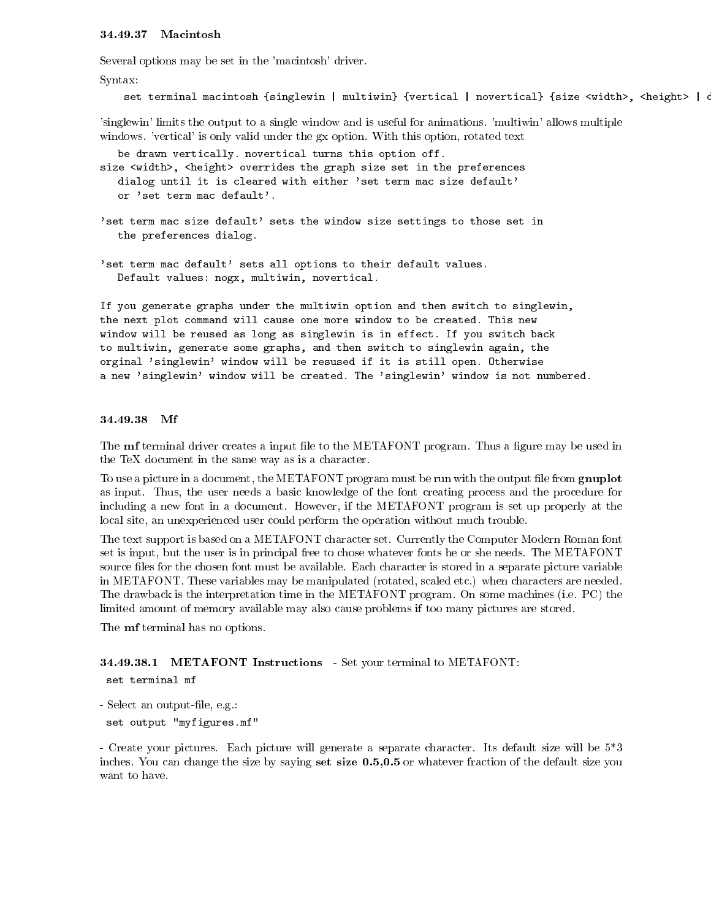### 34.49.37 Macintosh

Several options may be set in the 'macintosh' driver.

Syntax:

```
set terminal macintosh {singlewin | multiwin} {vertical | novertical} {size <width>, <height> | d
```

'singlewin' limits the output to a single window and is useful for animations. 'multiwin' allows multiple windows. 'vertical' is only valid under the gx option. With this option, rotated text

```
   be drawn vertically. novertical turns this option off.
size <width>, <height> overrides the graph size set in the preferences
   dialog until it is cleared with either 'set term mac size default'
   or 'set term mac default'.

'set term mac size default' sets the window size settings to those set in
   the preferences dialog.

'set term mac default' sets all options to their default values.
   Default values: nogx, multiwin, novertical.

If you generate graphs under the multiwin option and then switch to singlewin,
the next plot command will cause one more window to be created. This new
window will be reused as long as singlewin is in effect. If you switch back
to multiwin, generate some graphs, and then switch to singlewin again, the
orginal 'singlewin' window will be resused if it is still open. Otherwise
a new 'singlewin' window will be created. The 'singlewin' window is not numbered.
```

### 34.49.38 Mf

The **mf** terminal driver creates a input file to the METAFONT program. Thus a figure may be used in the TeX document in the same way as is a character.

To use a picture in a document, the METAFONT program must be run with the output file from **gnuplot** as input. Thus, the user needs a basic knowledge of the font creating process and the procedure for including a new font in a document. However, if the METAFONT program is set up properly at the local site, an unexperienced user could perform the operation without much trouble.

The text support is based on a METAFONT character set. Currently the Computer Modern Roman font set is input, but the user is in principal free to chose whatever fonts he or she needs. The METAFONT source files for the chosen font must be available. Each character is stored in a separate picture variable in METAFONT. These variables may be manipulated (rotated, scaled etc.) when characters are needed. The drawback is the interpretation time in the METAFONT program. On some machines (i.e. PC) the limited amount of memory available may also cause problems if too many pictures are stored.

The **mf** terminal has no options.

#### 34.49.38.1 METAFONT Instructions

- Set your terminal to METAFONT:

```
set terminal mf
```

- Select an output-file, e.g.:

```
set output "myfigures.mf"
```

- Create your pictures. Each picture will generate a separate character. Its default size will be 5*3 inches. You can change the size by saying **set size 0.5,0.5** or whatever fraction of the default size you want to have.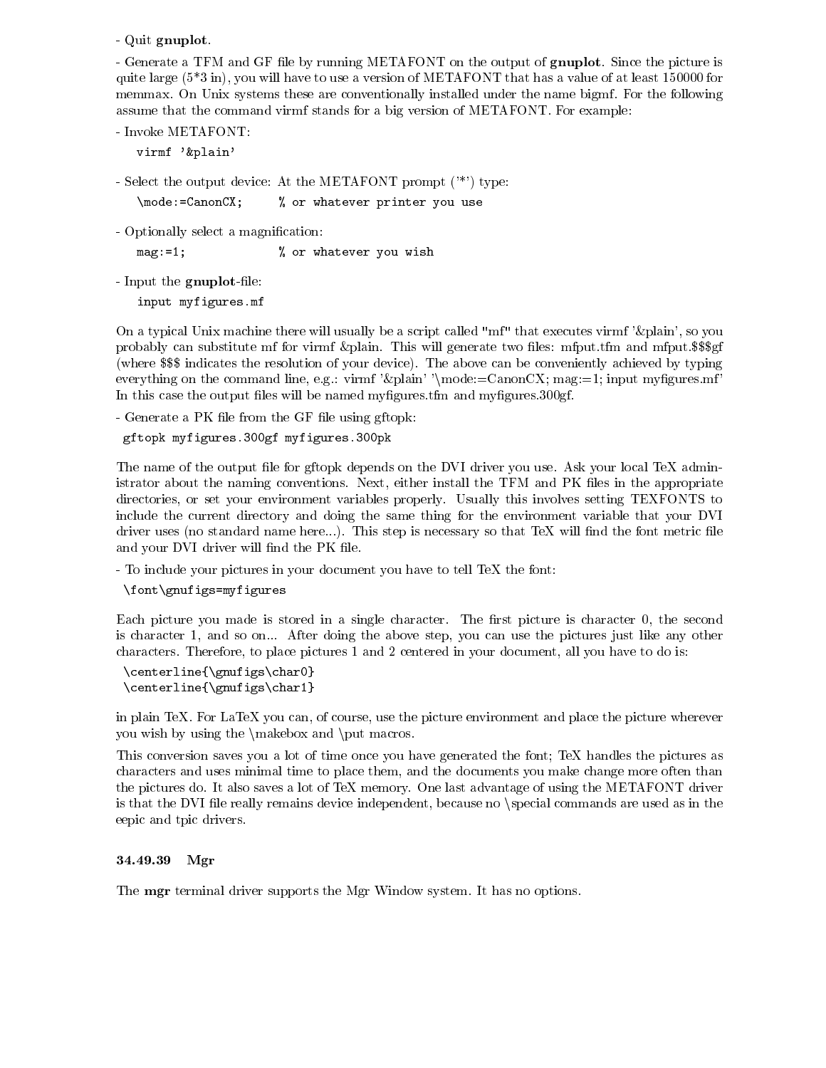- Quit **gnuplot**.

- Generate a TFM and GF file by running METAFONT on the output of **gnuplot**. Since the picture is quite large (5*3 in), you will have to use a version of METAFONT that has a value of at least 150000 for memmax. On Unix systems these are conventionally installed under the name bigmf. For the following assume that the command virmf stands for a big version of METAFONT. For example:

- Invoke METAFONT:

```
virmf '&plain'
```

- Select the output device: At the METAFONT prompt ('*') type:

```
\mode:=CanonCX;     % or whatever printer you use
```

- Optionally select a magnification:

```
mag:=1;             % or whatever you wish
```

- Input the **gnuplot**-file:

```
input myfigures.mf
```

On a typical Unix machine there will usually be a script called "mf" that executes virmf '&plain', so you probably can substitute mf for virmf &plain. This will generate two files: mfput.tfm and mfput.$$$gf (where $$$ indicates the resolution of your device). The above can be conveniently achieved by typing everything on the command line, e.g.: virmf '&plain' '\mode:=CanonCX; mag:=1; input myfigures.mf' In this case the output files will be named myfigures.tfm and myfigures.300gf.

- Generate a PK file from the GF file using gftopk:

```
gftopk myfigures.300gf myfigures.300pk
```

The name of the output file for gftopk depends on the DVI driver you use. Ask your local TeX administrator about the naming conventions. Next, either install the TFM and PK files in the appropriate directories, or set your environment variables properly. Usually this involves setting TEXFONTS to include the current directory and doing the same thing for the environment variable that your DVI driver uses (no standard name here...). This step is necessary so that TeX will find the font metric file and your DVI driver will find the PK file.

- To include your pictures in your document you have to tell TeX the font:

```
\font\gnufigs=myfigures
```

Each picture you made is stored in a single character. The first picture is character 0, the second is character 1, and so on... After doing the above step, you can use the pictures just like any other characters. Therefore, to place pictures 1 and 2 centered in your document, all you have to do is:

```
\centerline{\gnufigs\char0}
\centerline{\gnufigs\char1}
```

in plain TeX. For LaTeX you can, of course, use the picture environment and place the picture wherever you wish by using the \makebox and \put macros.

This conversion saves you a lot of time once you have generated the font; TeX handles the pictures as characters and uses minimal time to place them, and the documents you make change more often than the pictures do. It also saves a lot of TeX memory. One last advantage of using the METAFONT driver is that the DVI file really remains device independent, because no \special commands are used as in the eepic and tpic drivers.

#### 34.49.39 Mgr

The **mgr** terminal driver supports the Mgr Window system. It has no options.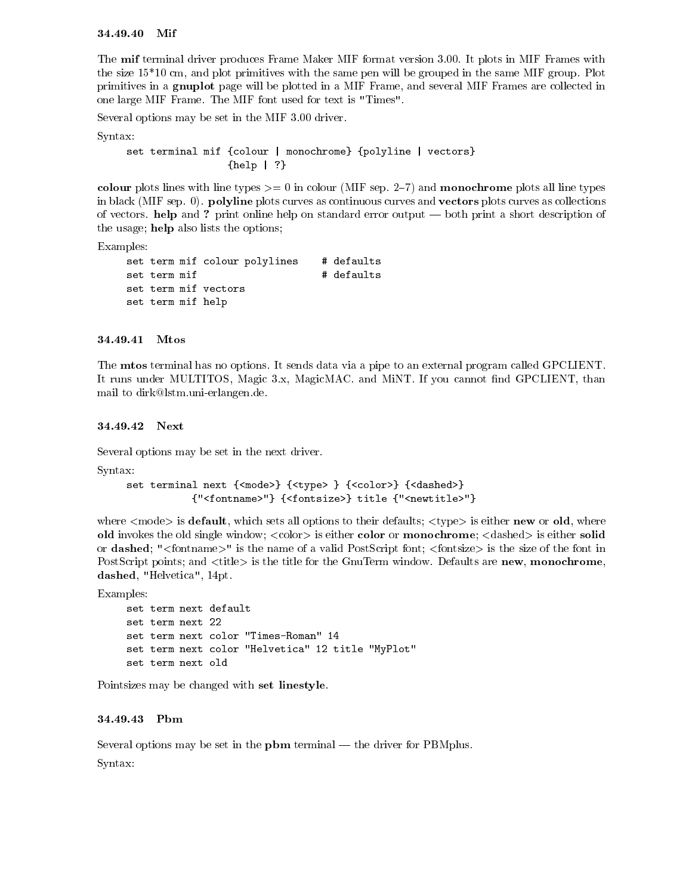### 34.49.40 Mif

The **mif** terminal driver produces Frame Maker MIF format version 3.00. It plots in MIF Frames with the size 15*10 cm, and plot primitives with the same pen will be grouped in the same MIF group. Plot primitives in a **gnuplot** page will be plotted in a MIF Frame, and several MIF Frames are collected in one large MIF Frame. The MIF font used for text is "Times".

Several options may be set in the MIF 3.00 driver.

Syntax:

```
set terminal mif {colour | monochrome} {polyline | vectors}
                 {help | ?}
```

**colour** plots lines with line types >= 0 in colour (MIF sep. 2–7) and **monochrome** plots all line types in black (MIF sep. 0). **polyline** plots curves as continuous curves and **vectors** plots curves as collections of vectors. **help** and **?** print online help on standard error output — both print a short description of the usage; **help** also lists the options;

Examples:

```
set term mif colour polylines    # defaults
set term mif                     # defaults
set term mif vectors
set term mif help
```

### 34.49.41 Mtos

The **mtos** terminal has no options. It sends data via a pipe to an external program called GPCLIENT. It runs under MULTITOS, Magic 3.x, MagicMAC. and MiNT. If you cannot find GPCLIENT, than mail to dirk@lstm.uni-erlangen.de.

### 34.49.42 Next

Several options may be set in the next driver.

Syntax:

```
set terminal next {<mode>} {<type> } {<color>} {<dashed>}
             {"<fontname>"} {<fontsize>} title {"<newtitle>"}
```

where <mode> is **default**, which sets all options to their defaults; <type> is either **new** or **old**, where **old** invokes the old single window; <color> is either **color** or **monochrome**; <dashed> is either **solid** or **dashed**; "<fontname>" is the name of a valid PostScript font; <fontsize> is the size of the font in PostScript points; and <title> is the title for the GnuTerm window. Defaults are **new**, **monochrome**, **dashed**, "Helvetica", 14pt.

Examples:

```
set term next default
set term next 22
set term next color "Times-Roman" 14
set term next color "Helvetica" 12 title "MyPlot"
set term next old
```

Pointsizes may be changed with **set linestyle**.

### 34.49.43 Pbm

Several options may be set in the **pbm** terminal — the driver for PBMplus.

Syntax: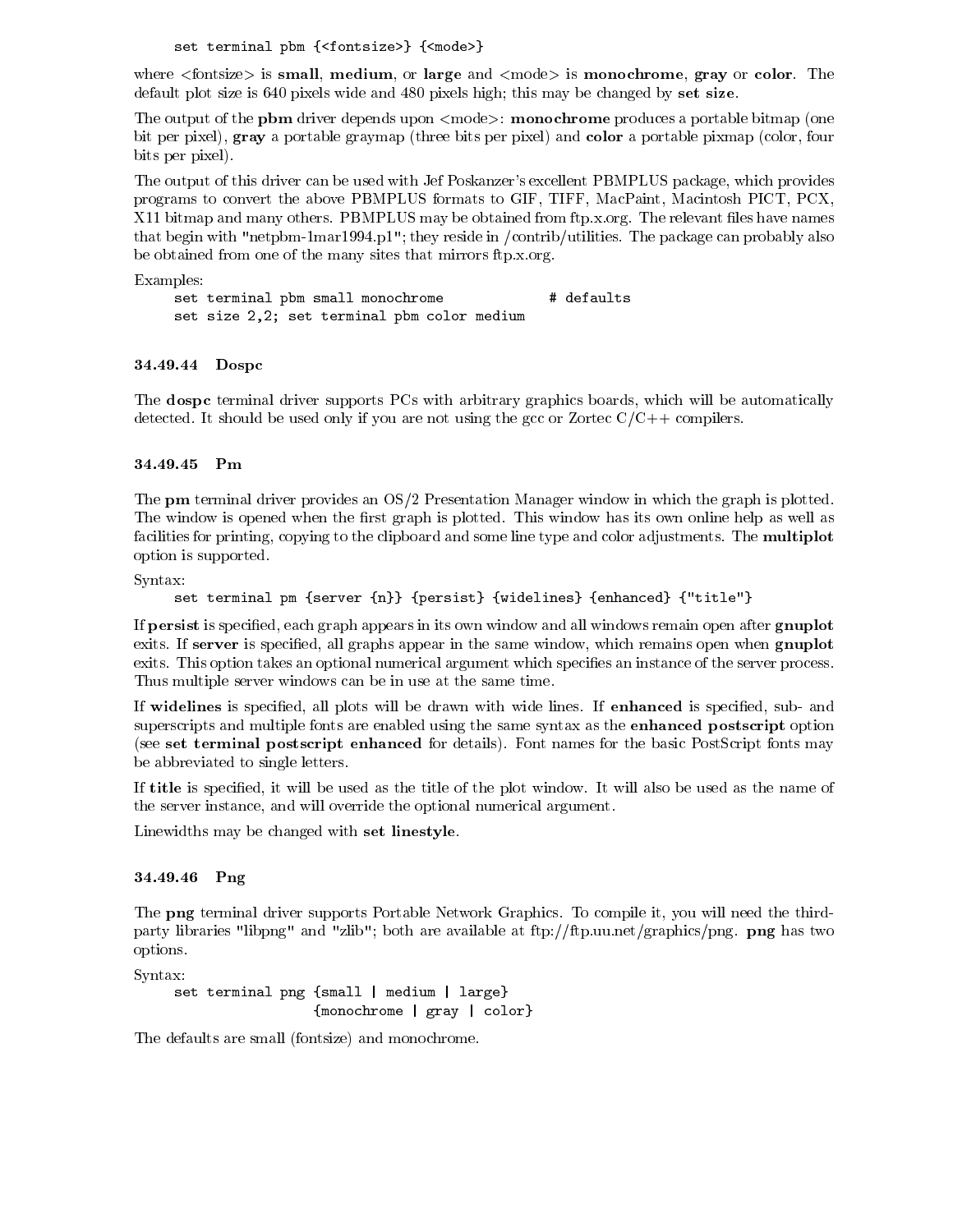```
set terminal pbm {<fontsize>} {<mode>}
```

where <fontsize> is **small**, **medium**, or **large** and <mode> is **monochrome**, **gray** or **color**. The default plot size is 640 pixels wide and 480 pixels high; this may be changed by **set size**.

The output of the **pbm** driver depends upon <mode>: **monochrome** produces a portable bitmap (one bit per pixel), **gray** a portable graymap (three bits per pixel) and **color** a portable pixmap (color, four bits per pixel).

The output of this driver can be used with Jef Poskanzer's excellent PBMPLUS package, which provides programs to convert the above PBMPLUS formats to GIF, TIFF, MacPaint, Macintosh PICT, PCX, X11 bitmap and many others. PBMPLUS may be obtained from ftp.x.org. The relevant files have names that begin with "netpbm-1mar1994.p1"; they reside in /contrib/utilities. The package can probably also be obtained from one of the many sites that mirrors ftp.x.org.

Examples:

```
set terminal pbm small monochrome             # defaults
set size 2,2; set terminal pbm color medium
```

### 34.49.44 Dospc

The **dospc** terminal driver supports PCs with arbitrary graphics boards, which will be automatically detected. It should be used only if you are not using the gcc or Zortec C/C++ compilers.

### 34.49.45 Pm

The **pm** terminal driver provides an OS/2 Presentation Manager window in which the graph is plotted. The window is opened when the first graph is plotted. This window has its own online help as well as facilities for printing, copying to the clipboard and some line type and color adjustments. The **multiplot** option is supported.

Syntax:

```
set terminal pm {server {n}} {persist} {widelines} {enhanced} {"title"}
```

If **persist** is specified, each graph appears in its own window and all windows remain open after **gnuplot** exits. If **server** is specified, all graphs appear in the same window, which remains open when **gnuplot** exits. This option takes an optional numerical argument which specifies an instance of the server process. Thus multiple server windows can be in use at the same time.

If **widelines** is specified, all plots will be drawn with wide lines. If **enhanced** is specified, sub- and superscripts and multiple fonts are enabled using the same syntax as the **enhanced postscript** option (see **set terminal postscript enhanced** for details). Font names for the basic PostScript fonts may be abbreviated to single letters.

If **title** is specified, it will be used as the title of the plot window. It will also be used as the name of the server instance, and will override the optional numerical argument.

Linewidths may be changed with **set linestyle**.

### 34.49.46 Png

The **png** terminal driver supports Portable Network Graphics. To compile it, you will need the third-party libraries "libpng" and "zlib"; both are available at ftp://ftp.uu.net/graphics/png. **png** has two options.

Syntax:

```
set terminal png {small | medium | large}
                 {monochrome | gray | color}
```

The defaults are small (fontsize) and monochrome.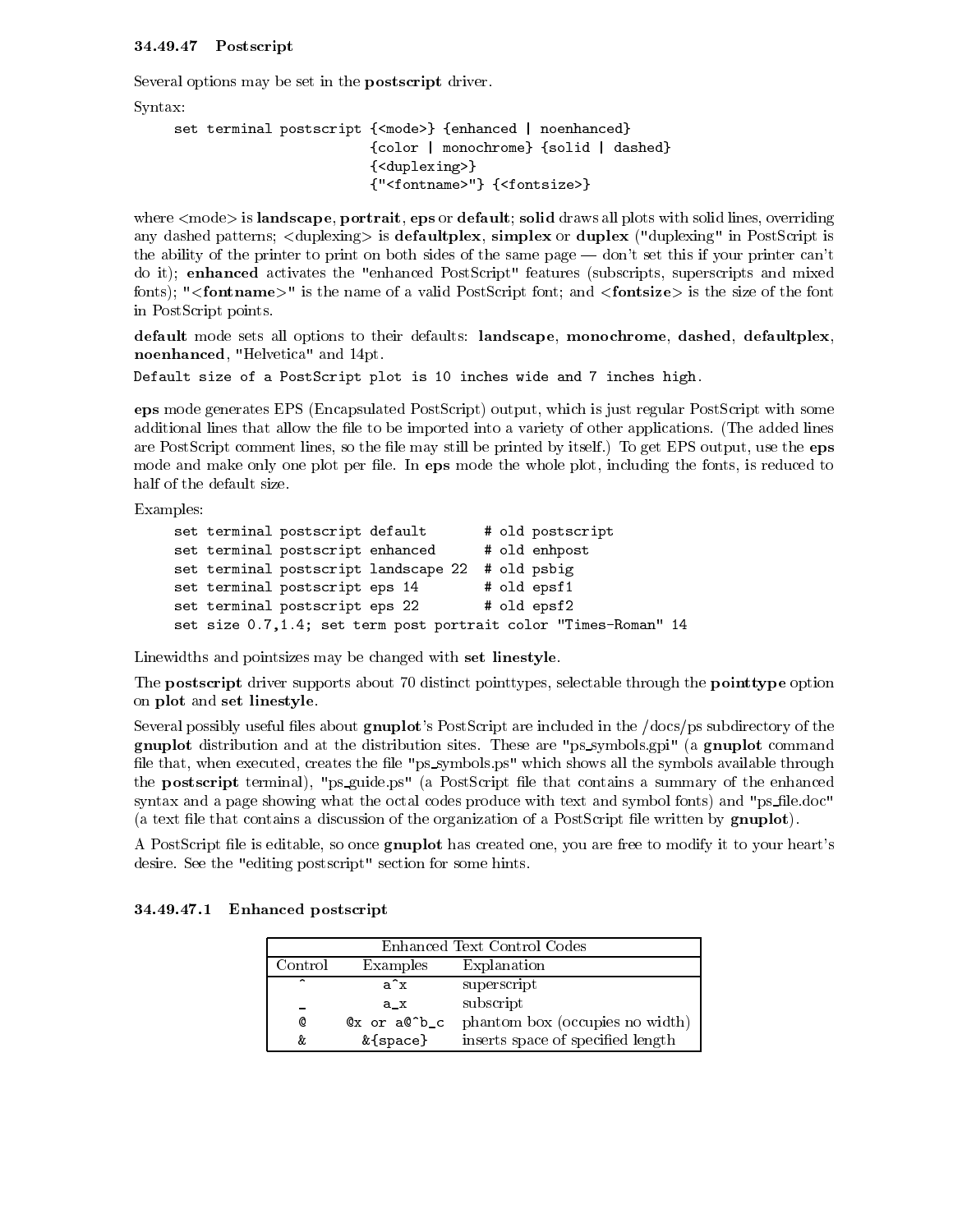### 34.49.47 Postscript

Several options may be set in the **postscript** driver.

Syntax:

```
set terminal postscript {<mode>} {enhanced | noenhanced}
                        {color | monochrome} {solid | dashed}
                        {<duplexing>}
                        {"<fontname>"} {<fontsize>}
```

where <mode> is **landscape**, **portrait**, **eps** or **default**; **solid** draws all plots with solid lines, overriding any dashed patterns; <duplexing> is **defaultplex**, **simplex** or **duplex** ("duplexing" in PostScript is the ability of the printer to print on both sides of the same page — don't set this if your printer can't do it); **enhanced** activates the "enhanced PostScript" features (subscripts, superscripts and mixed fonts); "**<fontname>**" is the name of a valid PostScript font; and **<fontsize>** is the size of the font in PostScript points.

**default** mode sets all options to their defaults: **landscape**, **monochrome**, **dashed**, **defaultplex**, **noenhanced**, "Helvetica" and 14pt.

```
Default size of a PostScript plot is 10 inches wide and 7 inches high.
```

**eps** mode generates EPS (Encapsulated PostScript) output, which is just regular PostScript with some additional lines that allow the file to be imported into a variety of other applications. (The added lines are PostScript comment lines, so the file may still be printed by itself.) To get EPS output, use the **eps** mode and make only one plot per file. In **eps** mode the whole plot, including the fonts, is reduced to half of the default size.

Examples:

```
set terminal postscript default       # old postscript
set terminal postscript enhanced      # old enhpost
set terminal postscript landscape 22  # old psbig
set terminal postscript eps 14        # old epsf1
set terminal postscript eps 22        # old epsf2
set size 0.7,1.4; set term post portrait color "Times-Roman" 14
```

Linewidths and pointsizes may be changed with **set linestyle**.

The **postscript** driver supports about 70 distinct pointtypes, selectable through the **pointtype** option on **plot** and **set linestyle**.

Several possibly useful files about **gnuplot**'s PostScript are included in the /docs/ps subdirectory of the **gnuplot** distribution and at the distribution sites. These are "ps_symbols.gpi" (a **gnuplot** command file that, when executed, creates the file "ps_symbols.ps" which shows all the symbols available through the **postscript** terminal), "ps_guide.ps" (a PostScript file that contains a summary of the enhanced syntax and a page showing what the octal codes produce with text and symbol fonts) and "ps_file.doc" (a text file that contains a discussion of the organization of a PostScript file written by **gnuplot**).

A PostScript file is editable, so once **gnuplot** has created one, you are free to modify it to your heart's desire. See the "editing postscript" section for some hints.

#### 34.49.47.1 Enhanced postscript

| Enhanced Text Control Codes | | |
|---|---|---|
| Control | Examples | Explanation |
| ^ | a^x | superscript |
| _ | a_x | subscript |
| @ | @x or a@^b_c | phantom box (occupies no width) |
| & | &{space} | inserts space of specified length |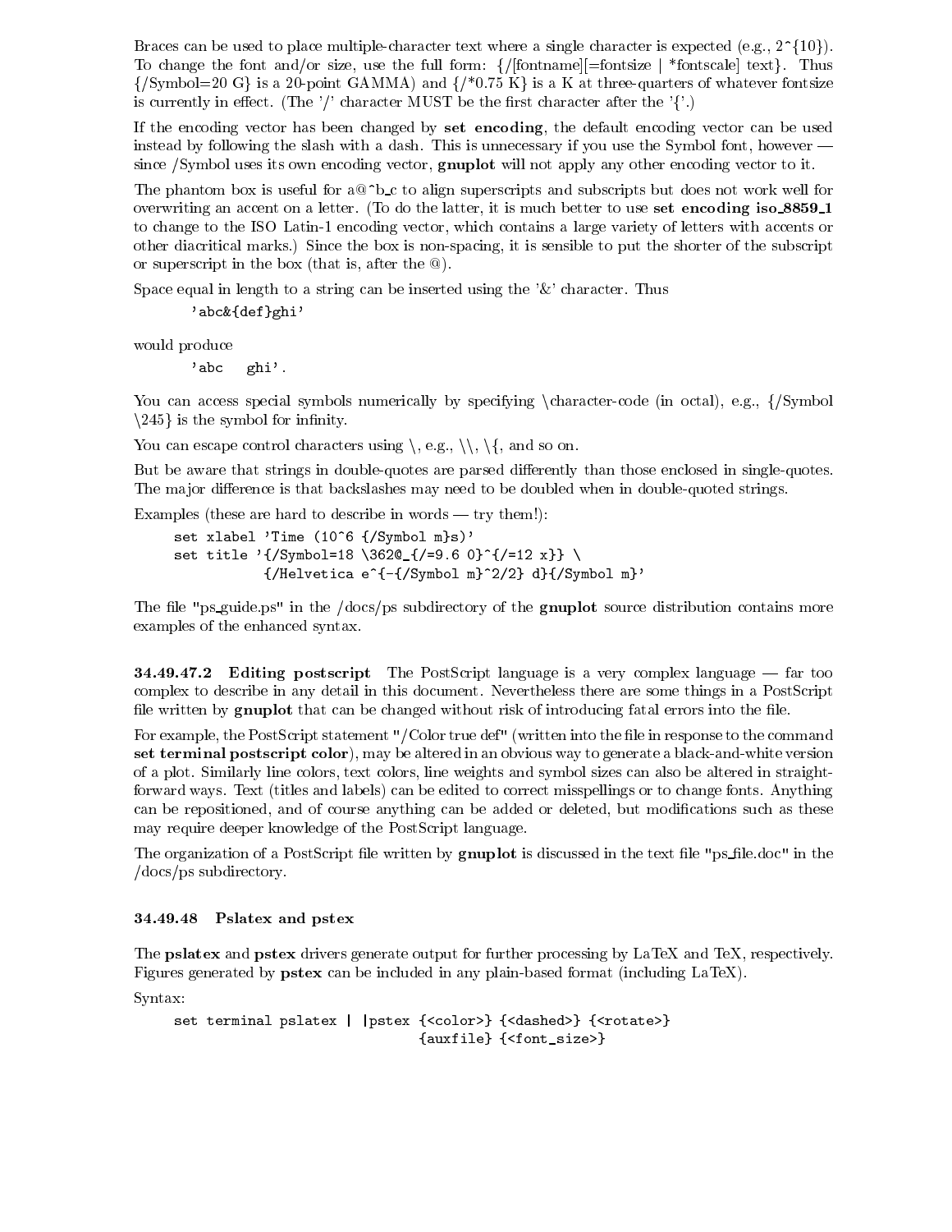Braces can be used to place multiple-character text where a single character is expected (e.g., 2^{10}). To change the font and/or size, use the full form: {/[fontname][=fontsize | *fontscale] text}. Thus {/Symbol=20 G} is a 20-point GAMMA) and {/*0.75 K} is a K at three-quarters of whatever fontsize is currently in effect. (The '/' character MUST be the first character after the '{'.)

If the encoding vector has been changed by **set encoding**, the default encoding vector can be used instead by following the slash with a dash. This is unnecessary if you use the Symbol font, however — since /Symbol uses its own encoding vector, **gnuplot** will not apply any other encoding vector to it.

The phantom box is useful for a@^b_c to align superscripts and subscripts but does not work well for overwriting an accent on a letter. (To do the latter, it is much better to use **set encoding iso_8859_1** to change to the ISO Latin-1 encoding vector, which contains a large variety of letters with accents or other diacritical marks.) Since the box is non-spacing, it is sensible to put the shorter of the subscript or superscript in the box (that is, after the @).

Space equal in length to a string can be inserted using the '&' character. Thus

```
'abc&{def}ghi'
```

would produce

```
'abc   ghi'.
```

You can access special symbols numerically by specifying \character-code (in octal), e.g., {/Symbol \245} is the symbol for infinity.

You can escape control characters using \, e.g., \\, \{, and so on.

But be aware that strings in double-quotes are parsed differently than those enclosed in single-quotes. The major difference is that backslashes may need to be doubled when in double-quoted strings.

Examples (these are hard to describe in words — try them!):

```
set xlabel 'Time (10^6 {/Symbol m}s)'
set title '{/Symbol=18 \362@_{/=9.6 0}^{/=12 x}} \
           {/Helvetica e^{-{/Symbol m}^2/2} d}{/Symbol m}'
```

The file "ps_guide.ps" in the /docs/ps subdirectory of the **gnuplot** source distribution contains more examples of the enhanced syntax.

#### 34.49.47.2 Editing postscript

The PostScript language is a very complex language — far too complex to describe in any detail in this document. Nevertheless there are some things in a PostScript file written by **gnuplot** that can be changed without risk of introducing fatal errors into the file.

For example, the PostScript statement "/Color true def" (written into the file in response to the command **set terminal postscript color**), may be altered in an obvious way to generate a black-and-white version of a plot. Similarly line colors, text colors, line weights and symbol sizes can also be altered in straightforward ways. Text (titles and labels) can be edited to correct misspellings or to change fonts. Anything can be repositioned, and of course anything can be added or deleted, but modifications such as these may require deeper knowledge of the PostScript language.

The organization of a PostScript file written by **gnuplot** is discussed in the text file "ps_file.doc" in the /docs/ps subdirectory.

### 34.49.48 Pslatex and pstex

The **pslatex** and **pstex** drivers generate output for further processing by LaTeX and TeX, respectively. Figures generated by **pstex** can be included in any plain-based format (including LaTeX).

Syntax:

```
set terminal pslatex | |pstex {<color>} {<dashed>} {<rotate>}
                              {auxfile} {<font_size>}
```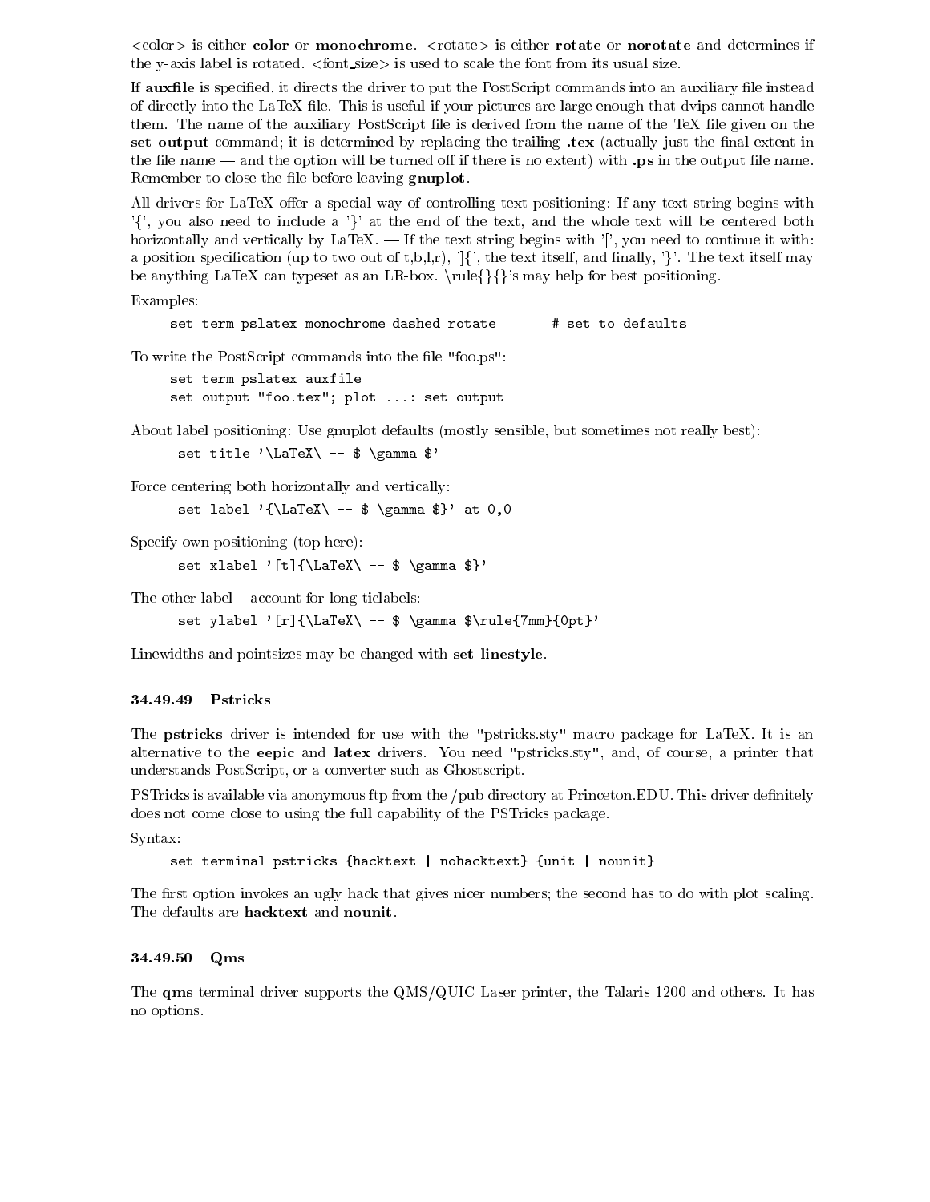<color> is either **color** or **monochrome**. <rotate> is either **rotate** or **norotate** and determines if the y-axis label is rotated. <font_size> is used to scale the font from its usual size.

If **auxfile** is specified, it directs the driver to put the PostScript commands into an auxiliary file instead of directly into the LaTeX file. This is useful if your pictures are large enough that dvips cannot handle them. The name of the auxiliary PostScript file is derived from the name of the TeX file given on the **set output** command; it is determined by replacing the trailing **.tex** (actually just the final extent in the file name — and the option will be turned off if there is no extent) with **.ps** in the output file name. Remember to close the file before leaving **gnuplot**.

All drivers for LaTeX offer a special way of controlling text positioning: If any text string begins with '{', you also need to include a '}' at the end of the text, and the whole text will be centered both horizontally and vertically by LaTeX. — If the text string begins with '[', you need to continue it with: a position specification (up to two out of t,b,l,r), ']{', the text itself, and finally, '}'. The text itself may be anything LaTeX can typeset as an LR-box. \rule{}{}'s may help for best positioning.

Examples:

```
set term pslatex monochrome dashed rotate       # set to defaults
```

To write the PostScript commands into the file "foo.ps":

```
set term pslatex auxfile
set output "foo.tex"; plot ...: set output
```

About label positioning: Use gnuplot defaults (mostly sensible, but sometimes not really best):

```
set title '\LaTeX\ -- $ \gamma $'
```

Force centering both horizontally and vertically:

```
set label '{\LaTeX\ -- $ \gamma $}' at 0,0
```

Specify own positioning (top here):

```
set xlabel '[t]{\LaTeX\ -- $ \gamma $}'
```

The other label – account for long ticlabels:

```
set ylabel '[r]{\LaTeX\ -- $ \gamma $\rule{7mm}{0pt}'
```

Linewidths and pointsizes may be changed with **set linestyle**.

### 34.49.49 Pstricks

The **pstricks** driver is intended for use with the "pstricks.sty" macro package for LaTeX. It is an alternative to the **eepic** and **latex** drivers. You need "pstricks.sty", and, of course, a printer that understands PostScript, or a converter such as Ghostscript.

PSTricks is available via anonymous ftp from the /pub directory at Princeton.EDU. This driver definitely does not come close to using the full capability of the PSTricks package.

Syntax:

```
set terminal pstricks {hacktext | nohacktext} {unit | nounit}
```

The first option invokes an ugly hack that gives nicer numbers; the second has to do with plot scaling. The defaults are **hacktext** and **nounit**.

### 34.49.50 Qms

The **qms** terminal driver supports the QMS/QUIC Laser printer, the Talaris 1200 and others. It has no options.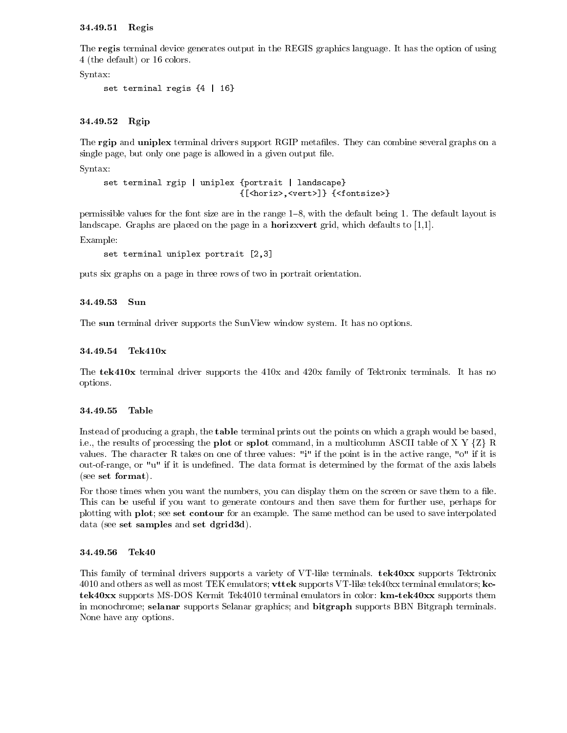#### 34.49.51 Regis

The **regis** terminal device generates output in the REGIS graphics language. It has the option of using 4 (the default) or 16 colors.

Syntax:

```
set terminal regis {4 | 16}
```

#### 34.49.52 Rgip

The **rgip** and **uniplex** terminal drivers support RGIP metafiles. They can combine several graphs on a single page, but only one page is allowed in a given output file.

Syntax:

```
set terminal rgip | uniplex {portrait | landscape}
                             {[<horiz>,<vert>]} {<fontsize>}
```

permissible values for the font size are in the range 1–8, with the default being 1. The default layout is landscape. Graphs are placed on the page in a **horizxvert** grid, which defaults to [1,1].

Example:

```
set terminal uniplex portrait [2,3]
```

puts six graphs on a page in three rows of two in portrait orientation.

#### 34.49.53 Sun

The **sun** terminal driver supports the SunView window system. It has no options.

#### 34.49.54 Tek410x

The **tek410x** terminal driver supports the 410x and 420x family of Tektronix terminals. It has no options.

#### 34.49.55 Table

Instead of producing a graph, the **table** terminal prints out the points on which a graph would be based, i.e., the results of processing the **plot** or **splot** command, in a multicolumn ASCII table of X Y {Z} R values. The character R takes on one of three values: "i" if the point is in the active range, "o" if it is out-of-range, or "u" if it is undefined. The data format is determined by the format of the axis labels (see **set format**).

For those times when you want the numbers, you can display them on the screen or save them to a file. This can be useful if you want to generate contours and then save them for further use, perhaps for plotting with **plot**; see **set contour** for an example. The same method can be used to save interpolated data (see **set samples** and **set dgrid3d**).

#### 34.49.56 Tek40

This family of terminal drivers supports a variety of VT-like terminals. **tek40xx** supports Tektronix 4010 and others as well as most TEK emulators; **vttek** supports VT-like tek40xx terminal emulators; **kc-tek40xx** supports MS-DOS Kermit Tek4010 terminal emulators in color: **km-tek40xx** supports them in monochrome; **selanar** supports Selanar graphics; and **bitgraph** supports BBN Bitgraph terminals. None have any options.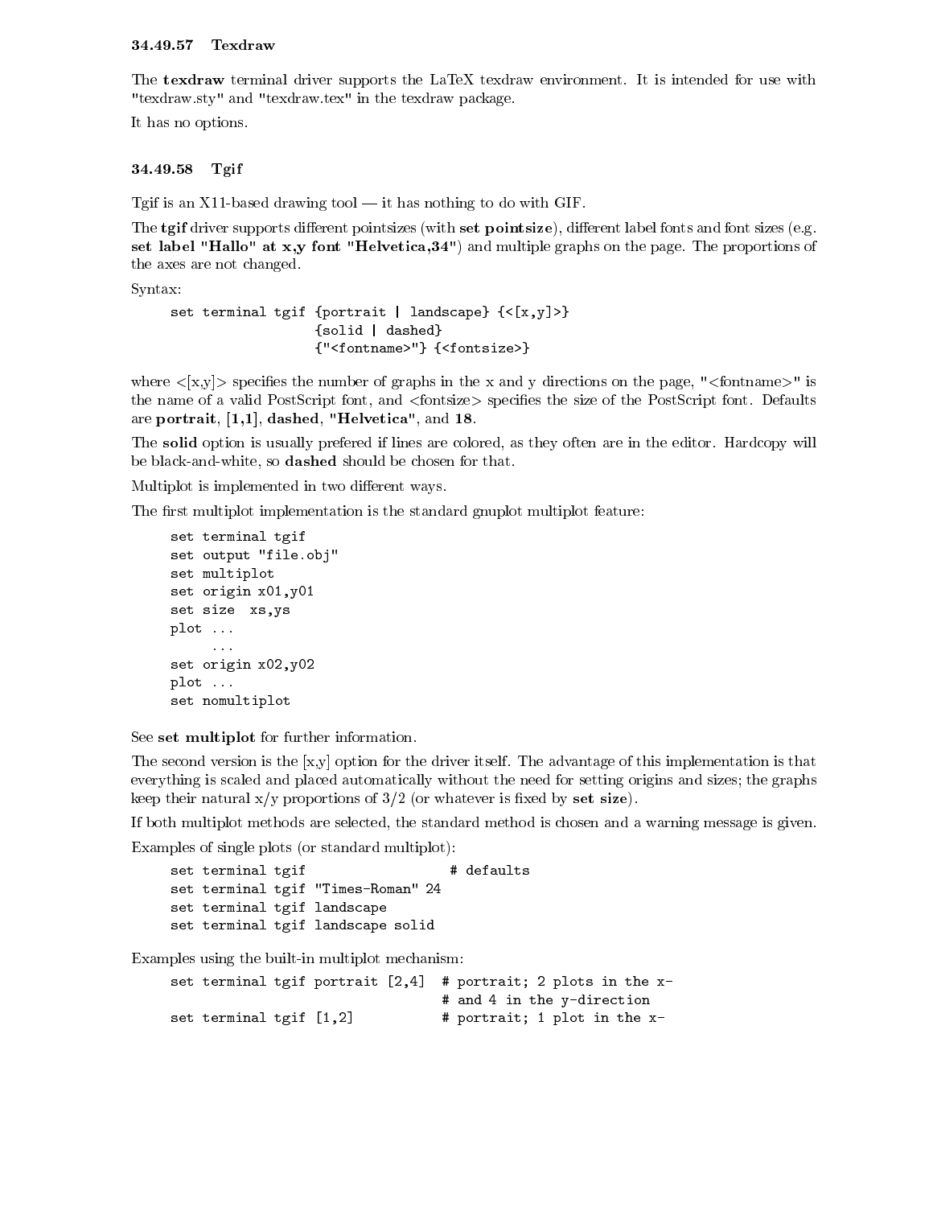### 34.49.57 Texdraw

The **texdraw** terminal driver supports the LaTeX texdraw environment. It is intended for use with "texdraw.sty" and "texdraw.tex" in the texdraw package.

It has no options.

### 34.49.58 Tgif

Tgif is an X11-based drawing tool — it has nothing to do with GIF.

The **tgif** driver supports different pointsizes (with **set pointsize**), different label fonts and font sizes (e.g. **set label "Hallo" at x,y font "Helvetica,34"**) and multiple graphs on the page. The proportions of the axes are not changed.

Syntax:

```
set terminal tgif {portrait | landscape} {<[x,y]>}
                  {solid | dashed}
                  {"<fontname>"} {<fontsize>}
```

where <[x,y]> specifies the number of graphs in the x and y directions on the page, "<fontname>" is the name of a valid PostScript font, and <fontsize> specifies the size of the PostScript font. Defaults are **portrait**, **[1,1]**, **dashed**, **"Helvetica"**, and **18**.

The **solid** option is usually prefered if lines are colored, as they often are in the editor. Hardcopy will be black-and-white, so **dashed** should be chosen for that.

Multiplot is implemented in two different ways.

The first multiplot implementation is the standard gnuplot multiplot feature:

```
set terminal tgif
set output "file.obj"
set multiplot
set origin x01,y01
set size  xs,ys
plot ...
     ...
set origin x02,y02
plot ...
set nomultiplot
```

See **set multiplot** for further information.

The second version is the [x,y] option for the driver itself. The advantage of this implementation is that everything is scaled and placed automatically without the need for setting origins and sizes; the graphs keep their natural x/y proportions of 3/2 (or whatever is fixed by **set size**).

If both multiplot methods are selected, the standard method is chosen and a warning message is given.

Examples of single plots (or standard multiplot):

```
set terminal tgif                  # defaults
set terminal tgif "Times-Roman" 24
set terminal tgif landscape
set terminal tgif landscape solid
```

Examples using the built-in multiplot mechanism:

```
set terminal tgif portrait [2,4]  # portrait; 2 plots in the x-
                                  # and 4 in the y-direction
set terminal tgif [1,2]           # portrait; 1 plot in the x-
```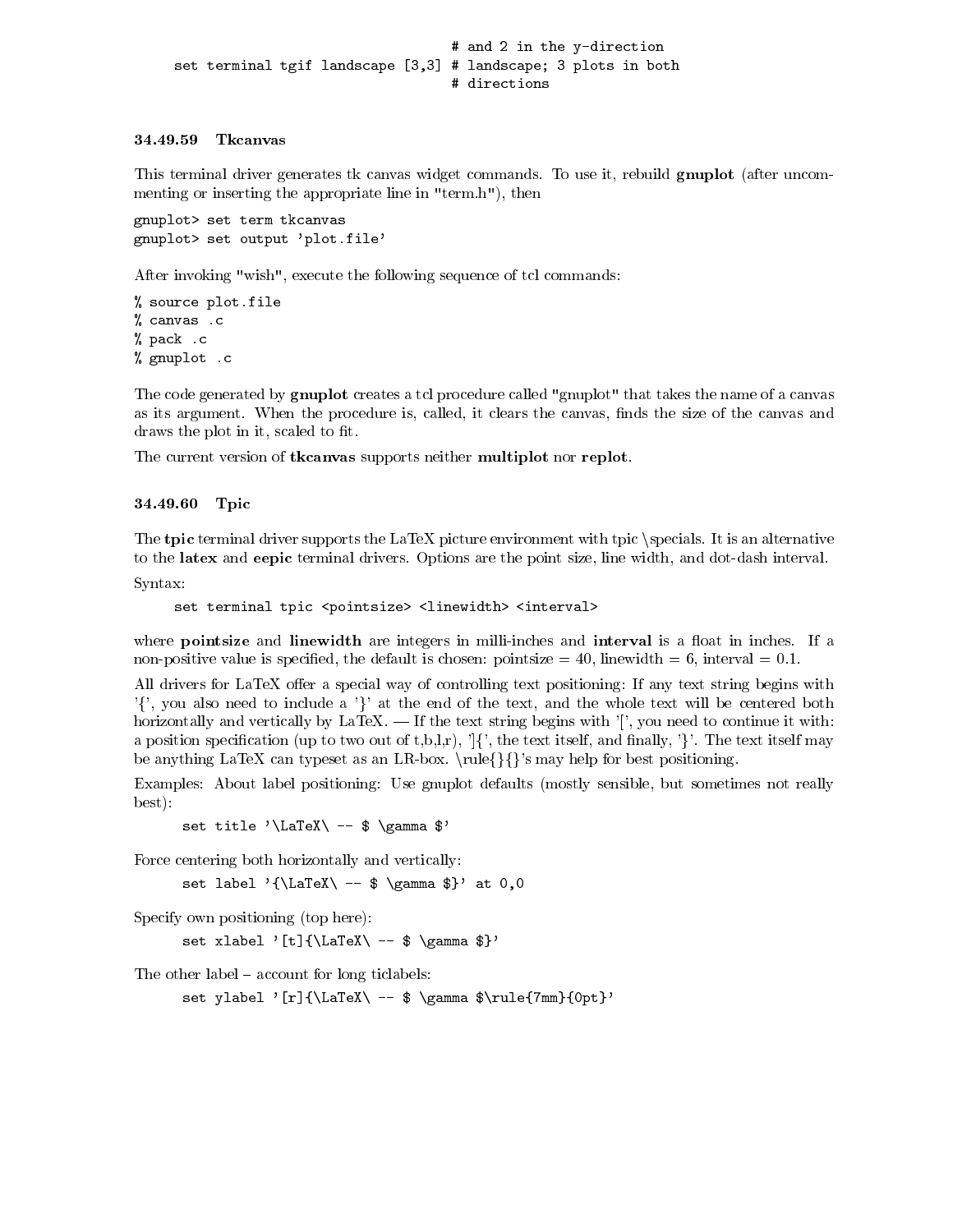```
                                        # and 2 in the y-direction
     set terminal tgif landscape [3,3] # landscape; 3 plots in both
                                        # directions
```

#### 34.49.59 Tkcanvas

This terminal driver generates tk canvas widget commands. To use it, rebuild **gnuplot** (after uncommenting or inserting the appropriate line in "term.h"), then

```
gnuplot> set term tkcanvas
gnuplot> set output 'plot.file'
```

After invoking "wish", execute the following sequence of tcl commands:

```
% source plot.file
% canvas .c
% pack .c
% gnuplot .c
```

The code generated by **gnuplot** creates a tcl procedure called "gnuplot" that takes the name of a canvas as its argument. When the procedure is, called, it clears the canvas, finds the size of the canvas and draws the plot in it, scaled to fit.

The current version of **tkcanvas** supports neither **multiplot** nor **replot**.

#### 34.49.60 Tpic

The **tpic** terminal driver supports the LaTeX picture environment with tpic \specials. It is an alternative to the **latex** and **eepic** terminal drivers. Options are the point size, line width, and dot-dash interval.

Syntax:

```
     set terminal tpic <pointsize> <linewidth> <interval>
```

where **pointsize** and **linewidth** are integers in milli-inches and **interval** is a float in inches. If a non-positive value is specified, the default is chosen: pointsize = 40, linewidth = 6, interval = 0.1.

All drivers for LaTeX offer a special way of controlling text positioning: If any text string begins with '{', you also need to include a '}' at the end of the text, and the whole text will be centered both horizontally and vertically by LaTeX. — If the text string begins with '[', you need to continue it with: a position specification (up to two out of t,b,l,r), ']{', the text itself, and finally, '}'. The text itself may be anything LaTeX can typeset as an LR-box. \rule{}{}'s may help for best positioning.

Examples: About label positioning: Use gnuplot defaults (mostly sensible, but sometimes not really best):

```
      set title '\LaTeX\ -- $ \gamma $'
```

Force centering both horizontally and vertically:

```
      set label '{\LaTeX\ -- $ \gamma $}' at 0,0
```

Specify own positioning (top here):

```
      set xlabel '[t]{\LaTeX\ -- $ \gamma $}'
```

The other label – account for long ticlabels:

```
      set ylabel '[r]{\LaTeX\ -- $ \gamma $\rule{7mm}{0pt}'
```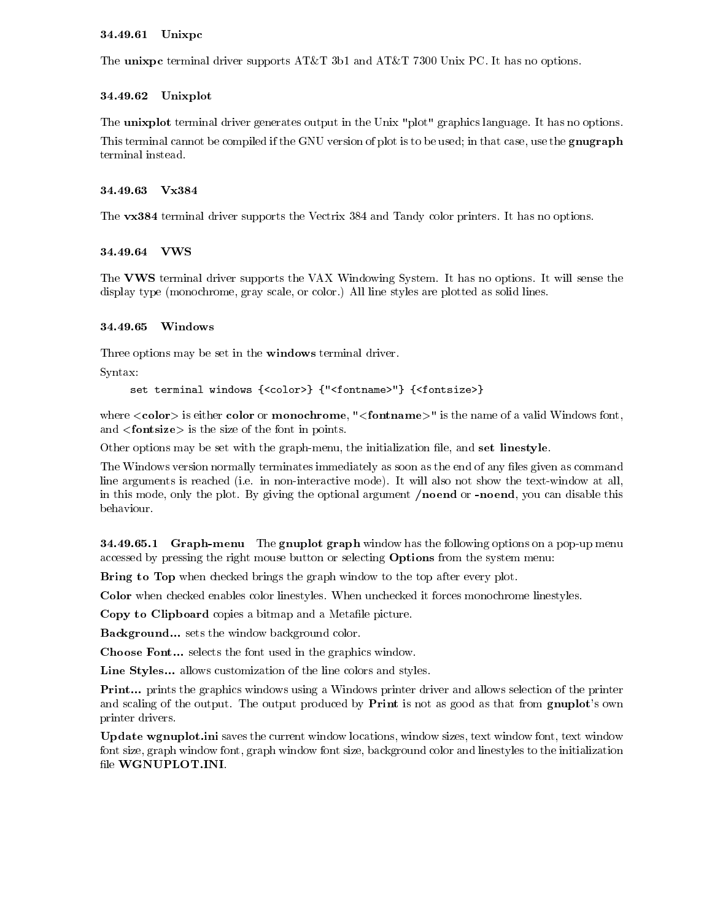#### 34.49.61 Unixpc

The **unixpc** terminal driver supports AT&T 3b1 and AT&T 7300 Unix PC. It has no options.

#### 34.49.62 Unixplot

The **unixplot** terminal driver generates output in the Unix "plot" graphics language. It has no options.

This terminal cannot be compiled if the GNU version of plot is to be used; in that case, use the **gnugraph** terminal instead.

#### 34.49.63 Vx384

The **vx384** terminal driver supports the Vectrix 384 and Tandy color printers. It has no options.

#### 34.49.64 VWS

The **VWS** terminal driver supports the VAX Windowing System. It has no options. It will sense the display type (monochrome, gray scale, or color.) All line styles are plotted as solid lines.

#### 34.49.65 Windows

Three options may be set in the **windows** terminal driver.

Syntax:

```
set terminal windows {<color>} {"<fontname>"} {<fontsize>}
```

where **<color>** is either **color** or **monochrome**, "**<fontname>**" is the name of a valid Windows font, and **<fontsize>** is the size of the font in points.

Other options may be set with the graph-menu, the initialization file, and **set linestyle**.

The Windows version normally terminates immediately as soon as the end of any files given as command line arguments is reached (i.e. in non-interactive mode). It will also not show the text-window at all, in this mode, only the plot. By giving the optional argument **/noend** or **-noend**, you can disable this behaviour.

##### 34.49.65.1 Graph-menu

The **gnuplot graph** window has the following options on a pop-up menu accessed by pressing the right mouse button or selecting **Options** from the system menu:

**Bring to Top** when checked brings the graph window to the top after every plot.

**Color** when checked enables color linestyles. When unchecked it forces monochrome linestyles.

**Copy to Clipboard** copies a bitmap and a Metafile picture.

**Background...** sets the window background color.

**Choose Font...** selects the font used in the graphics window.

**Line Styles...** allows customization of the line colors and styles.

**Print...** prints the graphics windows using a Windows printer driver and allows selection of the printer and scaling of the output. The output produced by **Print** is not as good as that from **gnuplot**'s own printer drivers.

**Update wgnuplot.ini** saves the current window locations, window sizes, text window font, text window font size, graph window font, graph window font size, background color and linestyles to the initialization file **WGNUPLOT.INI**.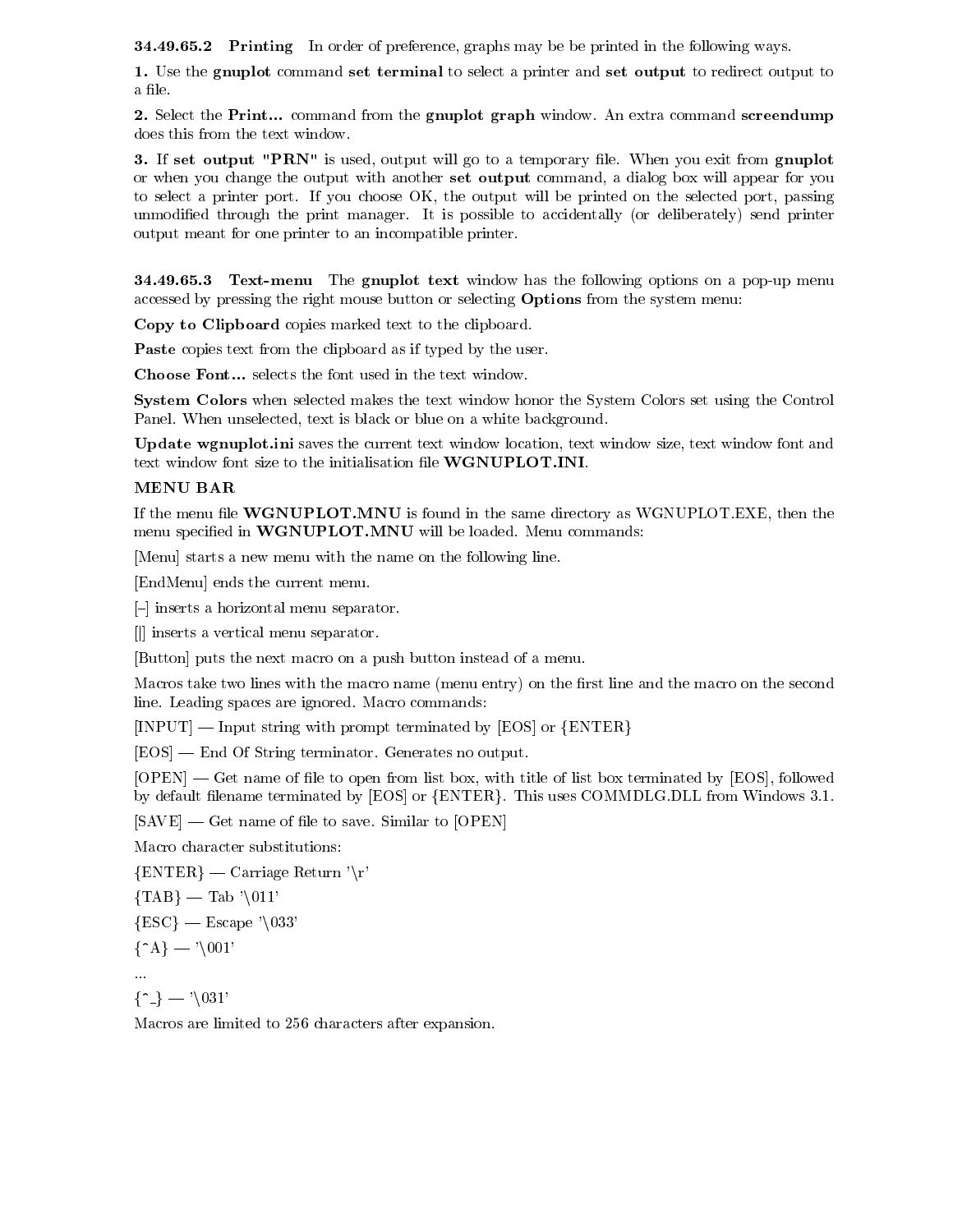#### 34.49.65.2 Printing

In order of preference, graphs may be be printed in the following ways.

**1.** Use the **gnuplot** command **set terminal** to select a printer and **set output** to redirect output to a file.

**2.** Select the **Print...** command from the **gnuplot graph** window. An extra command **screendump** does this from the text window.

**3.** If **set output "PRN"** is used, output will go to a temporary file. When you exit from **gnuplot** or when you change the output with another **set output** command, a dialog box will appear for you to select a printer port. If you choose OK, the output will be printed on the selected port, passing unmodified through the print manager. It is possible to accidentally (or deliberately) send printer output meant for one printer to an incompatible printer.

#### 34.49.65.3 Text-menu

The **gnuplot text** window has the following options on a pop-up menu accessed by pressing the right mouse button or selecting **Options** from the system menu:

**Copy to Clipboard** copies marked text to the clipboard.

**Paste** copies text from the clipboard as if typed by the user.

**Choose Font...** selects the font used in the text window.

**System Colors** when selected makes the text window honor the System Colors set using the Control Panel. When unselected, text is black or blue on a white background.

**Update wgnuplot.ini** saves the current text window location, text window size, text window font and text window font size to the initialisation file **WGNUPLOT.INI**.

**MENU BAR**

If the menu file **WGNUPLOT.MNU** is found in the same directory as WGNUPLOT.EXE, then the menu specified in **WGNUPLOT.MNU** will be loaded. Menu commands:

[Menu] starts a new menu with the name on the following line.

[EndMenu] ends the current menu.

[--] inserts a horizontal menu separator.

[|] inserts a vertical menu separator.

[Button] puts the next macro on a push button instead of a menu.

Macros take two lines with the macro name (menu entry) on the first line and the macro on the second line. Leading spaces are ignored. Macro commands:

[INPUT] — Input string with prompt terminated by [EOS] or {ENTER}

[EOS] — End Of String terminator. Generates no output.

[OPEN] — Get name of file to open from list box, with title of list box terminated by [EOS], followed by default filename terminated by [EOS] or {ENTER}. This uses COMMDLG.DLL from Windows 3.1.

[SAVE] — Get name of file to save. Similar to [OPEN]

Macro character substitutions:

{ENTER} — Carriage Return '\r'

{TAB} — Tab '\011'

{ESC} — Escape '\033'

{^A} — '\001'

...

{^_} — '\031'

Macros are limited to 256 characters after expansion.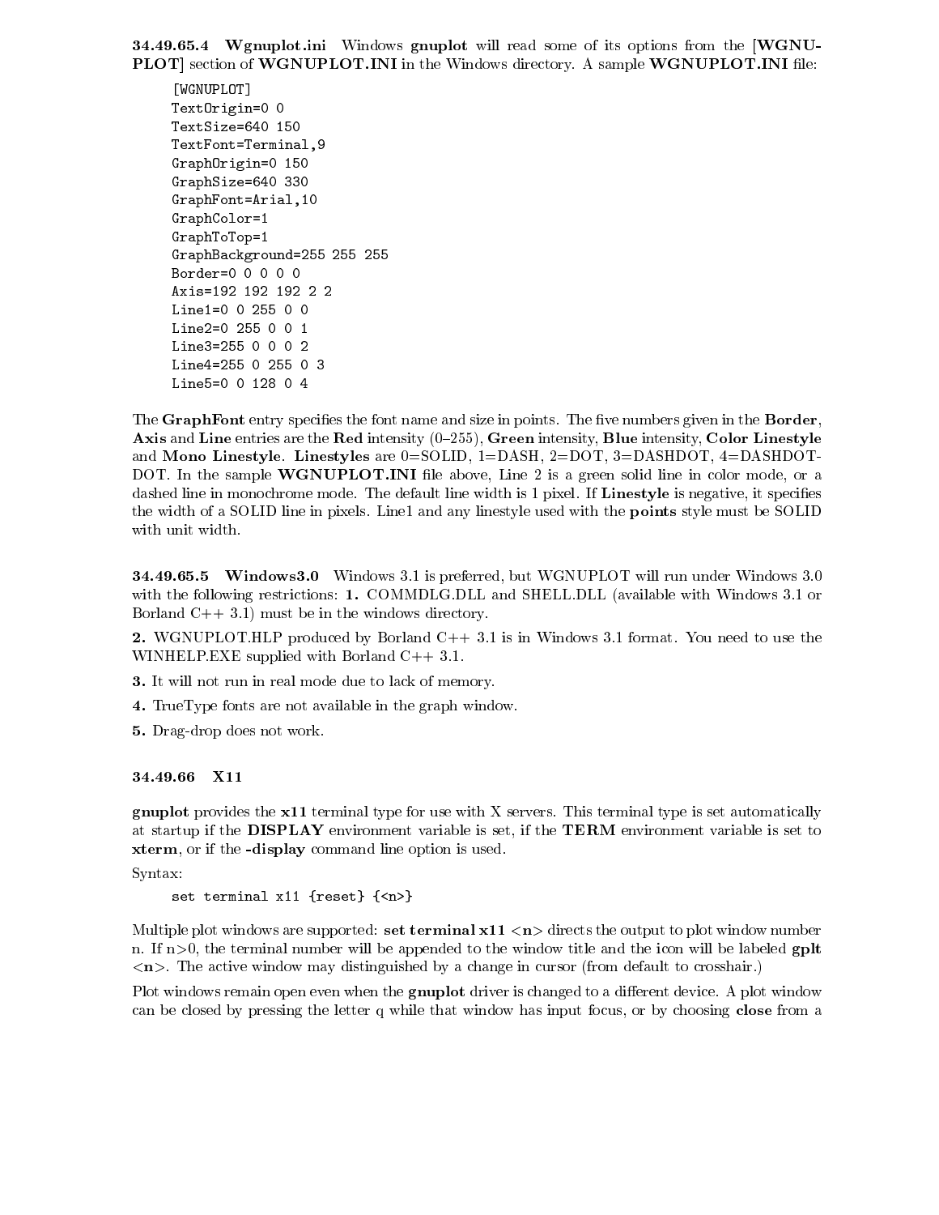#### 34.49.65.4 Wgnuplot.ini

Windows **gnuplot** will read some of its options from the **[WGNUPLOT]** section of **WGNUPLOT.INI** in the Windows directory. A sample **WGNUPLOT.INI** file:

```
[WGNUPLOT]
TextOrigin=0 0
TextSize=640 150
TextFont=Terminal,9
GraphOrigin=0 150
GraphSize=640 330
GraphFont=Arial,10
GraphColor=1
GraphToTop=1
GraphBackground=255 255 255
Border=0 0 0 0 0
Axis=192 192 192 2 2
Line1=0 0 255 0 0
Line2=0 255 0 0 1
Line3=255 0 0 0 2
Line4=255 0 255 0 3
Line5=0 0 128 0 4
```

The **GraphFont** entry specifies the font name and size in points. The five numbers given in the **Border**, **Axis** and **Line** entries are the **Red** intensity (0–255), **Green** intensity, **Blue** intensity, **Color Linestyle** and **Mono Linestyle**. **Linestyles** are 0=SOLID, 1=DASH, 2=DOT, 3=DASHDOT, 4=DASHDOTDOT. In the sample **WGNUPLOT.INI** file above, Line 2 is a green solid line in color mode, or a dashed line in monochrome mode. The default line width is 1 pixel. If **Linestyle** is negative, it specifies the width of a SOLID line in pixels. Line1 and any linestyle used with the **points** style must be SOLID with unit width.

#### 34.49.65.5 Windows3.0

Windows 3.1 is preferred, but WGNUPLOT will run under Windows 3.0 with the following restrictions: **1.** COMMDLG.DLL and SHELL.DLL (available with Windows 3.1 or Borland C++ 3.1) must be in the windows directory.

**2.** WGNUPLOT.HLP produced by Borland C++ 3.1 is in Windows 3.1 format. You need to use the WINHELP.EXE supplied with Borland C++ 3.1.

**3.** It will not run in real mode due to lack of memory.

**4.** TrueType fonts are not available in the graph window.

**5.** Drag-drop does not work.

### 34.49.66 X11

**gnuplot** provides the **x11** terminal type for use with X servers. This terminal type is set automatically at startup if the **DISPLAY** environment variable is set, if the **TERM** environment variable is set to **xterm**, or if the **-display** command line option is used.

Syntax:

```
set terminal x11 {reset} {<n>}
```

Multiple plot windows are supported: **set terminal x11 <n>** directs the output to plot window number n. If n>0, the terminal number will be appended to the window title and the icon will be labeled **gplt <n>**. The active window may distinguished by a change in cursor (from default to crosshair.)

Plot windows remain open even when the **gnuplot** driver is changed to a different device. A plot window can be closed by pressing the letter q while that window has input focus, or by choosing **close** from a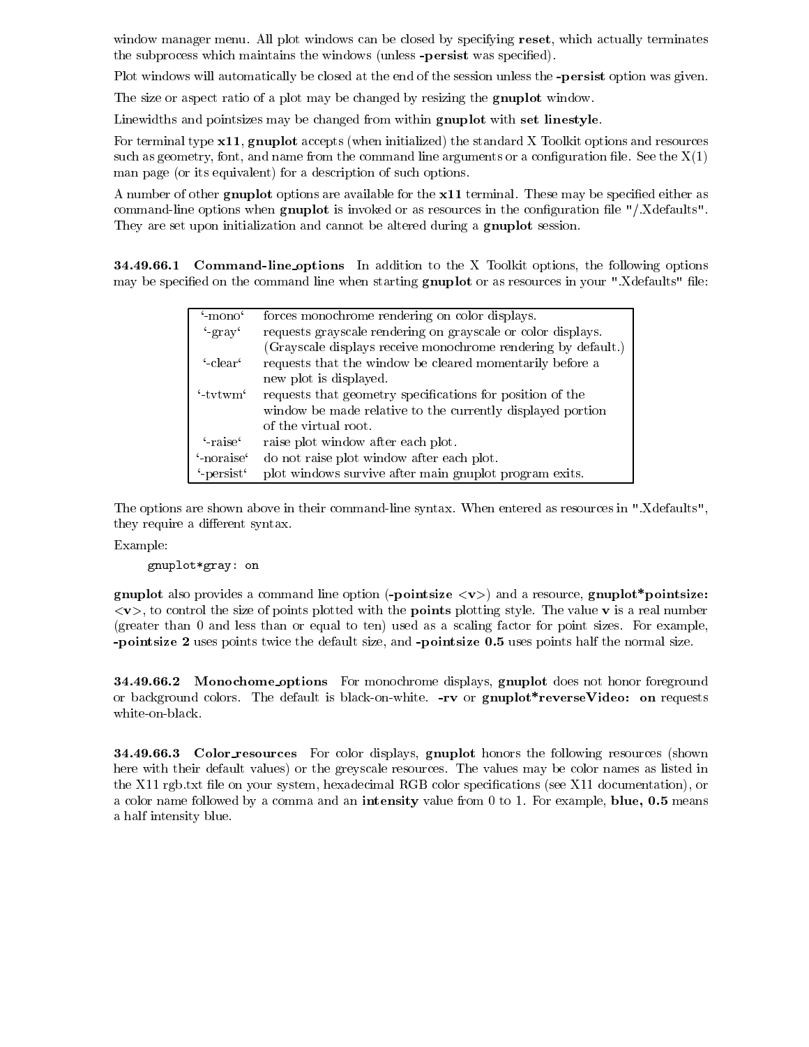window manager menu. All plot windows can be closed by specifying **reset**, which actually terminates the subprocess which maintains the windows (unless **-persist** was specified).

Plot windows will automatically be closed at the end of the session unless the **-persist** option was given.

The size or aspect ratio of a plot may be changed by resizing the **gnuplot** window.

Linewidths and pointsizes may be changed from within **gnuplot** with **set linestyle**.

For terminal type **x11**, **gnuplot** accepts (when initialized) the standard X Toolkit options and resources such as geometry, font, and name from the command line arguments or a configuration file. See the X(1) man page (or its equivalent) for a description of such options.

A number of other **gnuplot** options are available for the **x11** terminal. These may be specified either as command-line options when **gnuplot** is invoked or as resources in the configuration file "/.Xdefaults". They are set upon initialization and cannot be altered during a **gnuplot** session.

#### 34.49.66.1 Command-line_options

In addition to the X Toolkit options, the following options may be specified on the command line when starting **gnuplot** or as resources in your ".Xdefaults" file:

| Option | Description |
|---|---|
| '-mono' | forces monochrome rendering on color displays. |
| '-gray' | requests grayscale rendering on grayscale or color displays. (Grayscale displays receive monochrome rendering by default.) |
| '-clear' | requests that the window be cleared momentarily before a new plot is displayed. |
| '-tvtwm' | requests that geometry specifications for position of the window be made relative to the currently displayed portion of the virtual root. |
| '-raise' | raise plot window after each plot. |
| '-noraise' | do not raise plot window after each plot. |
| '-persist' | plot windows survive after main gnuplot program exits. |

The options are shown above in their command-line syntax. When entered as resources in ".Xdefaults", they require a different syntax.

Example:

```
gnuplot*gray: on
```

**gnuplot** also provides a command line option (**-pointsize <v>**) and a resource, **gnuplot*pointsize: <v>**, to control the size of points plotted with the **points** plotting style. The value **v** is a real number (greater than 0 and less than or equal to ten) used as a scaling factor for point sizes. For example, **-pointsize 2** uses points twice the default size, and **-pointsize 0.5** uses points half the normal size.

#### 34.49.66.2 Monochome_options

For monochrome displays, **gnuplot** does not honor foreground or background colors. The default is black-on-white. **-rv** or **gnuplot*reverseVideo: on** requests white-on-black.

#### 34.49.66.3 Color_resources

For color displays, **gnuplot** honors the following resources (shown here with their default values) or the greyscale resources. The values may be color names as listed in the X11 rgb.txt file on your system, hexadecimal RGB color specifications (see X11 documentation), or a color name followed by a comma and an **intensity** value from 0 to 1. For example, **blue, 0.5** means a half intensity blue.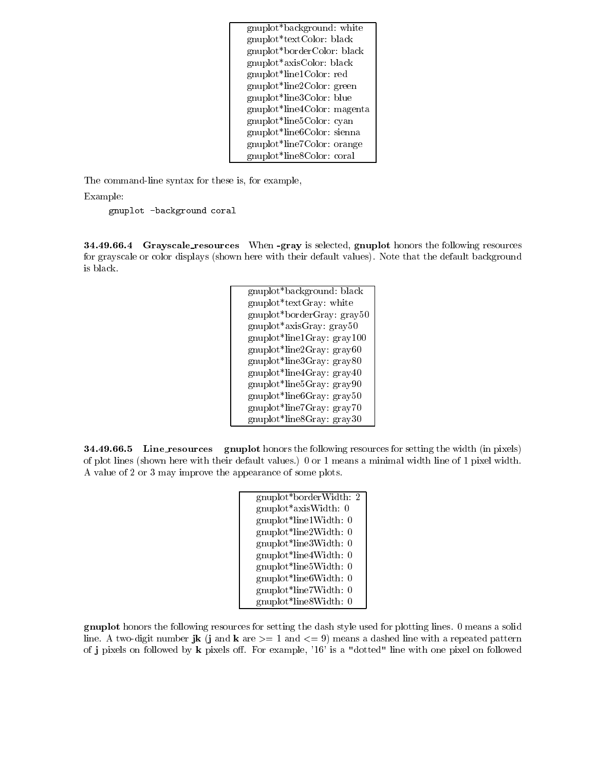```
gnuplot*background: white
gnuplot*textColor: black
gnuplot*borderColor: black
gnuplot*axisColor: black
gnuplot*line1Color: red
gnuplot*line2Color: green
gnuplot*line3Color: blue
gnuplot*line4Color: magenta
gnuplot*line5Color: cyan
gnuplot*line6Color: sienna
gnuplot*line7Color: orange
gnuplot*line8Color: coral
```

The command-line syntax for these is, for example,

Example:

```
gnuplot -background coral
```

#### 34.49.66.4 Grayscale_resources

When **-gray** is selected, **gnuplot** honors the following resources for grayscale or color displays (shown here with their default values). Note that the default background is black.

```
gnuplot*background: black
gnuplot*textGray: white
gnuplot*borderGray: gray50
gnuplot*axisGray: gray50
gnuplot*line1Gray: gray100
gnuplot*line2Gray: gray60
gnuplot*line3Gray: gray80
gnuplot*line4Gray: gray40
gnuplot*line5Gray: gray90
gnuplot*line6Gray: gray50
gnuplot*line7Gray: gray70
gnuplot*line8Gray: gray30
```

#### 34.49.66.5 Line_resources

**gnuplot** honors the following resources for setting the width (in pixels) of plot lines (shown here with their default values.) 0 or 1 means a minimal width line of 1 pixel width. A value of 2 or 3 may improve the appearance of some plots.

```
gnuplot*borderWidth: 2
gnuplot*axisWidth: 0
gnuplot*line1Width: 0
gnuplot*line2Width: 0
gnuplot*line3Width: 0
gnuplot*line4Width: 0
gnuplot*line5Width: 0
gnuplot*line6Width: 0
gnuplot*line7Width: 0
gnuplot*line8Width: 0
```

**gnuplot** honors the following resources for setting the dash style used for plotting lines. 0 means a solid line. A two-digit number **jk** (**j** and **k** are >= 1 and <= 9) means a dashed line with a repeated pattern of **j** pixels on followed by **k** pixels off. For example, '16' is a "dotted" line with one pixel on followed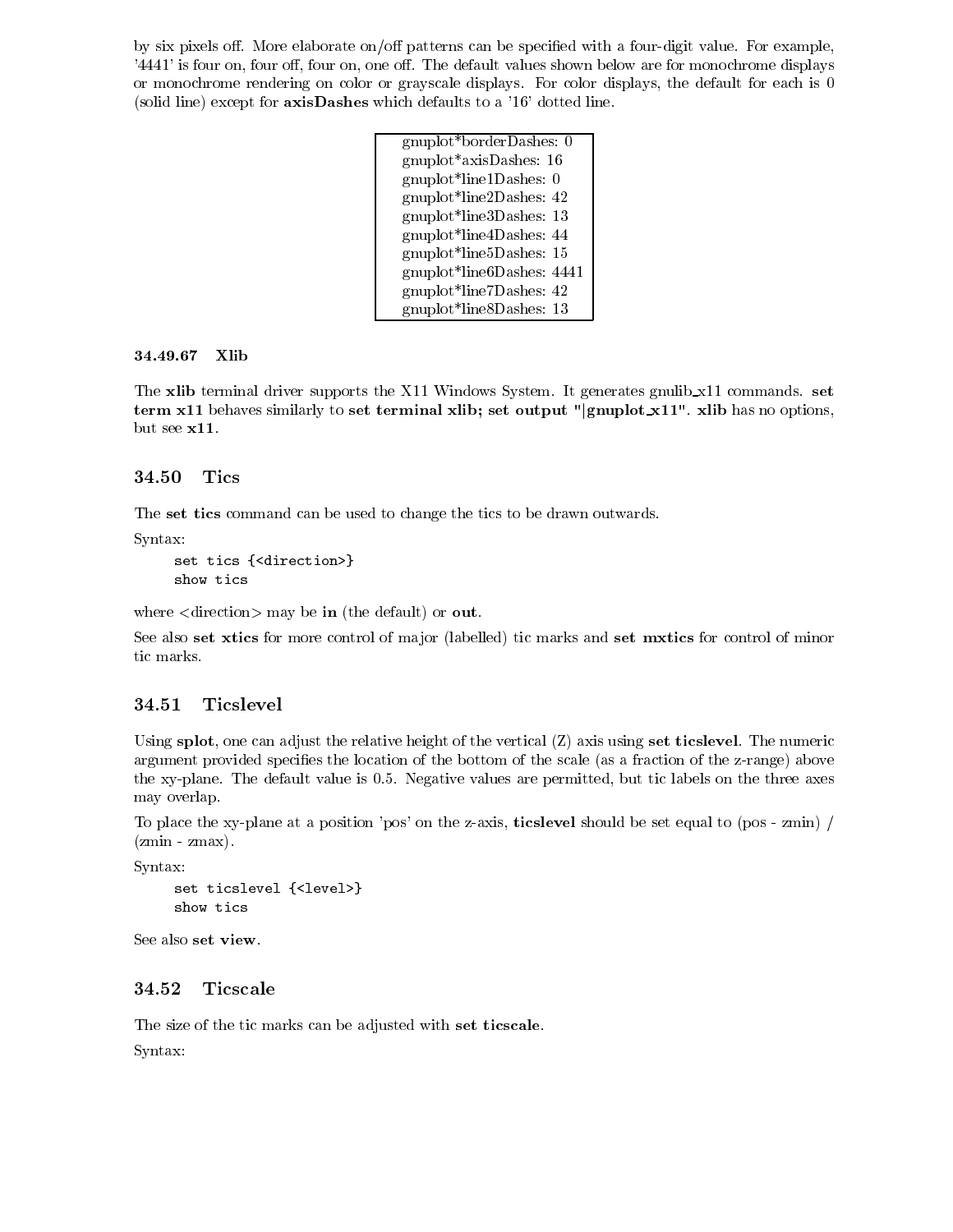by six pixels off. More elaborate on/off patterns can be specified with a four-digit value. For example, '4441' is four on, four off, four on, one off. The default values shown below are for monochrome displays or monochrome rendering on color or grayscale displays. For color displays, the default for each is 0 (solid line) except for **axisDashes** which defaults to a '16' dotted line.

```
gnuplot*borderDashes: 0
gnuplot*axisDashes: 16
gnuplot*line1Dashes: 0
gnuplot*line2Dashes: 42
gnuplot*line3Dashes: 13
gnuplot*line4Dashes: 44
gnuplot*line5Dashes: 15
gnuplot*line6Dashes: 4441
gnuplot*line7Dashes: 42
gnuplot*line8Dashes: 13
```

#### 34.49.67 Xlib

The **xlib** terminal driver supports the X11 Windows System. It generates gnulib_x11 commands. **set term x11** behaves similarly to **set terminal xlib; set output "|gnuplot_x11"**. **xlib** has no options, but see **x11**.

### 34.50 Tics

The **set tics** command can be used to change the tics to be drawn outwards.

Syntax:

```
set tics {<direction>}
show tics
```

where <direction> may be **in** (the default) or **out**.

See also **set xtics** for more control of major (labelled) tic marks and **set mxtics** for control of minor tic marks.

### 34.51 Ticslevel

Using **splot**, one can adjust the relative height of the vertical (Z) axis using **set ticslevel**. The numeric argument provided specifies the location of the bottom of the scale (as a fraction of the z-range) above the xy-plane. The default value is 0.5. Negative values are permitted, but tic labels on the three axes may overlap.

To place the xy-plane at a position 'pos' on the z-axis, **ticslevel** should be set equal to (pos - zmin) / (zmin - zmax).

Syntax:

```
set ticslevel {<level>}
show tics
```

See also **set view**.

### 34.52 Ticscale

The size of the tic marks can be adjusted with **set ticscale**.

Syntax: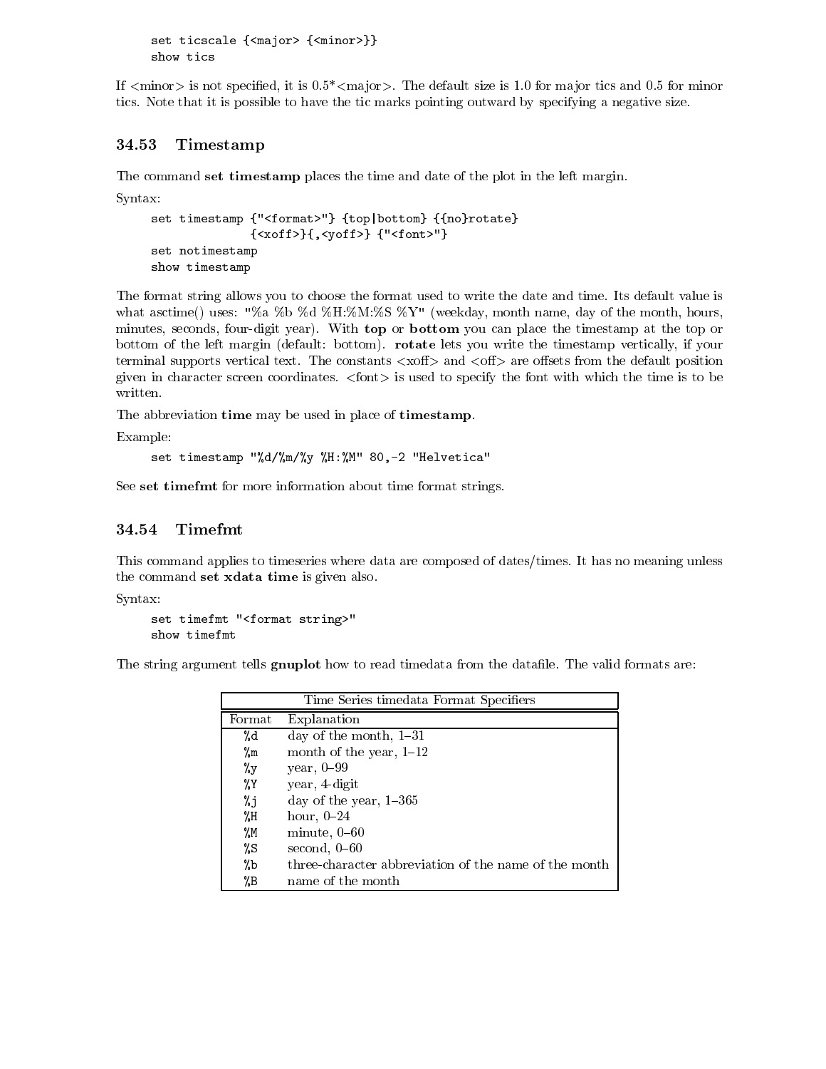```
set ticscale {<major> {<minor>}}
show tics
```

If <minor> is not specified, it is 0.5*<major>. The default size is 1.0 for major tics and 0.5 for minor tics. Note that it is possible to have the tic marks pointing outward by specifying a negative size.

## 34.53 Timestamp

The command **set timestamp** places the time and date of the plot in the left margin.

Syntax:

```
set timestamp {"<format>"} {top|bottom} {{no}rotate}
              {<xoff>}{,<yoff>} {"<font>"}
set notimestamp
show timestamp
```

The format string allows you to choose the format used to write the date and time. Its default value is what asctime() uses: "%a %b %d %H:%M:%S %Y" (weekday, month name, day of the month, hours, minutes, seconds, four-digit year). With **top** or **bottom** you can place the timestamp at the top or bottom of the left margin (default: bottom). **rotate** lets you write the timestamp vertically, if your terminal supports vertical text. The constants <xoff> and <off> are offsets from the default position given in character screen coordinates. <font> is used to specify the font with which the time is to be written.

The abbreviation **time** may be used in place of **timestamp**.

Example:

```
set timestamp "%d/%m/%y %H:%M" 80,-2 "Helvetica"
```

See **set timefmt** for more information about time format strings.

## 34.54 Timefmt

This command applies to timeseries where data are composed of dates/times. It has no meaning unless the command **set xdata time** is given also.

Syntax:

```
set timefmt "<format string>"
show timefmt
```

The string argument tells **gnuplot** how to read timedata from the datafile. The valid formats are:

| Time Series timedata Format Specifiers | |
|---|---|
| Format | Explanation |
| %d | day of the month, 1–31 |
| %m | month of the year, 1–12 |
| %y | year, 0–99 |
| %Y | year, 4-digit |
| %j | day of the year, 1–365 |
| %H | hour, 0–24 |
| %M | minute, 0–60 |
| %S | second, 0–60 |
| %b | three-character abbreviation of the name of the month |
| %B | name of the month |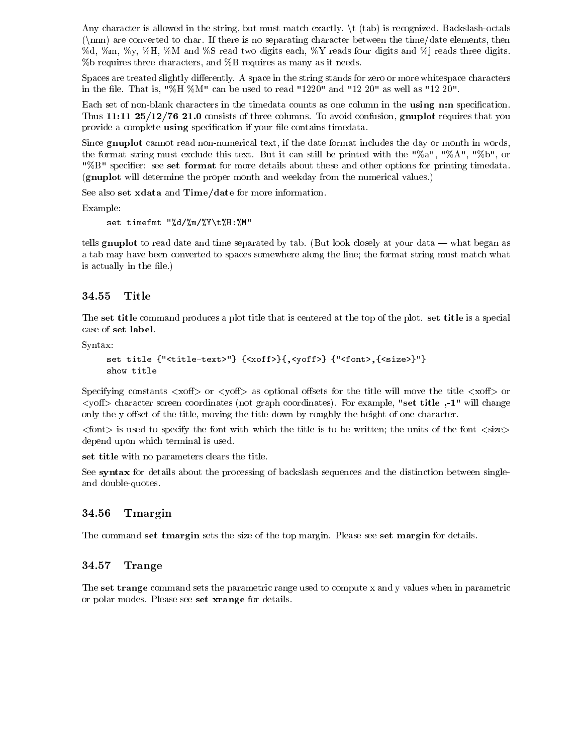Any character is allowed in the string, but must match exactly. \t (tab) is recognized. Backslash-octals (\nnn) are converted to char. If there is no separating character between the time/date elements, then %d, %m, %y, %H, %M and %S read two digits each, %Y reads four digits and %j reads three digits. %b requires three characters, and %B requires as many as it needs.

Spaces are treated slightly differently. A space in the string stands for zero or more whitespace characters in the file. That is, "%H %M" can be used to read "1220" and "12 20" as well as "12 20".

Each set of non-blank characters in the timedata counts as one column in the **using n:n** specification. Thus **11:11 25/12/76 21.0** consists of three columns. To avoid confusion, **gnuplot** requires that you provide a complete **using** specification if your file contains timedata.

Since **gnuplot** cannot read non-numerical text, if the date format includes the day or month in words, the format string must exclude this text. But it can still be printed with the "%a", "%A", "%b", or "%B" specifier: see **set format** for more details about these and other options for printing timedata. (**gnuplot** will determine the proper month and weekday from the numerical values.)

See also **set xdata** and **Time/date** for more information.

Example:

```
set timefmt "%d/%m/%Y\t%H:%M"
```

tells **gnuplot** to read date and time separated by tab. (But look closely at your data — what began as a tab may have been converted to spaces somewhere along the line; the format string must match what is actually in the file.)

## 34.55 Title

The **set title** command produces a plot title that is centered at the top of the plot. **set title** is a special case of **set label**.

Syntax:

```
set title {"<title-text>"} {<xoff>}{,<yoff>} {"<font>,{<size>}"}
show title
```

Specifying constants <xoff> or <yoff> as optional offsets for the title will move the title <xoff> or <yoff> character screen coordinates (not graph coordinates). For example, **"set title ,-1"** will change only the y offset of the title, moving the title down by roughly the height of one character.

<font> is used to specify the font with which the title is to be written; the units of the font <size> depend upon which terminal is used.

**set title** with no parameters clears the title.

See **syntax** for details about the processing of backslash sequences and the distinction between single- and double-quotes.

## 34.56 Tmargin

The command **set tmargin** sets the size of the top margin. Please see **set margin** for details.

## 34.57 Trange

The **set trange** command sets the parametric range used to compute x and y values when in parametric or polar modes. Please see **set xrange** for details.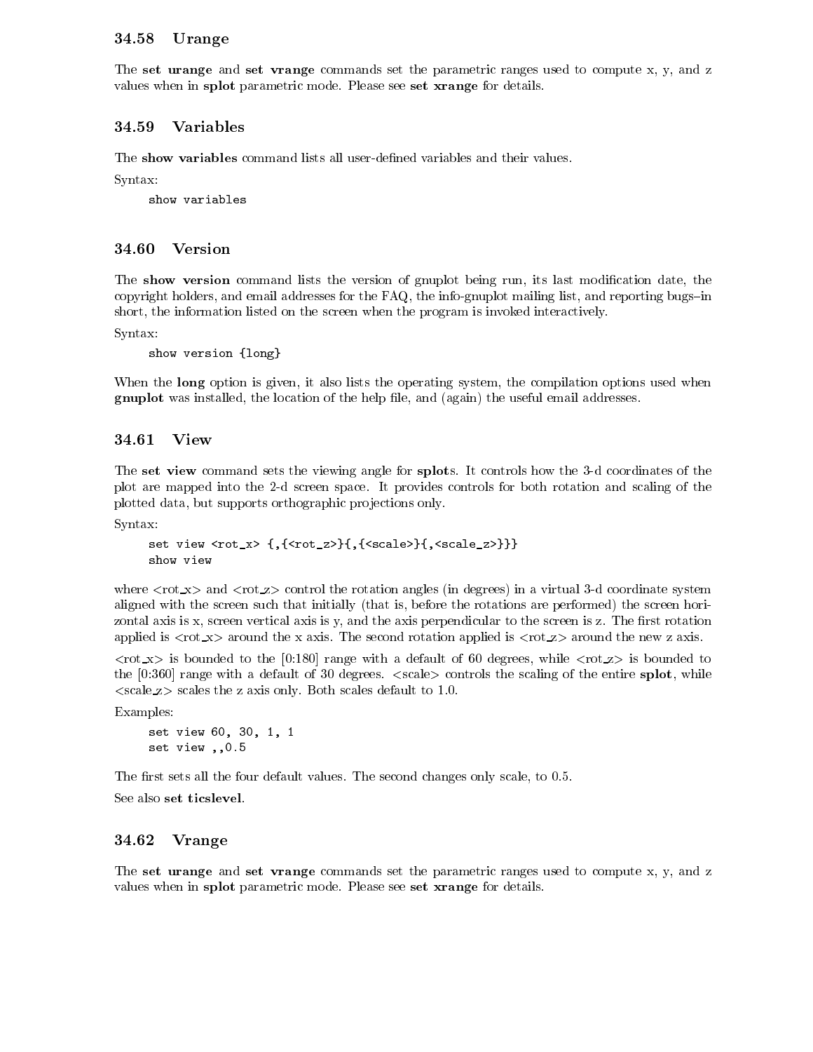## 34.58 Urange

The **set urange** and **set vrange** commands set the parametric ranges used to compute x, y, and z values when in **splot** parametric mode. Please see **set xrange** for details.

## 34.59 Variables

The **show variables** command lists all user-defined variables and their values.

Syntax:

```
show variables
```

## 34.60 Version

The **show version** command lists the version of gnuplot being run, its last modification date, the copyright holders, and email addresses for the FAQ, the info-gnuplot mailing list, and reporting bugs–in short, the information listed on the screen when the program is invoked interactively.

Syntax:

```
show version {long}
```

When the **long** option is given, it also lists the operating system, the compilation options used when **gnuplot** was installed, the location of the help file, and (again) the useful email addresses.

## 34.61 View

The **set view** command sets the viewing angle for **splot**s. It controls how the 3-d coordinates of the plot are mapped into the 2-d screen space. It provides controls for both rotation and scaling of the plotted data, but supports orthographic projections only.

Syntax:

```
set view <rot_x> {,{<rot_z>}{,{<scale>}{,<scale_z>}}}
show view
```

where <rot_x> and <rot_z> control the rotation angles (in degrees) in a virtual 3-d coordinate system aligned with the screen such that initially (that is, before the rotations are performed) the screen horizontal axis is x, screen vertical axis is y, and the axis perpendicular to the screen is z. The first rotation applied is <rot_x> around the x axis. The second rotation applied is <rot_z> around the new z axis.

<rot_x> is bounded to the [0:180] range with a default of 60 degrees, while <rot_z> is bounded to the [0:360] range with a default of 30 degrees. <scale> controls the scaling of the entire **splot**, while <scale_z> scales the z axis only. Both scales default to 1.0.

Examples:

```
set view 60, 30, 1, 1
set view ,,0.5
```

The first sets all the four default values. The second changes only scale, to 0.5.

See also **set ticslevel**.

## 34.62 Vrange

The **set urange** and **set vrange** commands set the parametric ranges used to compute x, y, and z values when in **splot** parametric mode. Please see **set xrange** for details.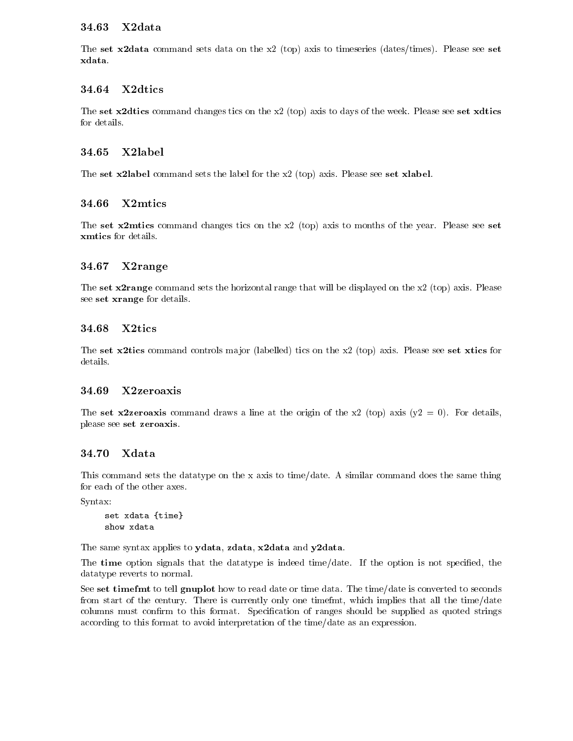## 34.63 X2data

The **set x2data** command sets data on the x2 (top) axis to timeseries (dates/times). Please see **set xdata**.

## 34.64 X2dtics

The **set x2dtics** command changes tics on the x2 (top) axis to days of the week. Please see **set xdtics** for details.

## 34.65 X2label

The **set x2label** command sets the label for the x2 (top) axis. Please see **set xlabel**.

## 34.66 X2mtics

The **set x2mtics** command changes tics on the x2 (top) axis to months of the year. Please see **set xmtics** for details.

## 34.67 X2range

The **set x2range** command sets the horizontal range that will be displayed on the x2 (top) axis. Please see **set xrange** for details.

## 34.68 X2tics

The **set x2tics** command controls major (labelled) tics on the x2 (top) axis. Please see **set xtics** for details.

## 34.69 X2zeroaxis

The **set x2zeroaxis** command draws a line at the origin of the x2 (top) axis (y2 = 0). For details, please see **set zeroaxis**.

## 34.70 Xdata

This command sets the datatype on the x axis to time/date. A similar command does the same thing for each of the other axes.

Syntax:

```
set xdata {time}
show xdata
```

The same syntax applies to **ydata**, **zdata**, **x2data** and **y2data**.

The **time** option signals that the datatype is indeed time/date. If the option is not specified, the datatype reverts to normal.

See **set timefmt** to tell **gnuplot** how to read date or time data. The time/date is converted to seconds from start of the century. There is currently only one timefmt, which implies that all the time/date columns must confirm to this format. Specification of ranges should be supplied as quoted strings according to this format to avoid interpretation of the time/date as an expression.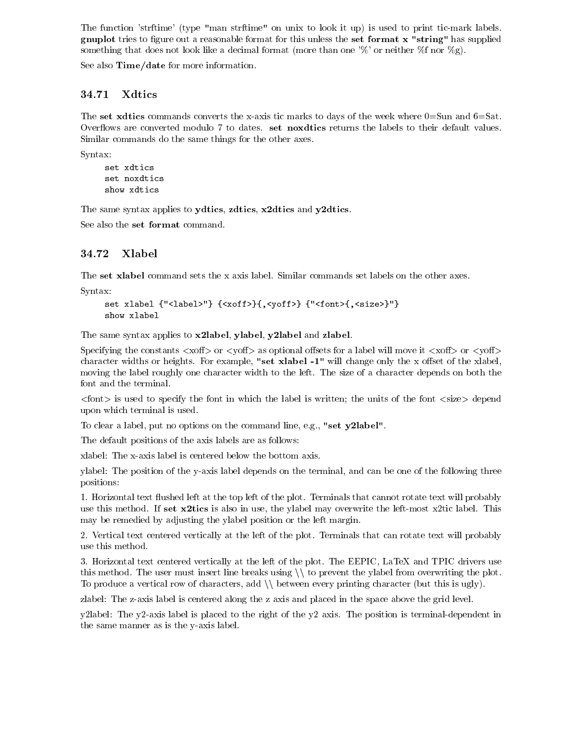The function 'strftime' (type "man strftime" on unix to look it up) is used to print tic-mark labels. **gnuplot** tries to figure out a reasonable format for this unless the **set format x "string"** has supplied something that does not look like a decimal format (more than one '%' or neither %f nor %g).

See also **Time/date** for more information.

## 34.71 Xdtics

The **set xdtics** commands converts the x-axis tic marks to days of the week where 0=Sun and 6=Sat. Overflows are converted modulo 7 to dates. **set noxdtics** returns the labels to their default values. Similar commands do the same things for the other axes.

Syntax:

```
set xdtics
set noxdtics
show xdtics
```

The same syntax applies to **ydtics**, **zdtics**, **x2dtics** and **y2dtics**.

See also the **set format** command.

## 34.72 Xlabel

The **set xlabel** command sets the x axis label. Similar commands set labels on the other axes.

Syntax:

```
set xlabel {"<label>"} {<xoff>}{,<yoff>} {"<font>{,<size>}"}
show xlabel
```

The same syntax applies to **x2label**, **ylabel**, **y2label** and **zlabel**.

Specifying the constants <xoff> or <yoff> as optional offsets for a label will move it <xoff> or <yoff> character widths or heights. For example, **"set xlabel -1"** will change only the x offset of the xlabel, moving the label roughly one character width to the left. The size of a character depends on both the font and the terminal.

<font> is used to specify the font in which the label is written; the units of the font <size> depend upon which terminal is used.

To clear a label, put no options on the command line, e.g., **"set y2label"**.

The default positions of the axis labels are as follows:

xlabel: The x-axis label is centered below the bottom axis.

ylabel: The position of the y-axis label depends on the terminal, and can be one of the following three positions:

1. Horizontal text flushed left at the top left of the plot. Terminals that cannot rotate text will probably use this method. If **set x2tics** is also in use, the ylabel may overwrite the left-most x2tic label. This may be remedied by adjusting the ylabel position or the left margin.

2. Vertical text centered vertically at the left of the plot. Terminals that can rotate text will probably use this method.

3. Horizontal text centered vertically at the left of the plot. The EEPIC, LaTeX and TPIC drivers use this method. The user must insert line breaks using \\ to prevent the ylabel from overwriting the plot. To produce a vertical row of characters, add \\ between every printing character (but this is ugly).

zlabel: The z-axis label is centered along the z axis and placed in the space above the grid level.

y2label: The y2-axis label is placed to the right of the y2 axis. The position is terminal-dependent in the same manner as is the y-axis label.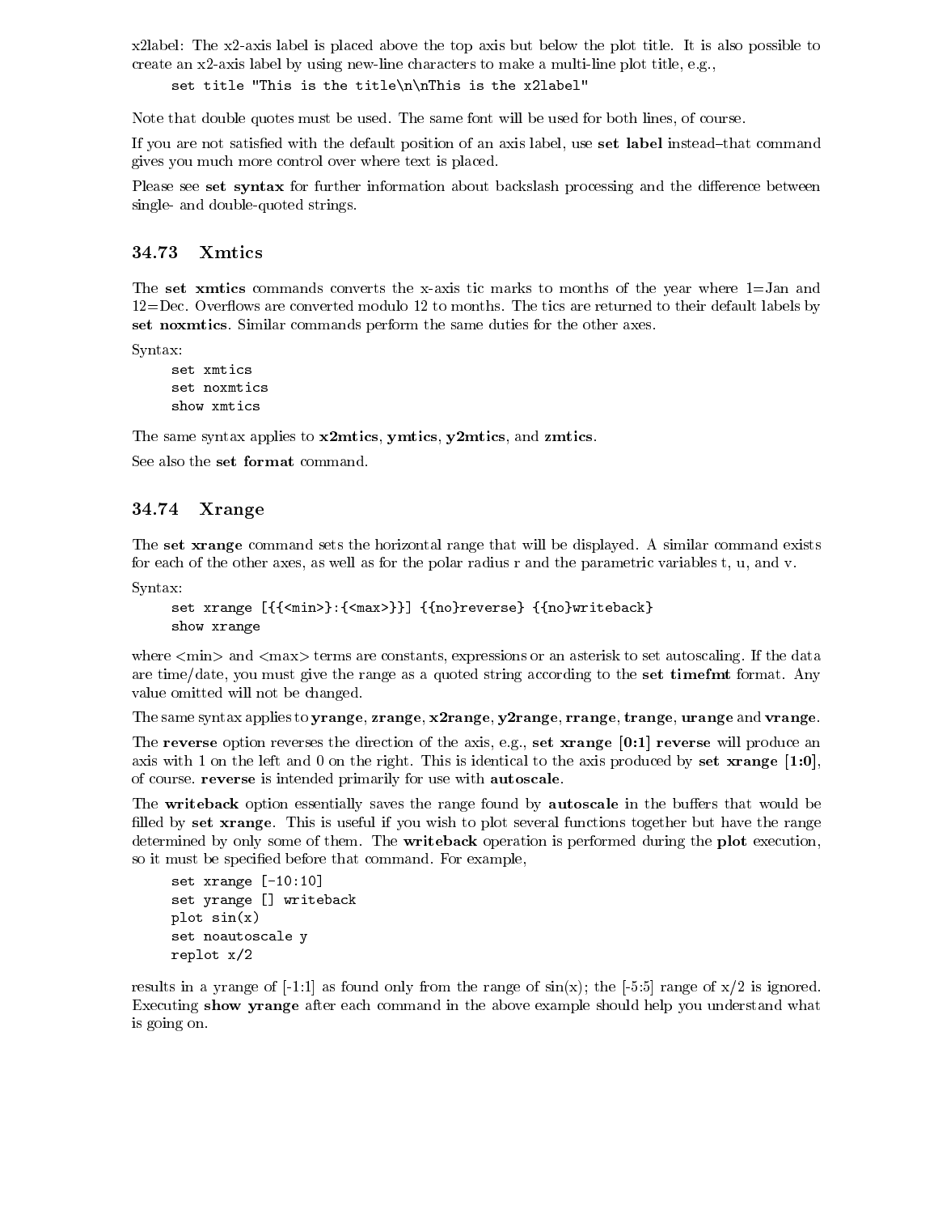x2label: The x2-axis label is placed above the top axis but below the plot title. It is also possible to create an x2-axis label by using new-line characters to make a multi-line plot title, e.g.,

```
set title "This is the title\n\nThis is the x2label"
```

Note that double quotes must be used. The same font will be used for both lines, of course.

If you are not satisfied with the default position of an axis label, use **set label** instead–that command gives you much more control over where text is placed.

Please see **set syntax** for further information about backslash processing and the difference between single- and double-quoted strings.

### 34.73 Xmtics

The **set xmtics** commands converts the x-axis tic marks to months of the year where 1=Jan and 12=Dec. Overflows are converted modulo 12 to months. The tics are returned to their default labels by **set noxmtics**. Similar commands perform the same duties for the other axes.

Syntax:

```
set xmtics
set noxmtics
show xmtics
```

The same syntax applies to **x2mtics**, **ymtics**, **y2mtics**, and **zmtics**.

See also the **set format** command.

### 34.74 Xrange

The **set xrange** command sets the horizontal range that will be displayed. A similar command exists for each of the other axes, as well as for the polar radius r and the parametric variables t, u, and v.

Syntax:

```
set xrange [{{<min>}:{<max>}}] {{no}reverse} {{no}writeback}
show xrange
```

where <min> and <max> terms are constants, expressions or an asterisk to set autoscaling. If the data are time/date, you must give the range as a quoted string according to the **set timefmt** format. Any value omitted will not be changed.

The same syntax applies to **yrange**, **zrange**, **x2range**, **y2range**, **rrange**, **trange**, **urange** and **vrange**.

The **reverse** option reverses the direction of the axis, e.g., **set xrange [0:1] reverse** will produce an axis with 1 on the left and 0 on the right. This is identical to the axis produced by **set xrange [1:0]**, of course. **reverse** is intended primarily for use with **autoscale**.

The **writeback** option essentially saves the range found by **autoscale** in the buffers that would be filled by **set xrange**. This is useful if you wish to plot several functions together but have the range determined by only some of them. The **writeback** operation is performed during the **plot** execution, so it must be specified before that command. For example,

```
set xrange [-10:10]
set yrange [] writeback
plot sin(x)
set noautoscale y
replot x/2
```

results in a yrange of [-1:1] as found only from the range of sin(x); the [-5:5] range of x/2 is ignored. Executing **show yrange** after each command in the above example should help you understand what is going on.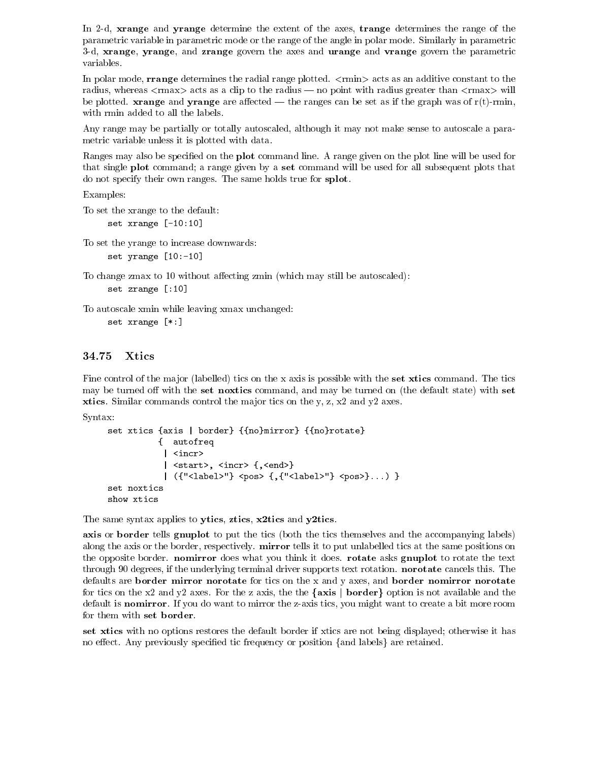In 2-d, **xrange** and **yrange** determine the extent of the axes, **trange** determines the range of the parametric variable in parametric mode or the range of the angle in polar mode. Similarly in parametric 3-d, **xrange**, **yrange**, and **zrange** govern the axes and **urange** and **vrange** govern the parametric variables.

In polar mode, **rrange** determines the radial range plotted. <rmin> acts as an additive constant to the radius, whereas <rmax> acts as a clip to the radius — no point with radius greater than <rmax> will be plotted. **xrange** and **yrange** are affected — the ranges can be set as if the graph was of r(t)-rmin, with rmin added to all the labels.

Any range may be partially or totally autoscaled, although it may not make sense to autoscale a parametric variable unless it is plotted with data.

Ranges may also be specified on the **plot** command line. A range given on the plot line will be used for that single **plot** command; a range given by a **set** command will be used for all subsequent plots that do not specify their own ranges. The same holds true for **splot**.

Examples:

To set the xrange to the default:

```
set xrange [-10:10]
```

To set the yrange to increase downwards:

```
set yrange [10:-10]
```

To change zmax to 10 without affecting zmin (which may still be autoscaled):

```
set zrange [:10]
```

To autoscale xmin while leaving xmax unchanged:

```
set xrange [*:]
```

## 34.75 Xtics

Fine control of the major (labelled) tics on the x axis is possible with the **set xtics** command. The tics may be turned off with the **set noxtics** command, and may be turned on (the default state) with **set xtics**. Similar commands control the major tics on the y, z, x2 and y2 axes.

Syntax:

```
set xtics {axis | border} {{no}mirror} {{no}rotate}
          {  autofreq
           | <incr>
           | <start>, <incr> {,<end>}
           | ({"<label>"} <pos> {,{"<label>"} <pos>}...) }
set noxtics
show xtics
```

The same syntax applies to **ytics**, **ztics**, **x2tics** and **y2tics**.

**axis** or **border** tells **gnuplot** to put the tics (both the tics themselves and the accompanying labels) along the axis or the border, respectively. **mirror** tells it to put unlabelled tics at the same positions on the opposite border. **nomirror** does what you think it does. **rotate** asks **gnuplot** to rotate the text through 90 degrees, if the underlying terminal driver supports text rotation. **norotate** cancels this. The defaults are **border mirror norotate** for tics on the x and y axes, and **border nomirror norotate** for tics on the x2 and y2 axes. For the z axis, the the **{axis | border}** option is not available and the default is **nomirror**. If you do want to mirror the z-axis tics, you might want to create a bit more room for them with **set border**.

**set xtics** with no options restores the default border if xtics are not being displayed; otherwise it has no effect. Any previously specified tic frequency or position {and labels} are retained.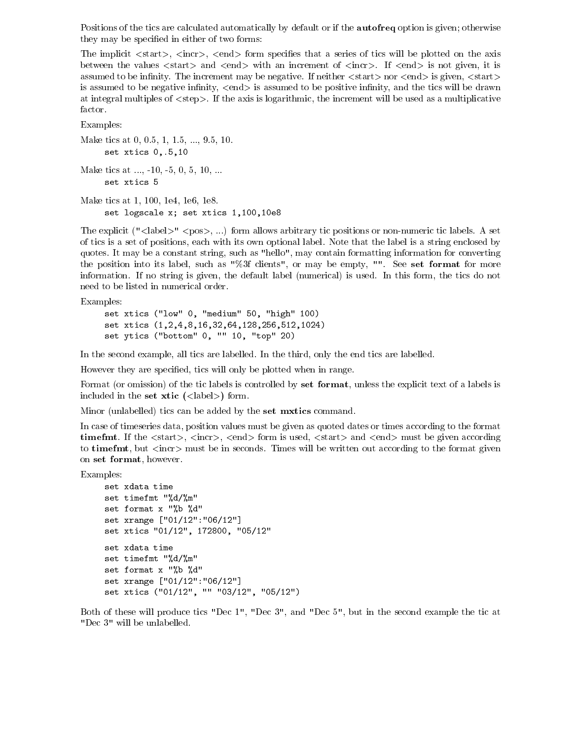Positions of the tics are calculated automatically by default or if the **autofreq** option is given; otherwise they may be specified in either of two forms:

The implicit <start>, <incr>, <end> form specifies that a series of tics will be plotted on the axis between the values <start> and <end> with an increment of <incr>. If <end> is not given, it is assumed to be infinity. The increment may be negative. If neither <start> nor <end> is given, <start> is assumed to be negative infinity, <end> is assumed to be positive infinity, and the tics will be drawn at integral multiples of <step>. If the axis is logarithmic, the increment will be used as a multiplicative factor.

Examples:

Make tics at 0, 0.5, 1, 1.5, ..., 9.5, 10.

```
set xtics 0,.5,10
```

Make tics at ..., -10, -5, 0, 5, 10, ...

```
set xtics 5
```

Make tics at 1, 100, 1e4, 1e6, 1e8.

```
set logscale x; set xtics 1,100,10e8
```

The explicit ("<label>" <pos>, ...) form allows arbitrary tic positions or non-numeric tic labels. A set of tics is a set of positions, each with its own optional label. Note that the label is a string enclosed by quotes. It may be a constant string, such as "hello", may contain formatting information for converting the position into its label, such as "%3f clients", or may be empty, "". See **set format** for more information. If no string is given, the default label (numerical) is used. In this form, the tics do not need to be listed in numerical order.

Examples:

```
set xtics ("low" 0, "medium" 50, "high" 100)
set xtics (1,2,4,8,16,32,64,128,256,512,1024)
set ytics ("bottom" 0, "" 10, "top" 20)
```

In the second example, all tics are labelled. In the third, only the end tics are labelled.

However they are specified, tics will only be plotted when in range.

Format (or omission) of the tic labels is controlled by **set format**, unless the explicit text of a labels is included in the **set xtic (**<label>**)** form.

Minor (unlabelled) tics can be added by the **set mxtics** command.

In case of timeseries data, position values must be given as quoted dates or times according to the format **timefmt**. If the <start>, <incr>, <end> form is used, <start> and <end> must be given according to **timefmt**, but <incr> must be in seconds. Times will be written out according to the format given on **set format**, however.

Examples:

```
set xdata time
set timefmt "%d/%m"
set format x "%b %d"
set xrange ["01/12":"06/12"]
set xtics "01/12", 172800, "05/12"

set xdata time
set timefmt "%d/%m"
set format x "%b %d"
set xrange ["01/12":"06/12"]
set xtics ("01/12", "" "03/12", "05/12")
```

Both of these will produce tics "Dec 1", "Dec 3", and "Dec 5", but in the second example the tic at "Dec 3" will be unlabelled.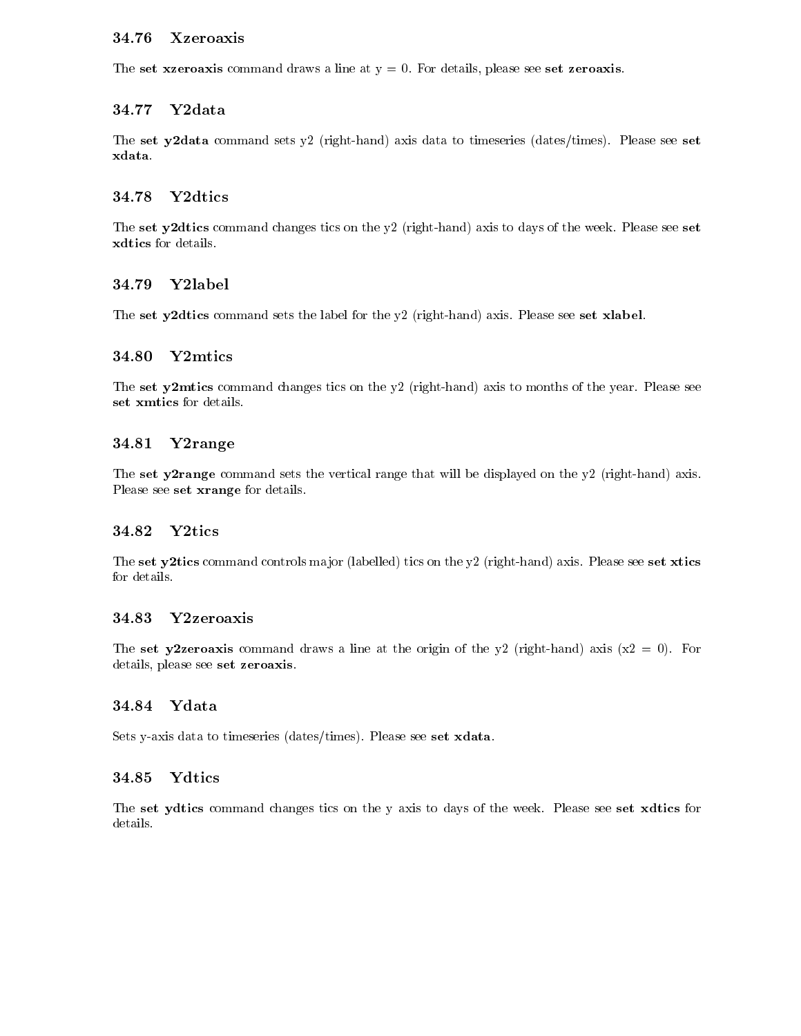## 34.76 Xzeroaxis

The **set xzeroaxis** command draws a line at y = 0. For details, please see **set zeroaxis**.

## 34.77 Y2data

The **set y2data** command sets y2 (right-hand) axis data to timeseries (dates/times). Please see **set xdata**.

## 34.78 Y2dtics

The **set y2dtics** command changes tics on the y2 (right-hand) axis to days of the week. Please see **set xdtics** for details.

## 34.79 Y2label

The **set y2dtics** command sets the label for the y2 (right-hand) axis. Please see **set xlabel**.

## 34.80 Y2mtics

The **set y2mtics** command changes tics on the y2 (right-hand) axis to months of the year. Please see **set xmtics** for details.

## 34.81 Y2range

The **set y2range** command sets the vertical range that will be displayed on the y2 (right-hand) axis. Please see **set xrange** for details.

## 34.82 Y2tics

The **set y2tics** command controls major (labelled) tics on the y2 (right-hand) axis. Please see **set xtics** for details.

## 34.83 Y2zeroaxis

The **set y2zeroaxis** command draws a line at the origin of the y2 (right-hand) axis (x2 = 0). For details, please see **set zeroaxis**.

## 34.84 Ydata

Sets y-axis data to timeseries (dates/times). Please see **set xdata**.

## 34.85 Ydtics

The **set ydtics** command changes tics on the y axis to days of the week. Please see **set xdtics** for details.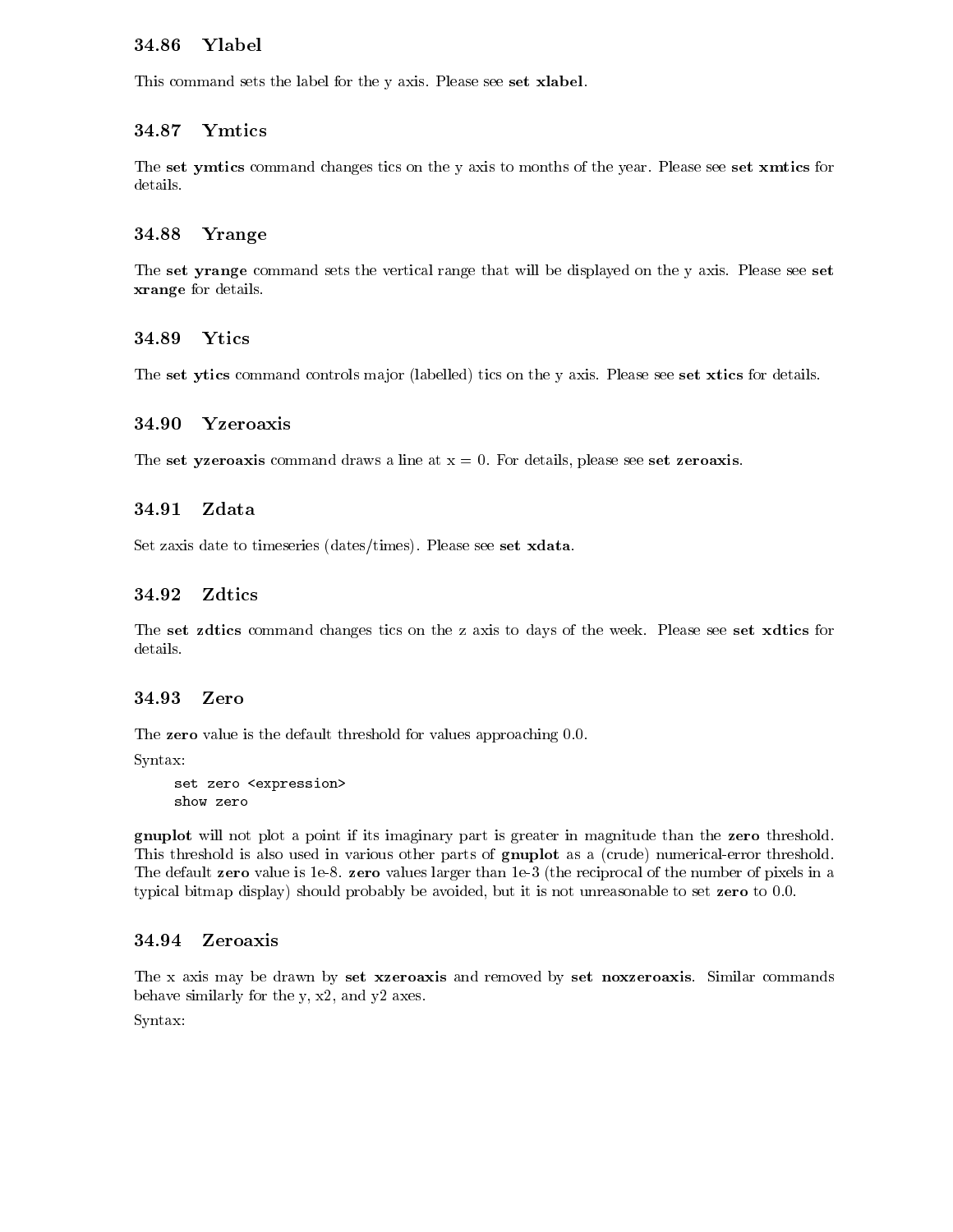### 34.86 Ylabel

This command sets the label for the y axis. Please see **set xlabel**.

### 34.87 Ymtics

The **set ymtics** command changes tics on the y axis to months of the year. Please see **set xmtics** for details.

### 34.88 Yrange

The **set yrange** command sets the vertical range that will be displayed on the y axis. Please see **set xrange** for details.

### 34.89 Ytics

The **set ytics** command controls major (labelled) tics on the y axis. Please see **set xtics** for details.

### 34.90 Yzeroaxis

The **set yzeroaxis** command draws a line at x = 0. For details, please see **set zeroaxis**.

### 34.91 Zdata

Set zaxis date to timeseries (dates/times). Please see **set xdata**.

### 34.92 Zdtics

The **set zdtics** command changes tics on the z axis to days of the week. Please see **set xdtics** for details.

### 34.93 Zero

The **zero** value is the default threshold for values approaching 0.0.

Syntax:

```
set zero <expression>
show zero
```

**gnuplot** will not plot a point if its imaginary part is greater in magnitude than the **zero** threshold. This threshold is also used in various other parts of **gnuplot** as a (crude) numerical-error threshold. The default **zero** value is 1e-8. **zero** values larger than 1e-3 (the reciprocal of the number of pixels in a typical bitmap display) should probably be avoided, but it is not unreasonable to set **zero** to 0.0.

### 34.94 Zeroaxis

The x axis may be drawn by **set xzeroaxis** and removed by **set noxzeroaxis**. Similar commands behave similarly for the y, x2, and y2 axes.

Syntax: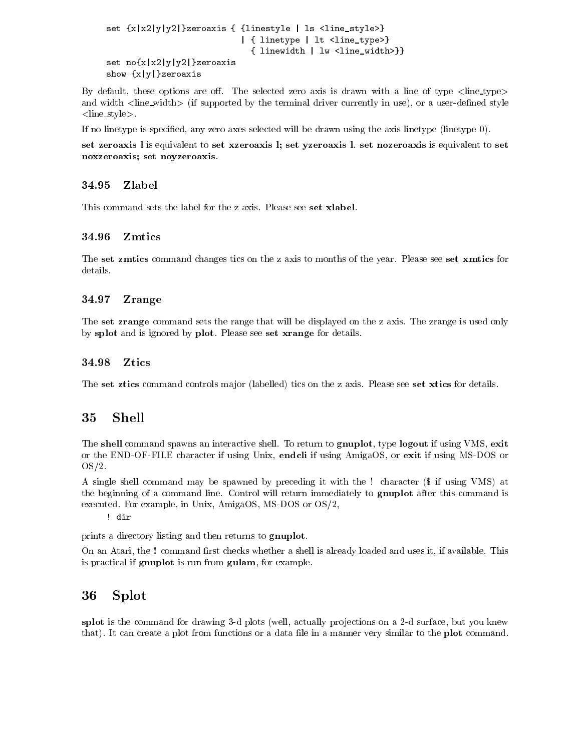```
set {x|x2|y|y2|}zeroaxis { {linestyle | ls <line_style>}
                           | { linetype | lt <line_type>}
                             { linewidth | lw <line_width>}}
set no{x|x2|y|y2|}zeroaxis
show {x|y|}zeroaxis
```

By default, these options are off. The selected zero axis is drawn with a line of type <line_type> and width <line_width> (if supported by the terminal driver currently in use), or a user-defined style <line_style>.

If no linetype is specified, any zero axes selected will be drawn using the axis linetype (linetype 0).

**set zeroaxis l** is equivalent to **set xzeroaxis l; set yzeroaxis l**. **set nozeroaxis** is equivalent to **set noxzeroaxis; set noyzeroaxis**.

### 34.95 Zlabel

This command sets the label for the z axis. Please see **set xlabel**.

### 34.96 Zmtics

The **set zmtics** command changes tics on the z axis to months of the year. Please see **set xmtics** for details.

### 34.97 Zrange

The **set zrange** command sets the range that will be displayed on the z axis. The zrange is used only by **splot** and is ignored by **plot**. Please see **set xrange** for details.

### 34.98 Ztics

The **set ztics** command controls major (labelled) tics on the z axis. Please see **set xtics** for details.

## 35 Shell

The **shell** command spawns an interactive shell. To return to **gnuplot**, type **logout** if using VMS, **exit** or the END-OF-FILE character if using Unix, **endcli** if using AmigaOS, or **exit** if using MS-DOS or OS/2.

A single shell command may be spawned by preceding it with the ! character ($ if using VMS) at the beginning of a command line. Control will return immediately to **gnuplot** after this command is executed. For example, in Unix, AmigaOS, MS-DOS or OS/2,

```
! dir
```

prints a directory listing and then returns to **gnuplot**.

On an Atari, the **!** command first checks whether a shell is already loaded and uses it, if available. This is practical if **gnuplot** is run from **gulam**, for example.

## 36 Splot

**splot** is the command for drawing 3-d plots (well, actually projections on a 2-d surface, but you knew that). It can create a plot from functions or a data file in a manner very similar to the **plot** command.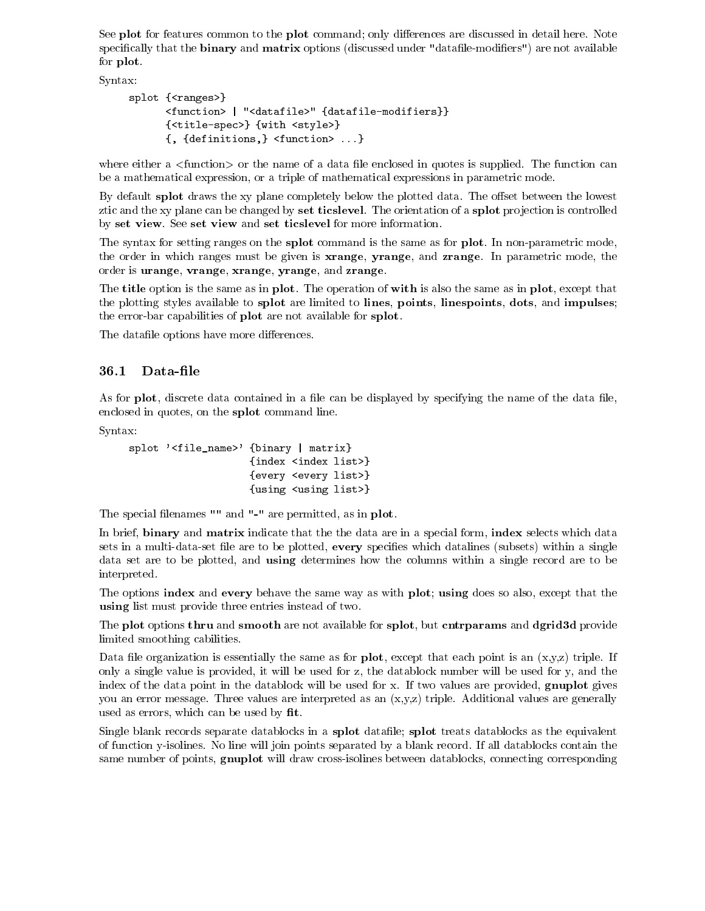See **plot** for features common to the **plot** command; only differences are discussed in detail here. Note specifically that the **binary** and **matrix** options (discussed under "datafile-modifiers") are not available for **plot**.

Syntax:

```
splot {<ranges>}
      <function> | "<datafile>" {datafile-modifiers}}
      {<title-spec>} {with <style>}
      {, {definitions,} <function> ...}
```

where either a <function> or the name of a data file enclosed in quotes is supplied. The function can be a mathematical expression, or a triple of mathematical expressions in parametric mode.

By default **splot** draws the xy plane completely below the plotted data. The offset between the lowest ztic and the xy plane can be changed by **set ticslevel**. The orientation of a **splot** projection is controlled by **set view**. See **set view** and **set ticslevel** for more information.

The syntax for setting ranges on the **splot** command is the same as for **plot**. In non-parametric mode, the order in which ranges must be given is **xrange**, **yrange**, and **zrange**. In parametric mode, the order is **urange**, **vrange**, **xrange**, **yrange**, and **zrange**.

The **title** option is the same as in **plot**. The operation of **with** is also the same as in **plot**, except that the plotting styles available to **splot** are limited to **lines**, **points**, **linespoints**, **dots**, and **impulses**; the error-bar capabilities of **plot** are not available for **splot**.

The datafile options have more differences.

## 36.1 Data-file

As for **plot**, discrete data contained in a file can be displayed by specifying the name of the data file, enclosed in quotes, on the **splot** command line.

Syntax:

```
splot '<file_name>' {binary | matrix}
                    {index <index list>}
                    {every <every list>}
                    {using <using list>}
```

The special filenames "" and "-" are permitted, as in **plot**.

In brief, **binary** and **matrix** indicate that the the data are in a special form, **index** selects which data sets in a multi-data-set file are to be plotted, **every** specifies which datalines (subsets) within a single data set are to be plotted, and **using** determines how the columns within a single record are to be interpreted.

The options **index** and **every** behave the same way as with **plot**; **using** does so also, except that the **using** list must provide three entries instead of two.

The **plot** options **thru** and **smooth** are not available for **splot**, but **cntrparams** and **dgrid3d** provide limited smoothing cabilities.

Data file organization is essentially the same as for **plot**, except that each point is an (x,y,z) triple. If only a single value is provided, it will be used for z, the datablock number will be used for y, and the index of the data point in the datablock will be used for x. If two values are provided, **gnuplot** gives you an error message. Three values are interpreted as an (x,y,z) triple. Additional values are generally used as errors, which can be used by **fit**.

Single blank records separate datablocks in a **splot** datafile; **splot** treats datablocks as the equivalent of function y-isolines. No line will join points separated by a blank record. If all datablocks contain the same number of points, **gnuplot** will draw cross-isolines between datablocks, connecting corresponding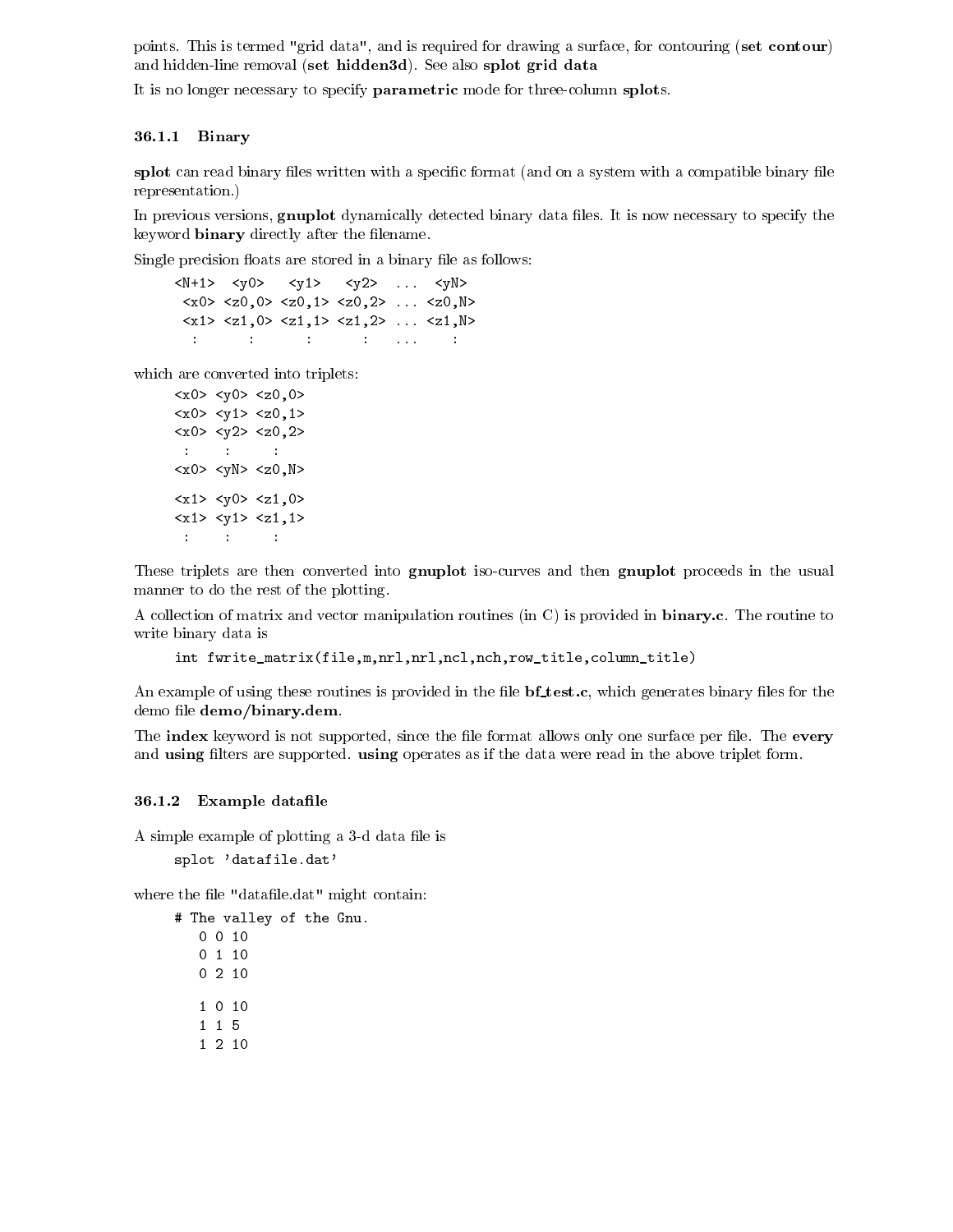points. This is termed "grid data", and is required for drawing a surface, for contouring (**set contour**) and hidden-line removal (**set hidden3d**). See also **splot grid data**

It is no longer necessary to specify **parametric** mode for three-column **splot**s.

### 36.1.1 Binary

**splot** can read binary files written with a specific format (and on a system with a compatible binary file representation.)

In previous versions, **gnuplot** dynamically detected binary data files. It is now necessary to specify the keyword **binary** directly after the filename.

Single precision floats are stored in a binary file as follows:

```
<N+1>  <y0>   <y1>   <y2>  ...  <yN>
 <x0> <z0,0> <z0,1> <z0,2> ... <z0,N>
 <x1> <z1,0> <z1,1> <z1,2> ... <z1,N>
  :      :      :      :   ...    :
```

which are converted into triplets:

```
<x0> <y0> <z0,0>
<x0> <y1> <z0,1>
<x0> <y2> <z0,2>
 :    :     :
<x0> <yN> <z0,N>

<x1> <y0> <z1,0>
<x1> <y1> <z1,1>
 :    :     :
```

These triplets are then converted into **gnuplot** iso-curves and then **gnuplot** proceeds in the usual manner to do the rest of the plotting.

A collection of matrix and vector manipulation routines (in C) is provided in **binary.c**. The routine to write binary data is

```
int fwrite_matrix(file,m,nrl,nrl,ncl,nch,row_title,column_title)
```

An example of using these routines is provided in the file **bf_test.c**, which generates binary files for the demo file **demo/binary.dem**.

The **index** keyword is not supported, since the file format allows only one surface per file. The **every** and **using** filters are supported. **using** operates as if the data were read in the above triplet form.

### 36.1.2 Example datafile

A simple example of plotting a 3-d data file is

```
splot 'datafile.dat'
```

where the file "datafile.dat" might contain:

```
# The valley of the Gnu.
   0 0 10
   0 1 10
   0 2 10

   1 0 10
   1 1 5
   1 2 10
```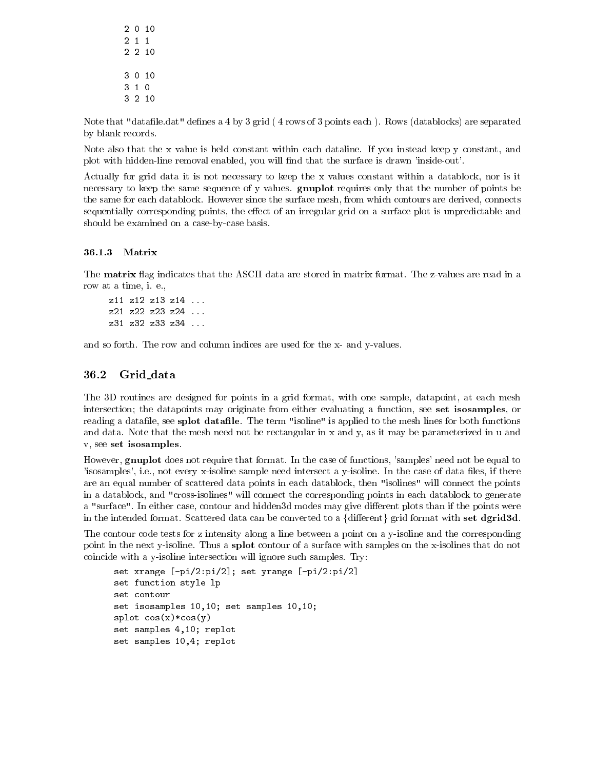```
2 0 10
2 1 1
2 2 10

3 0 10
3 1 0
3 2 10
```

Note that "datafile.dat" defines a 4 by 3 grid ( 4 rows of 3 points each ). Rows (datablocks) are separated by blank records.

Note also that the x value is held constant within each dataline. If you instead keep y constant, and plot with hidden-line removal enabled, you will find that the surface is drawn 'inside-out'.

Actually for grid data it is not necessary to keep the x values constant within a datablock, nor is it necessary to keep the same sequence of y values. **gnuplot** requires only that the number of points be the same for each datablock. However since the surface mesh, from which contours are derived, connects sequentially corresponding points, the effect of an irregular grid on a surface plot is unpredictable and should be examined on a case-by-case basis.

### 36.1.3 Matrix

The **matrix** flag indicates that the ASCII data are stored in matrix format. The z-values are read in a row at a time, i. e.,

```
z11 z12 z13 z14 ...
z21 z22 z23 z24 ...
z31 z32 z33 z34 ...
```

and so forth. The row and column indices are used for the x- and y-values.

## 36.2 Grid_data

The 3D routines are designed for points in a grid format, with one sample, datapoint, at each mesh intersection; the datapoints may originate from either evaluating a function, see **set isosamples**, or reading a datafile, see **splot datafile**. The term "isoline" is applied to the mesh lines for both functions and data. Note that the mesh need not be rectangular in x and y, as it may be parameterized in u and v, see **set isosamples**.

However, **gnuplot** does not require that format. In the case of functions, 'samples' need not be equal to 'isosamples', i.e., not every x-isoline sample need intersect a y-isoline. In the case of data files, if there are an equal number of scattered data points in each datablock, then "isolines" will connect the points in a datablock, and "cross-isolines" will connect the corresponding points in each datablock to generate a "surface". In either case, contour and hidden3d modes may give different plots than if the points were in the intended format. Scattered data can be converted to a {different} grid format with **set dgrid3d**.

The contour code tests for z intensity along a line between a point on a y-isoline and the corresponding point in the next y-isoline. Thus a **splot** contour of a surface with samples on the x-isolines that do not coincide with a y-isoline intersection will ignore such samples. Try:

```
set xrange [-pi/2:pi/2]; set yrange [-pi/2:pi/2]
set function style lp
set contour
set isosamples 10,10; set samples 10,10;
splot cos(x)*cos(y)
set samples 4,10; replot
set samples 10,4; replot
```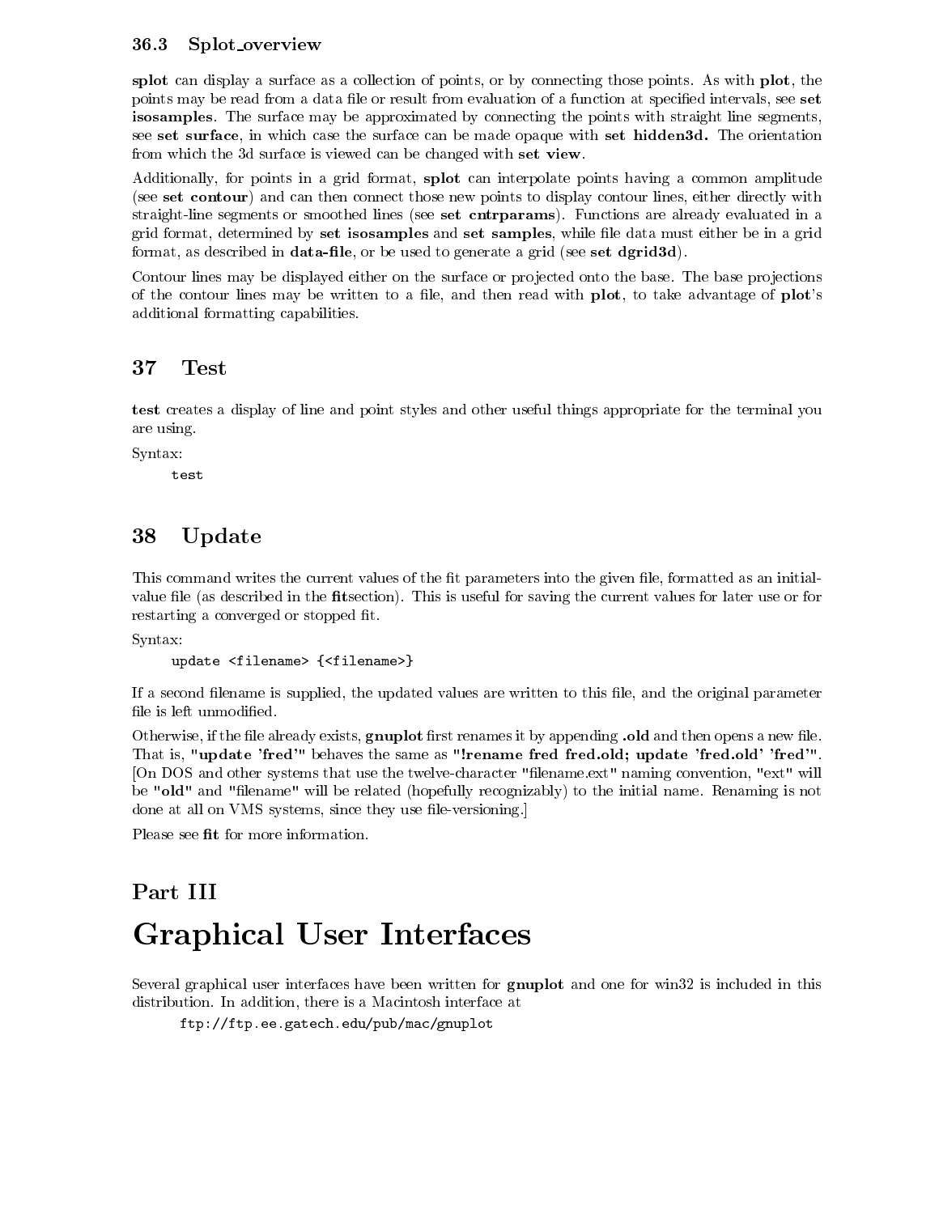### 36.3 Splot_overview

**splot** can display a surface as a collection of points, or by connecting those points. As with **plot**, the points may be read from a data file or result from evaluation of a function at specified intervals, see **set isosamples**. The surface may be approximated by connecting the points with straight line segments, see **set surface**, in which case the surface can be made opaque with **set hidden3d.** The orientation from which the 3d surface is viewed can be changed with **set view**.

Additionally, for points in a grid format, **splot** can interpolate points having a common amplitude (see **set contour**) and can then connect those new points to display contour lines, either directly with straight-line segments or smoothed lines (see **set cntrparams**). Functions are already evaluated in a grid format, determined by **set isosamples** and **set samples**, while file data must either be in a grid format, as described in **data-file**, or be used to generate a grid (see **set dgrid3d**).

Contour lines may be displayed either on the surface or projected onto the base. The base projections of the contour lines may be written to a file, and then read with **plot**, to take advantage of **plot**'s additional formatting capabilities.

## 37 Test

**test** creates a display of line and point styles and other useful things appropriate for the terminal you are using.

Syntax:

```
test
```

## 38 Update

This command writes the current values of the fit parameters into the given file, formatted as an initial-value file (as described in the **fit**section). This is useful for saving the current values for later use or for restarting a converged or stopped fit.

Syntax:

```
update <filename> {<filename>}
```

If a second filename is supplied, the updated values are written to this file, and the original parameter file is left unmodified.

Otherwise, if the file already exists, **gnuplot** first renames it by appending **.old** and then opens a new file. That is, **"update 'fred'"** behaves the same as **"!rename fred fred.old; update 'fred.old' 'fred'"**. [On DOS and other systems that use the twelve-character "filename.ext" naming convention, "ext" will be **"old"** and "filename" will be related (hopefully recognizably) to the initial name. Renaming is not done at all on VMS systems, since they use file-versioning.]

Please see **fit** for more information.

# Part III

# Graphical User Interfaces

Several graphical user interfaces have been written for **gnuplot** and one for win32 is included in this distribution. In addition, there is a Macintosh interface at

```
ftp://ftp.ee.gatech.edu/pub/mac/gnuplot
```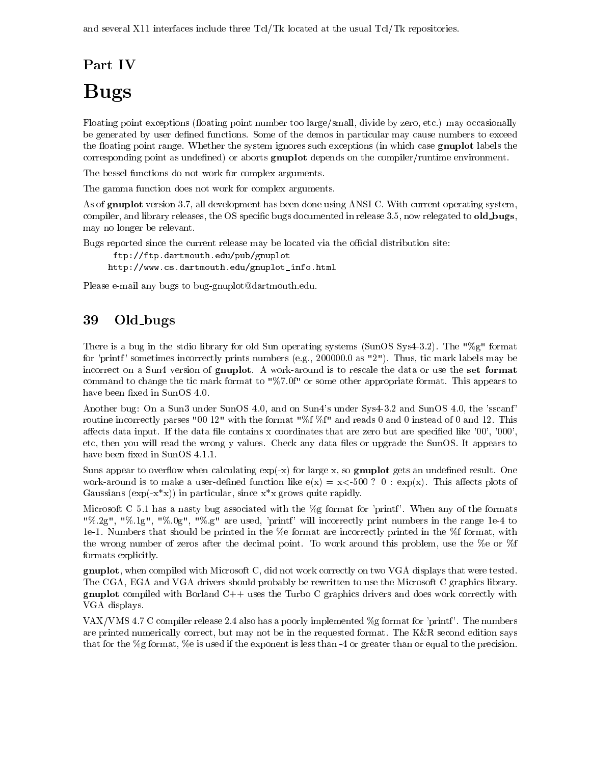and several X11 interfaces include three Tcl/Tk located at the usual Tcl/Tk repositories.

# Part IV
# Bugs

Floating point exceptions (floating point number too large/small, divide by zero, etc.) may occasionally be generated by user defined functions. Some of the demos in particular may cause numbers to exceed the floating point range. Whether the system ignores such exceptions (in which case **gnuplot** labels the corresponding point as undefined) or aborts **gnuplot** depends on the compiler/runtime environment.

The bessel functions do not work for complex arguments.

The gamma function does not work for complex arguments.

As of **gnuplot** version 3.7, all development has been done using ANSI C. With current operating system, compiler, and library releases, the OS specific bugs documented in release 3.5, now relegated to **old_bugs**, may no longer be relevant.

Bugs reported since the current release may be located via the official distribution site:

```
ftp://ftp.dartmouth.edu/pub/gnuplot
http://www.cs.dartmouth.edu/gnuplot_info.html
```

Please e-mail any bugs to bug-gnuplot@dartmouth.edu.

## 39 Old_bugs

There is a bug in the stdio library for old Sun operating systems (SunOS Sys4-3.2). The "%g" format for 'printf' sometimes incorrectly prints numbers (e.g., 200000.0 as "2"). Thus, tic mark labels may be incorrect on a Sun4 version of **gnuplot**. A work-around is to rescale the data or use the **set format** command to change the tic mark format to "%7.0f" or some other appropriate format. This appears to have been fixed in SunOS 4.0.

Another bug: On a Sun3 under SunOS 4.0, and on Sun4's under Sys4-3.2 and SunOS 4.0, the 'sscanf' routine incorrectly parses "00 12" with the format "%f %f" and reads 0 and 0 instead of 0 and 12. This affects data input. If the data file contains x coordinates that are zero but are specified like '00', '000', etc, then you will read the wrong y values. Check any data files or upgrade the SunOS. It appears to have been fixed in SunOS 4.1.1.

Suns appear to overflow when calculating exp(-x) for large x, so **gnuplot** gets an undefined result. One work-around is to make a user-defined function like e(x) = x<-500 ? 0 : exp(x). This affects plots of Gaussians (exp(-x*x)) in particular, since x*x grows quite rapidly.

Microsoft C 5.1 has a nasty bug associated with the %g format for 'printf'. When any of the formats "%.2g", "%.1g", "%.0g", "%.g" are used, 'printf' will incorrectly print numbers in the range 1e-4 to 1e-1. Numbers that should be printed in the %e format are incorrectly printed in the %f format, with the wrong number of zeros after the decimal point. To work around this problem, use the %e or %f formats explicitly.

**gnuplot**, when compiled with Microsoft C, did not work correctly on two VGA displays that were tested. The CGA, EGA and VGA drivers should probably be rewritten to use the Microsoft C graphics library. **gnuplot** compiled with Borland C++ uses the Turbo C graphics drivers and does work correctly with VGA displays.

VAX/VMS 4.7 C compiler release 2.4 also has a poorly implemented %g format for 'printf'. The numbers are printed numerically correct, but may not be in the requested format. The K&R second edition says that for the %g format, %e is used if the exponent is less than -4 or greater than or equal to the precision.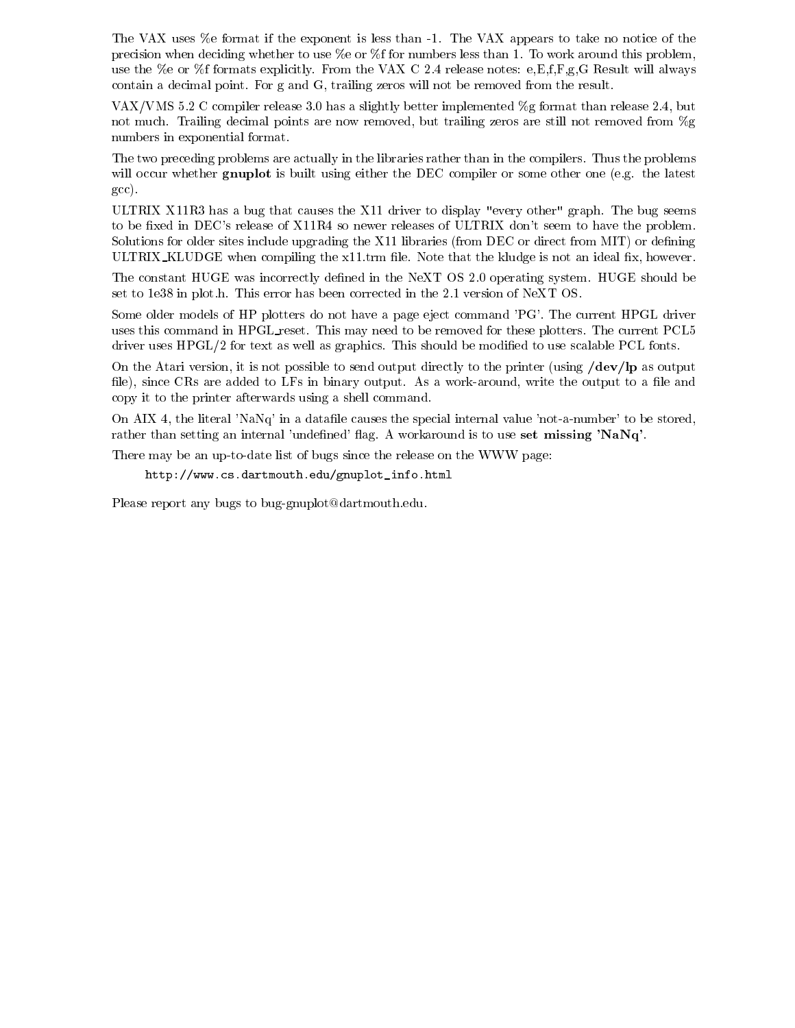The VAX uses %e format if the exponent is less than -1. The VAX appears to take no notice of the precision when deciding whether to use %e or %f for numbers less than 1. To work around this problem, use the %e or %f formats explicitly. From the VAX C 2.4 release notes: e,E,f,F,g,G Result will always contain a decimal point. For g and G, trailing zeros will not be removed from the result.

VAX/VMS 5.2 C compiler release 3.0 has a slightly better implemented %g format than release 2.4, but not much. Trailing decimal points are now removed, but trailing zeros are still not removed from %g numbers in exponential format.

The two preceding problems are actually in the libraries rather than in the compilers. Thus the problems will occur whether **gnuplot** is built using either the DEC compiler or some other one (e.g. the latest gcc).

ULTRIX X11R3 has a bug that causes the X11 driver to display "every other" graph. The bug seems to be fixed in DEC's release of X11R4 so newer releases of ULTRIX don't seem to have the problem. Solutions for older sites include upgrading the X11 libraries (from DEC or direct from MIT) or defining ULTRIX_KLUDGE when compiling the x11.trm file. Note that the kludge is not an ideal fix, however.

The constant HUGE was incorrectly defined in the NeXT OS 2.0 operating system. HUGE should be set to 1e38 in plot.h. This error has been corrected in the 2.1 version of NeXT OS.

Some older models of HP plotters do not have a page eject command 'PG'. The current HPGL driver uses this command in HPGL_reset. This may need to be removed for these plotters. The current PCL5 driver uses HPGL/2 for text as well as graphics. This should be modified to use scalable PCL fonts.

On the Atari version, it is not possible to send output directly to the printer (using **/dev/lp** as output file), since CRs are added to LFs in binary output. As a work-around, write the output to a file and copy it to the printer afterwards using a shell command.

On AIX 4, the literal 'NaNq' in a datafile causes the special internal value 'not-a-number' to be stored, rather than setting an internal 'undefined' flag. A workaround is to use **set missing 'NaNq'**.

There may be an up-to-date list of bugs since the release on the WWW page:

```
http://www.cs.dartmouth.edu/gnuplot_info.html
```

Please report any bugs to bug-gnuplot@dartmouth.edu.